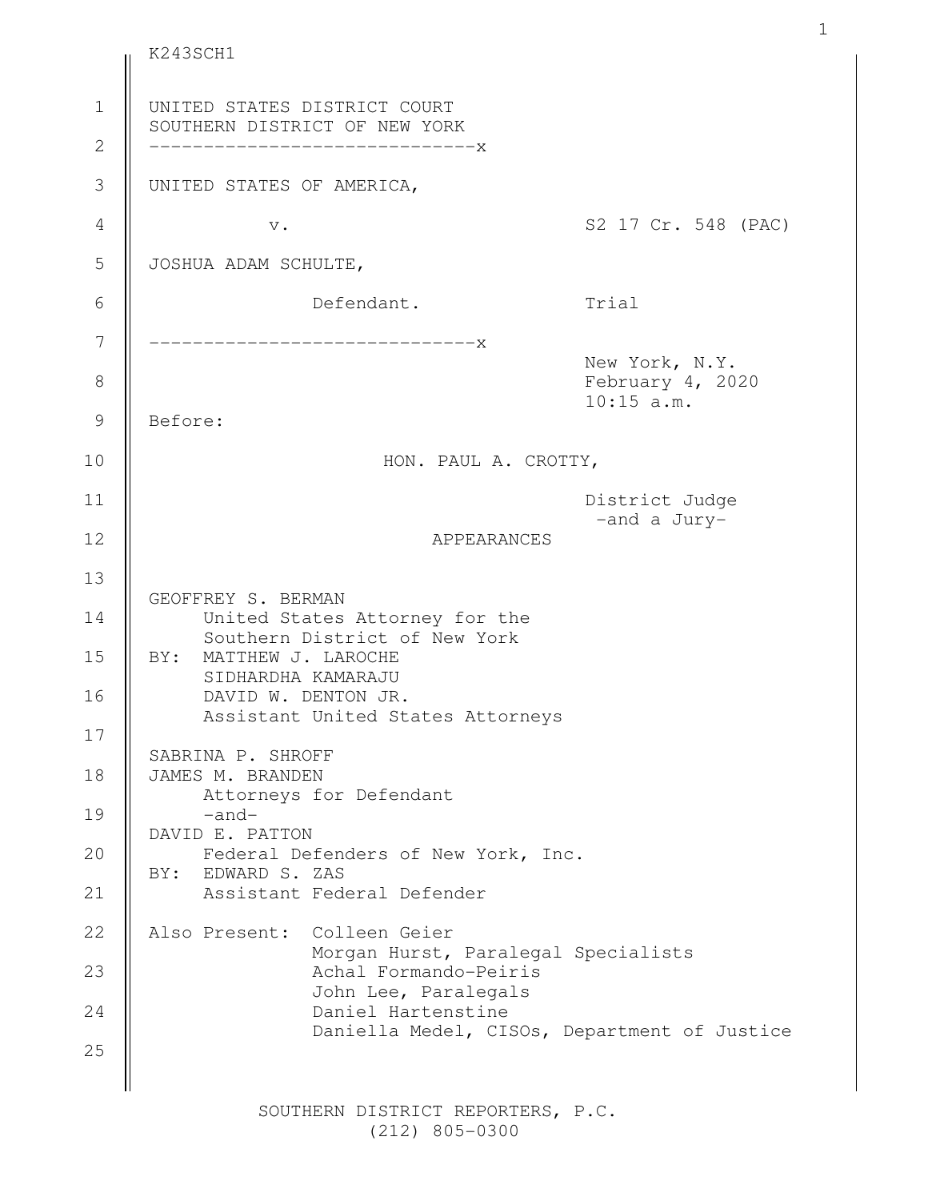UNITED STATES DISTRICT COURT
SOUTHERN DISTRICT OF NEW YORK

------------------------------x

UNITED STATES OF AMERICA,

v. S2 17 Cr. 548 (PAC)

JOSHUA ADAM SCHULTE,

Defendant. Trial

------------------------------x

New York, N.Y.
February 4, 2020
10:15 a.m.

Before:

HON. PAUL A. CROTTY,

District Judge
-and a Jury-

APPEARANCES

GEOFFREY S. BERMAN
United States Attorney for the
Southern District of New York
BY: MATTHEW J. LAROCHE
SIDHARDHA KAMARAJU
DAVID W. DENTON JR.
Assistant United States Attorneys

SABRINA P. SHROFF
JAMES M. BRANDEN
Attorneys for Defendant
-and-
DAVID E. PATTON
Federal Defenders of New York, Inc.
BY: EDWARD S. ZAS
Assistant Federal Defender

Also Present: Colleen Geier
Morgan Hurst, Paralegal Specialists
Achal Formando-Peiris
John Lee, Paralegals
Daniel Hartenstine
Daniella Medel, CISOs, Department of Justice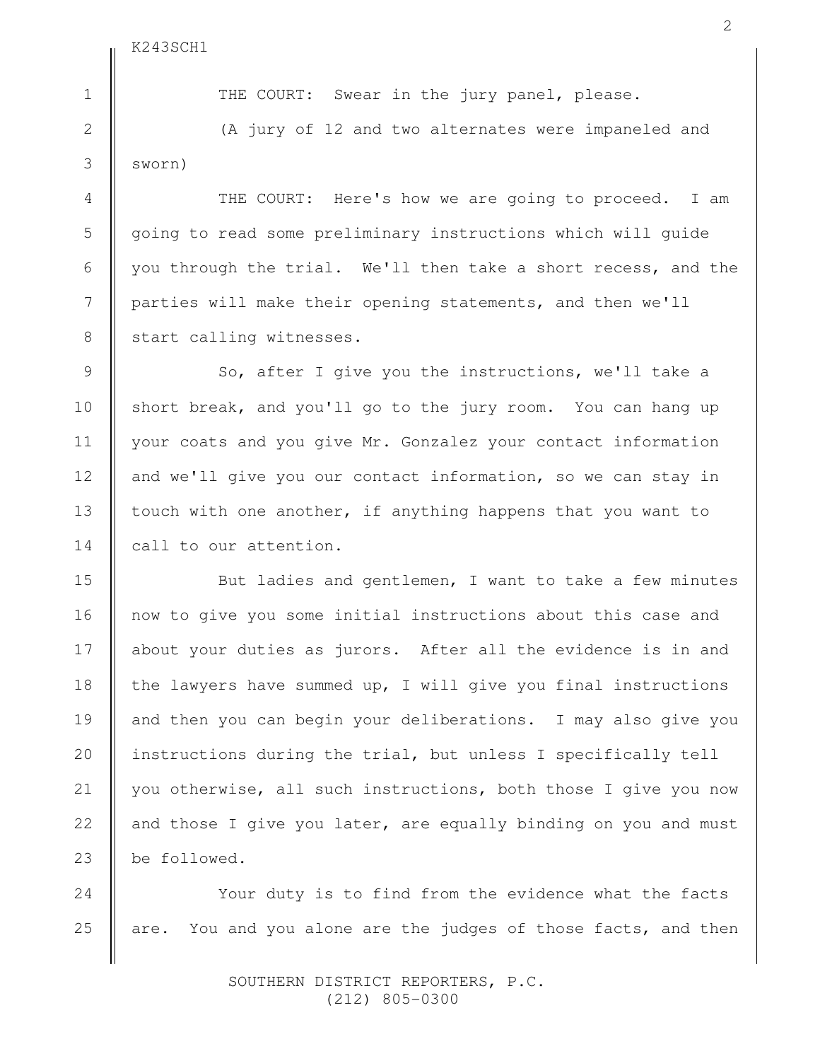THE COURT: Swear in the jury panel, please.

(A jury of 12 and two alternates were impaneled and sworn)

THE COURT: Here's how we are going to proceed. I am going to read some preliminary instructions which will guide you through the trial. We'll then take a short recess, and the parties will make their opening statements, and then we'll start calling witnesses.

So, after I give you the instructions, we'll take a short break, and you'll go to the jury room. You can hang up your coats and you give Mr. Gonzalez your contact information and we'll give you our contact information, so we can stay in touch with one another, if anything happens that you want to call to our attention.

But ladies and gentlemen, I want to take a few minutes now to give you some initial instructions about this case and about your duties as jurors. After all the evidence is in and the lawyers have summed up, I will give you final instructions and then you can begin your deliberations. I may also give you instructions during the trial, but unless I specifically tell you otherwise, all such instructions, both those I give you now and those I give you later, are equally binding on you and must be followed.

Your duty is to find from the evidence what the facts are. You and you alone are the judges of those facts, and then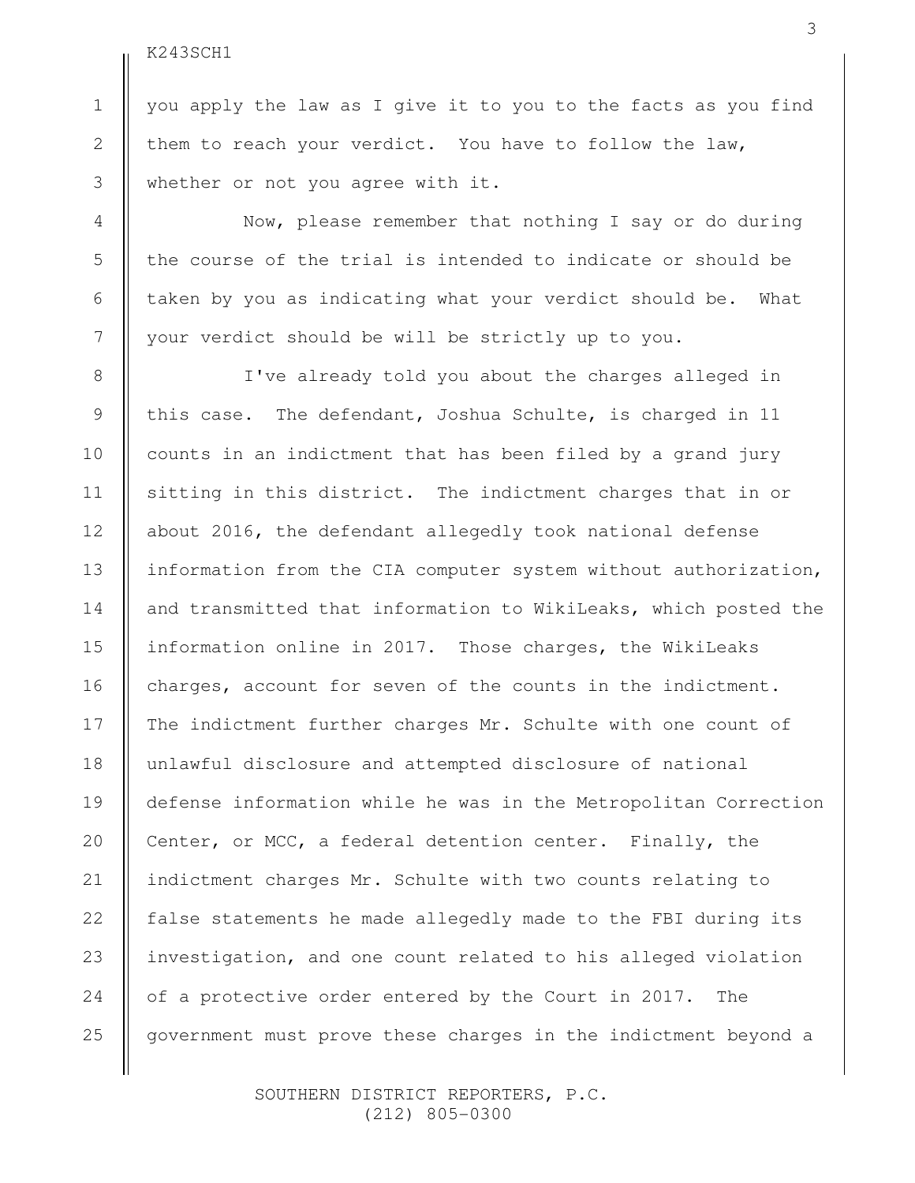you apply the law as I give it to you to the facts as you find them to reach your verdict. You have to follow the law, whether or not you agree with it.

Now, please remember that nothing I say or do during the course of the trial is intended to indicate or should be taken by you as indicating what your verdict should be. What your verdict should be will be strictly up to you.

I've already told you about the charges alleged in this case. The defendant, Joshua Schulte, is charged in 11 counts in an indictment that has been filed by a grand jury sitting in this district. The indictment charges that in or about 2016, the defendant allegedly took national defense information from the CIA computer system without authorization, and transmitted that information to WikiLeaks, which posted the information online in 2017. Those charges, the WikiLeaks charges, account for seven of the counts in the indictment. The indictment further charges Mr. Schulte with one count of unlawful disclosure and attempted disclosure of national defense information while he was in the Metropolitan Correction Center, or MCC, a federal detention center. Finally, the indictment charges Mr. Schulte with two counts relating to false statements he made allegedly made to the FBI during its investigation, and one count related to his alleged violation of a protective order entered by the Court in 2017. The government must prove these charges in the indictment beyond a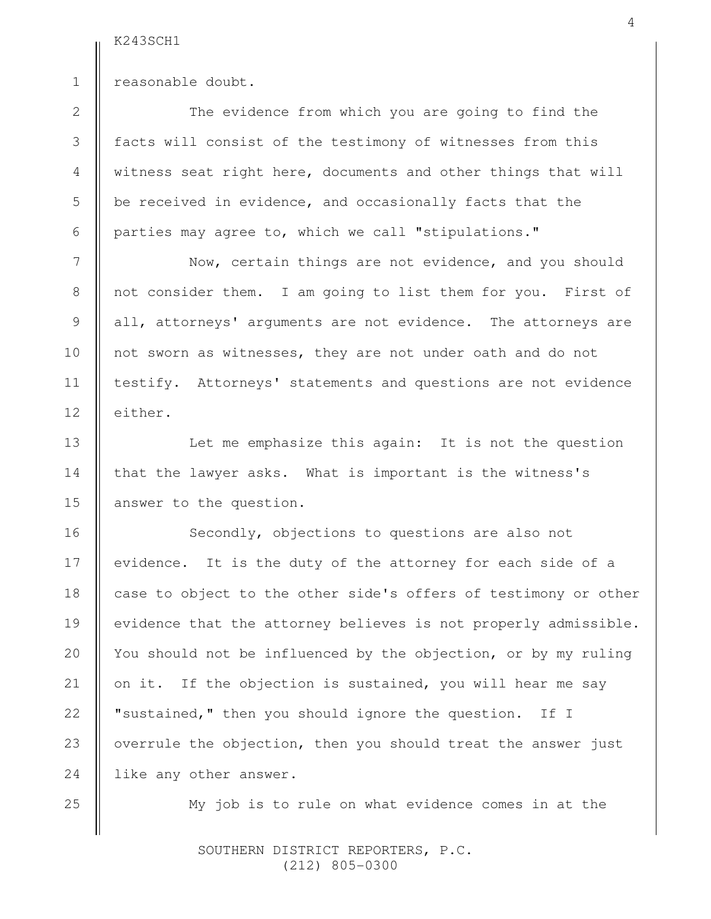reasonable doubt.

The evidence from which you are going to find the facts will consist of the testimony of witnesses from this witness seat right here, documents and other things that will be received in evidence, and occasionally facts that the parties may agree to, which we call "stipulations."

Now, certain things are not evidence, and you should not consider them. I am going to list them for you. First of all, attorneys' arguments are not evidence. The attorneys are not sworn as witnesses, they are not under oath and do not testify. Attorneys' statements and questions are not evidence either.

Let me emphasize this again: It is not the question that the lawyer asks. What is important is the witness's answer to the question.

Secondly, objections to questions are also not evidence. It is the duty of the attorney for each side of a case to object to the other side's offers of testimony or other evidence that the attorney believes is not properly admissible. You should not be influenced by the objection, or by my ruling on it. If the objection is sustained, you will hear me say "sustained," then you should ignore the question. If I overrule the objection, then you should treat the answer just like any other answer.

My job is to rule on what evidence comes in at the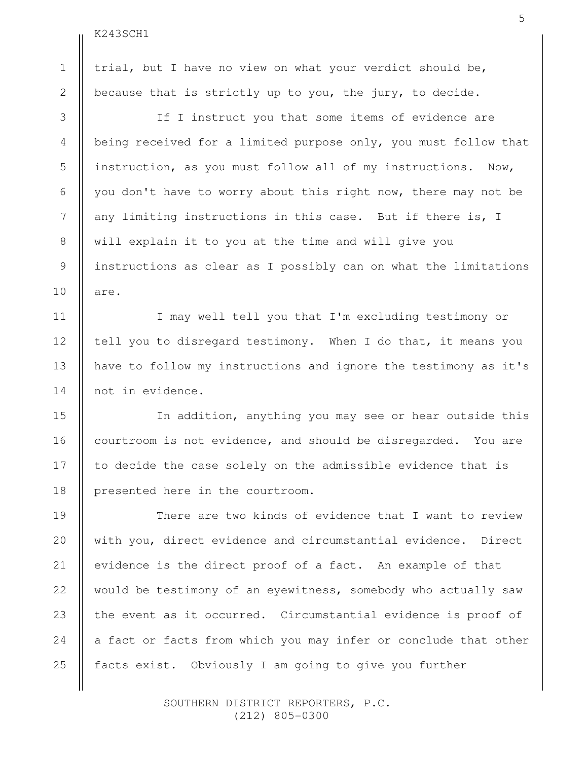trial, but I have no view on what your verdict should be, because that is strictly up to you, the jury, to decide.

If I instruct you that some items of evidence are being received for a limited purpose only, you must follow that instruction, as you must follow all of my instructions. Now, you don't have to worry about this right now, there may not be any limiting instructions in this case. But if there is, I will explain it to you at the time and will give you instructions as clear as I possibly can on what the limitations are.

I may well tell you that I'm excluding testimony or tell you to disregard testimony. When I do that, it means you have to follow my instructions and ignore the testimony as it's not in evidence.

In addition, anything you may see or hear outside this courtroom is not evidence, and should be disregarded. You are to decide the case solely on the admissible evidence that is presented here in the courtroom.

There are two kinds of evidence that I want to review with you, direct evidence and circumstantial evidence. Direct evidence is the direct proof of a fact. An example of that would be testimony of an eyewitness, somebody who actually saw the event as it occurred. Circumstantial evidence is proof of a fact or facts from which you may infer or conclude that other facts exist. Obviously I am going to give you further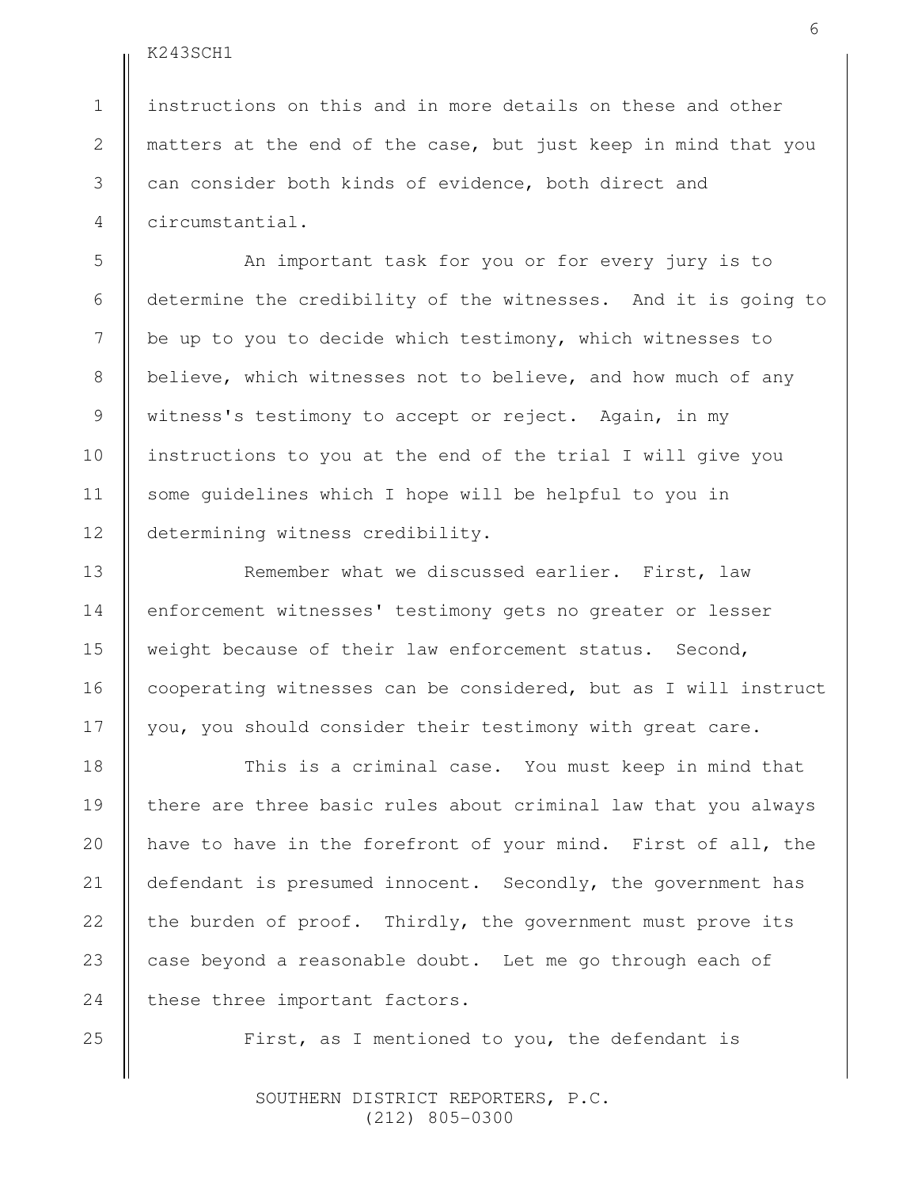instructions on this and in more details on these and other matters at the end of the case, but just keep in mind that you can consider both kinds of evidence, both direct and circumstantial.

An important task for you or for every jury is to determine the credibility of the witnesses. And it is going to be up to you to decide which testimony, which witnesses to believe, which witnesses not to believe, and how much of any witness's testimony to accept or reject. Again, in my instructions to you at the end of the trial I will give you some guidelines which I hope will be helpful to you in determining witness credibility.

Remember what we discussed earlier. First, law enforcement witnesses' testimony gets no greater or lesser weight because of their law enforcement status. Second, cooperating witnesses can be considered, but as I will instruct you, you should consider their testimony with great care.

This is a criminal case. You must keep in mind that there are three basic rules about criminal law that you always have to have in the forefront of your mind. First of all, the defendant is presumed innocent. Secondly, the government has the burden of proof. Thirdly, the government must prove its case beyond a reasonable doubt. Let me go through each of these three important factors.

First, as I mentioned to you, the defendant is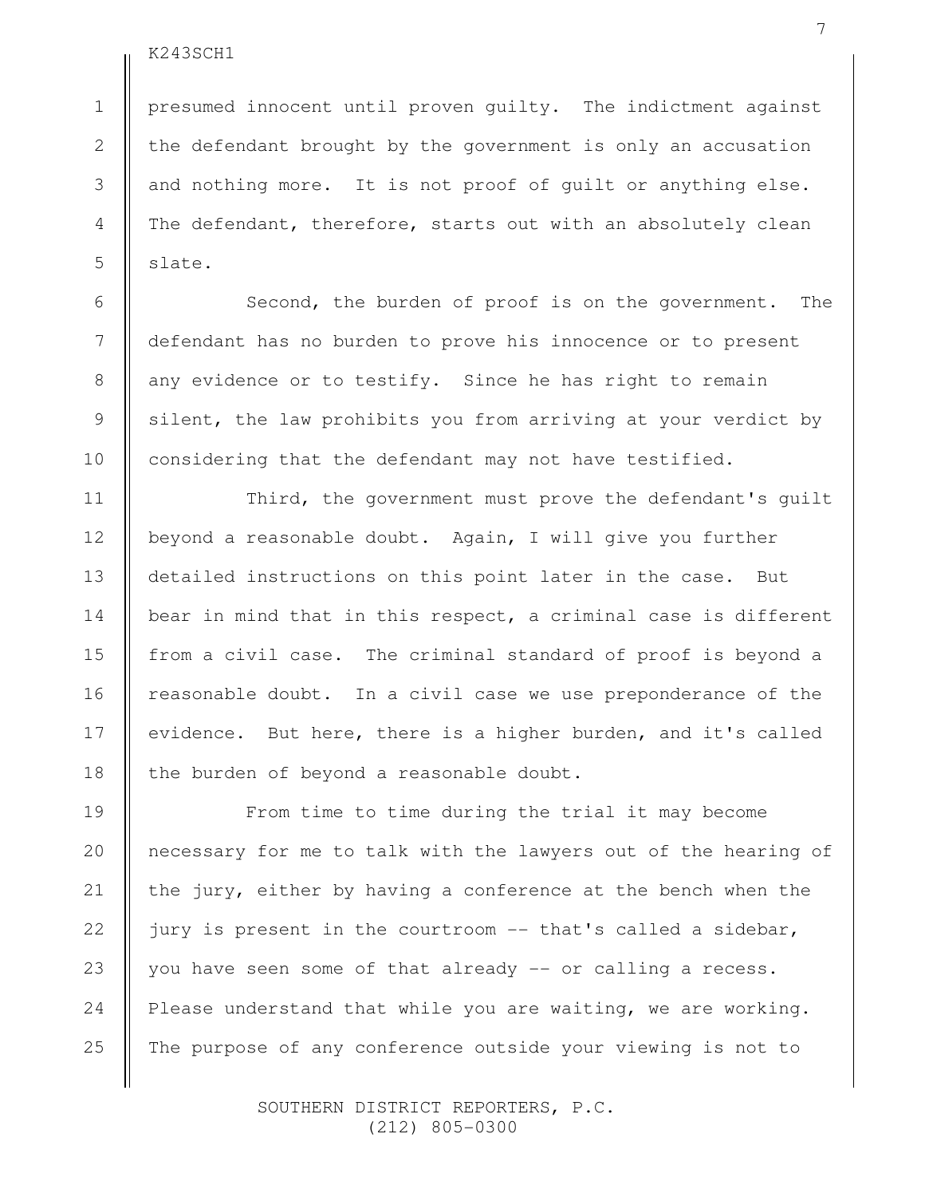presumed innocent until proven guilty. The indictment against the defendant brought by the government is only an accusation and nothing more. It is not proof of guilt or anything else. The defendant, therefore, starts out with an absolutely clean slate.

Second, the burden of proof is on the government. The defendant has no burden to prove his innocence or to present any evidence or to testify. Since he has right to remain silent, the law prohibits you from arriving at your verdict by considering that the defendant may not have testified.

Third, the government must prove the defendant's guilt beyond a reasonable doubt. Again, I will give you further detailed instructions on this point later in the case. But bear in mind that in this respect, a criminal case is different from a civil case. The criminal standard of proof is beyond a reasonable doubt. In a civil case we use preponderance of the evidence. But here, there is a higher burden, and it's called the burden of beyond a reasonable doubt.

From time to time during the trial it may become necessary for me to talk with the lawyers out of the hearing of the jury, either by having a conference at the bench when the jury is present in the courtroom -- that's called a sidebar, you have seen some of that already -- or calling a recess. Please understand that while you are waiting, we are working. The purpose of any conference outside your viewing is not to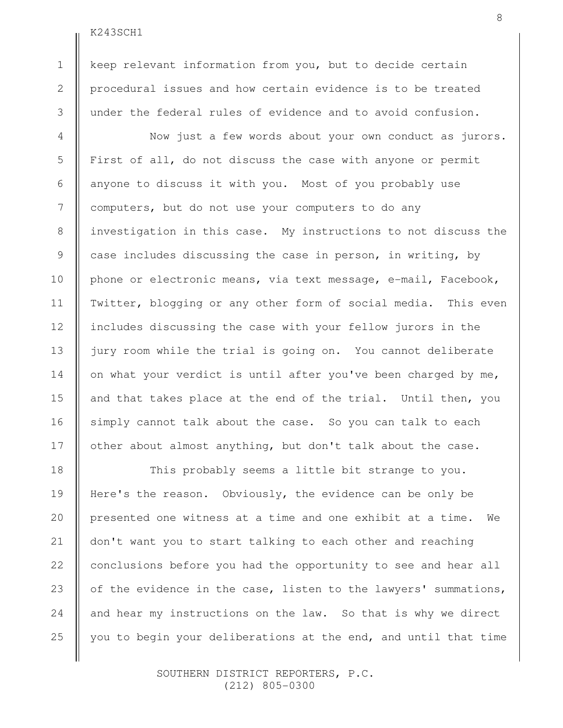keep relevant information from you, but to decide certain procedural issues and how certain evidence is to be treated under the federal rules of evidence and to avoid confusion.

Now just a few words about your own conduct as jurors. First of all, do not discuss the case with anyone or permit anyone to discuss it with you. Most of you probably use computers, but do not use your computers to do any investigation in this case. My instructions to not discuss the case includes discussing the case in person, in writing, by phone or electronic means, via text message, e-mail, Facebook, Twitter, blogging or any other form of social media. This even includes discussing the case with your fellow jurors in the jury room while the trial is going on. You cannot deliberate on what your verdict is until after you've been charged by me, and that takes place at the end of the trial. Until then, you simply cannot talk about the case. So you can talk to each other about almost anything, but don't talk about the case.

This probably seems a little bit strange to you. Here's the reason. Obviously, the evidence can be only be presented one witness at a time and one exhibit at a time. We don't want you to start talking to each other and reaching conclusions before you had the opportunity to see and hear all of the evidence in the case, listen to the lawyers' summations, and hear my instructions on the law. So that is why we direct you to begin your deliberations at the end, and until that time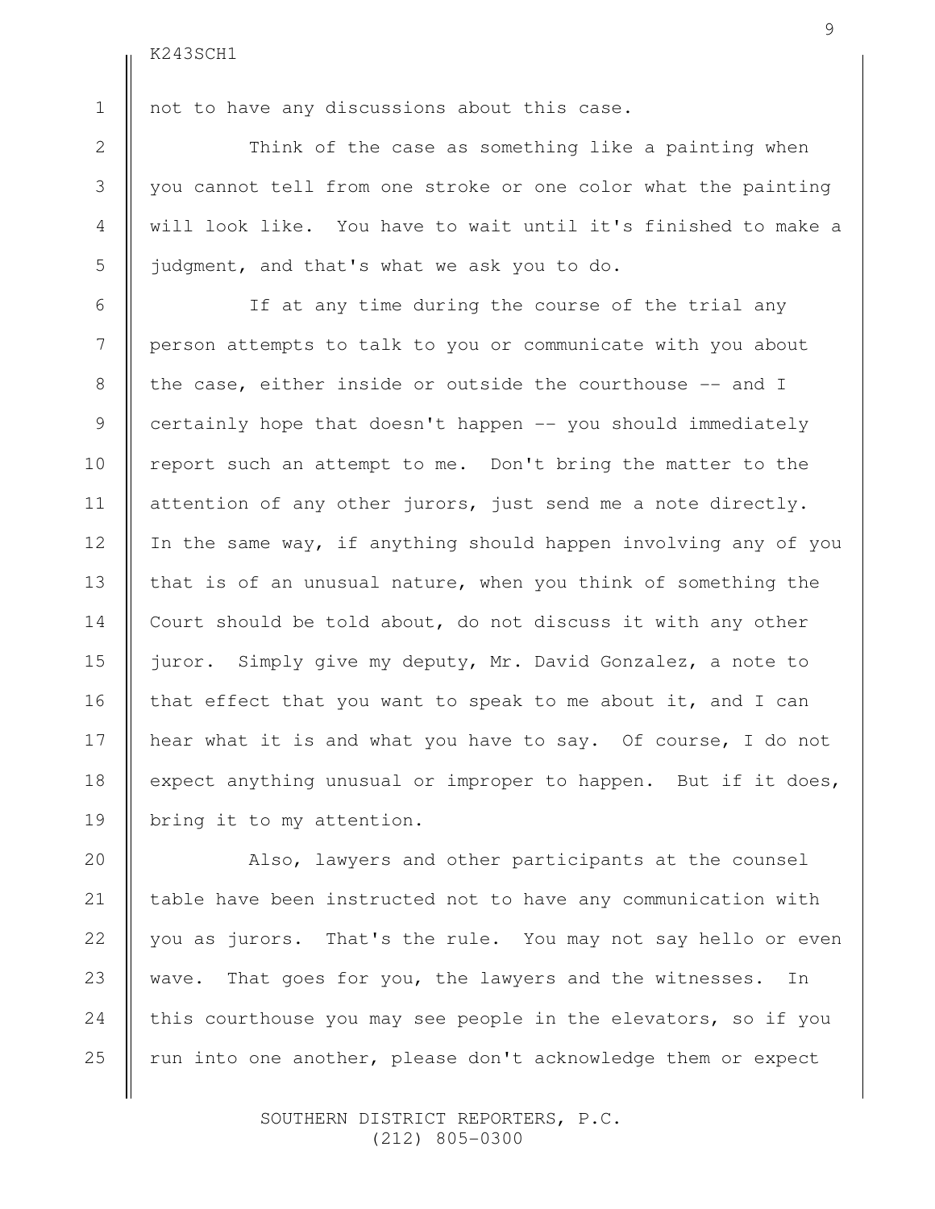not to have any discussions about this case.

Think of the case as something like a painting when you cannot tell from one stroke or one color what the painting will look like. You have to wait until it's finished to make a judgment, and that's what we ask you to do.

If at any time during the course of the trial any person attempts to talk to you or communicate with you about the case, either inside or outside the courthouse -- and I certainly hope that doesn't happen -- you should immediately report such an attempt to me. Don't bring the matter to the attention of any other jurors, just send me a note directly. In the same way, if anything should happen involving any of you that is of an unusual nature, when you think of something the Court should be told about, do not discuss it with any other juror. Simply give my deputy, Mr. David Gonzalez, a note to that effect that you want to speak to me about it, and I can hear what it is and what you have to say. Of course, I do not expect anything unusual or improper to happen. But if it does, bring it to my attention.

Also, lawyers and other participants at the counsel table have been instructed not to have any communication with you as jurors. That's the rule. You may not say hello or even wave. That goes for you, the lawyers and the witnesses. In this courthouse you may see people in the elevators, so if you run into one another, please don't acknowledge them or expect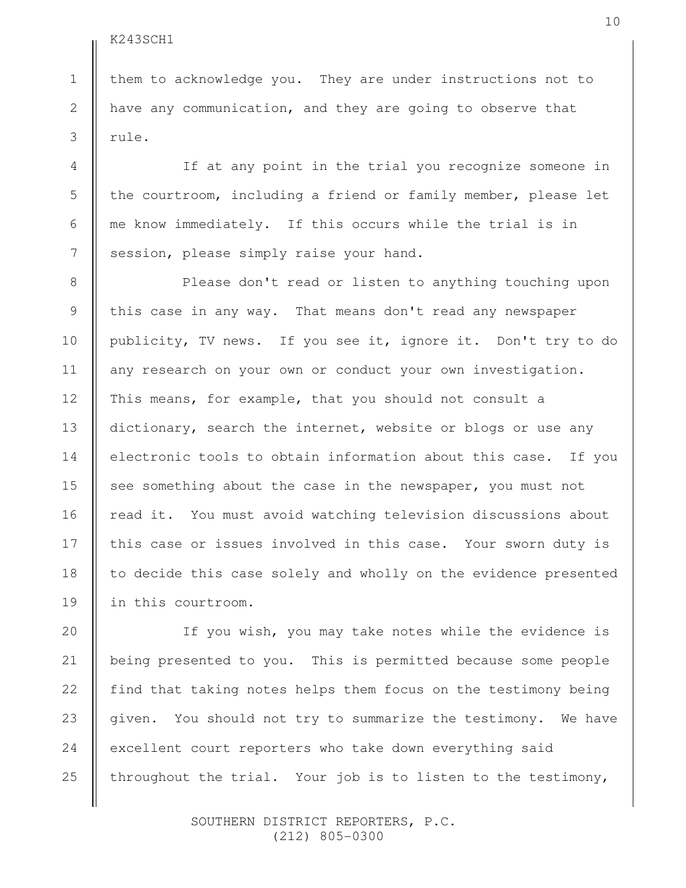them to acknowledge you. They are under instructions not to have any communication, and they are going to observe that rule.

If at any point in the trial you recognize someone in the courtroom, including a friend or family member, please let me know immediately. If this occurs while the trial is in session, please simply raise your hand.

Please don't read or listen to anything touching upon this case in any way. That means don't read any newspaper publicity, TV news. If you see it, ignore it. Don't try to do any research on your own or conduct your own investigation. This means, for example, that you should not consult a dictionary, search the internet, website or blogs or use any electronic tools to obtain information about this case. If you see something about the case in the newspaper, you must not read it. You must avoid watching television discussions about this case or issues involved in this case. Your sworn duty is to decide this case solely and wholly on the evidence presented in this courtroom.

If you wish, you may take notes while the evidence is being presented to you. This is permitted because some people find that taking notes helps them focus on the testimony being given. You should not try to summarize the testimony. We have excellent court reporters who take down everything said throughout the trial. Your job is to listen to the testimony,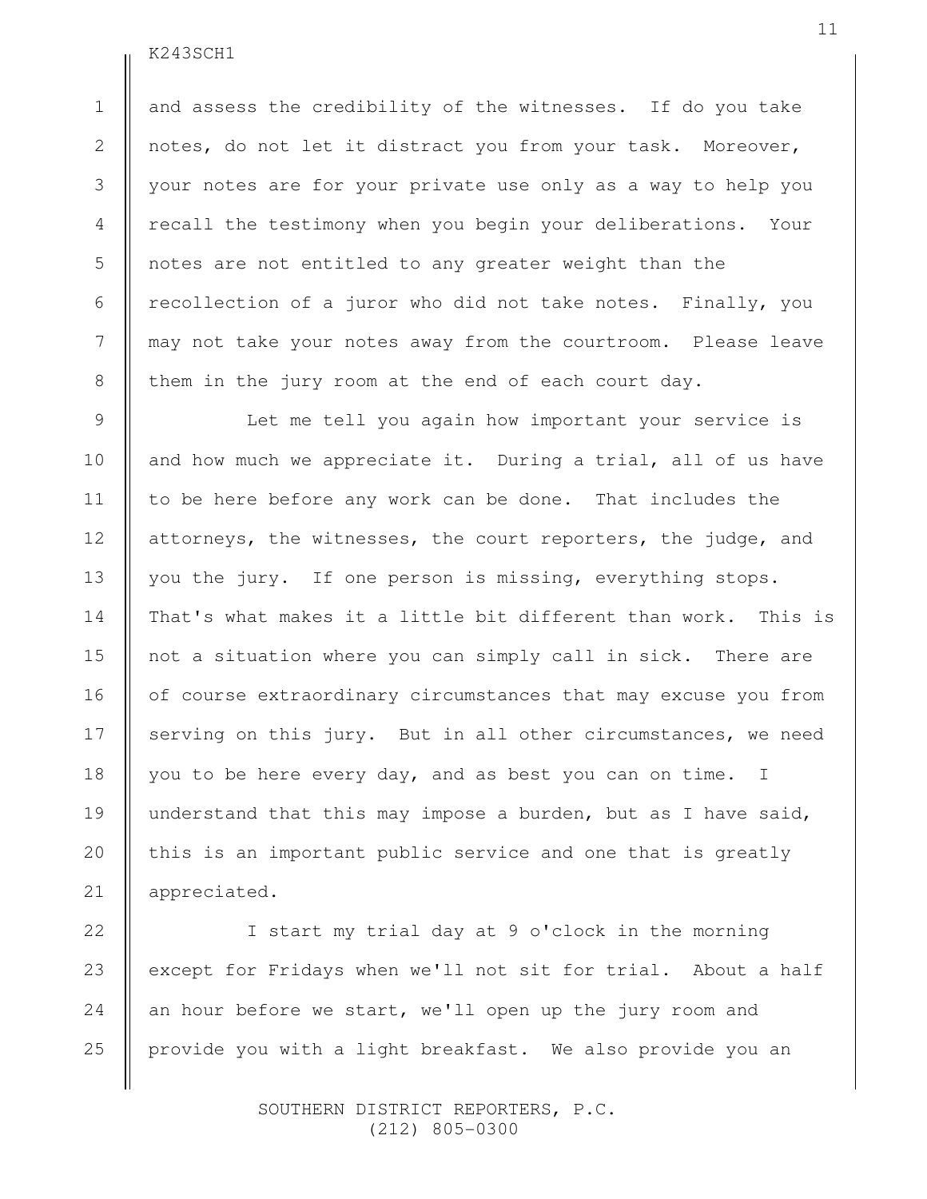and assess the credibility of the witnesses. If do you take notes, do not let it distract you from your task. Moreover, your notes are for your private use only as a way to help you recall the testimony when you begin your deliberations. Your notes are not entitled to any greater weight than the recollection of a juror who did not take notes. Finally, you may not take your notes away from the courtroom. Please leave them in the jury room at the end of each court day.

Let me tell you again how important your service is and how much we appreciate it. During a trial, all of us have to be here before any work can be done. That includes the attorneys, the witnesses, the court reporters, the judge, and you the jury. If one person is missing, everything stops. That's what makes it a little bit different than work. This is not a situation where you can simply call in sick. There are of course extraordinary circumstances that may excuse you from serving on this jury. But in all other circumstances, we need you to be here every day, and as best you can on time. I understand that this may impose a burden, but as I have said, this is an important public service and one that is greatly appreciated.

I start my trial day at 9 o'clock in the morning except for Fridays when we'll not sit for trial. About a half an hour before we start, we'll open up the jury room and provide you with a light breakfast. We also provide you an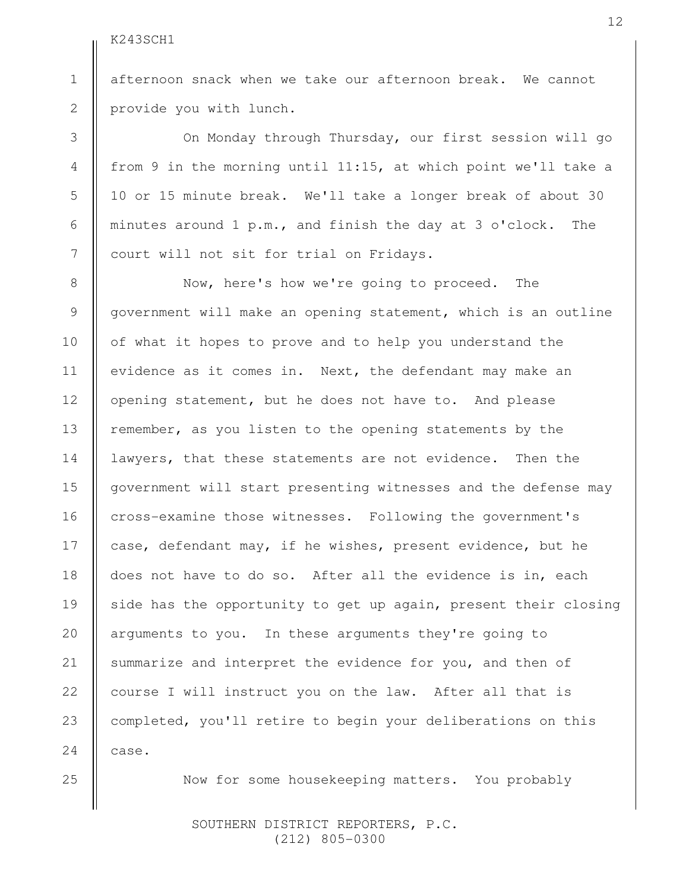afternoon snack when we take our afternoon break. We cannot provide you with lunch.

On Monday through Thursday, our first session will go from 9 in the morning until 11:15, at which point we'll take a 10 or 15 minute break. We'll take a longer break of about 30 minutes around 1 p.m., and finish the day at 3 o'clock. The court will not sit for trial on Fridays.

Now, here's how we're going to proceed. The government will make an opening statement, which is an outline of what it hopes to prove and to help you understand the evidence as it comes in. Next, the defendant may make an opening statement, but he does not have to. And please remember, as you listen to the opening statements by the lawyers, that these statements are not evidence. Then the government will start presenting witnesses and the defense may cross-examine those witnesses. Following the government's case, defendant may, if he wishes, present evidence, but he does not have to do so. After all the evidence is in, each side has the opportunity to get up again, present their closing arguments to you. In these arguments they're going to summarize and interpret the evidence for you, and then of course I will instruct you on the law. After all that is completed, you'll retire to begin your deliberations on this case.

Now for some housekeeping matters. You probably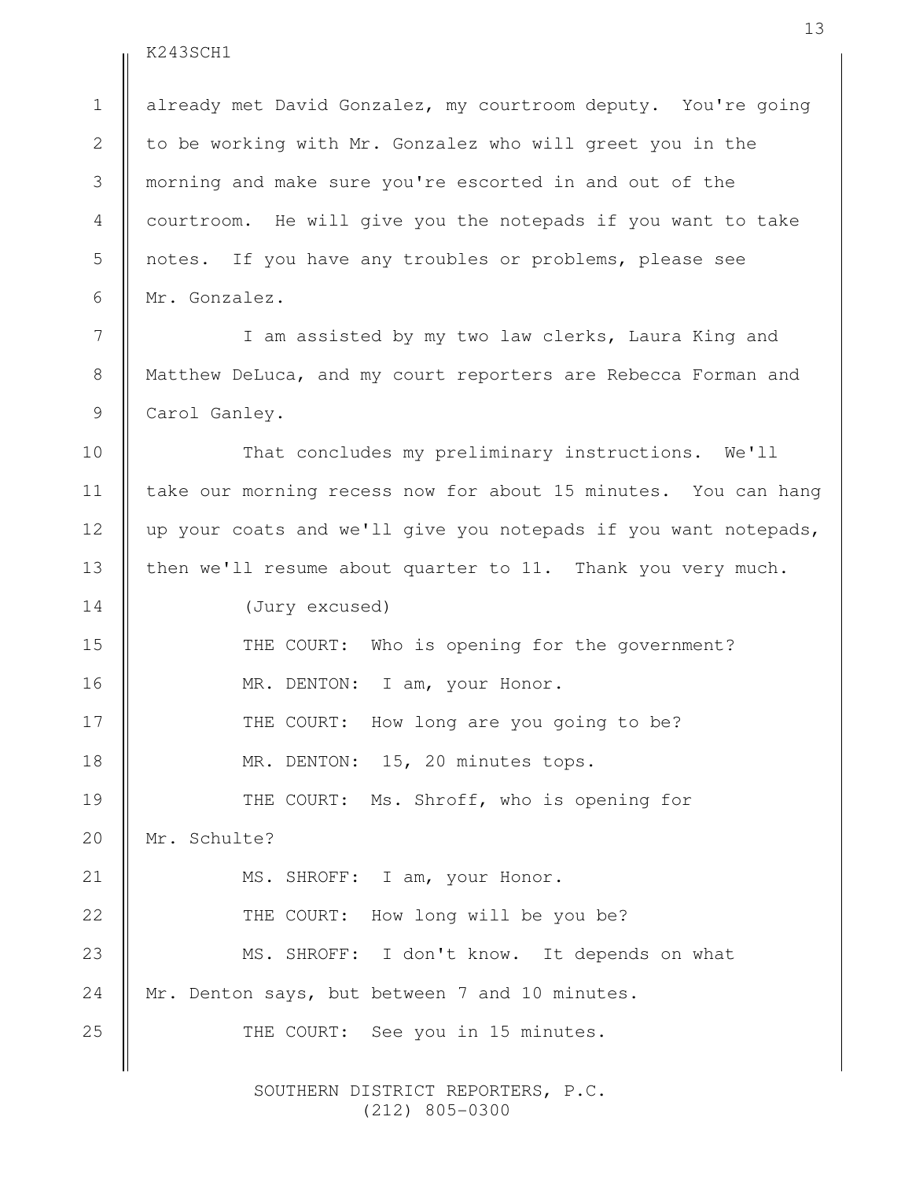already met David Gonzalez, my courtroom deputy. You're going to be working with Mr. Gonzalez who will greet you in the morning and make sure you're escorted in and out of the courtroom. He will give you the notepads if you want to take notes. If you have any troubles or problems, please see Mr. Gonzalez.

I am assisted by my two law clerks, Laura King and Matthew DeLuca, and my court reporters are Rebecca Forman and Carol Ganley.

That concludes my preliminary instructions. We'll take our morning recess now for about 15 minutes. You can hang up your coats and we'll give you notepads if you want notepads, then we'll resume about quarter to 11. Thank you very much.

(Jury excused)

THE COURT: Who is opening for the government?

MR. DENTON: I am, your Honor.

THE COURT: How long are you going to be?

MR. DENTON: 15, 20 minutes tops.

THE COURT: Ms. Shroff, who is opening for Mr. Schulte?

MS. SHROFF: I am, your Honor.

THE COURT: How long will be you be?

MS. SHROFF: I don't know. It depends on what Mr. Denton says, but between 7 and 10 minutes.

THE COURT: See you in 15 minutes.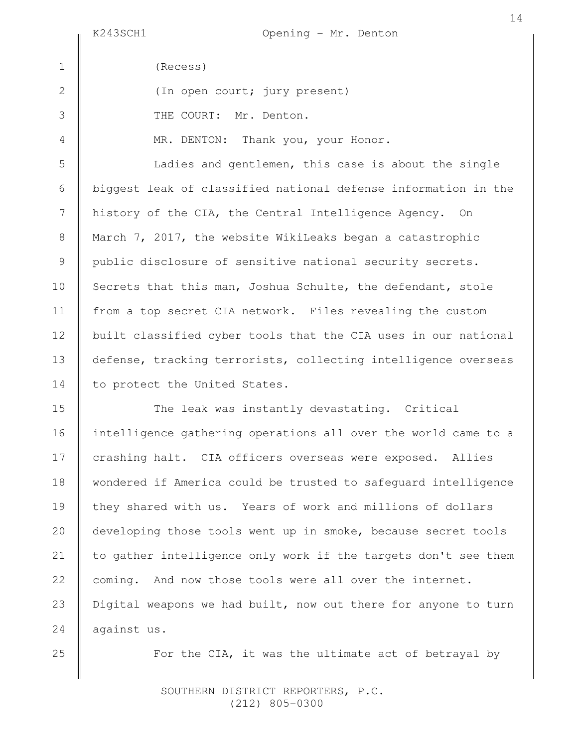(Recess)

(In open court; jury present)

THE COURT: Mr. Denton.

MR. DENTON: Thank you, your Honor.

Ladies and gentlemen, this case is about the single biggest leak of classified national defense information in the history of the CIA, the Central Intelligence Agency. On March 7, 2017, the website WikiLeaks began a catastrophic public disclosure of sensitive national security secrets. Secrets that this man, Joshua Schulte, the defendant, stole from a top secret CIA network. Files revealing the custom built classified cyber tools that the CIA uses in our national defense, tracking terrorists, collecting intelligence overseas to protect the United States.

The leak was instantly devastating. Critical intelligence gathering operations all over the world came to a crashing halt. CIA officers overseas were exposed. Allies wondered if America could be trusted to safeguard intelligence they shared with us. Years of work and millions of dollars developing those tools went up in smoke, because secret tools to gather intelligence only work if the targets don't see them coming. And now those tools were all over the internet. Digital weapons we had built, now out there for anyone to turn against us.

For the CIA, it was the ultimate act of betrayal by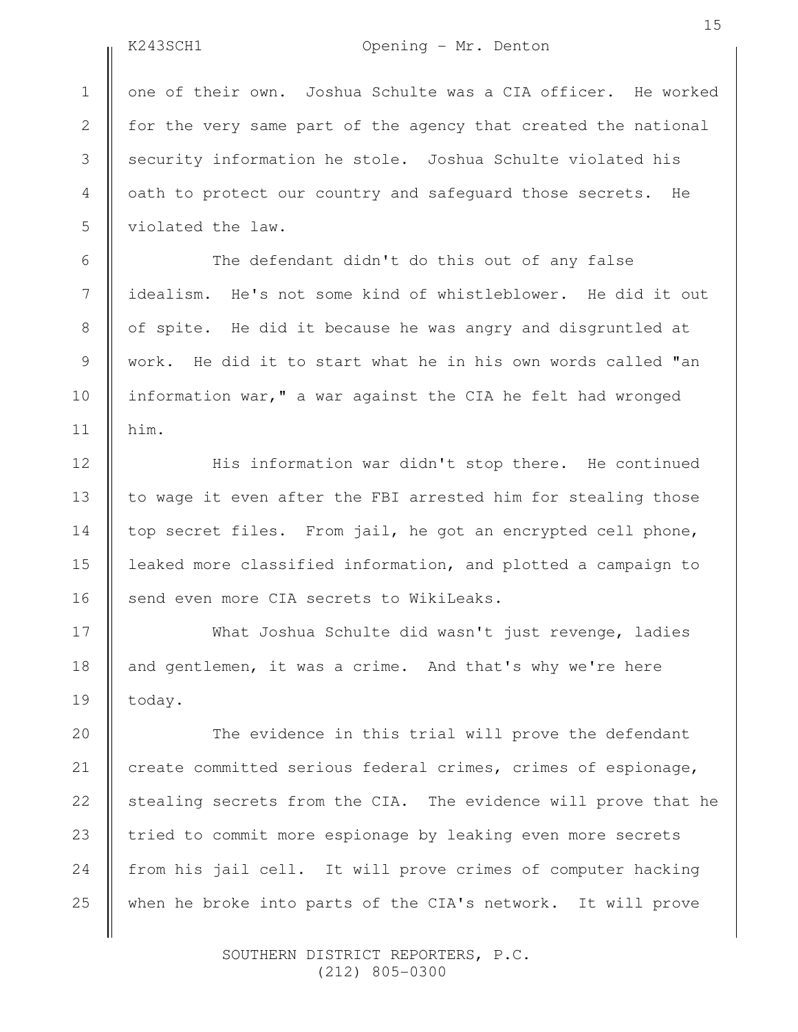one of their own. Joshua Schulte was a CIA officer. He worked for the very same part of the agency that created the national security information he stole. Joshua Schulte violated his oath to protect our country and safeguard those secrets. He violated the law.

The defendant didn't do this out of any false idealism. He's not some kind of whistleblower. He did it out of spite. He did it because he was angry and disgruntled at work. He did it to start what he in his own words called "an information war," a war against the CIA he felt had wronged him.

His information war didn't stop there. He continued to wage it even after the FBI arrested him for stealing those top secret files. From jail, he got an encrypted cell phone, leaked more classified information, and plotted a campaign to send even more CIA secrets to WikiLeaks.

What Joshua Schulte did wasn't just revenge, ladies and gentlemen, it was a crime. And that's why we're here today.

The evidence in this trial will prove the defendant create committed serious federal crimes, crimes of espionage, stealing secrets from the CIA. The evidence will prove that he tried to commit more espionage by leaking even more secrets from his jail cell. It will prove crimes of computer hacking when he broke into parts of the CIA's network. It will prove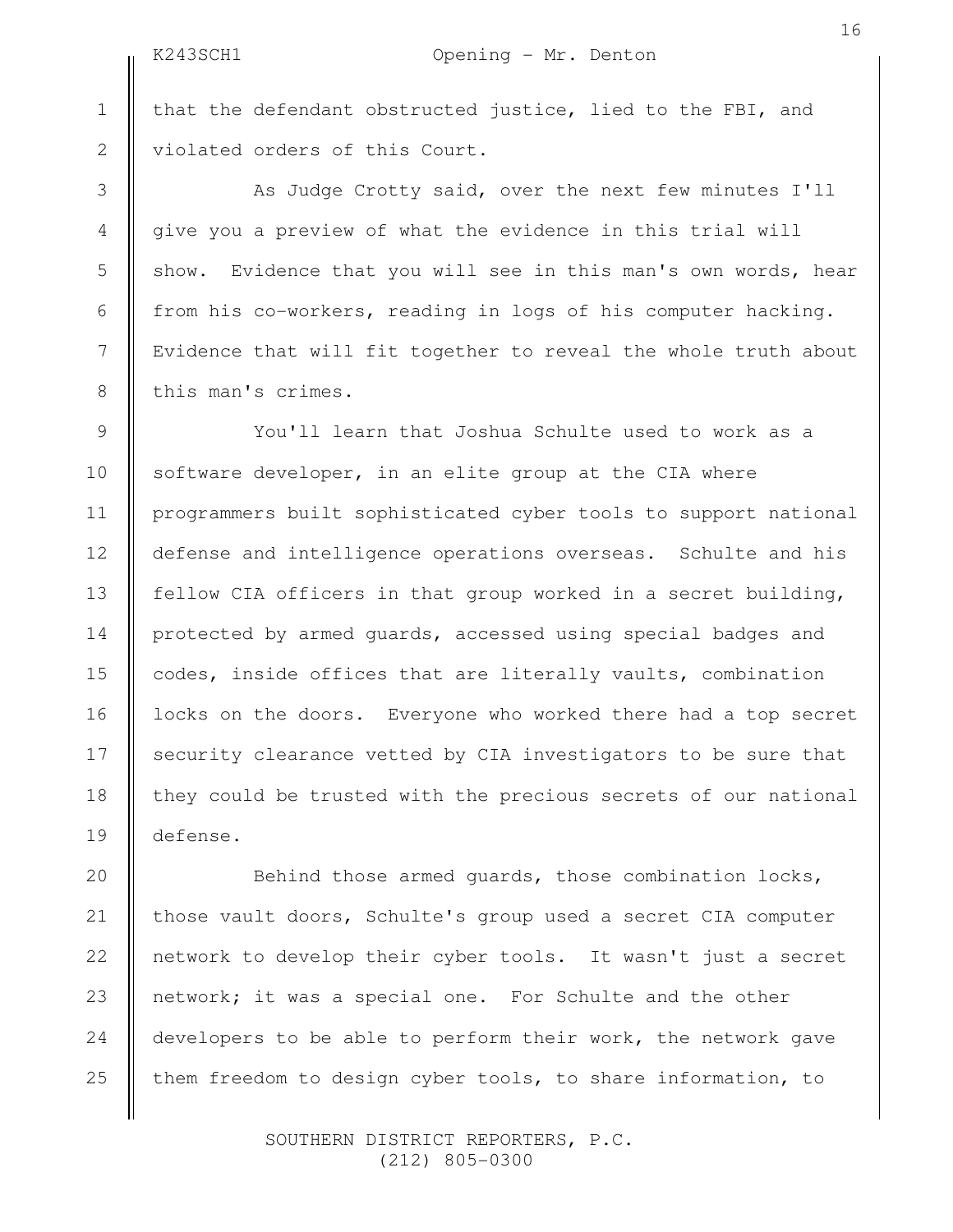that the defendant obstructed justice, lied to the FBI, and violated orders of this Court.

As Judge Crotty said, over the next few minutes I'll give you a preview of what the evidence in this trial will show. Evidence that you will see in this man's own words, hear from his co-workers, reading in logs of his computer hacking. Evidence that will fit together to reveal the whole truth about this man's crimes.

You'll learn that Joshua Schulte used to work as a software developer, in an elite group at the CIA where programmers built sophisticated cyber tools to support national defense and intelligence operations overseas. Schulte and his fellow CIA officers in that group worked in a secret building, protected by armed guards, accessed using special badges and codes, inside offices that are literally vaults, combination locks on the doors. Everyone who worked there had a top secret security clearance vetted by CIA investigators to be sure that they could be trusted with the precious secrets of our national defense.

Behind those armed guards, those combination locks, those vault doors, Schulte's group used a secret CIA computer network to develop their cyber tools. It wasn't just a secret network; it was a special one. For Schulte and the other developers to be able to perform their work, the network gave them freedom to design cyber tools, to share information, to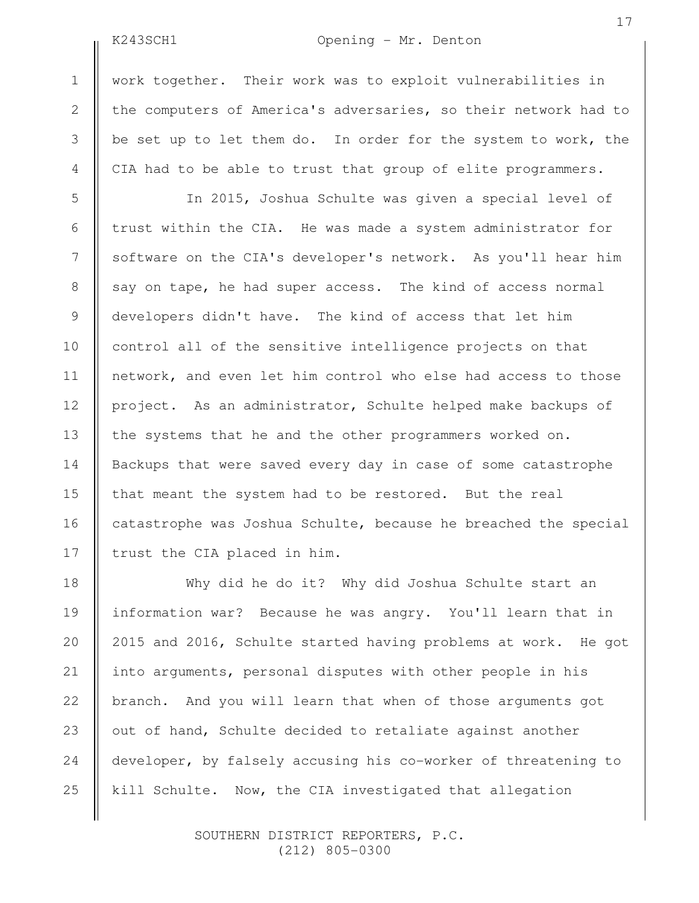work together. Their work was to exploit vulnerabilities in the computers of America's adversaries, so their network had to be set up to let them do. In order for the system to work, the CIA had to be able to trust that group of elite programmers.

In 2015, Joshua Schulte was given a special level of trust within the CIA. He was made a system administrator for software on the CIA's developer's network. As you'll hear him say on tape, he had super access. The kind of access normal developers didn't have. The kind of access that let him control all of the sensitive intelligence projects on that network, and even let him control who else had access to those project. As an administrator, Schulte helped make backups of the systems that he and the other programmers worked on. Backups that were saved every day in case of some catastrophe that meant the system had to be restored. But the real catastrophe was Joshua Schulte, because he breached the special trust the CIA placed in him.

Why did he do it? Why did Joshua Schulte start an information war? Because he was angry. You'll learn that in 2015 and 2016, Schulte started having problems at work. He got into arguments, personal disputes with other people in his branch. And you will learn that when of those arguments got out of hand, Schulte decided to retaliate against another developer, by falsely accusing his co-worker of threatening to kill Schulte. Now, the CIA investigated that allegation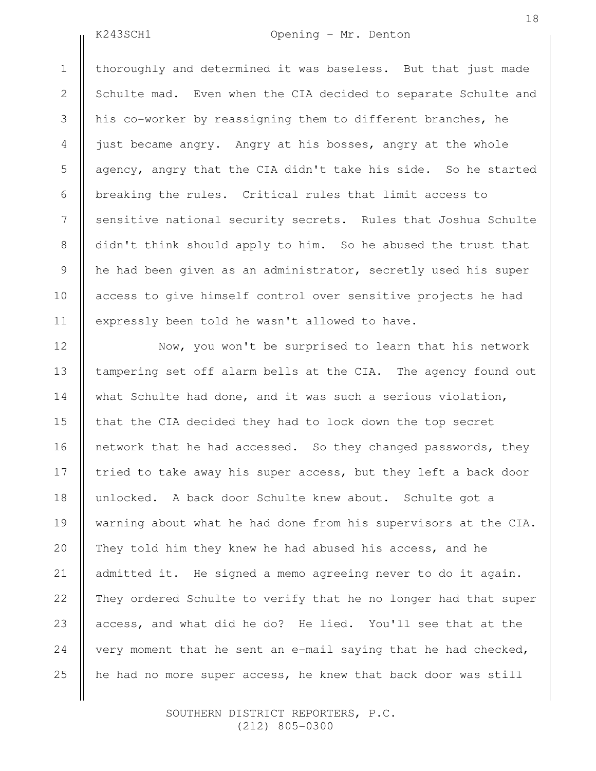thoroughly and determined it was baseless. But that just made Schulte mad. Even when the CIA decided to separate Schulte and his co-worker by reassigning them to different branches, he just became angry. Angry at his bosses, angry at the whole agency, angry that the CIA didn't take his side. So he started breaking the rules. Critical rules that limit access to sensitive national security secrets. Rules that Joshua Schulte didn't think should apply to him. So he abused the trust that he had been given as an administrator, secretly used his super access to give himself control over sensitive projects he had expressly been told he wasn't allowed to have.

Now, you won't be surprised to learn that his network tampering set off alarm bells at the CIA. The agency found out what Schulte had done, and it was such a serious violation, that the CIA decided they had to lock down the top secret network that he had accessed. So they changed passwords, they tried to take away his super access, but they left a back door unlocked. A back door Schulte knew about. Schulte got a warning about what he had done from his supervisors at the CIA. They told him they knew he had abused his access, and he admitted it. He signed a memo agreeing never to do it again. They ordered Schulte to verify that he no longer had that super access, and what did he do? He lied. You'll see that at the very moment that he sent an e-mail saying that he had checked, he had no more super access, he knew that back door was still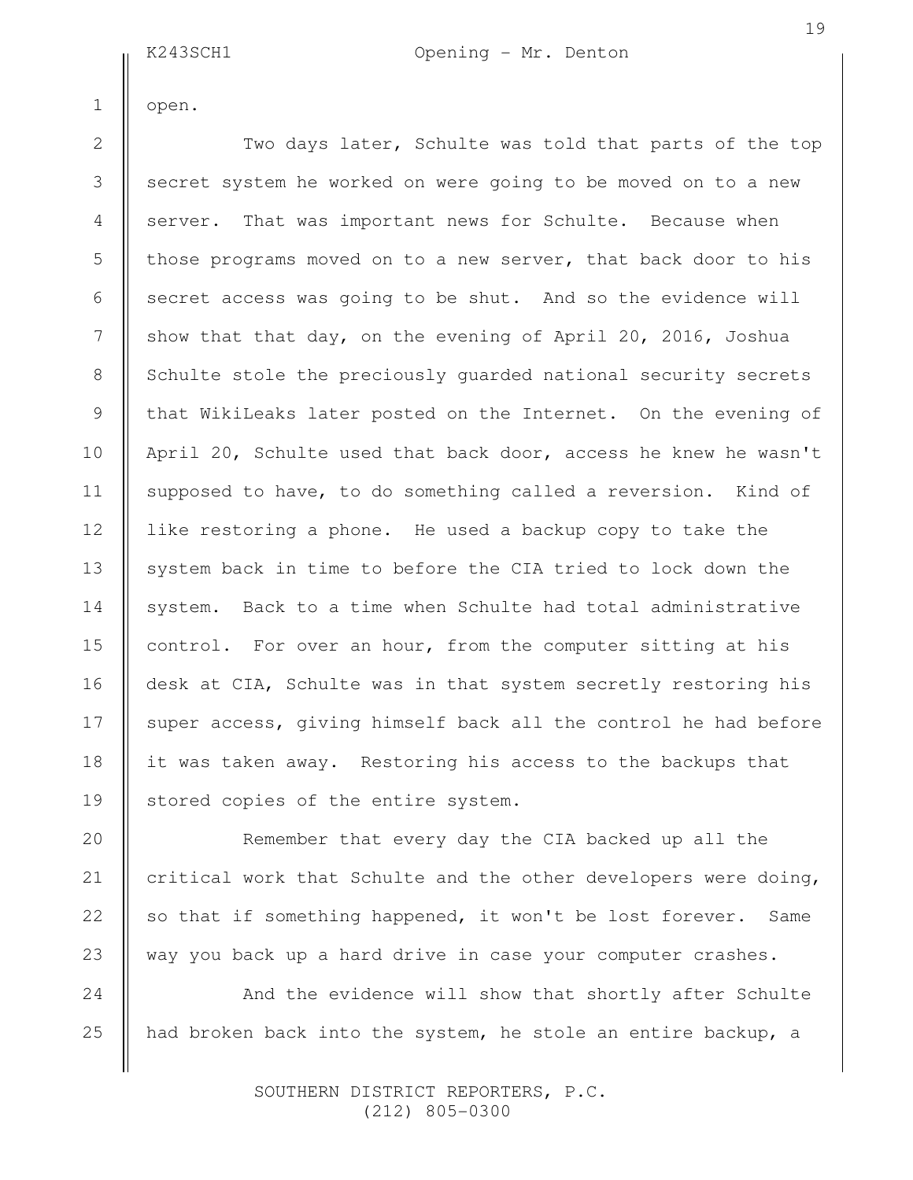open.

Two days later, Schulte was told that parts of the top secret system he worked on were going to be moved on to a new server. That was important news for Schulte. Because when those programs moved on to a new server, that back door to his secret access was going to be shut. And so the evidence will show that that day, on the evening of April 20, 2016, Joshua Schulte stole the preciously guarded national security secrets that WikiLeaks later posted on the Internet. On the evening of April 20, Schulte used that back door, access he knew he wasn't supposed to have, to do something called a reversion. Kind of like restoring a phone. He used a backup copy to take the system back in time to before the CIA tried to lock down the system. Back to a time when Schulte had total administrative control. For over an hour, from the computer sitting at his desk at CIA, Schulte was in that system secretly restoring his super access, giving himself back all the control he had before it was taken away. Restoring his access to the backups that stored copies of the entire system.

Remember that every day the CIA backed up all the critical work that Schulte and the other developers were doing, so that if something happened, it won't be lost forever. Same way you back up a hard drive in case your computer crashes.

And the evidence will show that shortly after Schulte had broken back into the system, he stole an entire backup, a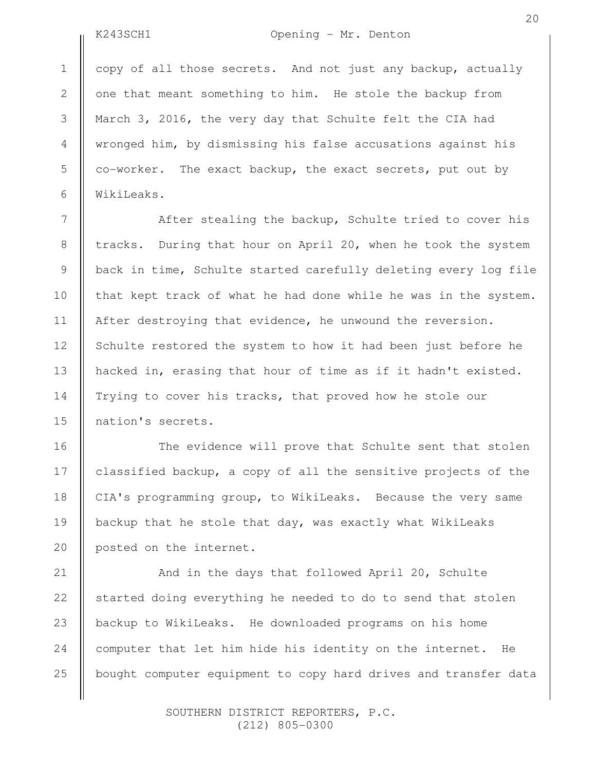copy of all those secrets. And not just any backup, actually one that meant something to him. He stole the backup from March 3, 2016, the very day that Schulte felt the CIA had wronged him, by dismissing his false accusations against his co-worker. The exact backup, the exact secrets, put out by WikiLeaks.

After stealing the backup, Schulte tried to cover his tracks. During that hour on April 20, when he took the system back in time, Schulte started carefully deleting every log file that kept track of what he had done while he was in the system. After destroying that evidence, he unwound the reversion. Schulte restored the system to how it had been just before he hacked in, erasing that hour of time as if it hadn't existed. Trying to cover his tracks, that proved how he stole our nation's secrets.

The evidence will prove that Schulte sent that stolen classified backup, a copy of all the sensitive projects of the CIA's programming group, to WikiLeaks. Because the very same backup that he stole that day, was exactly what WikiLeaks posted on the internet.

And in the days that followed April 20, Schulte started doing everything he needed to do to send that stolen backup to WikiLeaks. He downloaded programs on his home computer that let him hide his identity on the internet. He bought computer equipment to copy hard drives and transfer data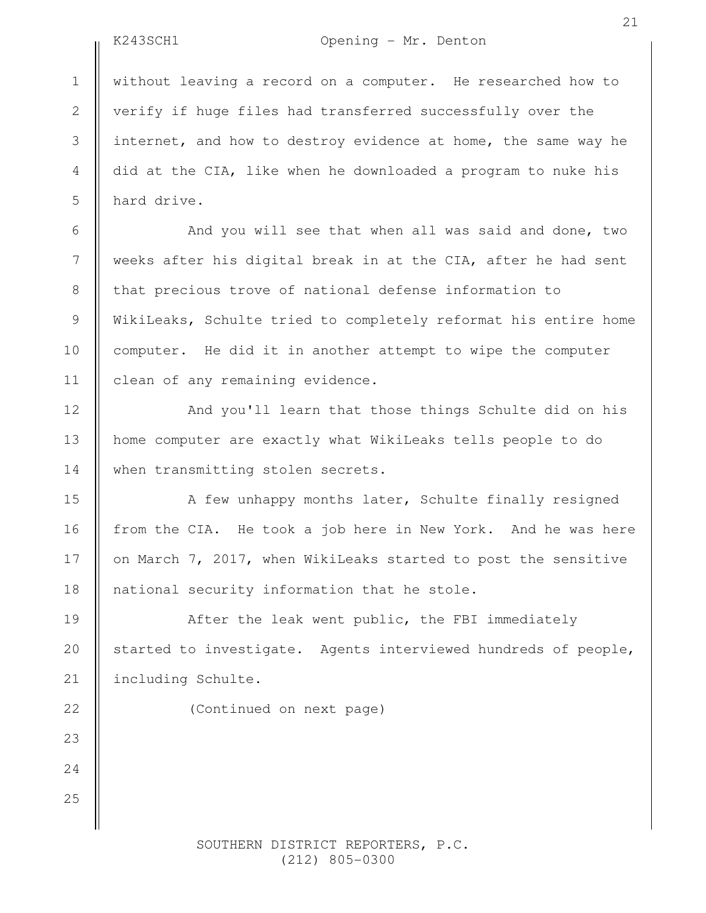without leaving a record on a computer. He researched how to verify if huge files had transferred successfully over the internet, and how to destroy evidence at home, the same way he did at the CIA, like when he downloaded a program to nuke his hard drive.

And you will see that when all was said and done, two weeks after his digital break in at the CIA, after he had sent that precious trove of national defense information to WikiLeaks, Schulte tried to completely reformat his entire home computer. He did it in another attempt to wipe the computer clean of any remaining evidence.

And you'll learn that those things Schulte did on his home computer are exactly what WikiLeaks tells people to do when transmitting stolen secrets.

A few unhappy months later, Schulte finally resigned from the CIA. He took a job here in New York. And he was here on March 7, 2017, when WikiLeaks started to post the sensitive national security information that he stole.

After the leak went public, the FBI immediately started to investigate. Agents interviewed hundreds of people, including Schulte.

(Continued on next page)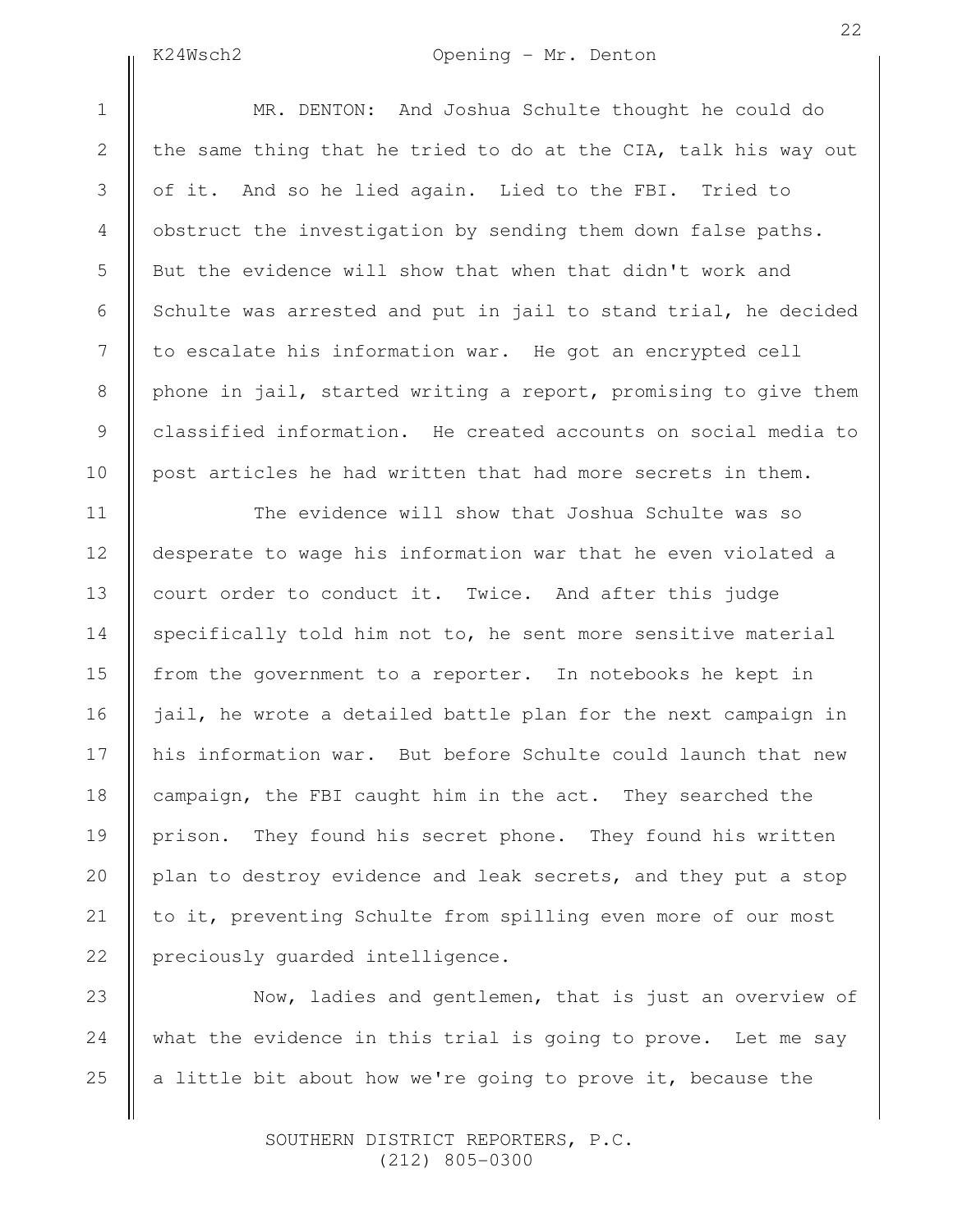MR. DENTON: And Joshua Schulte thought he could do the same thing that he tried to do at the CIA, talk his way out of it. And so he lied again. Lied to the FBI. Tried to obstruct the investigation by sending them down false paths. But the evidence will show that when that didn't work and Schulte was arrested and put in jail to stand trial, he decided to escalate his information war. He got an encrypted cell phone in jail, started writing a report, promising to give them classified information. He created accounts on social media to post articles he had written that had more secrets in them.

The evidence will show that Joshua Schulte was so desperate to wage his information war that he even violated a court order to conduct it. Twice. And after this judge specifically told him not to, he sent more sensitive material from the government to a reporter. In notebooks he kept in jail, he wrote a detailed battle plan for the next campaign in his information war. But before Schulte could launch that new campaign, the FBI caught him in the act. They searched the prison. They found his secret phone. They found his written plan to destroy evidence and leak secrets, and they put a stop to it, preventing Schulte from spilling even more of our most preciously guarded intelligence.

Now, ladies and gentlemen, that is just an overview of what the evidence in this trial is going to prove. Let me say a little bit about how we're going to prove it, because the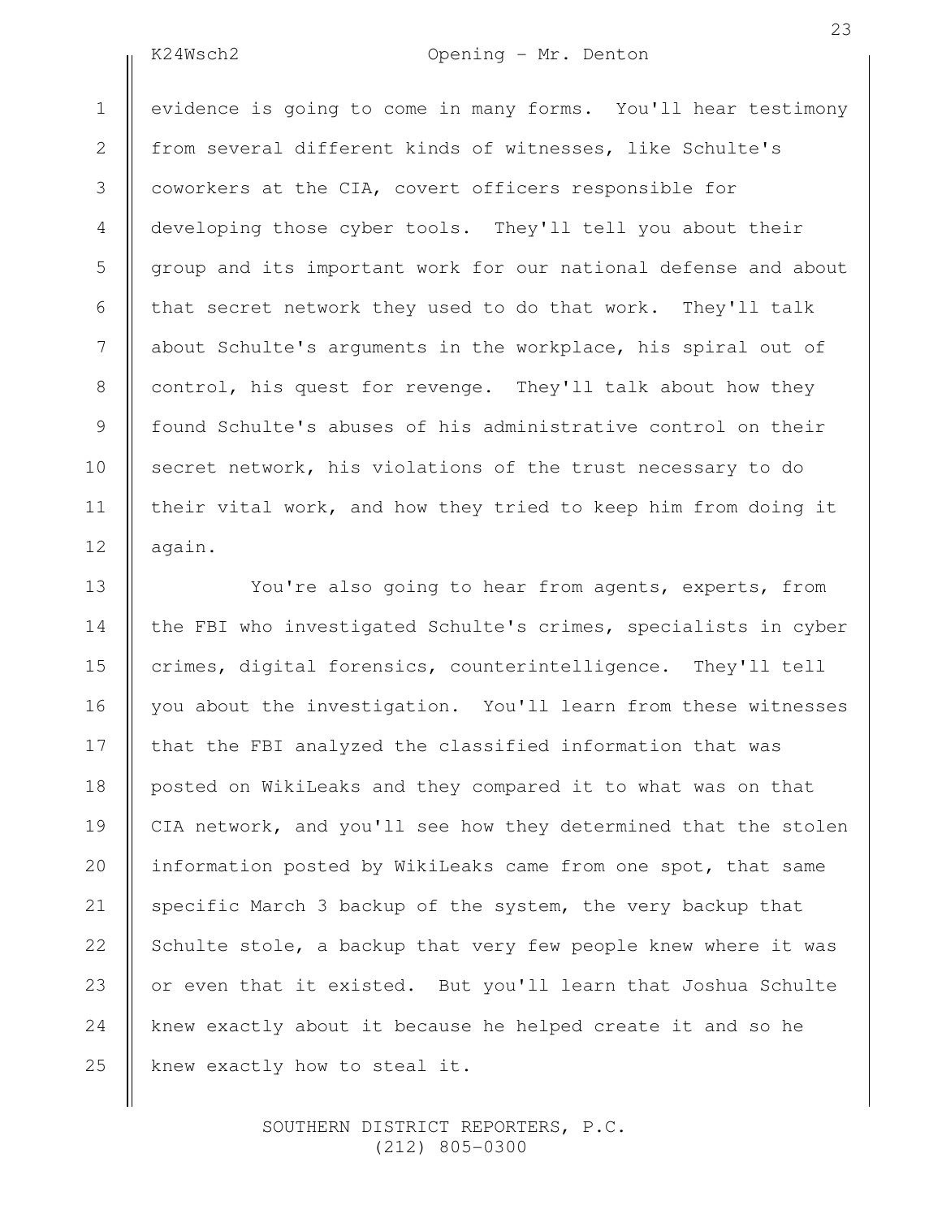evidence is going to come in many forms. You'll hear testimony from several different kinds of witnesses, like Schulte's coworkers at the CIA, covert officers responsible for developing those cyber tools. They'll tell you about their group and its important work for our national defense and about that secret network they used to do that work. They'll talk about Schulte's arguments in the workplace, his spiral out of control, his quest for revenge. They'll talk about how they found Schulte's abuses of his administrative control on their secret network, his violations of the trust necessary to do their vital work, and how they tried to keep him from doing it again.

You're also going to hear from agents, experts, from the FBI who investigated Schulte's crimes, specialists in cyber crimes, digital forensics, counterintelligence. They'll tell you about the investigation. You'll learn from these witnesses that the FBI analyzed the classified information that was posted on WikiLeaks and they compared it to what was on that CIA network, and you'll see how they determined that the stolen information posted by WikiLeaks came from one spot, that same specific March 3 backup of the system, the very backup that Schulte stole, a backup that very few people knew where it was or even that it existed. But you'll learn that Joshua Schulte knew exactly about it because he helped create it and so he knew exactly how to steal it.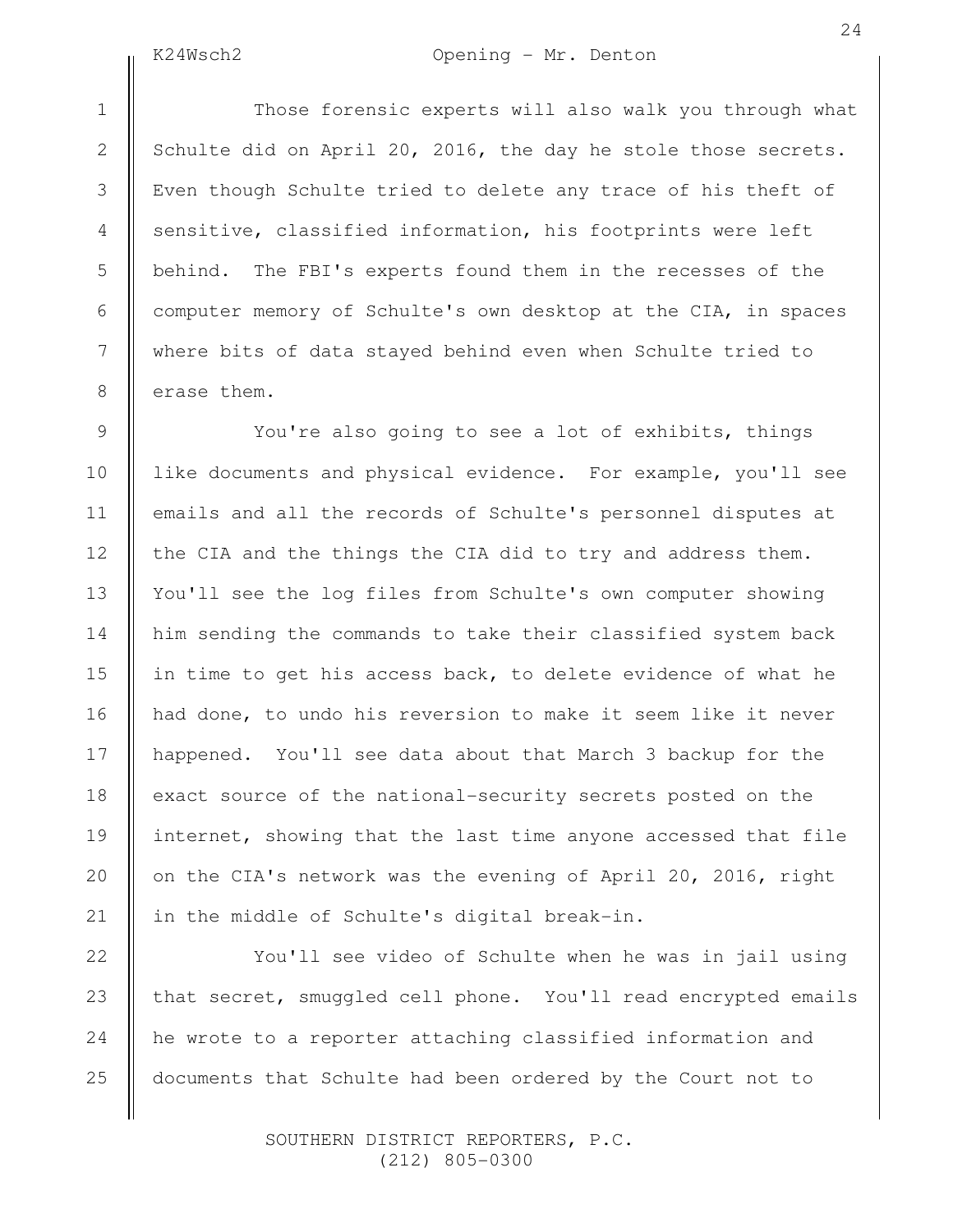Those forensic experts will also walk you through what Schulte did on April 20, 2016, the day he stole those secrets. Even though Schulte tried to delete any trace of his theft of sensitive, classified information, his footprints were left behind. The FBI's experts found them in the recesses of the computer memory of Schulte's own desktop at the CIA, in spaces where bits of data stayed behind even when Schulte tried to erase them.

You're also going to see a lot of exhibits, things like documents and physical evidence. For example, you'll see emails and all the records of Schulte's personnel disputes at the CIA and the things the CIA did to try and address them. You'll see the log files from Schulte's own computer showing him sending the commands to take their classified system back in time to get his access back, to delete evidence of what he had done, to undo his reversion to make it seem like it never happened. You'll see data about that March 3 backup for the exact source of the national-security secrets posted on the internet, showing that the last time anyone accessed that file on the CIA's network was the evening of April 20, 2016, right in the middle of Schulte's digital break-in.

You'll see video of Schulte when he was in jail using that secret, smuggled cell phone. You'll read encrypted emails he wrote to a reporter attaching classified information and documents that Schulte had been ordered by the Court not to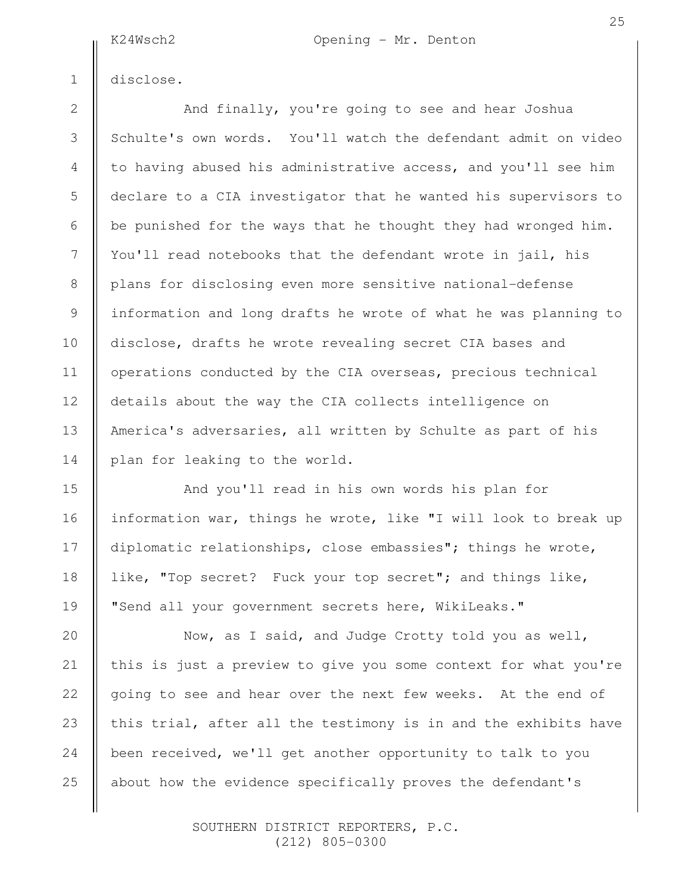disclose.

And finally, you're going to see and hear Joshua Schulte's own words. You'll watch the defendant admit on video to having abused his administrative access, and you'll see him declare to a CIA investigator that he wanted his supervisors to be punished for the ways that he thought they had wronged him. You'll read notebooks that the defendant wrote in jail, his plans for disclosing even more sensitive national-defense information and long drafts he wrote of what he was planning to disclose, drafts he wrote revealing secret CIA bases and operations conducted by the CIA overseas, precious technical details about the way the CIA collects intelligence on America's adversaries, all written by Schulte as part of his plan for leaking to the world.

And you'll read in his own words his plan for information war, things he wrote, like "I will look to break up diplomatic relationships, close embassies"; things he wrote, like, "Top secret? Fuck your top secret"; and things like, "Send all your government secrets here, WikiLeaks."

Now, as I said, and Judge Crotty told you as well, this is just a preview to give you some context for what you're going to see and hear over the next few weeks. At the end of this trial, after all the testimony is in and the exhibits have been received, we'll get another opportunity to talk to you about how the evidence specifically proves the defendant's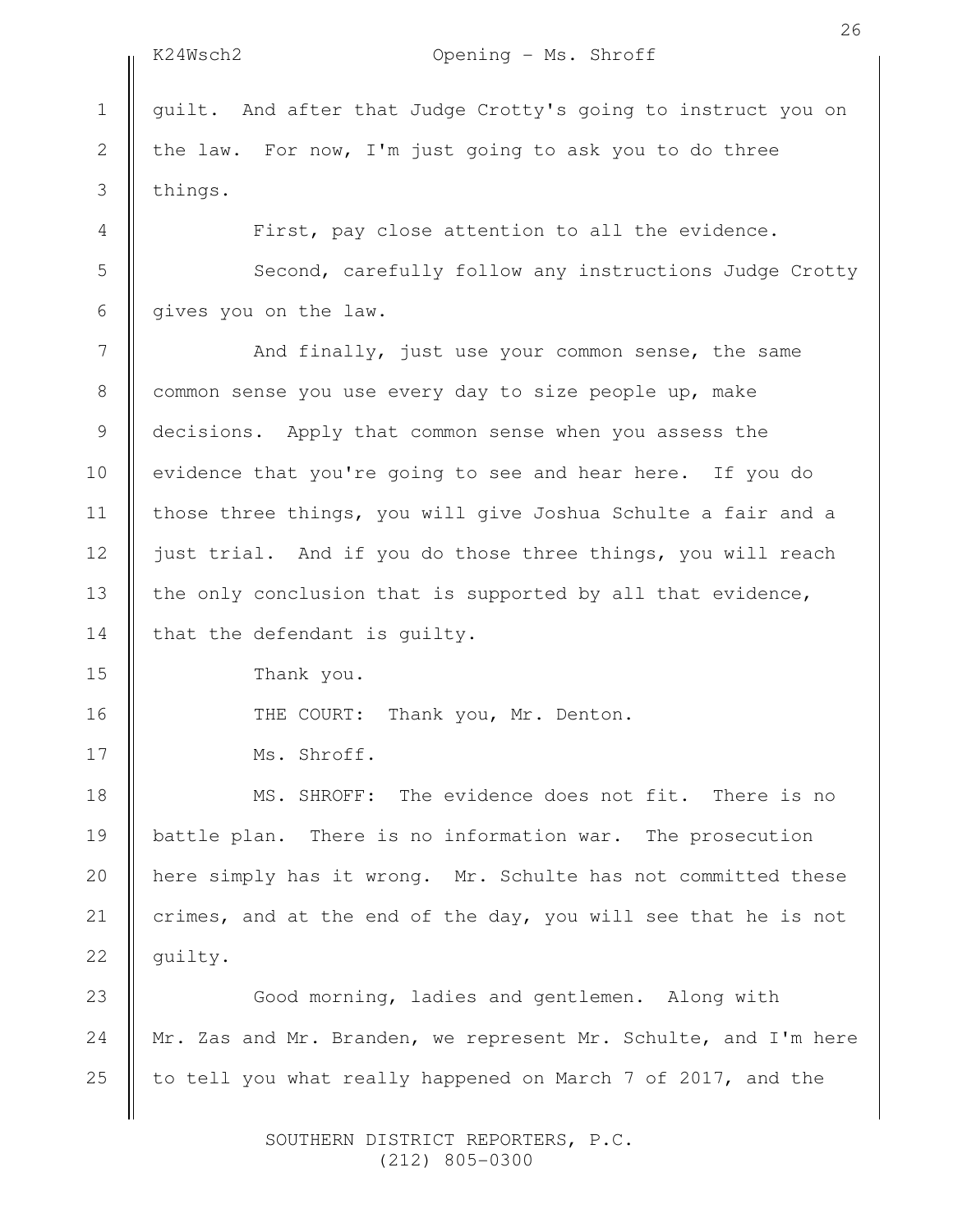guilt. And after that Judge Crotty's going to instruct you on the law. For now, I'm just going to ask you to do three things.

First, pay close attention to all the evidence.

Second, carefully follow any instructions Judge Crotty gives you on the law.

And finally, just use your common sense, the same common sense you use every day to size people up, make decisions. Apply that common sense when you assess the evidence that you're going to see and hear here. If you do those three things, you will give Joshua Schulte a fair and a just trial. And if you do those three things, you will reach the only conclusion that is supported by all that evidence, that the defendant is guilty.

Thank you.

THE COURT: Thank you, Mr. Denton.

Ms. Shroff.

MS. SHROFF: The evidence does not fit. There is no battle plan. There is no information war. The prosecution here simply has it wrong. Mr. Schulte has not committed these crimes, and at the end of the day, you will see that he is not guilty.

Good morning, ladies and gentlemen. Along with Mr. Zas and Mr. Branden, we represent Mr. Schulte, and I'm here to tell you what really happened on March 7 of 2017, and the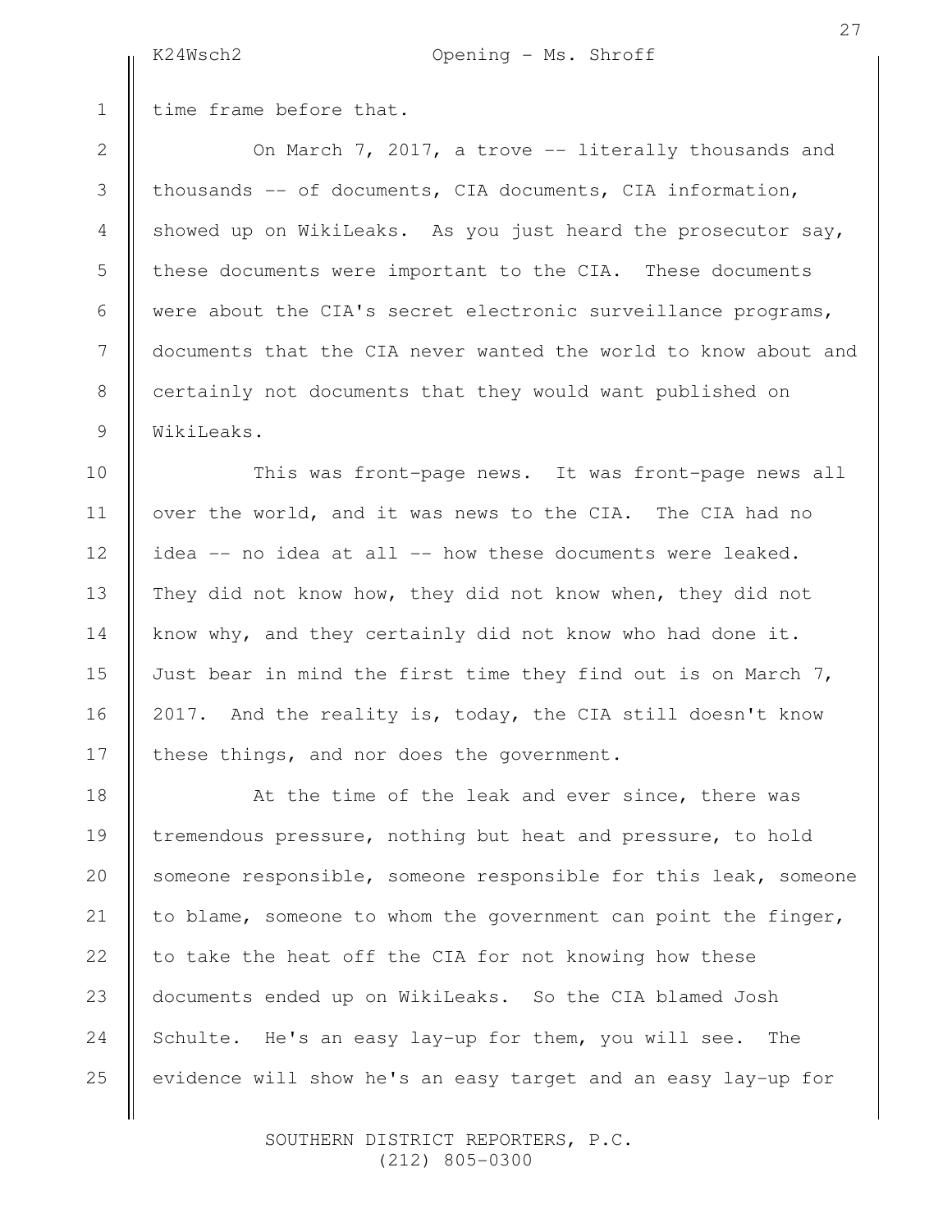time frame before that.

On March 7, 2017, a trove -- literally thousands and thousands -- of documents, CIA documents, CIA information, showed up on WikiLeaks. As you just heard the prosecutor say, these documents were important to the CIA. These documents were about the CIA's secret electronic surveillance programs, documents that the CIA never wanted the world to know about and certainly not documents that they would want published on WikiLeaks.

This was front-page news. It was front-page news all over the world, and it was news to the CIA. The CIA had no idea -- no idea at all -- how these documents were leaked. They did not know how, they did not know when, they did not know why, and they certainly did not know who had done it. Just bear in mind the first time they find out is on March 7, 2017. And the reality is, today, the CIA still doesn't know these things, and nor does the government.

At the time of the leak and ever since, there was tremendous pressure, nothing but heat and pressure, to hold someone responsible, someone responsible for this leak, someone to blame, someone to whom the government can point the finger, to take the heat off the CIA for not knowing how these documents ended up on WikiLeaks. So the CIA blamed Josh Schulte. He's an easy lay-up for them, you will see. The evidence will show he's an easy target and an easy lay-up for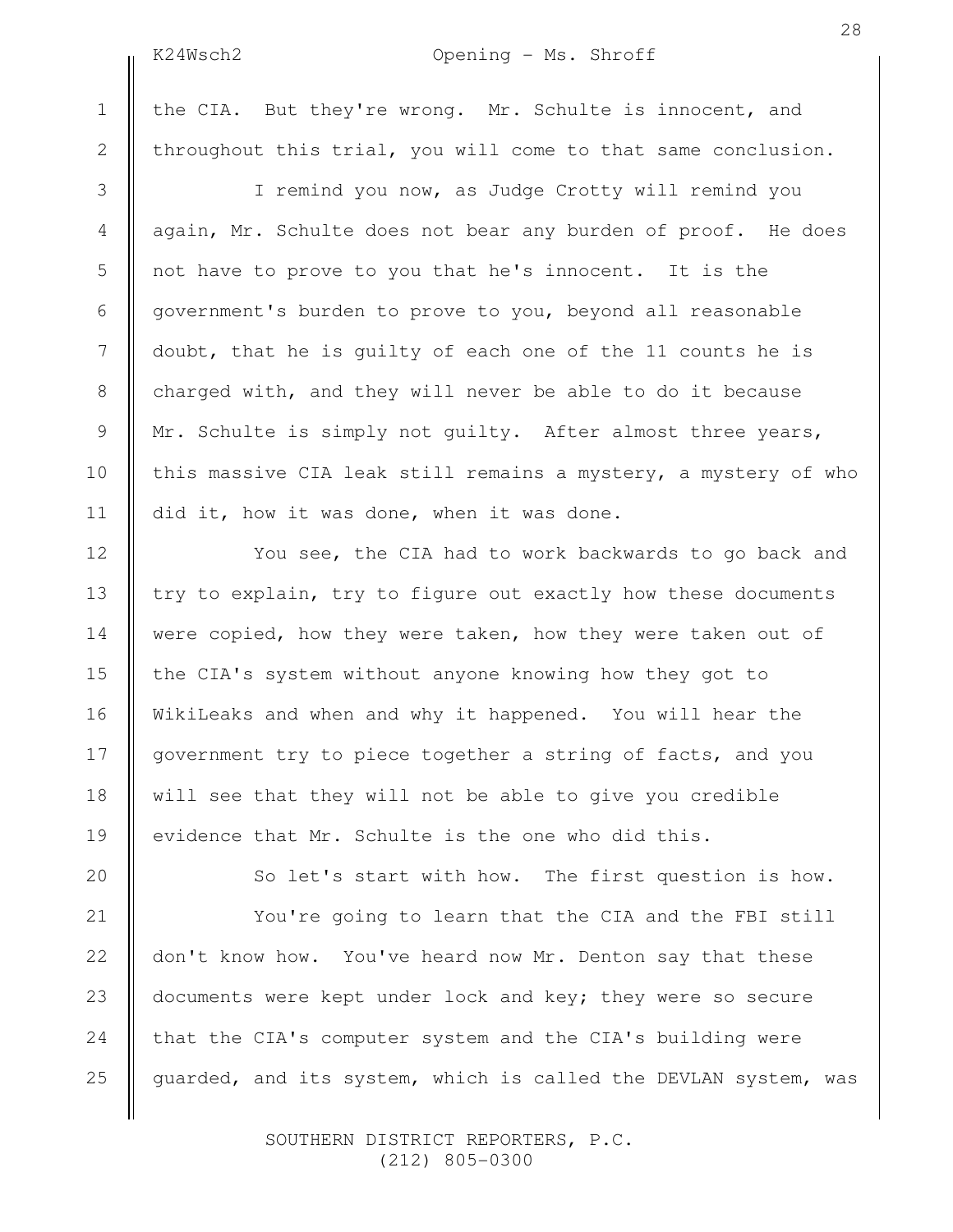the CIA. But they're wrong. Mr. Schulte is innocent, and throughout this trial, you will come to that same conclusion.

I remind you now, as Judge Crotty will remind you again, Mr. Schulte does not bear any burden of proof. He does not have to prove to you that he's innocent. It is the government's burden to prove to you, beyond all reasonable doubt, that he is guilty of each one of the 11 counts he is charged with, and they will never be able to do it because Mr. Schulte is simply not guilty. After almost three years, this massive CIA leak still remains a mystery, a mystery of who did it, how it was done, when it was done.

You see, the CIA had to work backwards to go back and try to explain, try to figure out exactly how these documents were copied, how they were taken, how they were taken out of the CIA's system without anyone knowing how they got to WikiLeaks and when and why it happened. You will hear the government try to piece together a string of facts, and you will see that they will not be able to give you credible evidence that Mr. Schulte is the one who did this.

So let's start with how. The first question is how.

You're going to learn that the CIA and the FBI still don't know how. You've heard now Mr. Denton say that these documents were kept under lock and key; they were so secure that the CIA's computer system and the CIA's building were guarded, and its system, which is called the DEVLAN system, was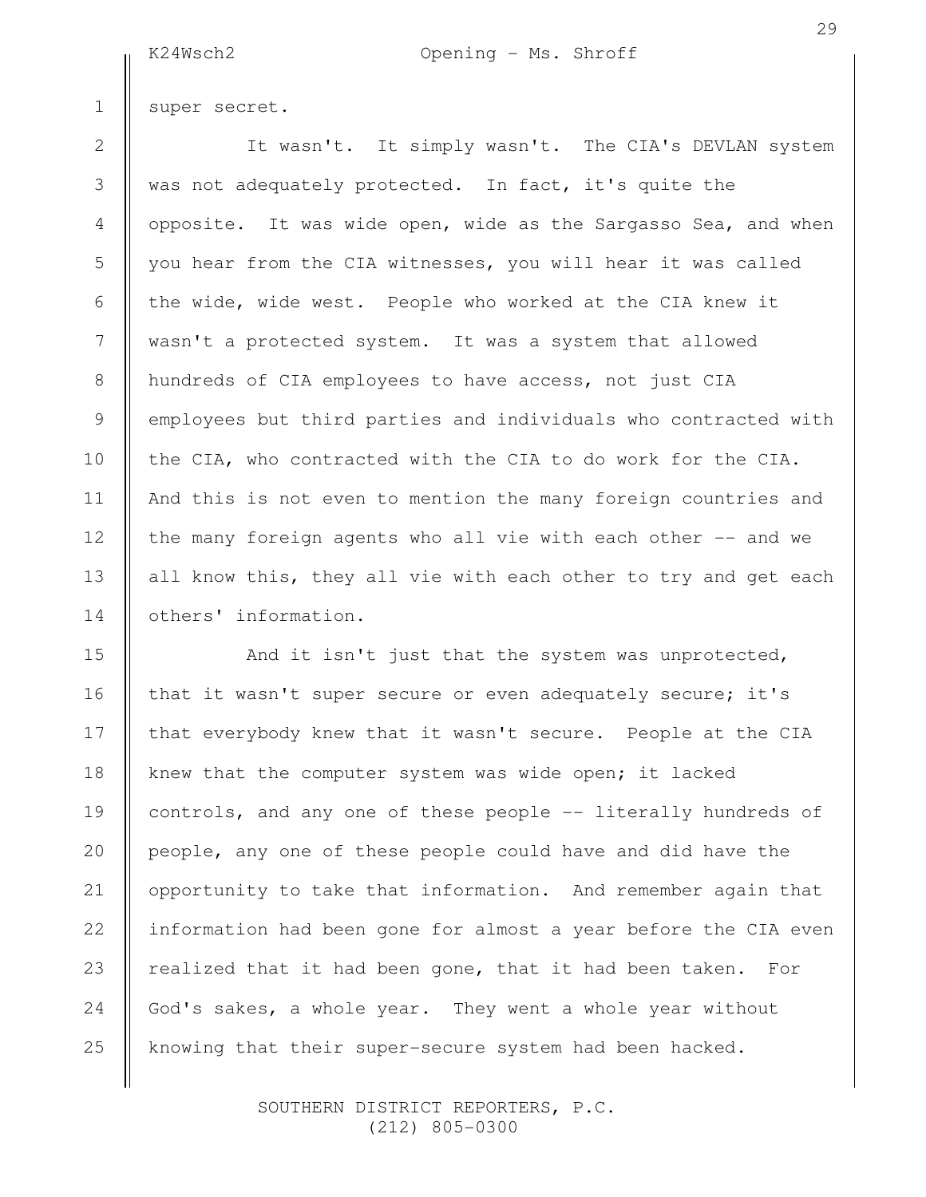super secret.

It wasn't. It simply wasn't. The CIA's DEVLAN system was not adequately protected. In fact, it's quite the opposite. It was wide open, wide as the Sargasso Sea, and when you hear from the CIA witnesses, you will hear it was called the wide, wide west. People who worked at the CIA knew it wasn't a protected system. It was a system that allowed hundreds of CIA employees to have access, not just CIA employees but third parties and individuals who contracted with the CIA, who contracted with the CIA to do work for the CIA. And this is not even to mention the many foreign countries and the many foreign agents who all vie with each other -- and we all know this, they all vie with each other to try and get each others' information.

And it isn't just that the system was unprotected, that it wasn't super secure or even adequately secure; it's that everybody knew that it wasn't secure. People at the CIA knew that the computer system was wide open; it lacked controls, and any one of these people -- literally hundreds of people, any one of these people could have and did have the opportunity to take that information. And remember again that information had been gone for almost a year before the CIA even realized that it had been gone, that it had been taken. For God's sakes, a whole year. They went a whole year without knowing that their super-secure system had been hacked.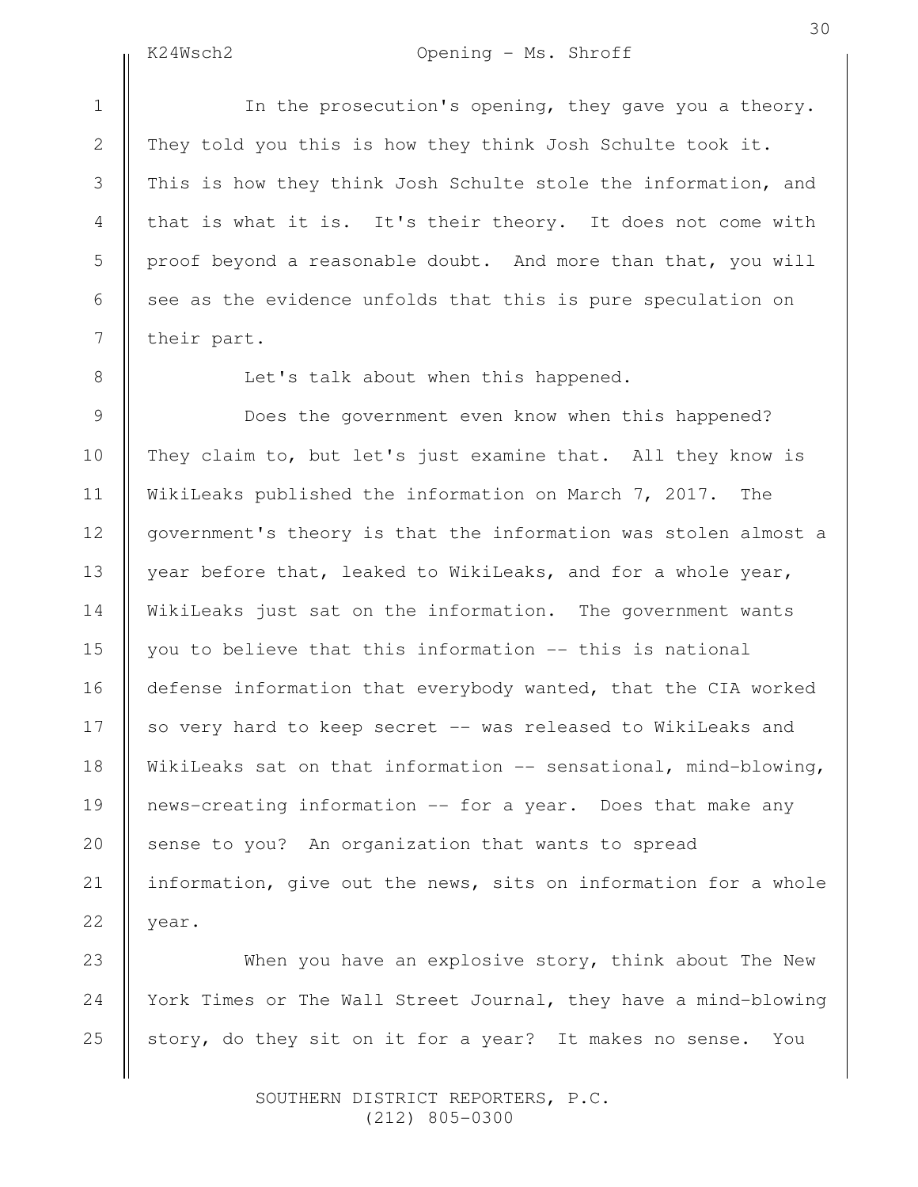In the prosecution's opening, they gave you a theory. They told you this is how they think Josh Schulte took it. This is how they think Josh Schulte stole the information, and that is what it is. It's their theory. It does not come with proof beyond a reasonable doubt. And more than that, you will see as the evidence unfolds that this is pure speculation on their part.

Let's talk about when this happened.

Does the government even know when this happened? They claim to, but let's just examine that. All they know is WikiLeaks published the information on March 7, 2017. The government's theory is that the information was stolen almost a year before that, leaked to WikiLeaks, and for a whole year, WikiLeaks just sat on the information. The government wants you to believe that this information -- this is national defense information that everybody wanted, that the CIA worked so very hard to keep secret -- was released to WikiLeaks and WikiLeaks sat on that information -- sensational, mind-blowing, news-creating information -- for a year. Does that make any sense to you? An organization that wants to spread information, give out the news, sits on information for a whole year.

When you have an explosive story, think about The New York Times or The Wall Street Journal, they have a mind-blowing story, do they sit on it for a year? It makes no sense. You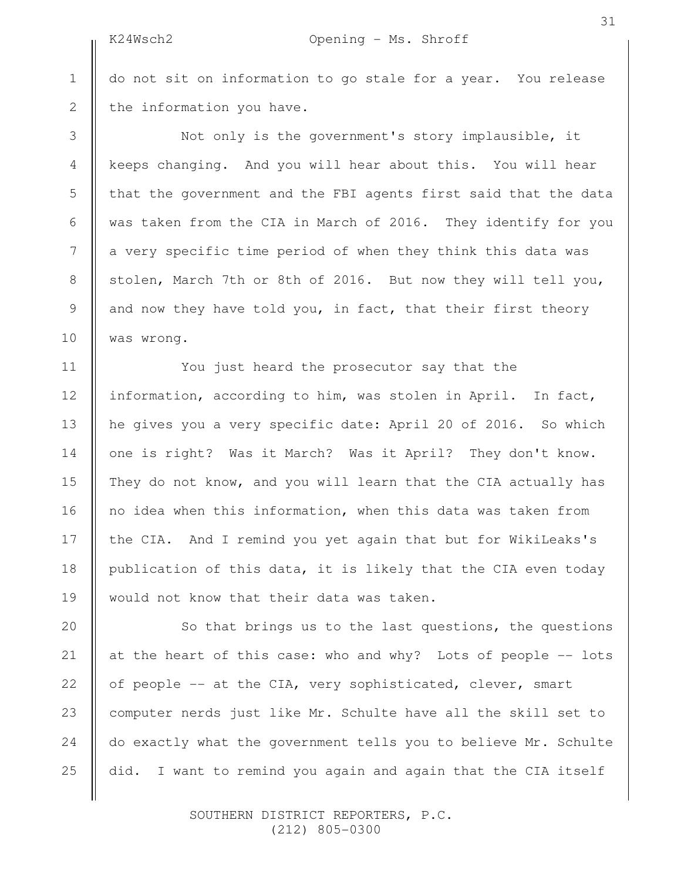do not sit on information to go stale for a year. You release the information you have.

Not only is the government's story implausible, it keeps changing. And you will hear about this. You will hear that the government and the FBI agents first said that the data was taken from the CIA in March of 2016. They identify for you a very specific time period of when they think this data was stolen, March 7th or 8th of 2016. But now they will tell you, and now they have told you, in fact, that their first theory was wrong.

You just heard the prosecutor say that the information, according to him, was stolen in April. In fact, he gives you a very specific date: April 20 of 2016. So which one is right? Was it March? Was it April? They don't know. They do not know, and you will learn that the CIA actually has no idea when this information, when this data was taken from the CIA. And I remind you yet again that but for WikiLeaks's publication of this data, it is likely that the CIA even today would not know that their data was taken.

So that brings us to the last questions, the questions at the heart of this case: who and why? Lots of people -- lots of people -- at the CIA, very sophisticated, clever, smart computer nerds just like Mr. Schulte have all the skill set to do exactly what the government tells you to believe Mr. Schulte did. I want to remind you again and again that the CIA itself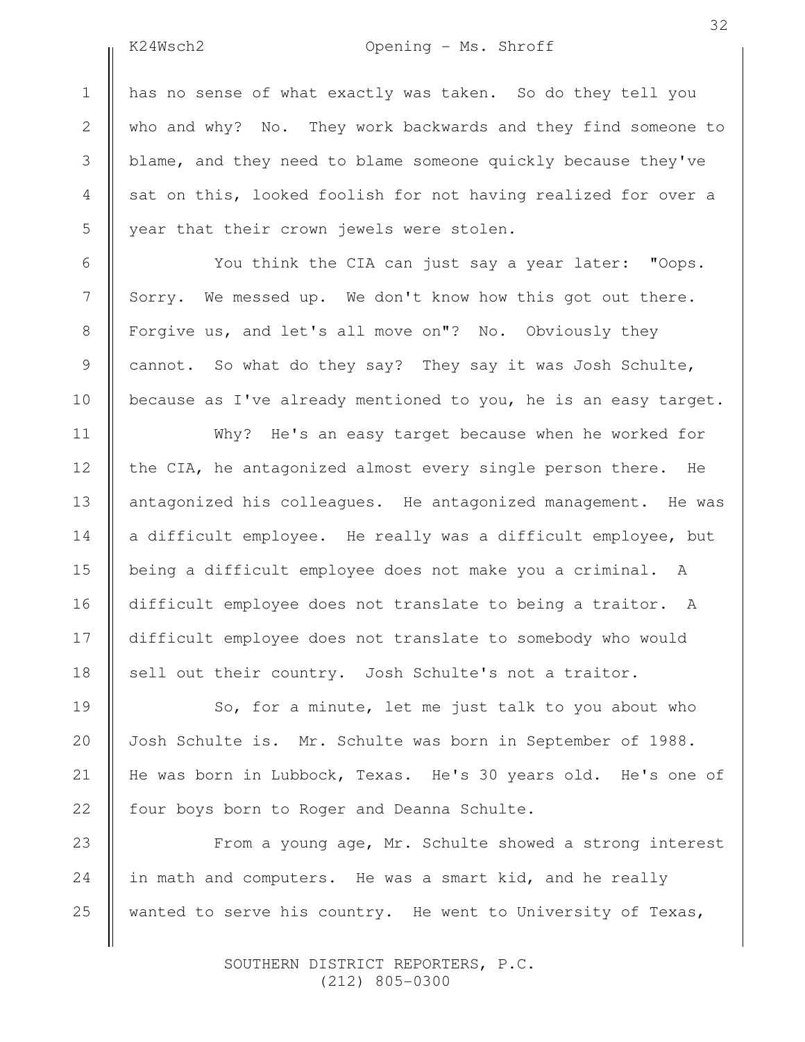has no sense of what exactly was taken. So do they tell you who and why? No. They work backwards and they find someone to blame, and they need to blame someone quickly because they've sat on this, looked foolish for not having realized for over a year that their crown jewels were stolen.

You think the CIA can just say a year later: "Oops. Sorry. We messed up. We don't know how this got out there. Forgive us, and let's all move on"? No. Obviously they cannot. So what do they say? They say it was Josh Schulte, because as I've already mentioned to you, he is an easy target.

Why? He's an easy target because when he worked for the CIA, he antagonized almost every single person there. He antagonized his colleagues. He antagonized management. He was a difficult employee. He really was a difficult employee, but being a difficult employee does not make you a criminal. A difficult employee does not translate to being a traitor. A difficult employee does not translate to somebody who would sell out their country. Josh Schulte's not a traitor.

So, for a minute, let me just talk to you about who Josh Schulte is. Mr. Schulte was born in September of 1988. He was born in Lubbock, Texas. He's 30 years old. He's one of four boys born to Roger and Deanna Schulte.

From a young age, Mr. Schulte showed a strong interest in math and computers. He was a smart kid, and he really wanted to serve his country. He went to University of Texas,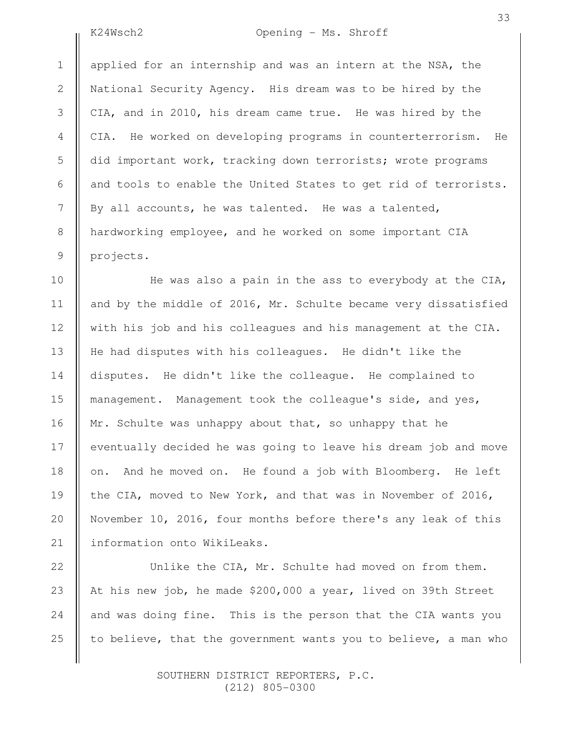applied for an internship and was an intern at the NSA, the National Security Agency. His dream was to be hired by the CIA, and in 2010, his dream came true. He was hired by the CIA. He worked on developing programs in counterterrorism. He did important work, tracking down terrorists; wrote programs and tools to enable the United States to get rid of terrorists. By all accounts, he was talented. He was a talented, hardworking employee, and he worked on some important CIA projects.

He was also a pain in the ass to everybody at the CIA, and by the middle of 2016, Mr. Schulte became very dissatisfied with his job and his colleagues and his management at the CIA. He had disputes with his colleagues. He didn't like the disputes. He didn't like the colleague. He complained to management. Management took the colleague's side, and yes, Mr. Schulte was unhappy about that, so unhappy that he eventually decided he was going to leave his dream job and move on. And he moved on. He found a job with Bloomberg. He left the CIA, moved to New York, and that was in November of 2016, November 10, 2016, four months before there's any leak of this information onto WikiLeaks.

Unlike the CIA, Mr. Schulte had moved on from them. At his new job, he made $200,000 a year, lived on 39th Street and was doing fine. This is the person that the CIA wants you to believe, that the government wants you to believe, a man who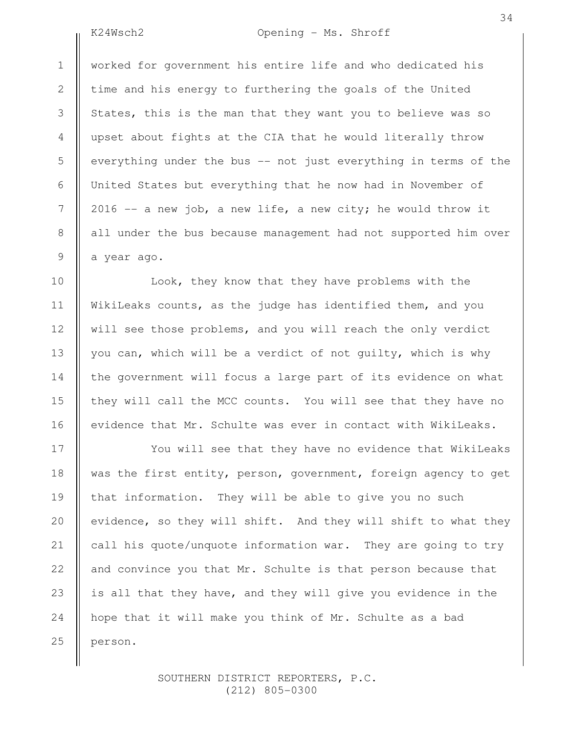worked for government his entire life and who dedicated his time and his energy to furthering the goals of the United States, this is the man that they want you to believe was so upset about fights at the CIA that he would literally throw everything under the bus -- not just everything in terms of the United States but everything that he now had in November of 2016 -- a new job, a new life, a new city; he would throw it all under the bus because management had not supported him over a year ago.

Look, they know that they have problems with the WikiLeaks counts, as the judge has identified them, and you will see those problems, and you will reach the only verdict you can, which will be a verdict of not guilty, which is why the government will focus a large part of its evidence on what they will call the MCC counts. You will see that they have no evidence that Mr. Schulte was ever in contact with WikiLeaks.

You will see that they have no evidence that WikiLeaks was the first entity, person, government, foreign agency to get that information. They will be able to give you no such evidence, so they will shift. And they will shift to what they call his quote/unquote information war. They are going to try and convince you that Mr. Schulte is that person because that is all that they have, and they will give you evidence in the hope that it will make you think of Mr. Schulte as a bad person.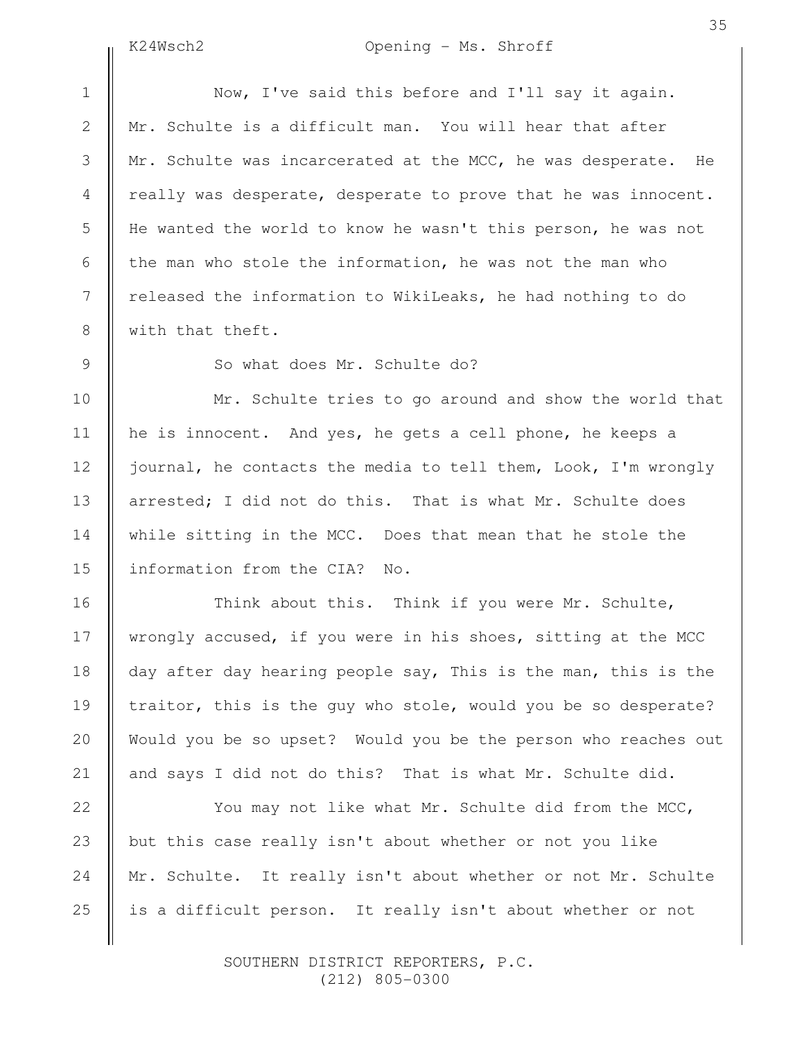Now, I've said this before and I'll say it again. Mr. Schulte is a difficult man. You will hear that after Mr. Schulte was incarcerated at the MCC, he was desperate. He really was desperate, desperate to prove that he was innocent. He wanted the world to know he wasn't this person, he was not the man who stole the information, he was not the man who released the information to WikiLeaks, he had nothing to do with that theft.

So what does Mr. Schulte do?

Mr. Schulte tries to go around and show the world that he is innocent. And yes, he gets a cell phone, he keeps a journal, he contacts the media to tell them, Look, I'm wrongly arrested; I did not do this. That is what Mr. Schulte does while sitting in the MCC. Does that mean that he stole the information from the CIA? No.

Think about this. Think if you were Mr. Schulte, wrongly accused, if you were in his shoes, sitting at the MCC day after day hearing people say, This is the man, this is the traitor, this is the guy who stole, would you be so desperate? Would you be so upset? Would you be the person who reaches out and says I did not do this? That is what Mr. Schulte did.

You may not like what Mr. Schulte did from the MCC, but this case really isn't about whether or not you like Mr. Schulte. It really isn't about whether or not Mr. Schulte is a difficult person. It really isn't about whether or not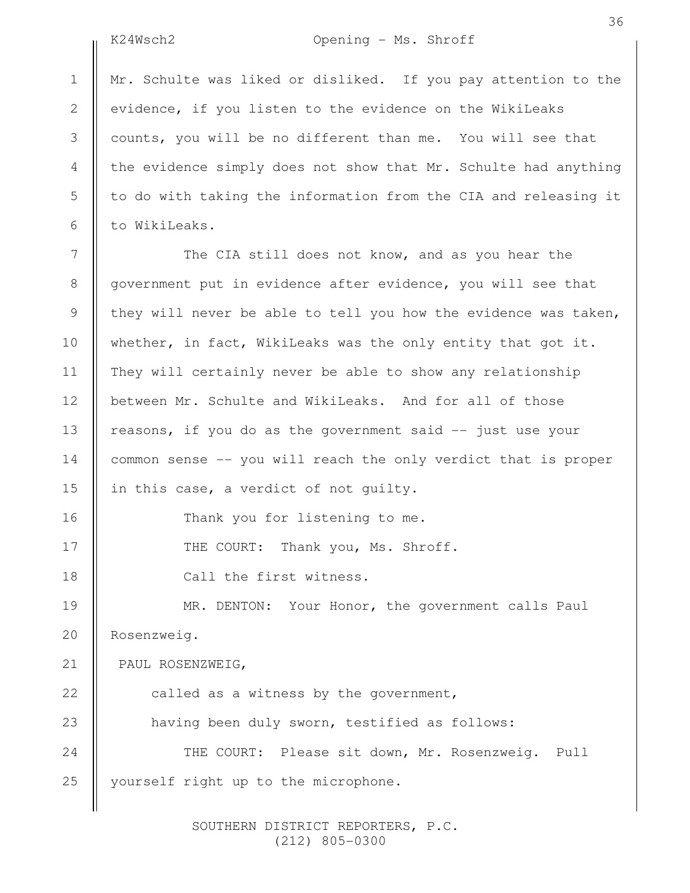Mr. Schulte was liked or disliked. If you pay attention to the evidence, if you listen to the evidence on the WikiLeaks counts, you will be no different than me. You will see that the evidence simply does not show that Mr. Schulte had anything to do with taking the information from the CIA and releasing it to WikiLeaks.

The CIA still does not know, and as you hear the government put in evidence after evidence, you will see that they will never be able to tell you how the evidence was taken, whether, in fact, WikiLeaks was the only entity that got it. They will certainly never be able to show any relationship between Mr. Schulte and WikiLeaks. And for all of those reasons, if you do as the government said -- just use your common sense -- you will reach the only verdict that is proper in this case, a verdict of not guilty.

Thank you for listening to me.

THE COURT: Thank you, Ms. Shroff.

Call the first witness.

MR. DENTON: Your Honor, the government calls Paul Rosenzweig.

PAUL ROSENZWEIG,

called as a witness by the government,

having been duly sworn, testified as follows:

THE COURT: Please sit down, Mr. Rosenzweig. Pull yourself right up to the microphone.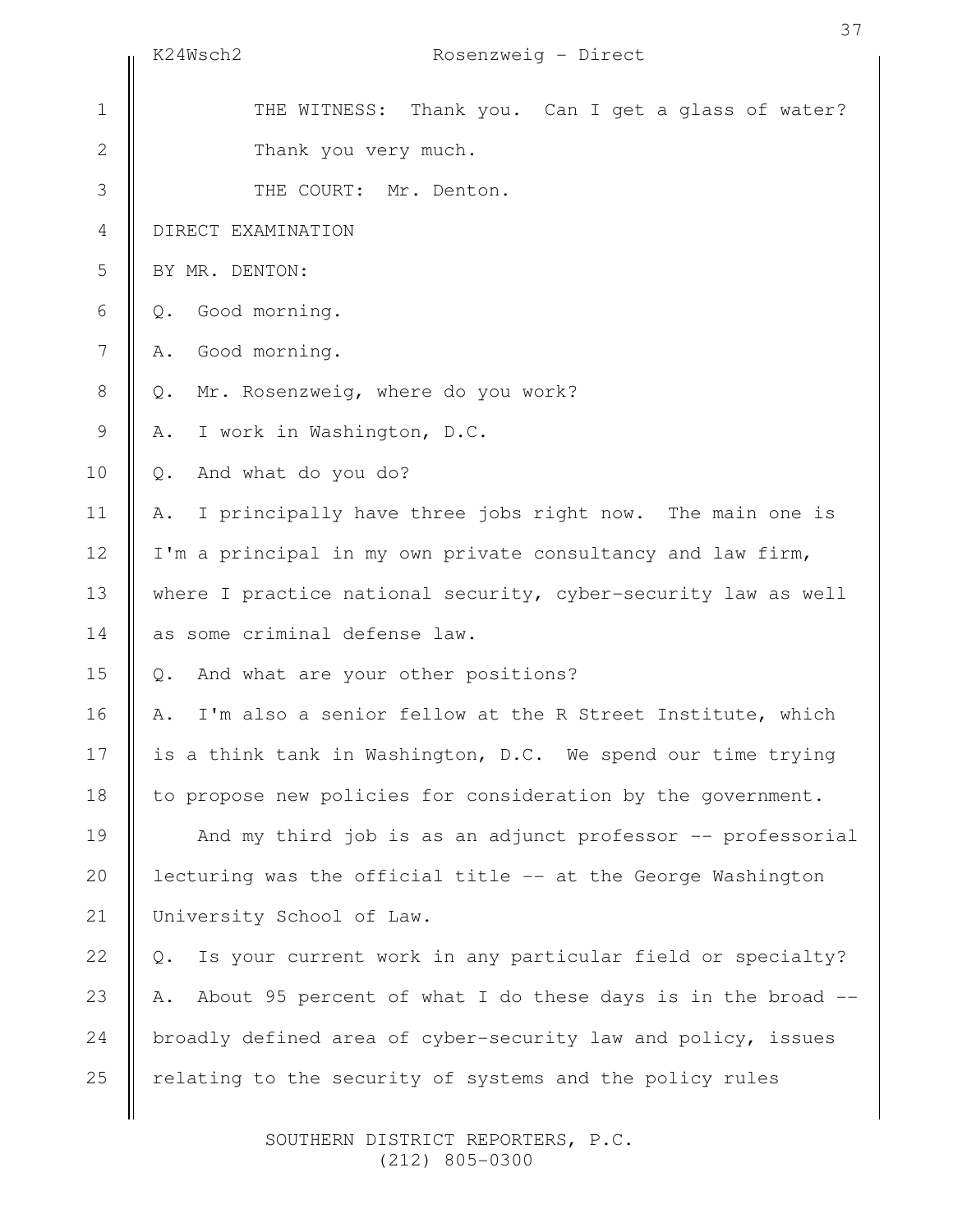THE WITNESS: Thank you. Can I get a glass of water? Thank you very much.

THE COURT: Mr. Denton.

DIRECT EXAMINATION

BY MR. DENTON:

Q. Good morning.

A. Good morning.

Q. Mr. Rosenzweig, where do you work?

A. I work in Washington, D.C.

Q. And what do you do?

A. I principally have three jobs right now. The main one is I'm a principal in my own private consultancy and law firm, where I practice national security, cyber-security law as well as some criminal defense law.

Q. And what are your other positions?

A. I'm also a senior fellow at the R Street Institute, which is a think tank in Washington, D.C. We spend our time trying to propose new policies for consideration by the government.

And my third job is as an adjunct professor -- professorial lecturing was the official title -- at the George Washington University School of Law.

Q. Is your current work in any particular field or specialty?

A. About 95 percent of what I do these days is in the broad -- broadly defined area of cyber-security law and policy, issues relating to the security of systems and the policy rules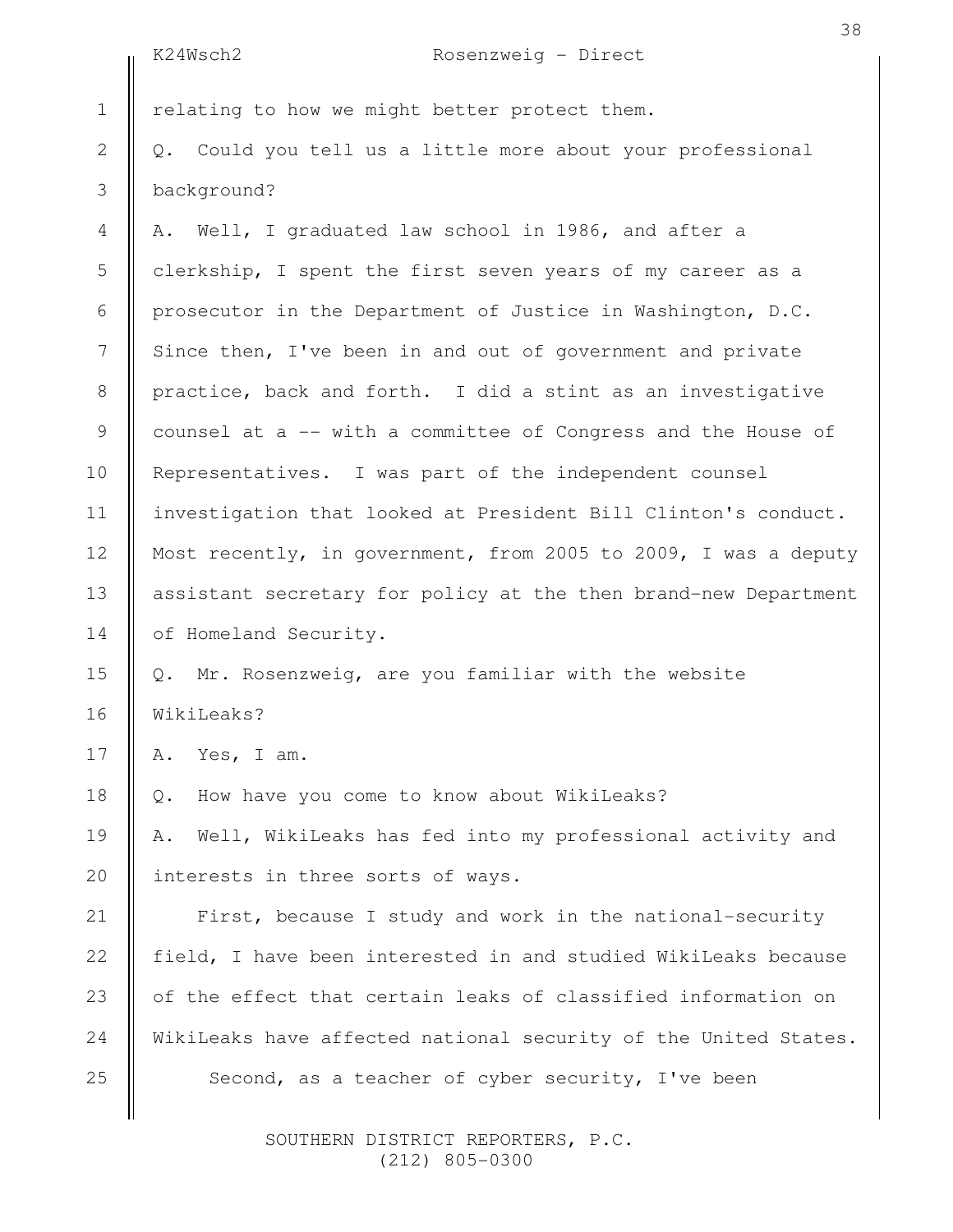relating to how we might better protect them.

Q. Could you tell us a little more about your professional background?

A. Well, I graduated law school in 1986, and after a clerkship, I spent the first seven years of my career as a prosecutor in the Department of Justice in Washington, D.C. Since then, I've been in and out of government and private practice, back and forth. I did a stint as an investigative counsel at a -- with a committee of Congress and the House of Representatives. I was part of the independent counsel investigation that looked at President Bill Clinton's conduct. Most recently, in government, from 2005 to 2009, I was a deputy assistant secretary for policy at the then brand-new Department of Homeland Security.

Q. Mr. Rosenzweig, are you familiar with the website WikiLeaks?

A. Yes, I am.

Q. How have you come to know about WikiLeaks?

A. Well, WikiLeaks has fed into my professional activity and interests in three sorts of ways.

First, because I study and work in the national-security field, I have been interested in and studied WikiLeaks because of the effect that certain leaks of classified information on WikiLeaks have affected national security of the United States.

Second, as a teacher of cyber security, I've been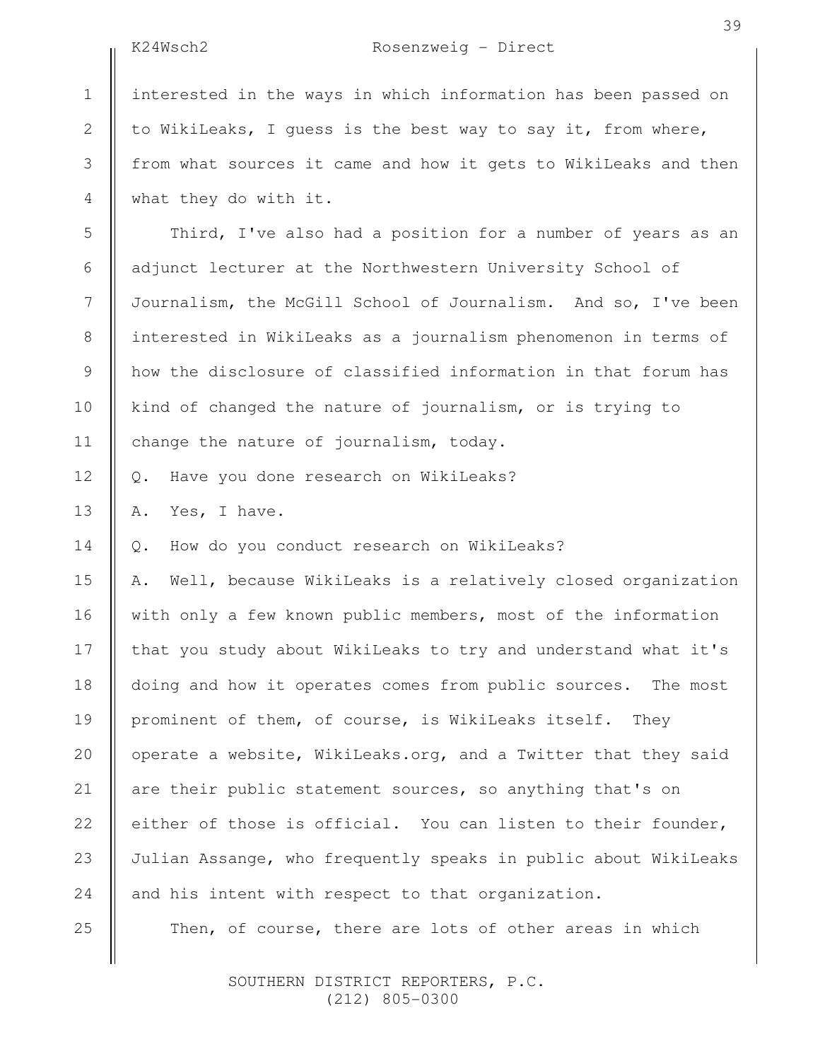interested in the ways in which information has been passed on to WikiLeaks, I guess is the best way to say it, from where, from what sources it came and how it gets to WikiLeaks and then what they do with it.

Third, I've also had a position for a number of years as an adjunct lecturer at the Northwestern University School of Journalism, the McGill School of Journalism. And so, I've been interested in WikiLeaks as a journalism phenomenon in terms of how the disclosure of classified information in that forum has kind of changed the nature of journalism, or is trying to change the nature of journalism, today.

Q. Have you done research on WikiLeaks?

A. Yes, I have.

Q. How do you conduct research on WikiLeaks?

A. Well, because WikiLeaks is a relatively closed organization with only a few known public members, most of the information that you study about WikiLeaks to try and understand what it's doing and how it operates comes from public sources. The most prominent of them, of course, is WikiLeaks itself. They operate a website, WikiLeaks.org, and a Twitter that they said are their public statement sources, so anything that's on either of those is official. You can listen to their founder, Julian Assange, who frequently speaks in public about WikiLeaks and his intent with respect to that organization.

Then, of course, there are lots of other areas in which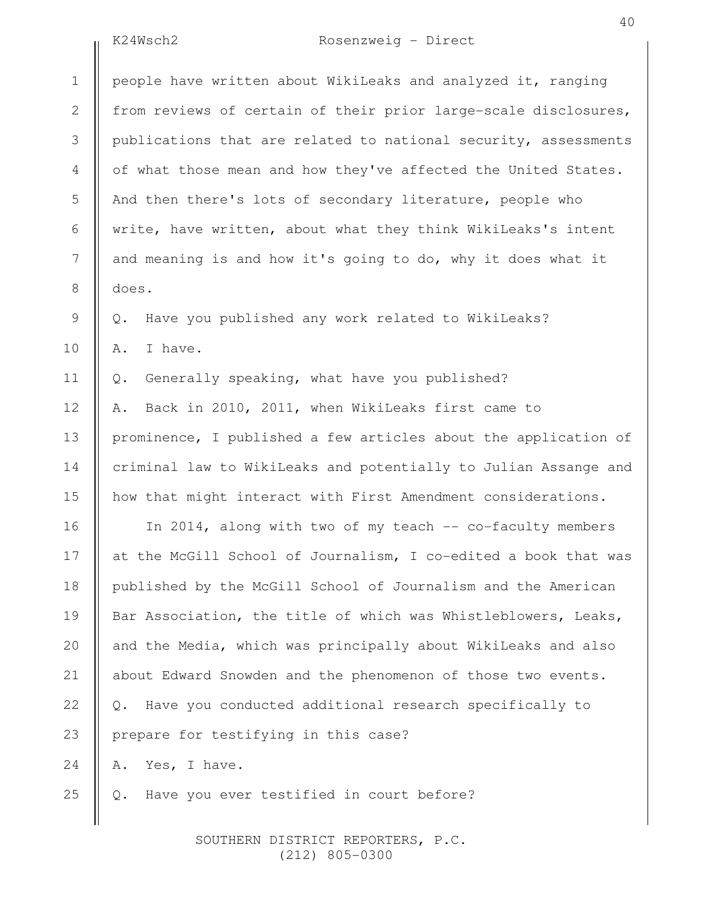people have written about WikiLeaks and analyzed it, ranging from reviews of certain of their prior large-scale disclosures, publications that are related to national security, assessments of what those mean and how they've affected the United States. And then there's lots of secondary literature, people who write, have written, about what they think WikiLeaks's intent and meaning is and how it's going to do, why it does what it does.

Q. Have you published any work related to WikiLeaks?

A. I have.

Q. Generally speaking, what have you published?

A. Back in 2010, 2011, when WikiLeaks first came to prominence, I published a few articles about the application of criminal law to WikiLeaks and potentially to Julian Assange and how that might interact with First Amendment considerations.

In 2014, along with two of my teach -- co-faculty members at the McGill School of Journalism, I co-edited a book that was published by the McGill School of Journalism and the American Bar Association, the title of which was Whistleblowers, Leaks, and the Media, which was principally about WikiLeaks and also about Edward Snowden and the phenomenon of those two events.

Q. Have you conducted additional research specifically to prepare for testifying in this case?

A. Yes, I have.

Q. Have you ever testified in court before?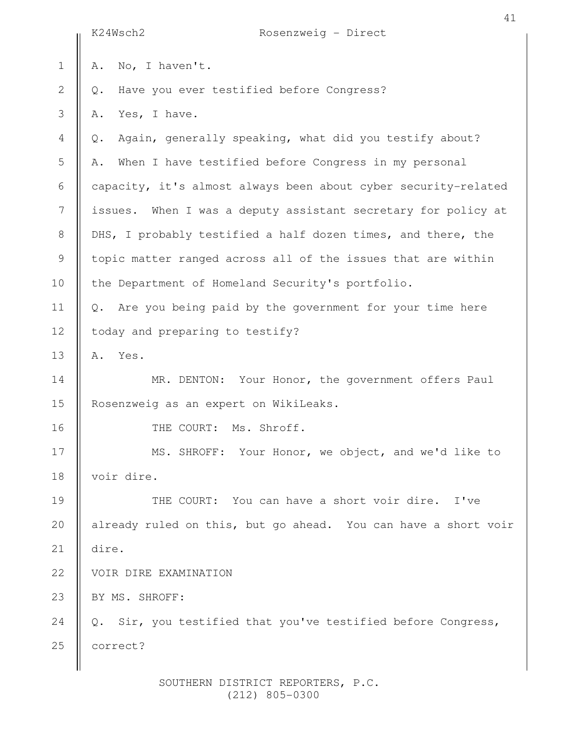A. No, I haven't.

Q. Have you ever testified before Congress?

A. Yes, I have.

Q. Again, generally speaking, what did you testify about?

A. When I have testified before Congress in my personal capacity, it's almost always been about cyber security-related issues. When I was a deputy assistant secretary for policy at DHS, I probably testified a half dozen times, and there, the topic matter ranged across all of the issues that are within the Department of Homeland Security's portfolio.

Q. Are you being paid by the government for your time here today and preparing to testify?

A. Yes.

MR. DENTON: Your Honor, the government offers Paul Rosenzweig as an expert on WikiLeaks.

THE COURT: Ms. Shroff.

MS. SHROFF: Your Honor, we object, and we'd like to voir dire.

THE COURT: You can have a short voir dire. I've already ruled on this, but go ahead. You can have a short voir dire.

VOIR DIRE EXAMINATION

BY MS. SHROFF:

Q. Sir, you testified that you've testified before Congress, correct?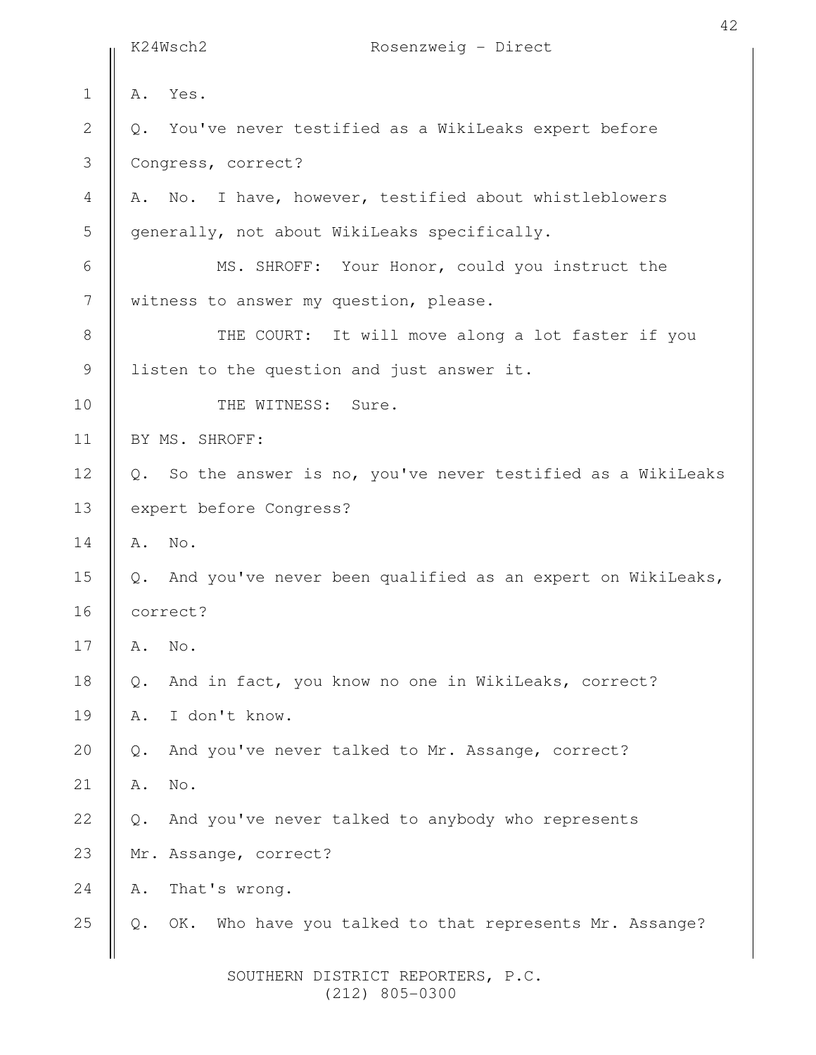A. Yes.

Q. You've never testified as a WikiLeaks expert before Congress, correct?

A. No. I have, however, testified about whistleblowers generally, not about WikiLeaks specifically.

MS. SHROFF: Your Honor, could you instruct the witness to answer my question, please.

THE COURT: It will move along a lot faster if you listen to the question and just answer it.

THE WITNESS: Sure.

BY MS. SHROFF:

Q. So the answer is no, you've never testified as a WikiLeaks expert before Congress?

A. No.

Q. And you've never been qualified as an expert on WikiLeaks, correct?

A. No.

Q. And in fact, you know no one in WikiLeaks, correct?

A. I don't know.

Q. And you've never talked to Mr. Assange, correct?

A. No.

Q. And you've never talked to anybody who represents Mr. Assange, correct?

A. That's wrong.

Q. OK. Who have you talked to that represents Mr. Assange?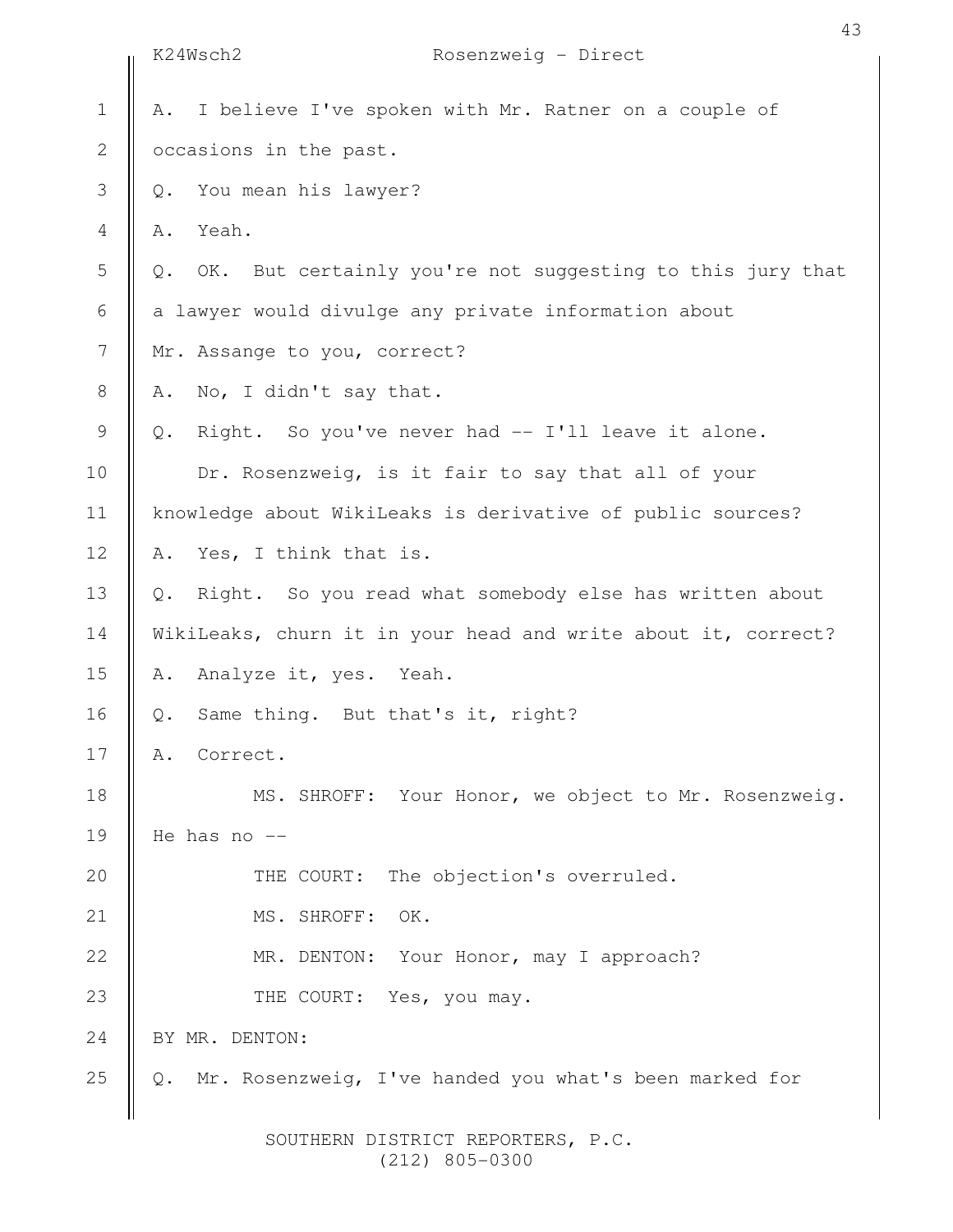A. I believe I've spoken with Mr. Ratner on a couple of occasions in the past.

Q. You mean his lawyer?

A. Yeah.

Q. OK. But certainly you're not suggesting to this jury that a lawyer would divulge any private information about Mr. Assange to you, correct?

A. No, I didn't say that.

Q. Right. So you've never had -- I'll leave it alone.

Dr. Rosenzweig, is it fair to say that all of your knowledge about WikiLeaks is derivative of public sources?

A. Yes, I think that is.

Q. Right. So you read what somebody else has written about WikiLeaks, churn it in your head and write about it, correct?

A. Analyze it, yes. Yeah.

Q. Same thing. But that's it, right?

A. Correct.

MS. SHROFF: Your Honor, we object to Mr. Rosenzweig. He has no --

THE COURT: The objection's overruled.

MS. SHROFF: OK.

MR. DENTON: Your Honor, may I approach?

THE COURT: Yes, you may.

BY MR. DENTON:

Q. Mr. Rosenzweig, I've handed you what's been marked for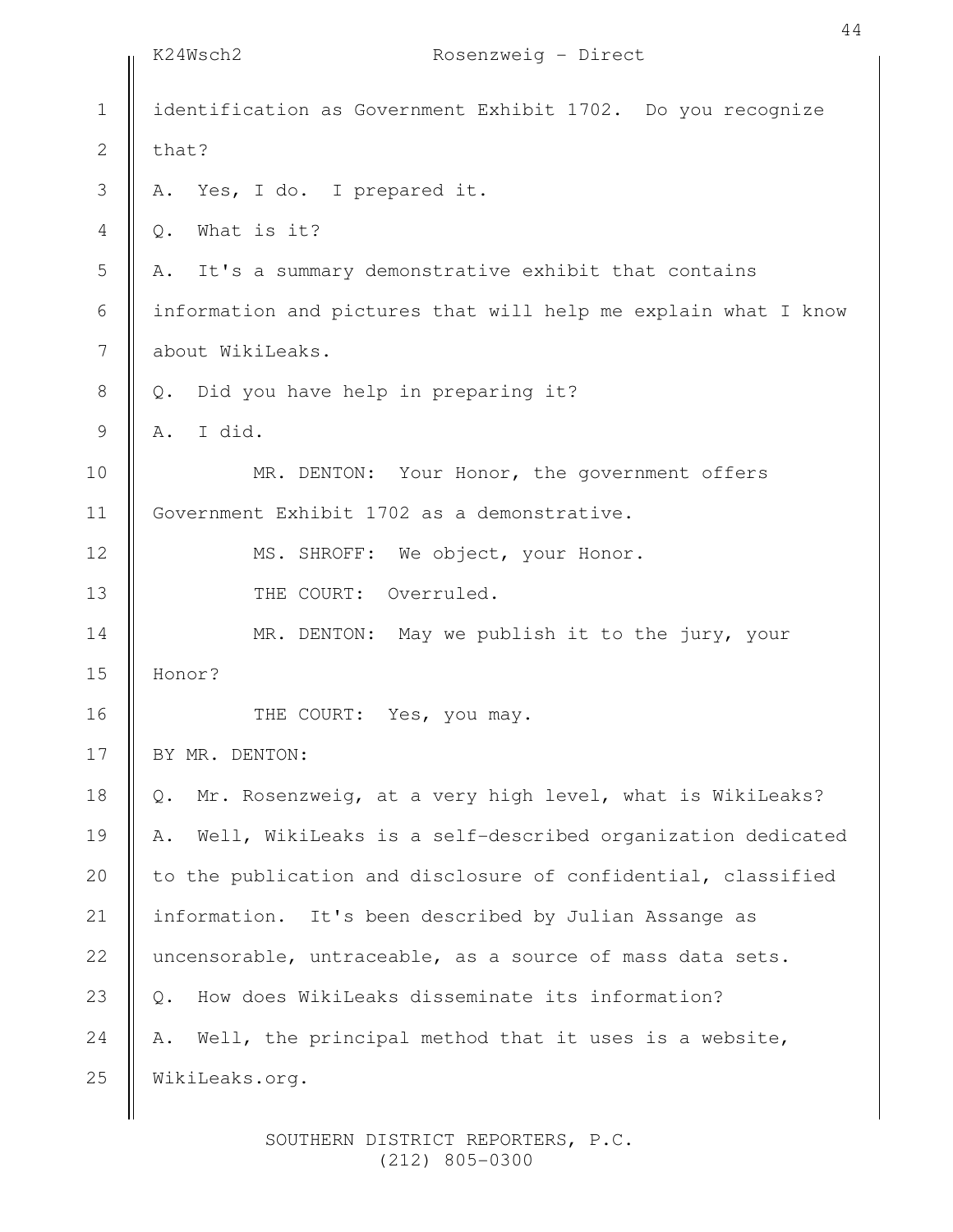identification as Government Exhibit 1702. Do you recognize that?

A. Yes, I do. I prepared it.

Q. What is it?

A. It's a summary demonstrative exhibit that contains information and pictures that will help me explain what I know about WikiLeaks.

Q. Did you have help in preparing it?

A. I did.

MR. DENTON: Your Honor, the government offers Government Exhibit 1702 as a demonstrative.

MS. SHROFF: We object, your Honor.

THE COURT: Overruled.

MR. DENTON: May we publish it to the jury, your Honor?

THE COURT: Yes, you may.

BY MR. DENTON:

Q. Mr. Rosenzweig, at a very high level, what is WikiLeaks?

A. Well, WikiLeaks is a self-described organization dedicated to the publication and disclosure of confidential, classified information. It's been described by Julian Assange as uncensorable, untraceable, as a source of mass data sets.

Q. How does WikiLeaks disseminate its information?

A. Well, the principal method that it uses is a website, WikiLeaks.org.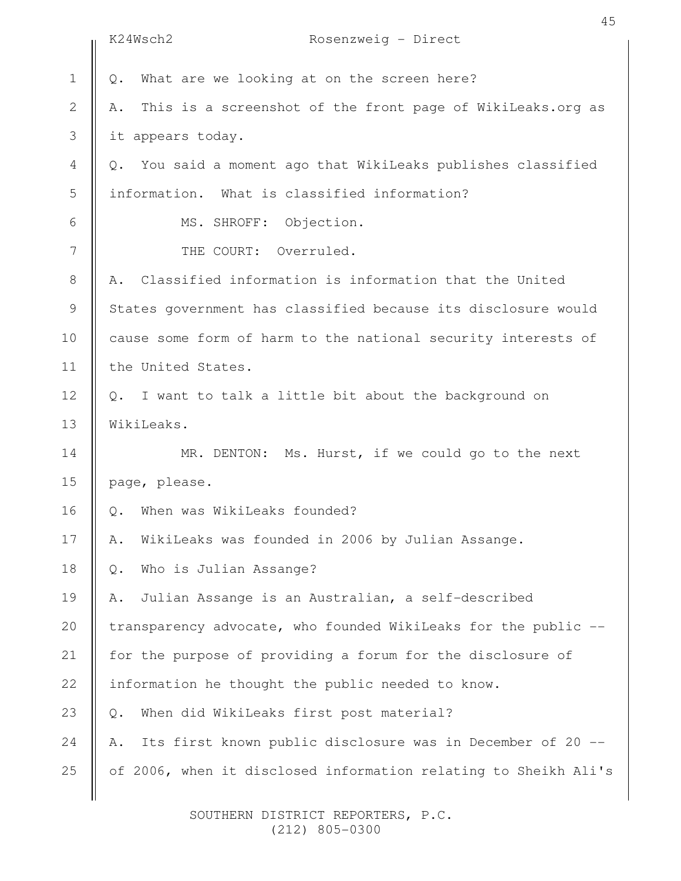Q. What are we looking at on the screen here?

A. This is a screenshot of the front page of WikiLeaks.org as it appears today.

Q. You said a moment ago that WikiLeaks publishes classified information. What is classified information?

MS. SHROFF: Objection.

THE COURT: Overruled.

A. Classified information is information that the United States government has classified because its disclosure would cause some form of harm to the national security interests of the United States.

Q. I want to talk a little bit about the background on WikiLeaks.

MR. DENTON: Ms. Hurst, if we could go to the next page, please.

Q. When was WikiLeaks founded?

A. WikiLeaks was founded in 2006 by Julian Assange.

Q. Who is Julian Assange?

A. Julian Assange is an Australian, a self-described transparency advocate, who founded WikiLeaks for the public -- for the purpose of providing a forum for the disclosure of information he thought the public needed to know.

Q. When did WikiLeaks first post material?

A. Its first known public disclosure was in December of 20 -- of 2006, when it disclosed information relating to Sheikh Ali's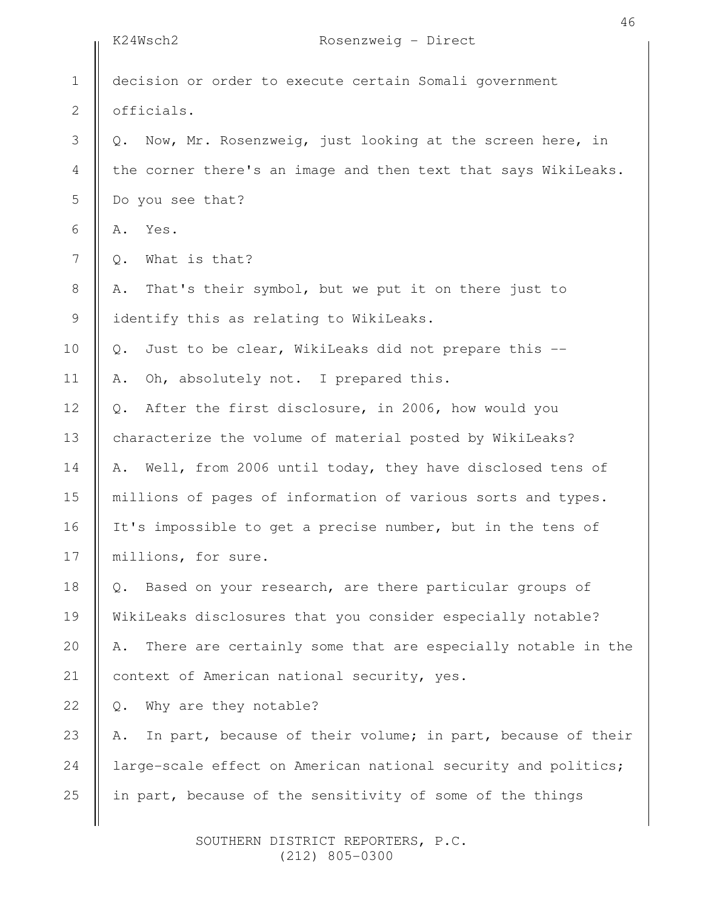decision or order to execute certain Somali government officials.

Q. Now, Mr. Rosenzweig, just looking at the screen here, in the corner there's an image and then text that says WikiLeaks. Do you see that?

A. Yes.

Q. What is that?

A. That's their symbol, but we put it on there just to identify this as relating to WikiLeaks.

Q. Just to be clear, WikiLeaks did not prepare this --

A. Oh, absolutely not. I prepared this.

Q. After the first disclosure, in 2006, how would you characterize the volume of material posted by WikiLeaks?

A. Well, from 2006 until today, they have disclosed tens of millions of pages of information of various sorts and types. It's impossible to get a precise number, but in the tens of millions, for sure.

Q. Based on your research, are there particular groups of WikiLeaks disclosures that you consider especially notable?

A. There are certainly some that are especially notable in the context of American national security, yes.

Q. Why are they notable?

A. In part, because of their volume; in part, because of their large-scale effect on American national security and politics; in part, because of the sensitivity of some of the things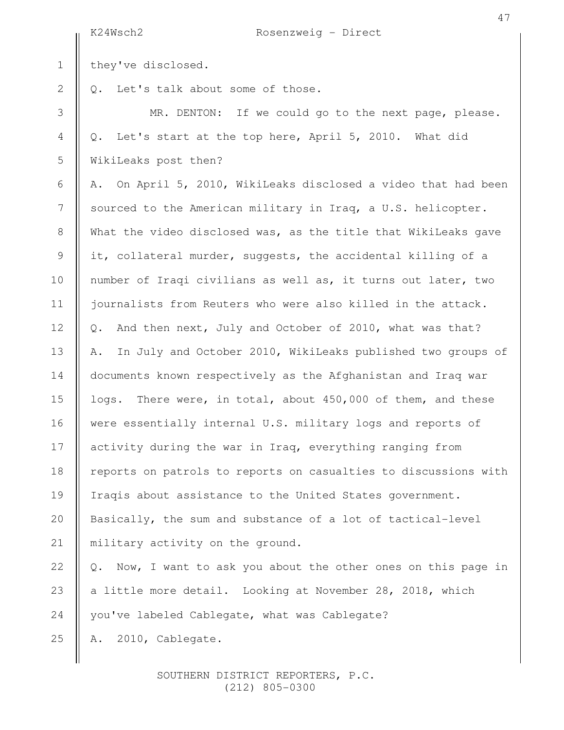they've disclosed.

Q. Let's talk about some of those.

MR. DENTON: If we could go to the next page, please.

Q. Let's start at the top here, April 5, 2010. What did WikiLeaks post then?

A. On April 5, 2010, WikiLeaks disclosed a video that had been sourced to the American military in Iraq, a U.S. helicopter. What the video disclosed was, as the title that WikiLeaks gave it, collateral murder, suggests, the accidental killing of a number of Iraqi civilians as well as, it turns out later, two journalists from Reuters who were also killed in the attack.

Q. And then next, July and October of 2010, what was that?

A. In July and October 2010, WikiLeaks published two groups of documents known respectively as the Afghanistan and Iraq war logs. There were, in total, about 450,000 of them, and these were essentially internal U.S. military logs and reports of activity during the war in Iraq, everything ranging from reports on patrols to reports on casualties to discussions with Iraqis about assistance to the United States government. Basically, the sum and substance of a lot of tactical-level military activity on the ground.

Q. Now, I want to ask you about the other ones on this page in a little more detail. Looking at November 28, 2018, which you've labeled Cablegate, what was Cablegate?

A. 2010, Cablegate.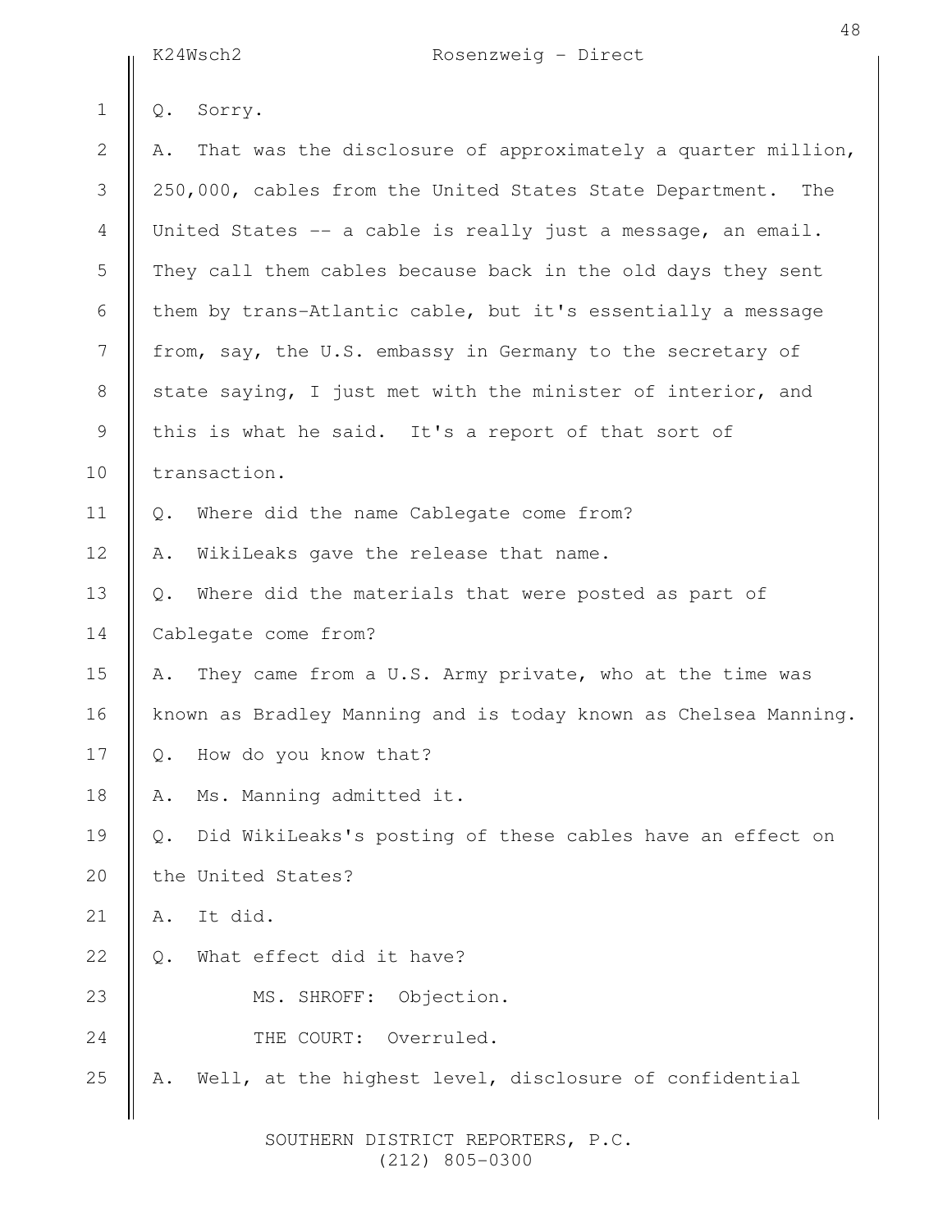Q. Sorry.

A. That was the disclosure of approximately a quarter million, 250,000, cables from the United States State Department. The United States -- a cable is really just a message, an email. They call them cables because back in the old days they sent them by trans-Atlantic cable, but it's essentially a message from, say, the U.S. embassy in Germany to the secretary of state saying, I just met with the minister of interior, and this is what he said. It's a report of that sort of transaction.

Q. Where did the name Cablegate come from?

A. WikiLeaks gave the release that name.

Q. Where did the materials that were posted as part of Cablegate come from?

A. They came from a U.S. Army private, who at the time was known as Bradley Manning and is today known as Chelsea Manning.

Q. How do you know that?

A. Ms. Manning admitted it.

Q. Did WikiLeaks's posting of these cables have an effect on the United States?

A. It did.

Q. What effect did it have?

MS. SHROFF: Objection.

THE COURT: Overruled.

A. Well, at the highest level, disclosure of confidential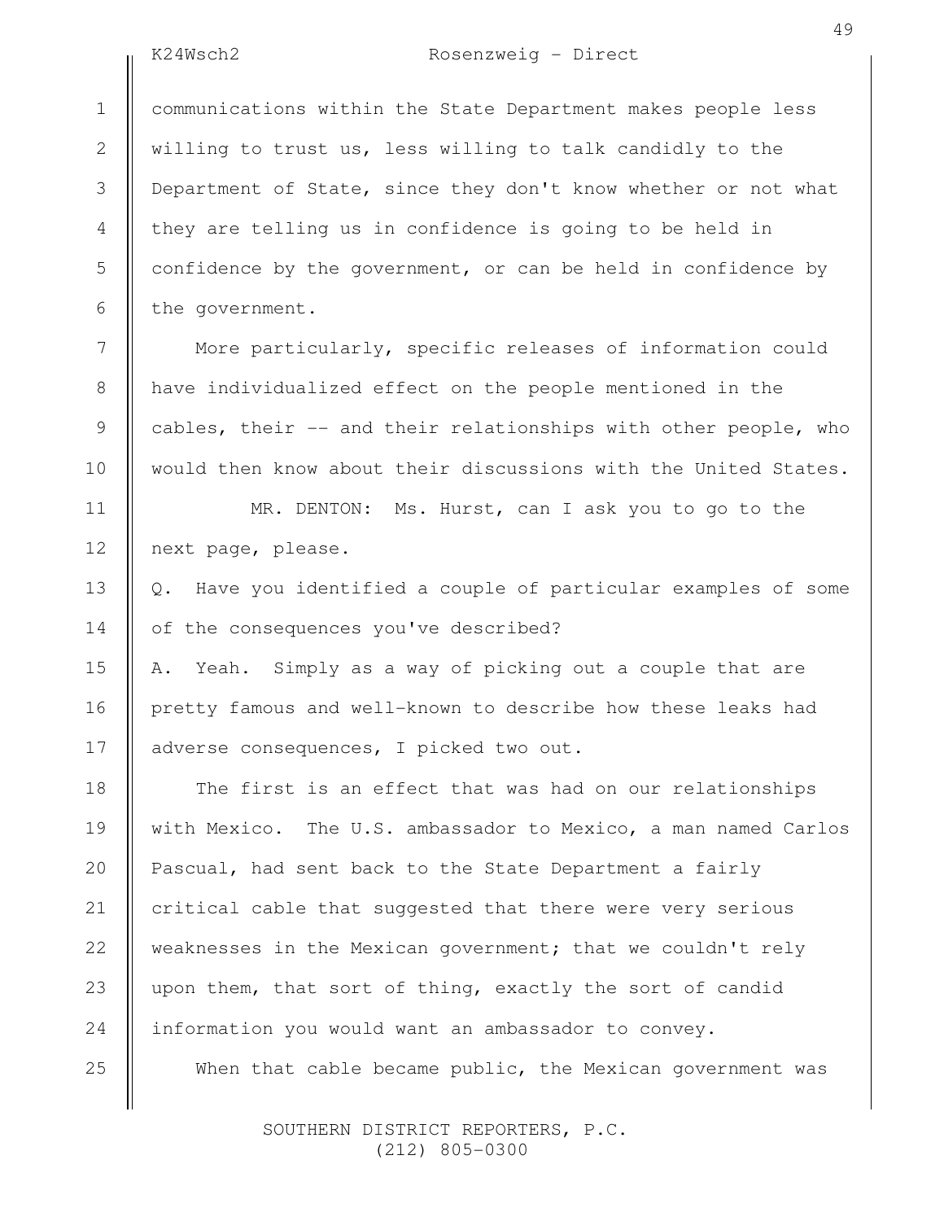communications within the State Department makes people less willing to trust us, less willing to talk candidly to the Department of State, since they don't know whether or not what they are telling us in confidence is going to be held in confidence by the government, or can be held in confidence by the government.

More particularly, specific releases of information could have individualized effect on the people mentioned in the cables, their -- and their relationships with other people, who would then know about their discussions with the United States.

MR. DENTON: Ms. Hurst, can I ask you to go to the next page, please.

Q. Have you identified a couple of particular examples of some of the consequences you've described?

A. Yeah. Simply as a way of picking out a couple that are pretty famous and well-known to describe how these leaks had adverse consequences, I picked two out.

The first is an effect that was had on our relationships with Mexico. The U.S. ambassador to Mexico, a man named Carlos Pascual, had sent back to the State Department a fairly critical cable that suggested that there were very serious weaknesses in the Mexican government; that we couldn't rely upon them, that sort of thing, exactly the sort of candid information you would want an ambassador to convey.

When that cable became public, the Mexican government was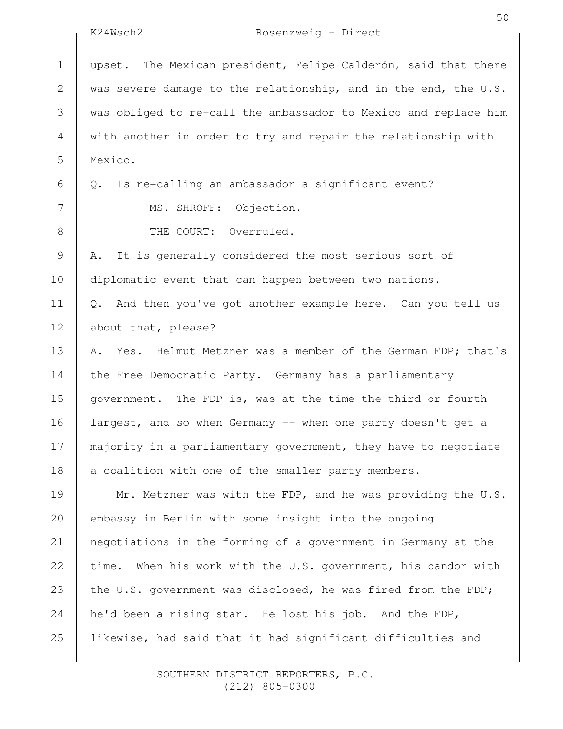upset. The Mexican president, Felipe Calderón, said that there was severe damage to the relationship, and in the end, the U.S. was obliged to re-call the ambassador to Mexico and replace him with another in order to try and repair the relationship with Mexico.

Q. Is re-calling an ambassador a significant event?

MS. SHROFF: Objection.

THE COURT: Overruled.

A. It is generally considered the most serious sort of diplomatic event that can happen between two nations.

Q. And then you've got another example here. Can you tell us about that, please?

A. Yes. Helmut Metzner was a member of the German FDP; that's the Free Democratic Party. Germany has a parliamentary government. The FDP is, was at the time the third or fourth largest, and so when Germany -- when one party doesn't get a majority in a parliamentary government, they have to negotiate a coalition with one of the smaller party members.

Mr. Metzner was with the FDP, and he was providing the U.S. embassy in Berlin with some insight into the ongoing negotiations in the forming of a government in Germany at the time. When his work with the U.S. government, his candor with the U.S. government was disclosed, he was fired from the FDP; he'd been a rising star. He lost his job. And the FDP, likewise, had said that it had significant difficulties and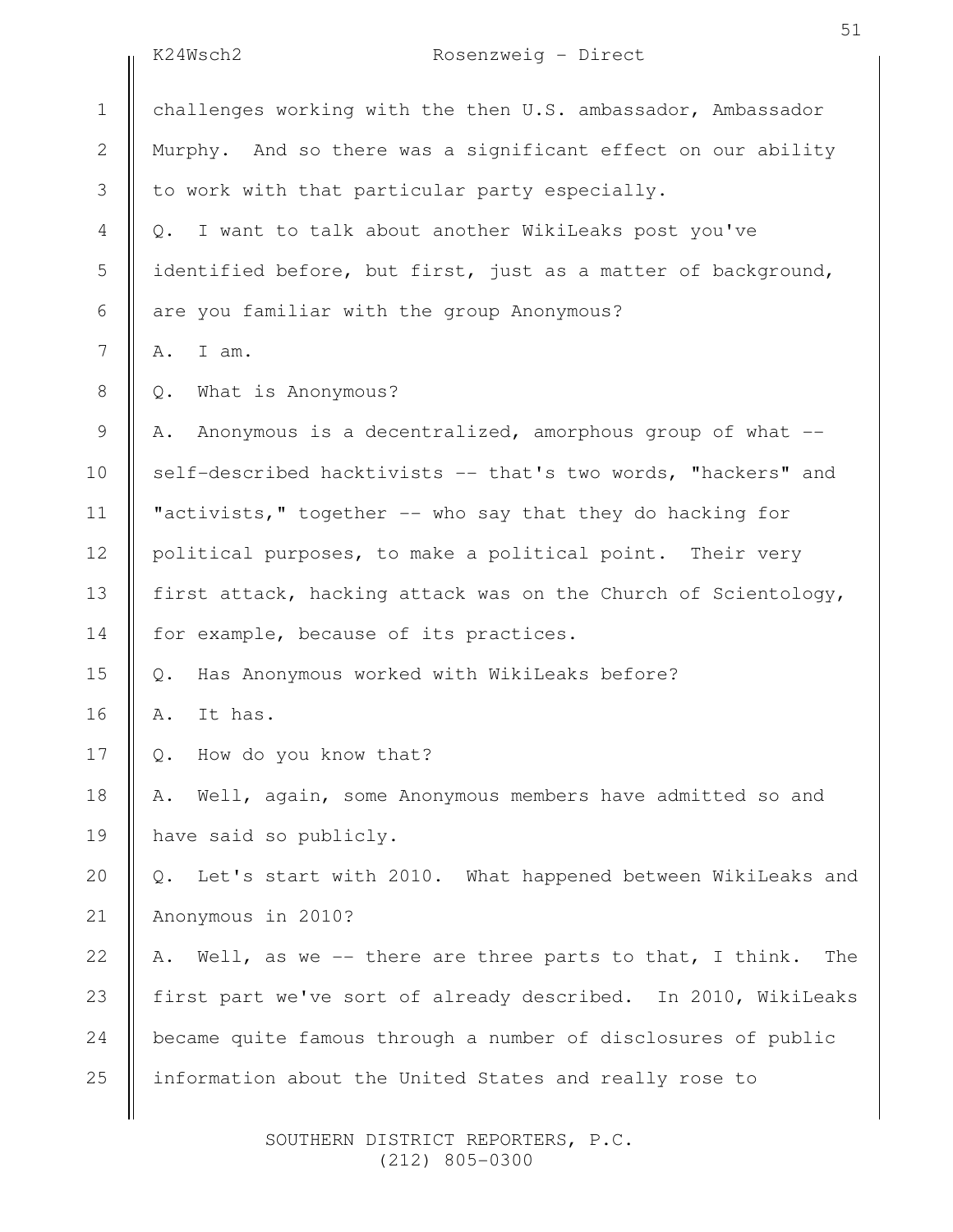challenges working with the then U.S. ambassador, Ambassador Murphy. And so there was a significant effect on our ability to work with that particular party especially.

Q. I want to talk about another WikiLeaks post you've identified before, but first, just as a matter of background, are you familiar with the group Anonymous?

A. I am.

Q. What is Anonymous?

A. Anonymous is a decentralized, amorphous group of what -- self-described hacktivists -- that's two words, "hackers" and "activists," together -- who say that they do hacking for political purposes, to make a political point. Their very first attack, hacking attack was on the Church of Scientology, for example, because of its practices.

Q. Has Anonymous worked with WikiLeaks before?

A. It has.

Q. How do you know that?

A. Well, again, some Anonymous members have admitted so and have said so publicly.

Q. Let's start with 2010. What happened between WikiLeaks and Anonymous in 2010?

A. Well, as we -- there are three parts to that, I think. The first part we've sort of already described. In 2010, WikiLeaks became quite famous through a number of disclosures of public information about the United States and really rose to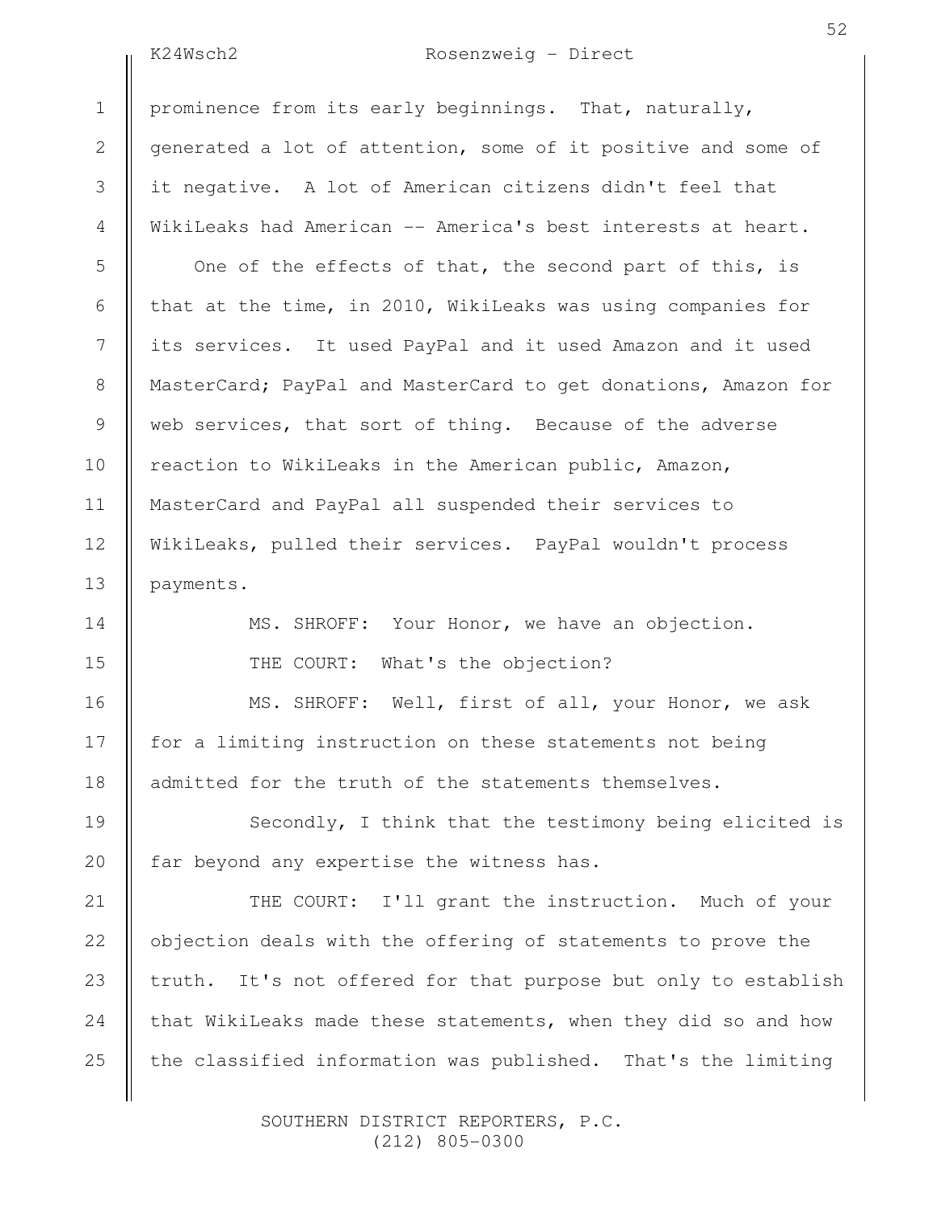prominence from its early beginnings. That, naturally, generated a lot of attention, some of it positive and some of it negative. A lot of American citizens didn't feel that WikiLeaks had American -- America's best interests at heart.

One of the effects of that, the second part of this, is that at the time, in 2010, WikiLeaks was using companies for its services. It used PayPal and it used Amazon and it used MasterCard; PayPal and MasterCard to get donations, Amazon for web services, that sort of thing. Because of the adverse reaction to WikiLeaks in the American public, Amazon, MasterCard and PayPal all suspended their services to WikiLeaks, pulled their services. PayPal wouldn't process payments.

MS. SHROFF: Your Honor, we have an objection.

THE COURT: What's the objection?

MS. SHROFF: Well, first of all, your Honor, we ask for a limiting instruction on these statements not being admitted for the truth of the statements themselves.

Secondly, I think that the testimony being elicited is far beyond any expertise the witness has.

THE COURT: I'll grant the instruction. Much of your objection deals with the offering of statements to prove the truth. It's not offered for that purpose but only to establish that WikiLeaks made these statements, when they did so and how the classified information was published. That's the limiting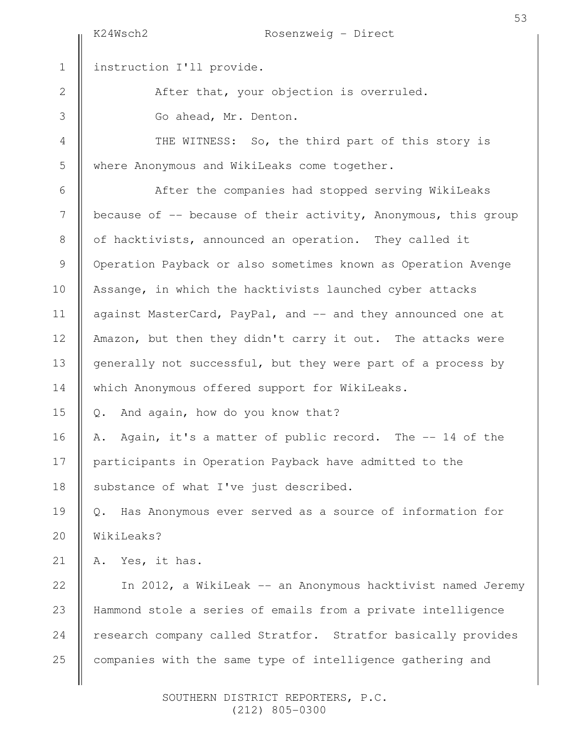instruction I'll provide.

After that, your objection is overruled.

Go ahead, Mr. Denton.

THE WITNESS: So, the third part of this story is where Anonymous and WikiLeaks come together.

After the companies had stopped serving WikiLeaks because of -- because of their activity, Anonymous, this group of hacktivists, announced an operation. They called it Operation Payback or also sometimes known as Operation Avenge Assange, in which the hacktivists launched cyber attacks against MasterCard, PayPal, and -- and they announced one at Amazon, but then they didn't carry it out. The attacks were generally not successful, but they were part of a process by which Anonymous offered support for WikiLeaks.

Q. And again, how do you know that?

A. Again, it's a matter of public record. The -- 14 of the participants in Operation Payback have admitted to the substance of what I've just described.

Q. Has Anonymous ever served as a source of information for WikiLeaks?

A. Yes, it has.

In 2012, a WikiLeak -- an Anonymous hacktivist named Jeremy Hammond stole a series of emails from a private intelligence research company called Stratfor. Stratfor basically provides companies with the same type of intelligence gathering and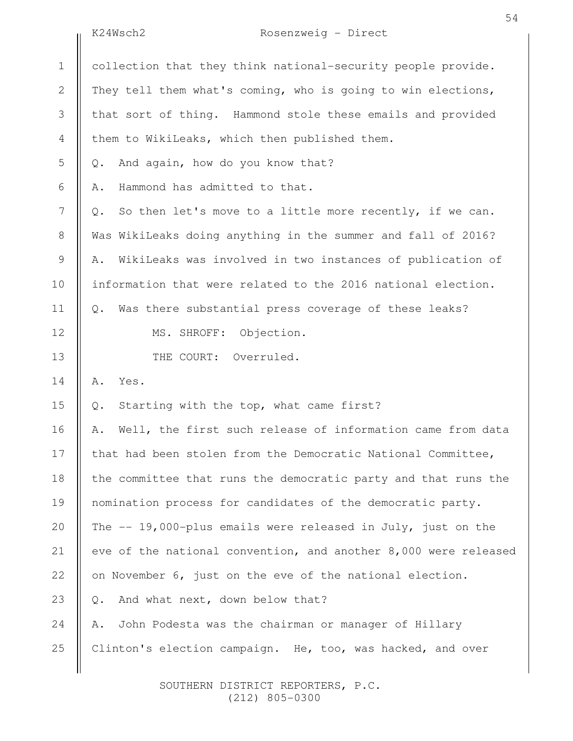collection that they think national-security people provide. They tell them what's coming, who is going to win elections, that sort of thing. Hammond stole these emails and provided them to WikiLeaks, which then published them.

Q. And again, how do you know that?

A. Hammond has admitted to that.

Q. So then let's move to a little more recently, if we can. Was WikiLeaks doing anything in the summer and fall of 2016?

A. WikiLeaks was involved in two instances of publication of information that were related to the 2016 national election.

Q. Was there substantial press coverage of these leaks?

MS. SHROFF: Objection.

THE COURT: Overruled.

A. Yes.

Q. Starting with the top, what came first?

A. Well, the first such release of information came from data that had been stolen from the Democratic National Committee, the committee that runs the democratic party and that runs the nomination process for candidates of the democratic party. The -- 19,000-plus emails were released in July, just on the eve of the national convention, and another 8,000 were released on November 6, just on the eve of the national election.

Q. And what next, down below that?

A. John Podesta was the chairman or manager of Hillary Clinton's election campaign. He, too, was hacked, and over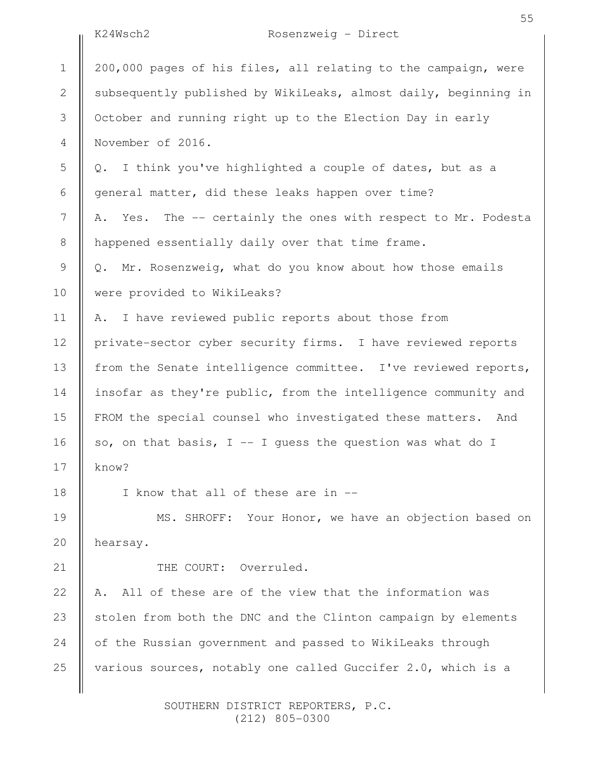200,000 pages of his files, all relating to the campaign, were subsequently published by WikiLeaks, almost daily, beginning in October and running right up to the Election Day in early November of 2016.

Q. I think you've highlighted a couple of dates, but as a general matter, did these leaks happen over time?

A. Yes. The -- certainly the ones with respect to Mr. Podesta happened essentially daily over that time frame.

Q. Mr. Rosenzweig, what do you know about how those emails were provided to WikiLeaks?

A. I have reviewed public reports about those from private-sector cyber security firms. I have reviewed reports from the Senate intelligence committee. I've reviewed reports, insofar as they're public, from the intelligence community and FROM the special counsel who investigated these matters. And so, on that basis, I -- I guess the question was what do I know?

I know that all of these are in --

MS. SHROFF: Your Honor, we have an objection based on hearsay.

THE COURT: Overruled.

A. All of these are of the view that the information was stolen from both the DNC and the Clinton campaign by elements of the Russian government and passed to WikiLeaks through various sources, notably one called Guccifer 2.0, which is a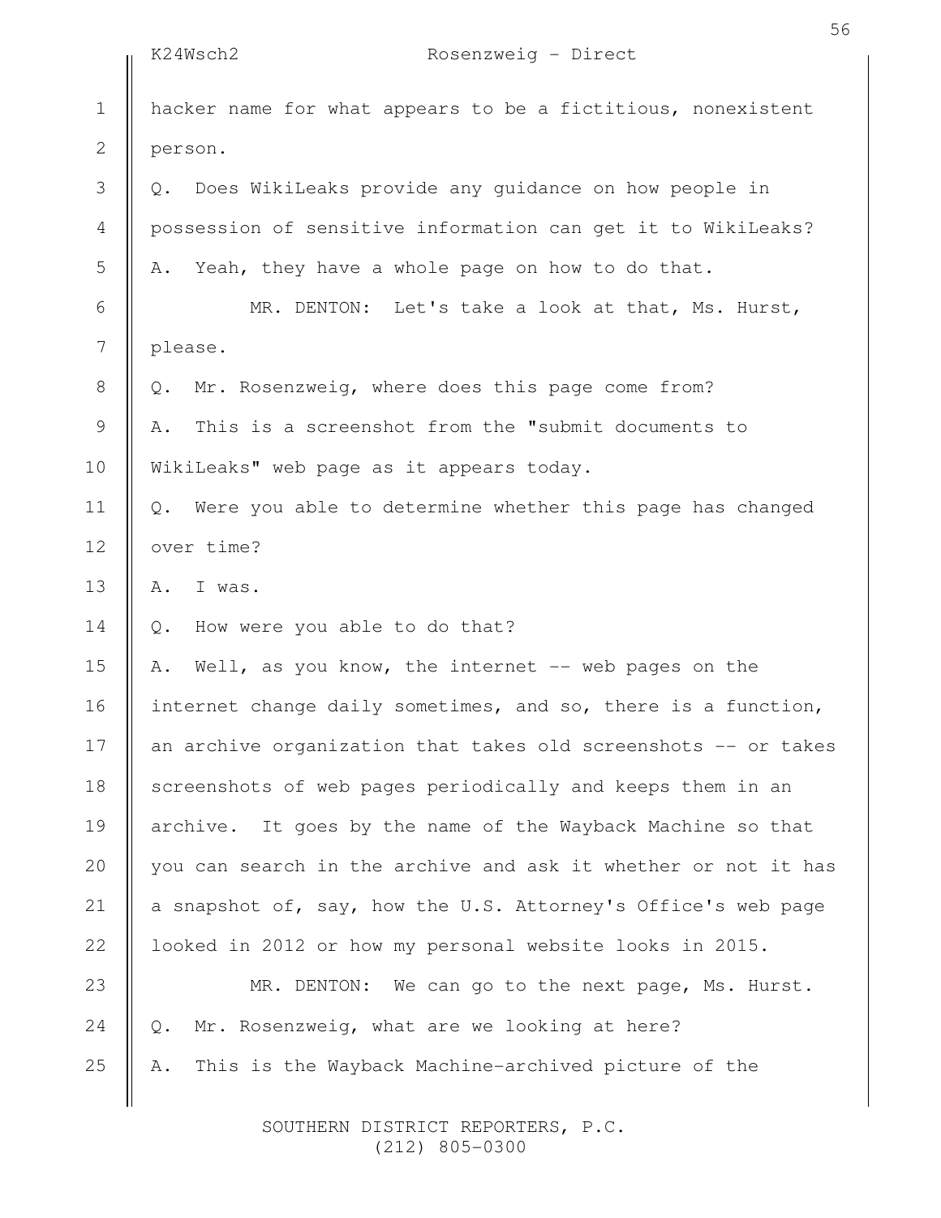hacker name for what appears to be a fictitious, nonexistent person.

Q. Does WikiLeaks provide any guidance on how people in possession of sensitive information can get it to WikiLeaks?

A. Yeah, they have a whole page on how to do that.

MR. DENTON: Let's take a look at that, Ms. Hurst, please.

Q. Mr. Rosenzweig, where does this page come from?

A. This is a screenshot from the "submit documents to WikiLeaks" web page as it appears today.

Q. Were you able to determine whether this page has changed over time?

A. I was.

Q. How were you able to do that?

A. Well, as you know, the internet -- web pages on the internet change daily sometimes, and so, there is a function, an archive organization that takes old screenshots -- or takes screenshots of web pages periodically and keeps them in an archive. It goes by the name of the Wayback Machine so that you can search in the archive and ask it whether or not it has a snapshot of, say, how the U.S. Attorney's Office's web page looked in 2012 or how my personal website looks in 2015.

MR. DENTON: We can go to the next page, Ms. Hurst.

Q. Mr. Rosenzweig, what are we looking at here?

A. This is the Wayback Machine-archived picture of the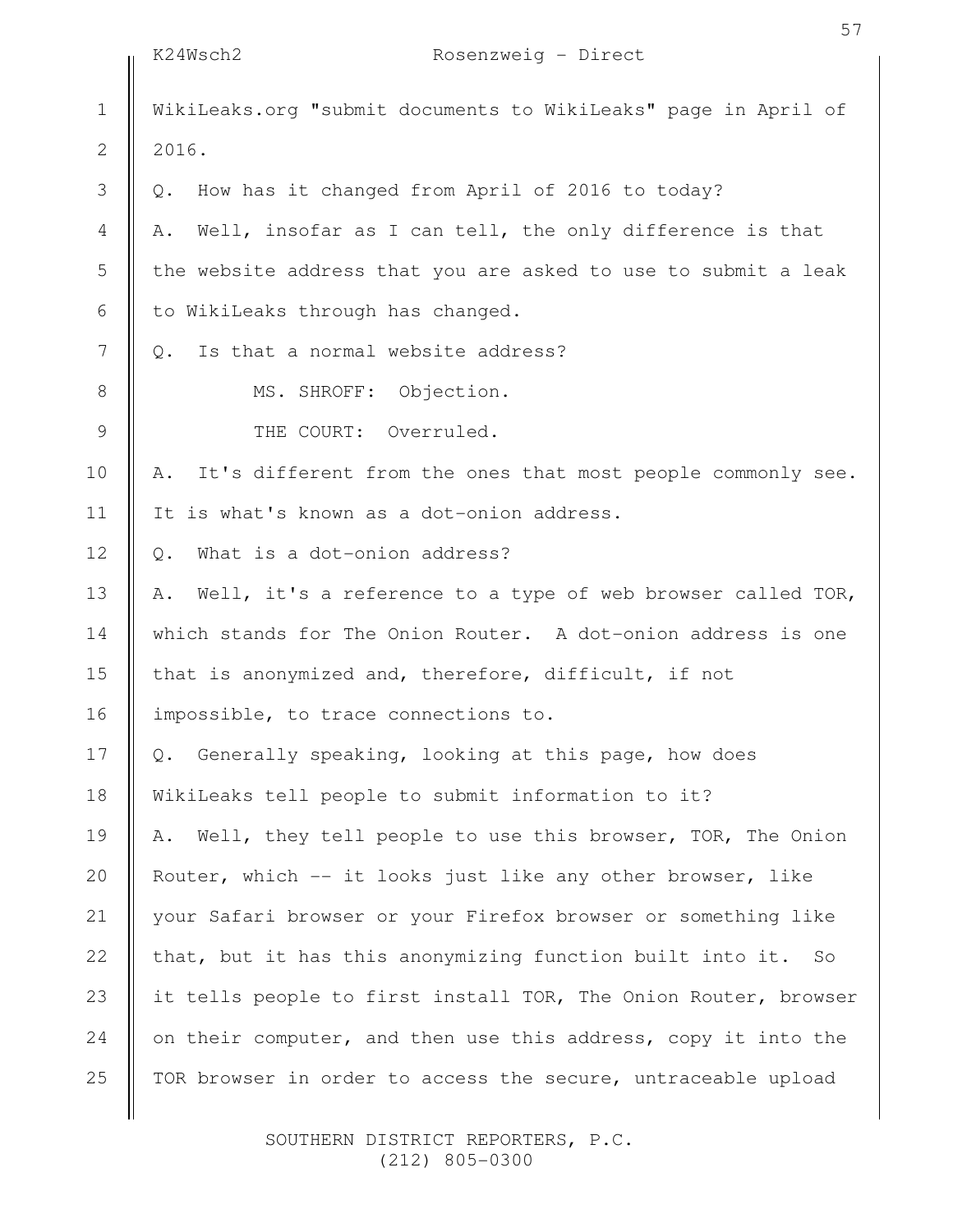WikiLeaks.org "submit documents to WikiLeaks" page in April of 2016.

Q. How has it changed from April of 2016 to today?

A. Well, insofar as I can tell, the only difference is that the website address that you are asked to use to submit a leak to WikiLeaks through has changed.

Q. Is that a normal website address?

MS. SHROFF: Objection.

THE COURT: Overruled.

A. It's different from the ones that most people commonly see. It is what's known as a dot-onion address.

Q. What is a dot-onion address?

A. Well, it's a reference to a type of web browser called TOR, which stands for The Onion Router. A dot-onion address is one that is anonymized and, therefore, difficult, if not impossible, to trace connections to.

Q. Generally speaking, looking at this page, how does WikiLeaks tell people to submit information to it?

A. Well, they tell people to use this browser, TOR, The Onion Router, which -- it looks just like any other browser, like your Safari browser or your Firefox browser or something like that, but it has this anonymizing function built into it. So it tells people to first install TOR, The Onion Router, browser on their computer, and then use this address, copy it into the TOR browser in order to access the secure, untraceable upload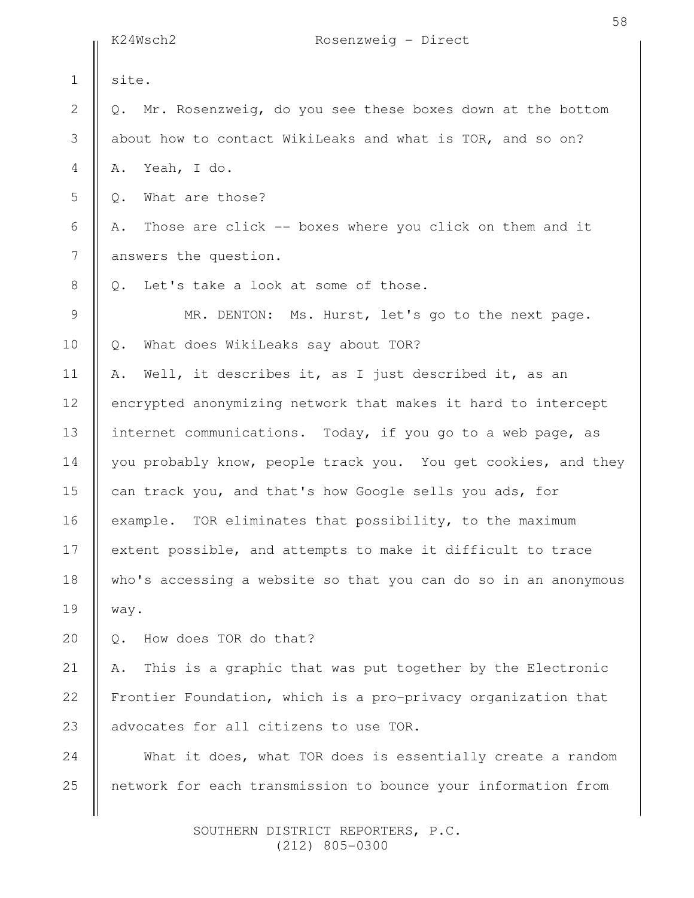site.

Q. Mr. Rosenzweig, do you see these boxes down at the bottom about how to contact WikiLeaks and what is TOR, and so on?

A. Yeah, I do.

Q. What are those?

A. Those are click -- boxes where you click on them and it answers the question.

Q. Let's take a look at some of those.

MR. DENTON: Ms. Hurst, let's go to the next page.

Q. What does WikiLeaks say about TOR?

A. Well, it describes it, as I just described it, as an encrypted anonymizing network that makes it hard to intercept internet communications. Today, if you go to a web page, as you probably know, people track you. You get cookies, and they can track you, and that's how Google sells you ads, for example. TOR eliminates that possibility, to the maximum extent possible, and attempts to make it difficult to trace who's accessing a website so that you can do so in an anonymous way.

Q. How does TOR do that?

A. This is a graphic that was put together by the Electronic Frontier Foundation, which is a pro-privacy organization that advocates for all citizens to use TOR.

What it does, what TOR does is essentially create a random network for each transmission to bounce your information from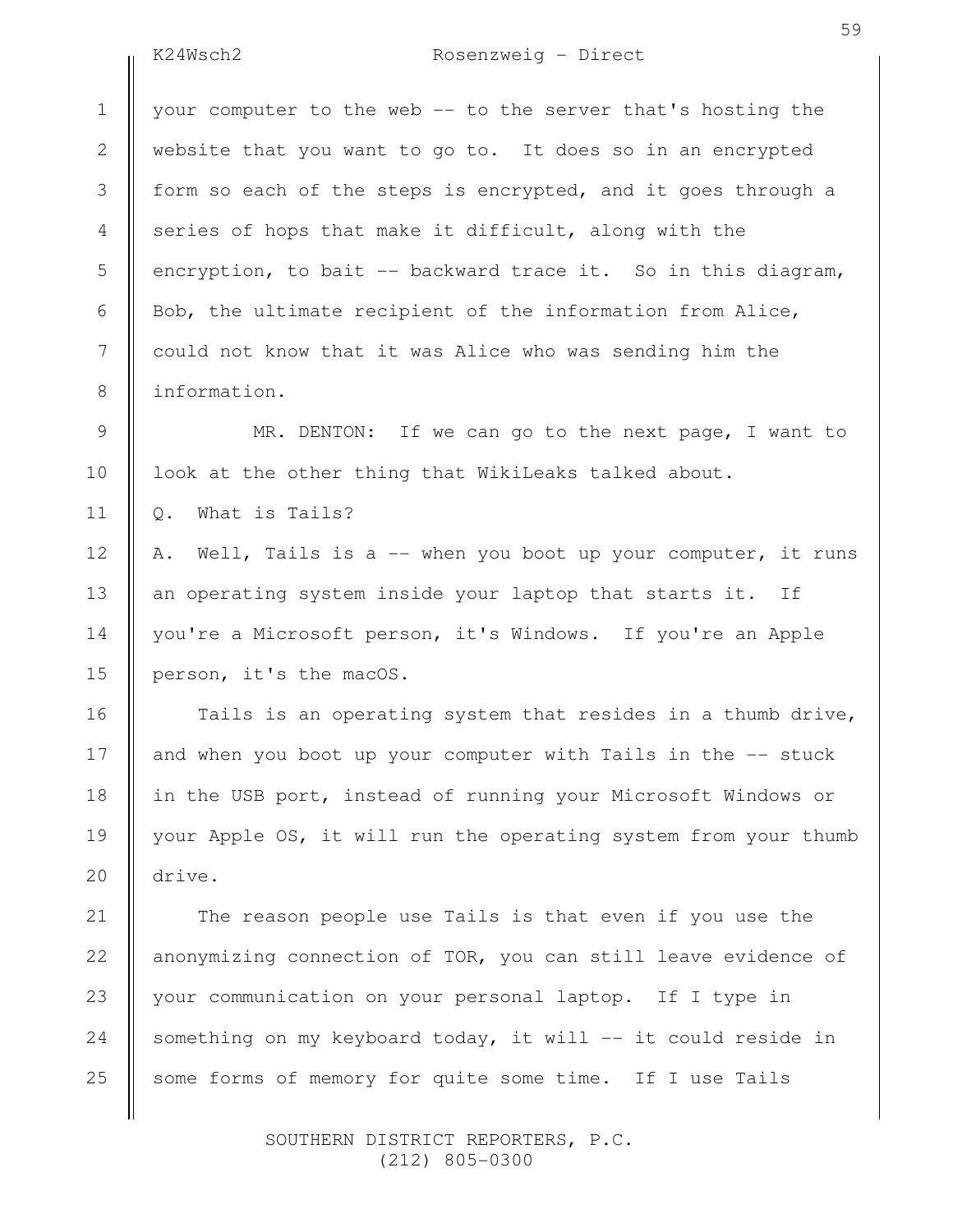your computer to the web -- to the server that's hosting the website that you want to go to. It does so in an encrypted form so each of the steps is encrypted, and it goes through a series of hops that make it difficult, along with the encryption, to bait -- backward trace it. So in this diagram, Bob, the ultimate recipient of the information from Alice, could not know that it was Alice who was sending him the information.

MR. DENTON: If we can go to the next page, I want to look at the other thing that WikiLeaks talked about.

Q. What is Tails?

A. Well, Tails is a -- when you boot up your computer, it runs an operating system inside your laptop that starts it. If you're a Microsoft person, it's Windows. If you're an Apple person, it's the macOS.

Tails is an operating system that resides in a thumb drive, and when you boot up your computer with Tails in the -- stuck in the USB port, instead of running your Microsoft Windows or your Apple OS, it will run the operating system from your thumb drive.

The reason people use Tails is that even if you use the anonymizing connection of TOR, you can still leave evidence of your communication on your personal laptop. If I type in something on my keyboard today, it will -- it could reside in some forms of memory for quite some time. If I use Tails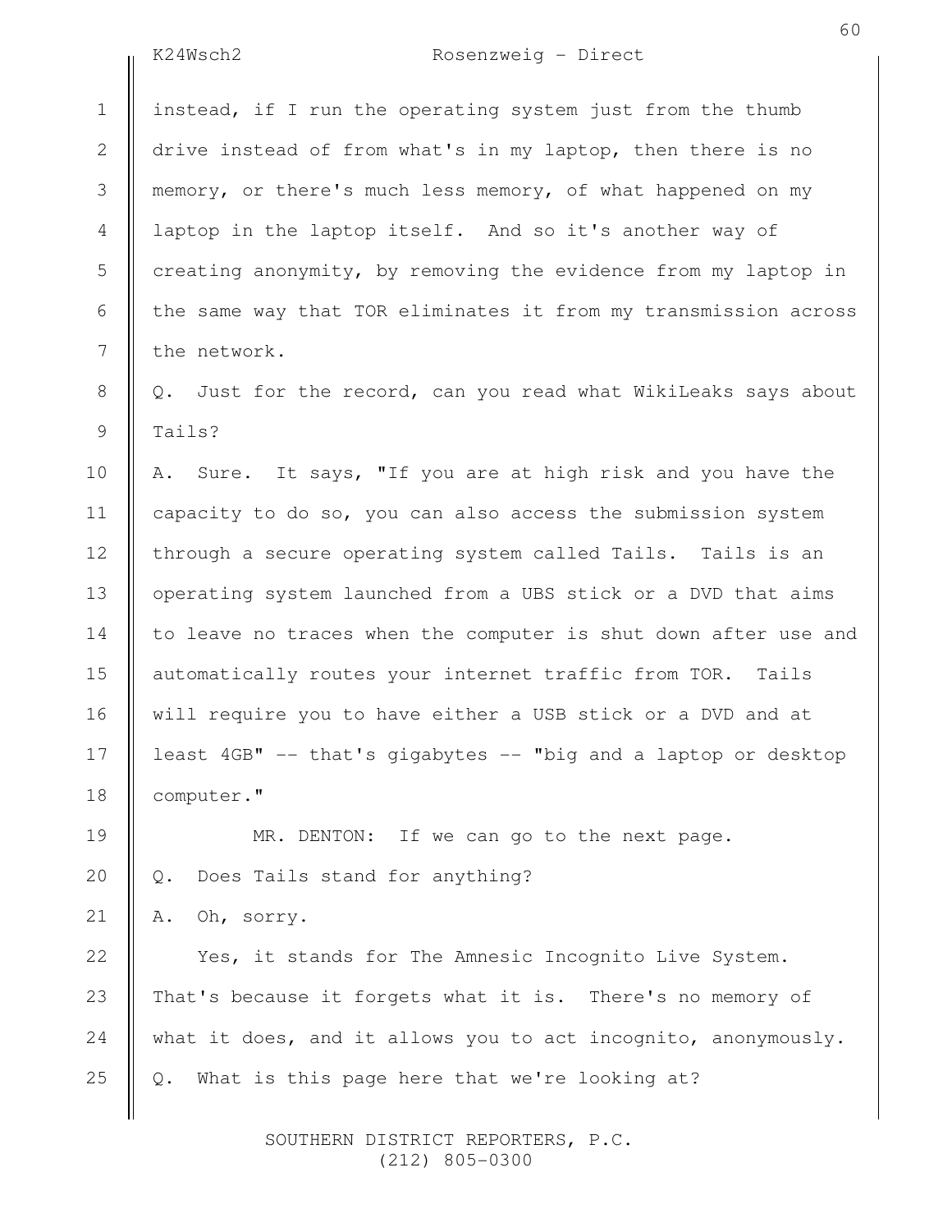instead, if I run the operating system just from the thumb drive instead of from what's in my laptop, then there is no memory, or there's much less memory, of what happened on my laptop in the laptop itself. And so it's another way of creating anonymity, by removing the evidence from my laptop in the same way that TOR eliminates it from my transmission across the network.

Q. Just for the record, can you read what WikiLeaks says about Tails?

A. Sure. It says, "If you are at high risk and you have the capacity to do so, you can also access the submission system through a secure operating system called Tails. Tails is an operating system launched from a UBS stick or a DVD that aims to leave no traces when the computer is shut down after use and automatically routes your internet traffic from TOR. Tails will require you to have either a USB stick or a DVD and at least 4GB" -- that's gigabytes -- "big and a laptop or desktop computer."

MR. DENTON: If we can go to the next page.

Q. Does Tails stand for anything?

A. Oh, sorry.

Yes, it stands for The Amnesic Incognito Live System. That's because it forgets what it is. There's no memory of what it does, and it allows you to act incognito, anonymously.

Q. What is this page here that we're looking at?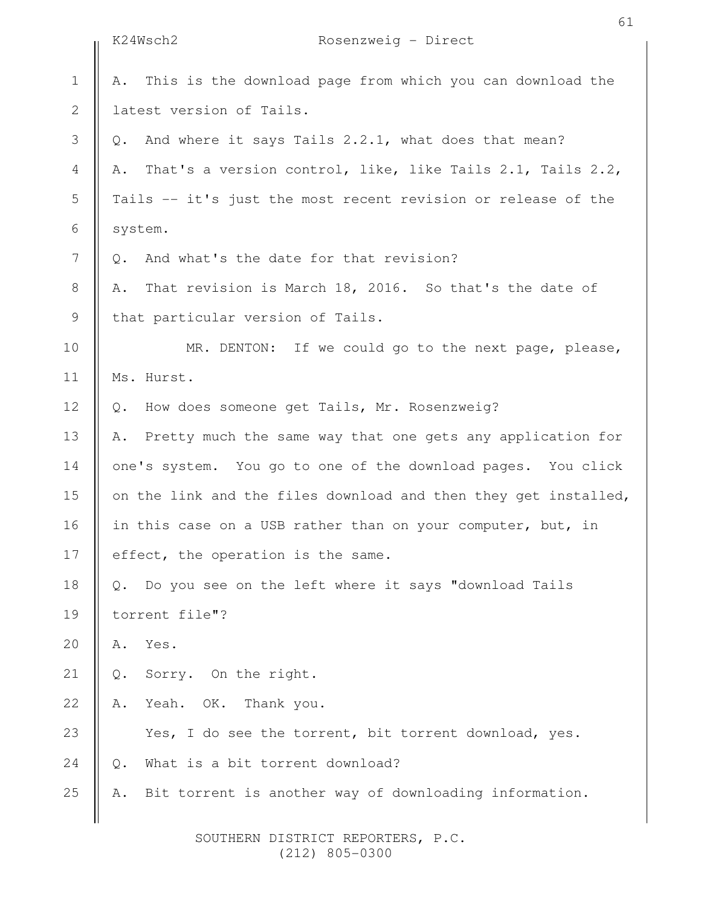A. This is the download page from which you can download the latest version of Tails.

Q. And where it says Tails 2.2.1, what does that mean?

A. That's a version control, like, like Tails 2.1, Tails 2.2, Tails -- it's just the most recent revision or release of the system.

Q. And what's the date for that revision?

A. That revision is March 18, 2016. So that's the date of that particular version of Tails.

MR. DENTON: If we could go to the next page, please, Ms. Hurst.

Q. How does someone get Tails, Mr. Rosenzweig?

A. Pretty much the same way that one gets any application for one's system. You go to one of the download pages. You click on the link and the files download and then they get installed, in this case on a USB rather than on your computer, but, in effect, the operation is the same.

Q. Do you see on the left where it says "download Tails torrent file"?

A. Yes.

Q. Sorry. On the right.

A. Yeah. OK. Thank you.

Yes, I do see the torrent, bit torrent download, yes.

Q. What is a bit torrent download?

A. Bit torrent is another way of downloading information.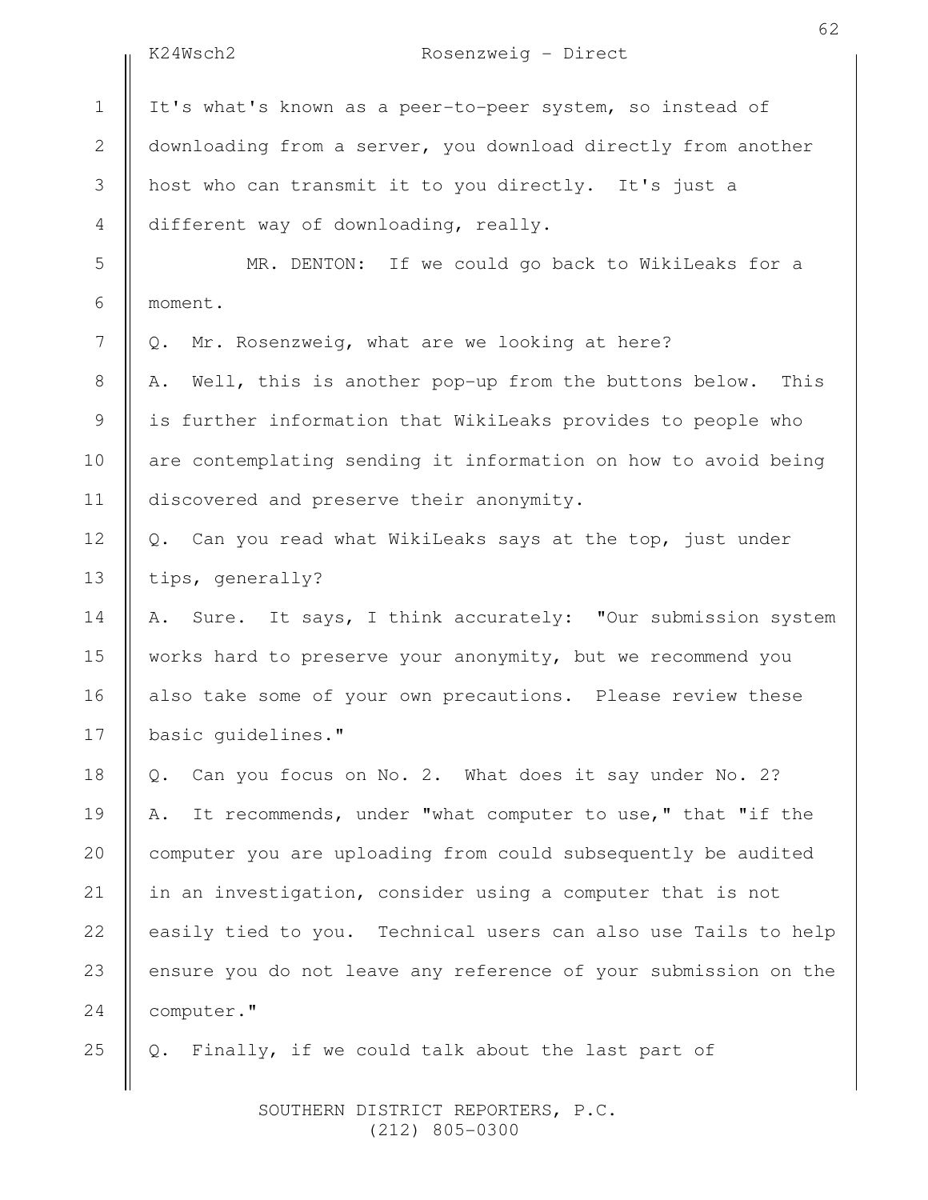It's what's known as a peer-to-peer system, so instead of downloading from a server, you download directly from another host who can transmit it to you directly. It's just a different way of downloading, really.

MR. DENTON: If we could go back to WikiLeaks for a moment.

Q. Mr. Rosenzweig, what are we looking at here?

A. Well, this is another pop-up from the buttons below. This is further information that WikiLeaks provides to people who are contemplating sending it information on how to avoid being discovered and preserve their anonymity.

Q. Can you read what WikiLeaks says at the top, just under tips, generally?

A. Sure. It says, I think accurately: "Our submission system works hard to preserve your anonymity, but we recommend you also take some of your own precautions. Please review these basic guidelines."

Q. Can you focus on No. 2. What does it say under No. 2?

A. It recommends, under "what computer to use," that "if the computer you are uploading from could subsequently be audited in an investigation, consider using a computer that is not easily tied to you. Technical users can also use Tails to help ensure you do not leave any reference of your submission on the computer."

Q. Finally, if we could talk about the last part of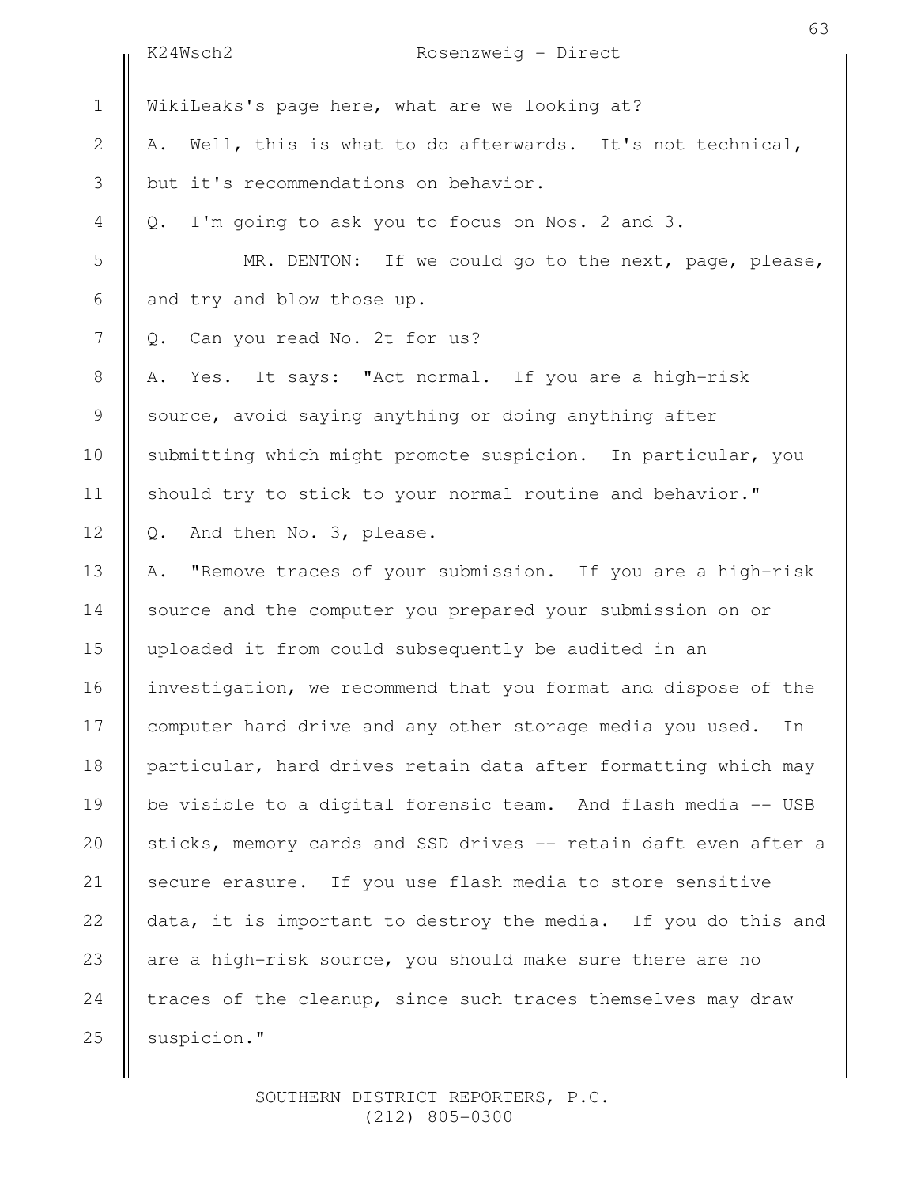WikiLeaks's page here, what are we looking at?

A. Well, this is what to do afterwards. It's not technical, but it's recommendations on behavior.

Q. I'm going to ask you to focus on Nos. 2 and 3.

MR. DENTON: If we could go to the next, page, please, and try and blow those up.

Q. Can you read No. 2t for us?

A. Yes. It says: "Act normal. If you are a high-risk source, avoid saying anything or doing anything after submitting which might promote suspicion. In particular, you should try to stick to your normal routine and behavior."

Q. And then No. 3, please.

A. "Remove traces of your submission. If you are a high-risk source and the computer you prepared your submission on or uploaded it from could subsequently be audited in an investigation, we recommend that you format and dispose of the computer hard drive and any other storage media you used. In particular, hard drives retain data after formatting which may be visible to a digital forensic team. And flash media -- USB sticks, memory cards and SSD drives -- retain daft even after a secure erasure. If you use flash media to store sensitive data, it is important to destroy the media. If you do this and are a high-risk source, you should make sure there are no traces of the cleanup, since such traces themselves may draw suspicion."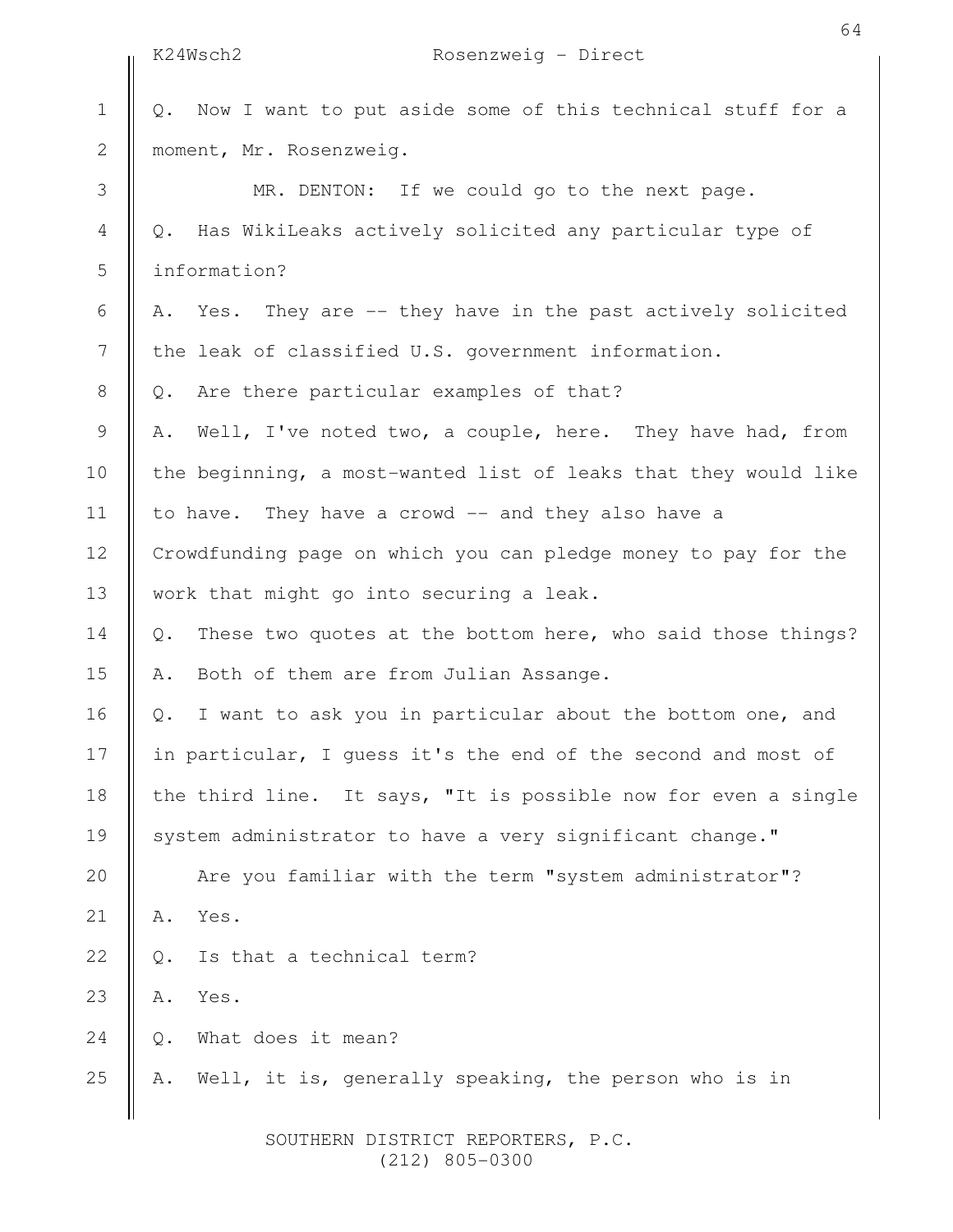Q. Now I want to put aside some of this technical stuff for a moment, Mr. Rosenzweig.

MR. DENTON: If we could go to the next page.

Q. Has WikiLeaks actively solicited any particular type of information?

A. Yes. They are -- they have in the past actively solicited the leak of classified U.S. government information.

Q. Are there particular examples of that?

A. Well, I've noted two, a couple, here. They have had, from the beginning, a most-wanted list of leaks that they would like to have. They have a crowd -- and they also have a Crowdfunding page on which you can pledge money to pay for the work that might go into securing a leak.

Q. These two quotes at the bottom here, who said those things?

A. Both of them are from Julian Assange.

Q. I want to ask you in particular about the bottom one, and in particular, I guess it's the end of the second and most of the third line. It says, "It is possible now for even a single system administrator to have a very significant change."

Are you familiar with the term "system administrator"?

A. Yes.

Q. Is that a technical term?

A. Yes.

Q. What does it mean?

A. Well, it is, generally speaking, the person who is in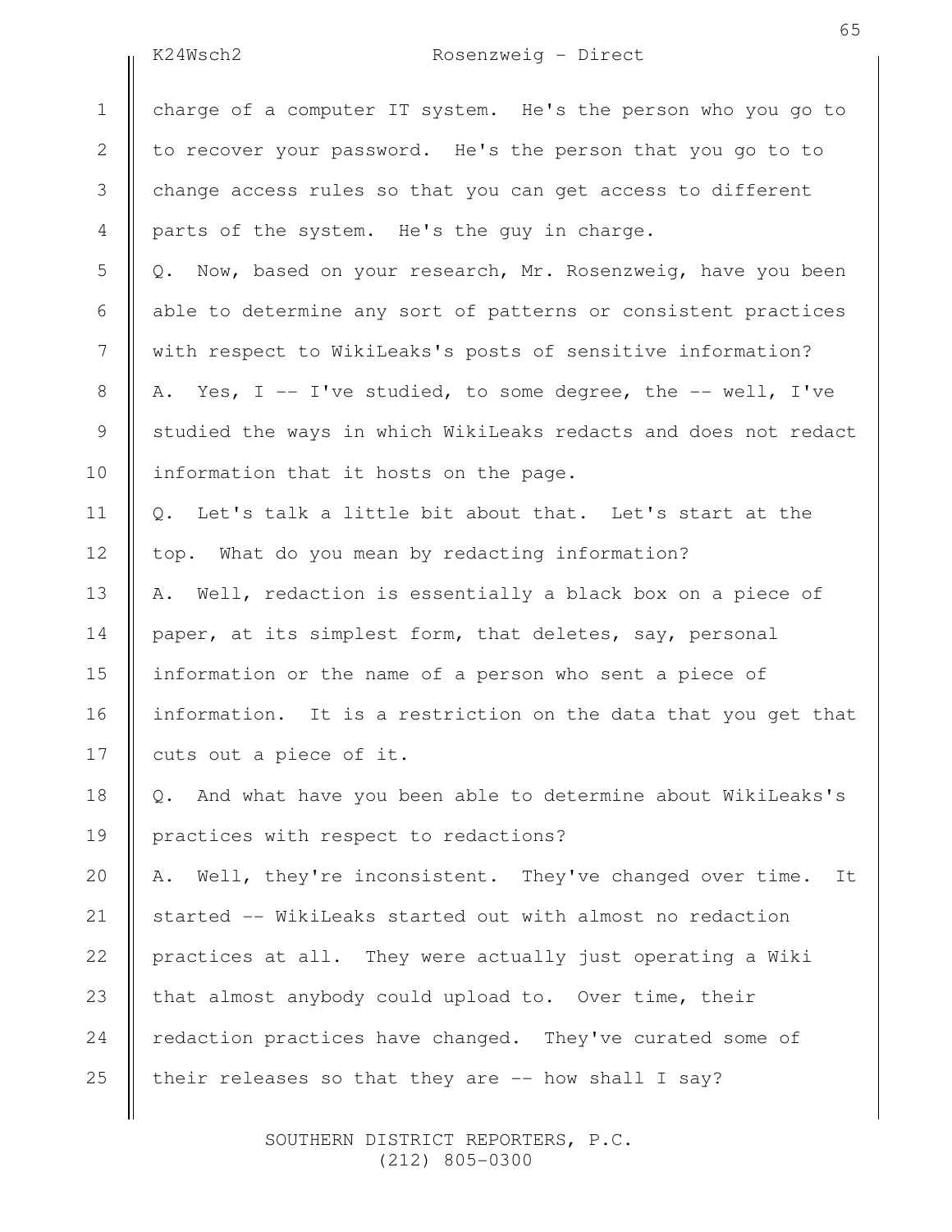charge of a computer IT system. He's the person who you go to to recover your password. He's the person that you go to to change access rules so that you can get access to different parts of the system. He's the guy in charge.

Q. Now, based on your research, Mr. Rosenzweig, have you been able to determine any sort of patterns or consistent practices with respect to WikiLeaks's posts of sensitive information?

A. Yes, I -- I've studied, to some degree, the -- well, I've studied the ways in which WikiLeaks redacts and does not redact information that it hosts on the page.

Q. Let's talk a little bit about that. Let's start at the top. What do you mean by redacting information?

A. Well, redaction is essentially a black box on a piece of paper, at its simplest form, that deletes, say, personal information or the name of a person who sent a piece of information. It is a restriction on the data that you get that cuts out a piece of it.

Q. And what have you been able to determine about WikiLeaks's practices with respect to redactions?

A. Well, they're inconsistent. They've changed over time. It started -- WikiLeaks started out with almost no redaction practices at all. They were actually just operating a Wiki that almost anybody could upload to. Over time, their redaction practices have changed. They've curated some of their releases so that they are -- how shall I say?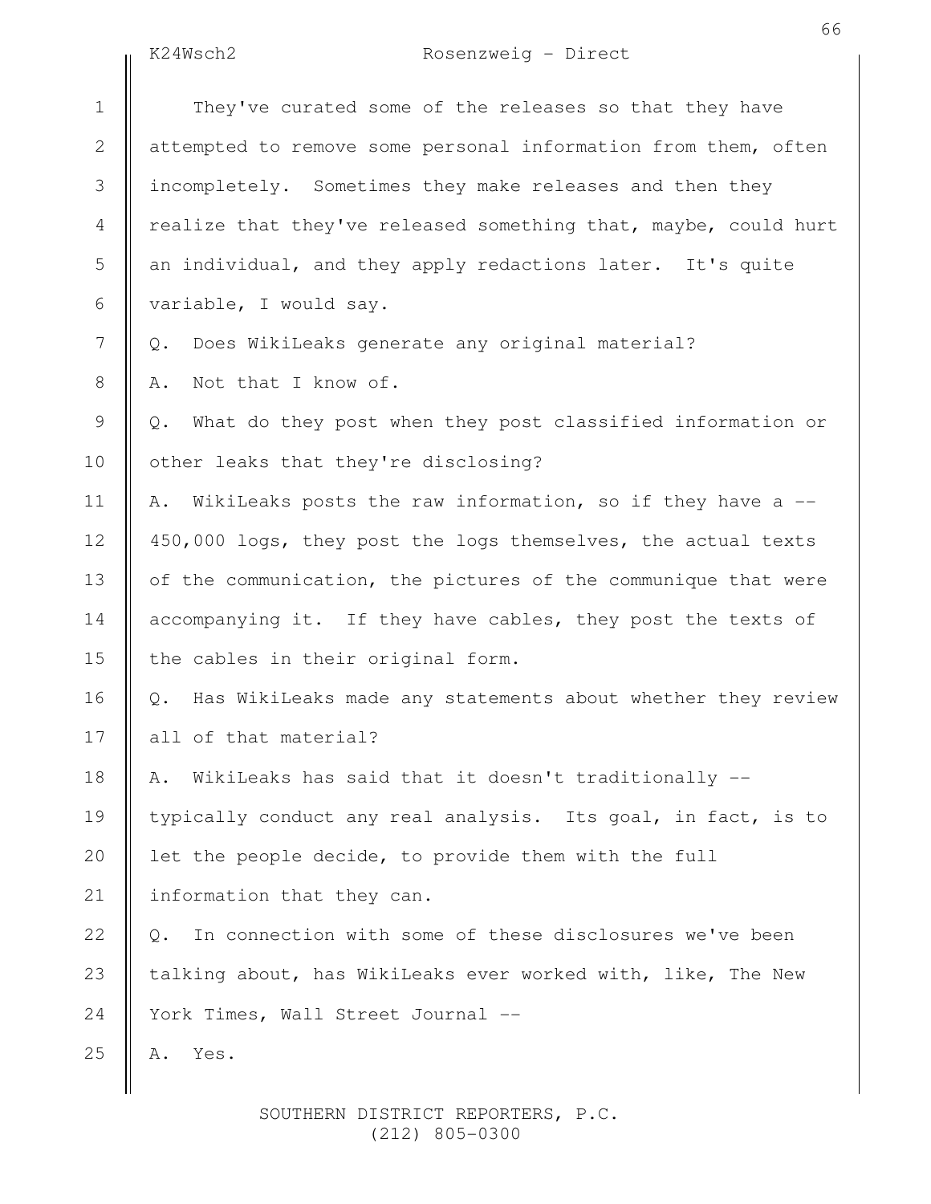They've curated some of the releases so that they have attempted to remove some personal information from them, often incompletely. Sometimes they make releases and then they realize that they've released something that, maybe, could hurt an individual, and they apply redactions later. It's quite variable, I would say.

Q. Does WikiLeaks generate any original material?

A. Not that I know of.

Q. What do they post when they post classified information or other leaks that they're disclosing?

A. WikiLeaks posts the raw information, so if they have a -- 450,000 logs, they post the logs themselves, the actual texts of the communication, the pictures of the communique that were accompanying it. If they have cables, they post the texts of the cables in their original form.

Q. Has WikiLeaks made any statements about whether they review all of that material?

A. WikiLeaks has said that it doesn't traditionally -- typically conduct any real analysis. Its goal, in fact, is to let the people decide, to provide them with the full information that they can.

Q. In connection with some of these disclosures we've been talking about, has WikiLeaks ever worked with, like, The New York Times, Wall Street Journal --

A. Yes.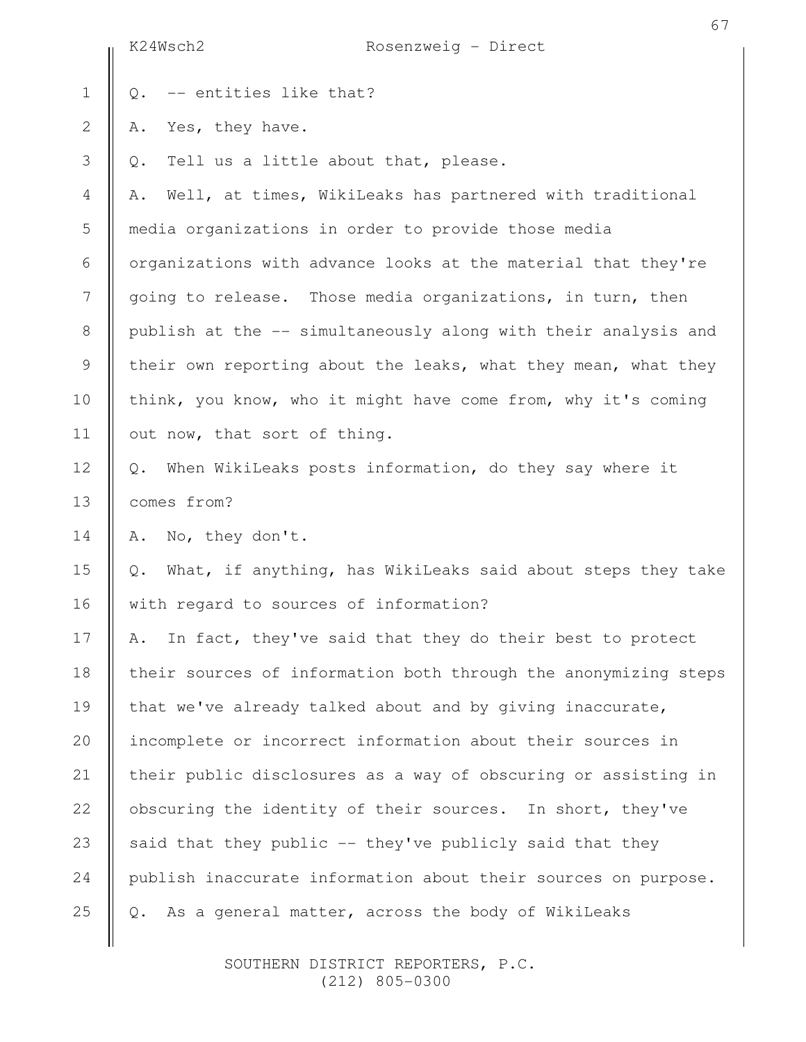Q. -- entities like that?

A. Yes, they have.

Q. Tell us a little about that, please.

A. Well, at times, WikiLeaks has partnered with traditional media organizations in order to provide those media organizations with advance looks at the material that they're going to release. Those media organizations, in turn, then publish at the -- simultaneously along with their analysis and their own reporting about the leaks, what they mean, what they think, you know, who it might have come from, why it's coming out now, that sort of thing.

Q. When WikiLeaks posts information, do they say where it comes from?

A. No, they don't.

Q. What, if anything, has WikiLeaks said about steps they take with regard to sources of information?

A. In fact, they've said that they do their best to protect their sources of information both through the anonymizing steps that we've already talked about and by giving inaccurate, incomplete or incorrect information about their sources in their public disclosures as a way of obscuring or assisting in obscuring the identity of their sources. In short, they've said that they public -- they've publicly said that they publish inaccurate information about their sources on purpose.

Q. As a general matter, across the body of WikiLeaks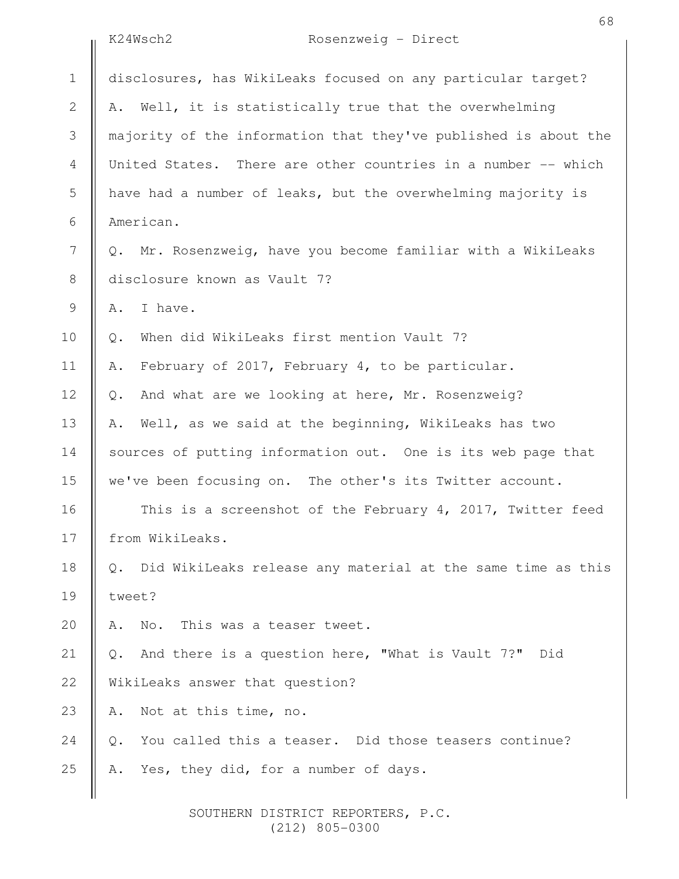disclosures, has WikiLeaks focused on any particular target?

A. Well, it is statistically true that the overwhelming majority of the information that they've published is about the United States. There are other countries in a number -- which have had a number of leaks, but the overwhelming majority is American.

Q. Mr. Rosenzweig, have you become familiar with a WikiLeaks disclosure known as Vault 7?

A. I have.

Q. When did WikiLeaks first mention Vault 7?

A. February of 2017, February 4, to be particular.

Q. And what are we looking at here, Mr. Rosenzweig?

A. Well, as we said at the beginning, WikiLeaks has two sources of putting information out. One is its web page that we've been focusing on. The other's its Twitter account.

This is a screenshot of the February 4, 2017, Twitter feed from WikiLeaks.

Q. Did WikiLeaks release any material at the same time as this tweet?

A. No. This was a teaser tweet.

Q. And there is a question here, "What is Vault 7?" Did WikiLeaks answer that question?

A. Not at this time, no.

Q. You called this a teaser. Did those teasers continue?

A. Yes, they did, for a number of days.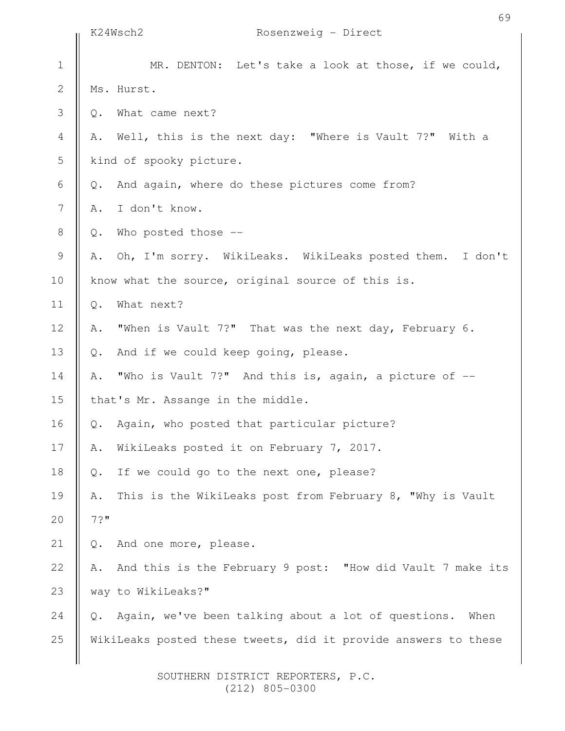MR. DENTON: Let's take a look at those, if we could, Ms. Hurst.

Q. What came next?

A. Well, this is the next day: "Where is Vault 7?" With a kind of spooky picture.

Q. And again, where do these pictures come from?

A. I don't know.

Q. Who posted those --

A. Oh, I'm sorry. WikiLeaks. WikiLeaks posted them. I don't know what the source, original source of this is.

Q. What next?

A. "When is Vault 7?" That was the next day, February 6.

Q. And if we could keep going, please.

A. "Who is Vault 7?" And this is, again, a picture of -- that's Mr. Assange in the middle.

Q. Again, who posted that particular picture?

A. WikiLeaks posted it on February 7, 2017.

Q. If we could go to the next one, please?

A. This is the WikiLeaks post from February 8, "Why is Vault 7?"

Q. And one more, please.

A. And this is the February 9 post: "How did Vault 7 make its way to WikiLeaks?"

Q. Again, we've been talking about a lot of questions. When WikiLeaks posted these tweets, did it provide answers to these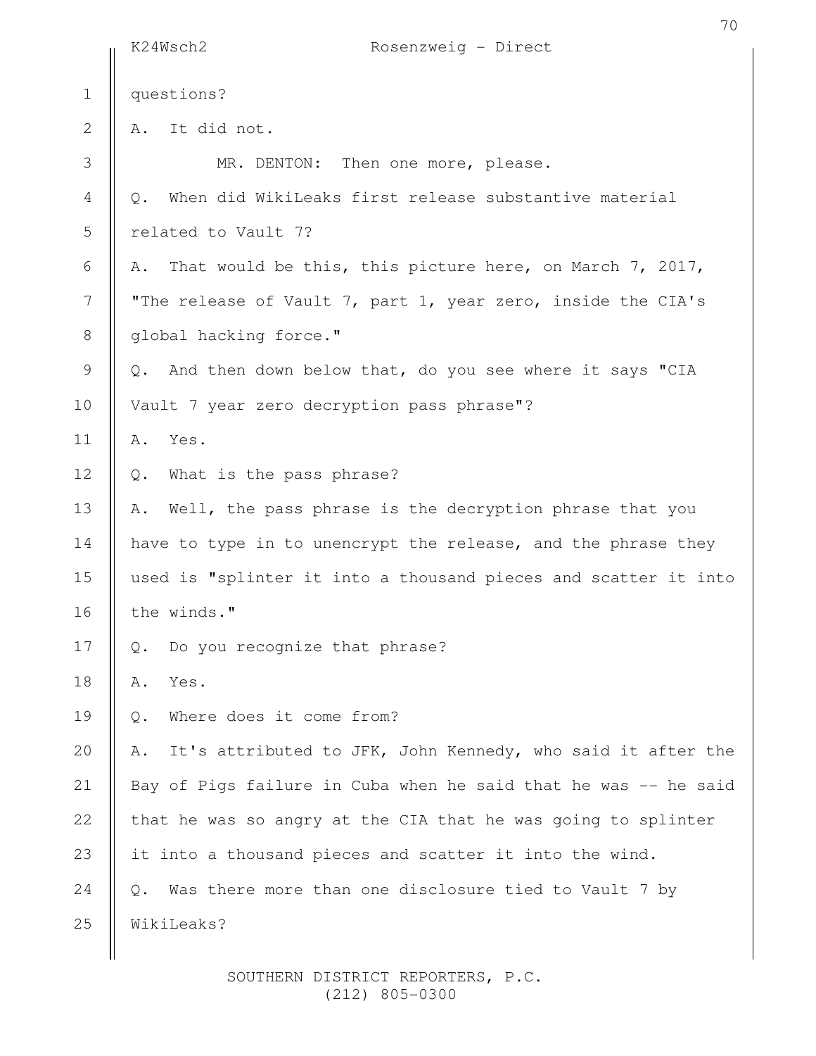questions?

A. It did not.

MR. DENTON: Then one more, please.

Q. When did WikiLeaks first release substantive material related to Vault 7?

A. That would be this, this picture here, on March 7, 2017, "The release of Vault 7, part 1, year zero, inside the CIA's global hacking force."

Q. And then down below that, do you see where it says "CIA Vault 7 year zero decryption pass phrase"?

A. Yes.

Q. What is the pass phrase?

A. Well, the pass phrase is the decryption phrase that you have to type in to unencrypt the release, and the phrase they used is "splinter it into a thousand pieces and scatter it into the winds."

Q. Do you recognize that phrase?

A. Yes.

Q. Where does it come from?

A. It's attributed to JFK, John Kennedy, who said it after the Bay of Pigs failure in Cuba when he said that he was -- he said that he was so angry at the CIA that he was going to splinter it into a thousand pieces and scatter it into the wind.

Q. Was there more than one disclosure tied to Vault 7 by WikiLeaks?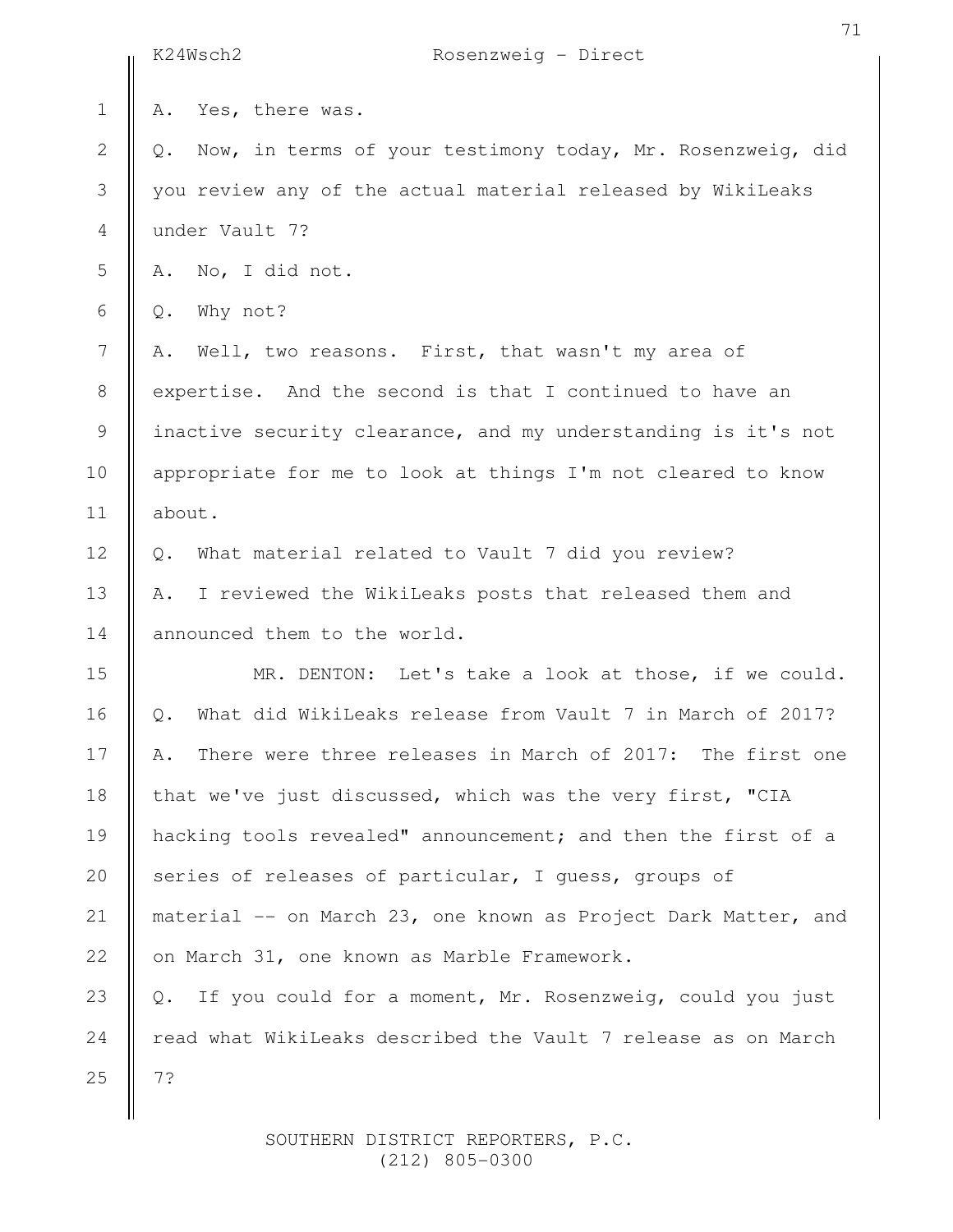A. Yes, there was.

Q. Now, in terms of your testimony today, Mr. Rosenzweig, did you review any of the actual material released by WikiLeaks under Vault 7?

A. No, I did not.

Q. Why not?

A. Well, two reasons. First, that wasn't my area of expertise. And the second is that I continued to have an inactive security clearance, and my understanding is it's not appropriate for me to look at things I'm not cleared to know about.

Q. What material related to Vault 7 did you review?

A. I reviewed the WikiLeaks posts that released them and announced them to the world.

MR. DENTON: Let's take a look at those, if we could.

Q. What did WikiLeaks release from Vault 7 in March of 2017?

A. There were three releases in March of 2017: The first one that we've just discussed, which was the very first, "CIA hacking tools revealed" announcement; and then the first of a series of releases of particular, I guess, groups of material -- on March 23, one known as Project Dark Matter, and on March 31, one known as Marble Framework.

Q. If you could for a moment, Mr. Rosenzweig, could you just read what WikiLeaks described the Vault 7 release as on March 7?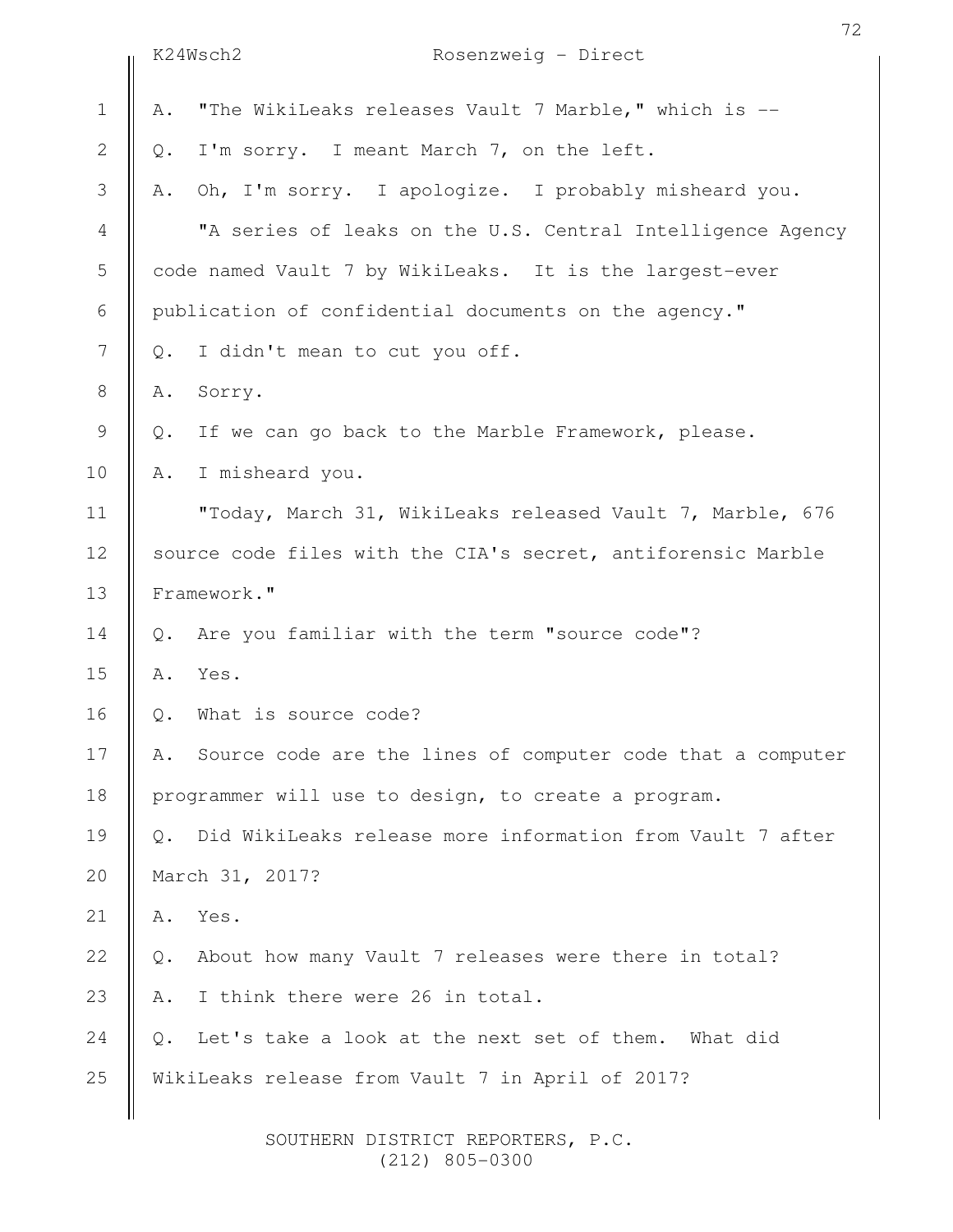A. "The WikiLeaks releases Vault 7 Marble," which is --

Q. I'm sorry. I meant March 7, on the left.

A. Oh, I'm sorry. I apologize. I probably misheard you.

"A series of leaks on the U.S. Central Intelligence Agency code named Vault 7 by WikiLeaks. It is the largest-ever publication of confidential documents on the agency."

Q. I didn't mean to cut you off.

A. Sorry.

Q. If we can go back to the Marble Framework, please.

A. I misheard you.

"Today, March 31, WikiLeaks released Vault 7, Marble, 676 source code files with the CIA's secret, antiforensic Marble Framework."

Q. Are you familiar with the term "source code"?

A. Yes.

Q. What is source code?

A. Source code are the lines of computer code that a computer programmer will use to design, to create a program.

Q. Did WikiLeaks release more information from Vault 7 after March 31, 2017?

A. Yes.

Q. About how many Vault 7 releases were there in total?

A. I think there were 26 in total.

Q. Let's take a look at the next set of them. What did WikiLeaks release from Vault 7 in April of 2017?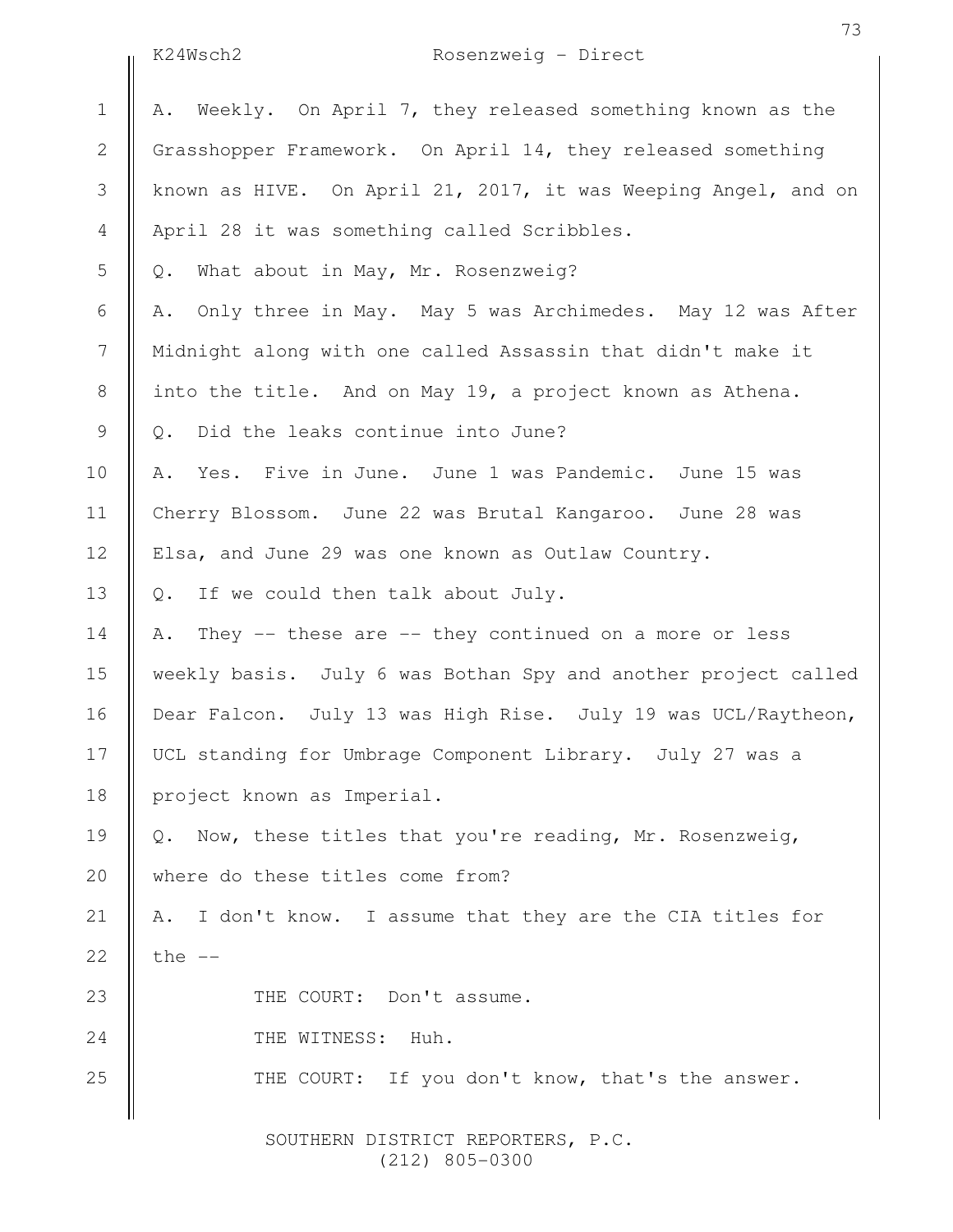A. Weekly. On April 7, they released something known as the Grasshopper Framework. On April 14, they released something known as HIVE. On April 21, 2017, it was Weeping Angel, and on April 28 it was something called Scribbles.

Q. What about in May, Mr. Rosenzweig?

A. Only three in May. May 5 was Archimedes. May 12 was After Midnight along with one called Assassin that didn't make it into the title. And on May 19, a project known as Athena.

Q. Did the leaks continue into June?

A. Yes. Five in June. June 1 was Pandemic. June 15 was Cherry Blossom. June 22 was Brutal Kangaroo. June 28 was Elsa, and June 29 was one known as Outlaw Country.

Q. If we could then talk about July.

A. They -- these are -- they continued on a more or less weekly basis. July 6 was Bothan Spy and another project called Dear Falcon. July 13 was High Rise. July 19 was UCL/Raytheon, UCL standing for Umbrage Component Library. July 27 was a project known as Imperial.

Q. Now, these titles that you're reading, Mr. Rosenzweig, where do these titles come from?

A. I don't know. I assume that they are the CIA titles for the --

THE COURT: Don't assume.

THE WITNESS: Huh.

THE COURT: If you don't know, that's the answer.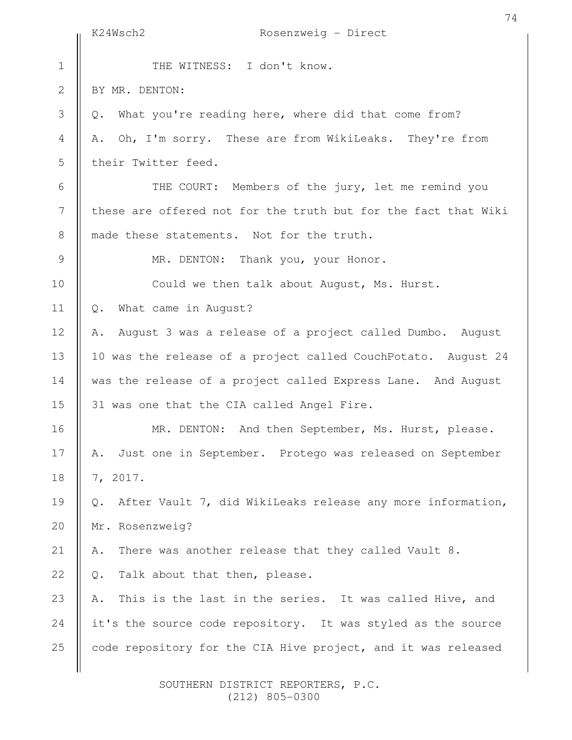THE WITNESS: I don't know.

BY MR. DENTON:

Q. What you're reading here, where did that come from?

A. Oh, I'm sorry. These are from WikiLeaks. They're from their Twitter feed.

THE COURT: Members of the jury, let me remind you these are offered not for the truth but for the fact that Wiki made these statements. Not for the truth.

MR. DENTON: Thank you, your Honor.

Could we then talk about August, Ms. Hurst.

Q. What came in August?

A. August 3 was a release of a project called Dumbo. August 10 was the release of a project called CouchPotato. August 24 was the release of a project called Express Lane. And August 31 was one that the CIA called Angel Fire.

MR. DENTON: And then September, Ms. Hurst, please.

A. Just one in September. Protego was released on September 7, 2017.

Q. After Vault 7, did WikiLeaks release any more information, Mr. Rosenzweig?

A. There was another release that they called Vault 8.

Q. Talk about that then, please.

A. This is the last in the series. It was called Hive, and it's the source code repository. It was styled as the source code repository for the CIA Hive project, and it was released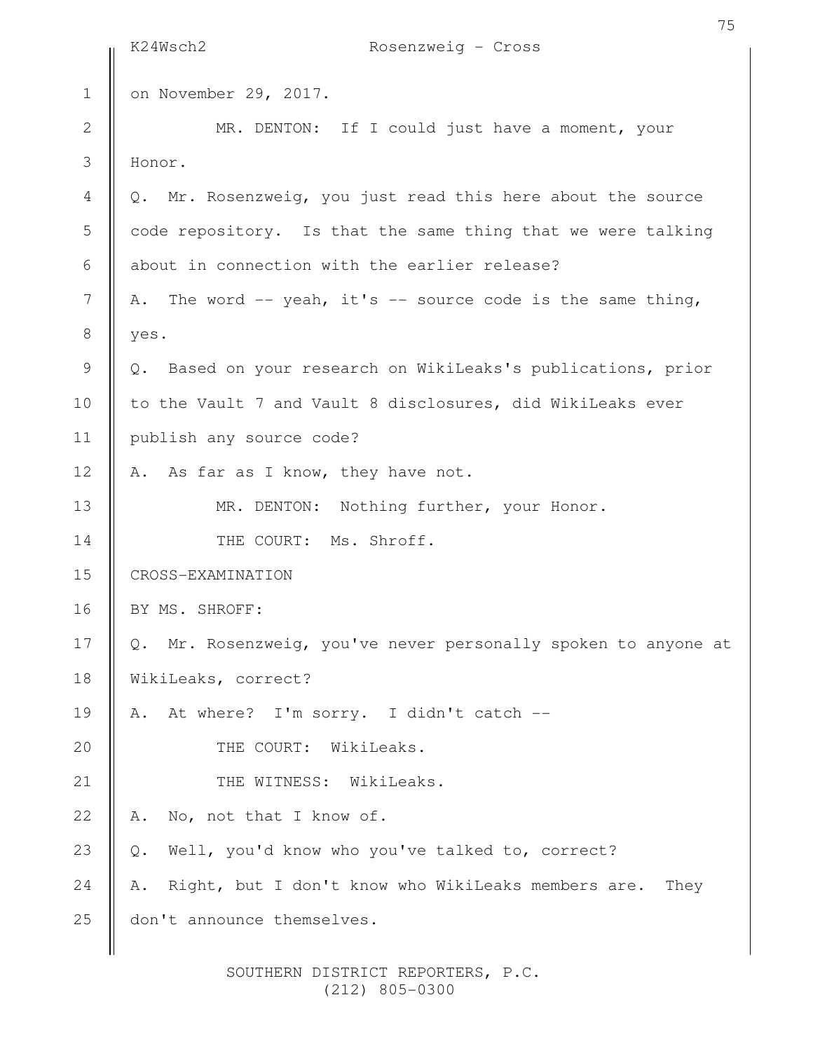on November 29, 2017.

MR. DENTON: If I could just have a moment, your Honor.

Q. Mr. Rosenzweig, you just read this here about the source code repository. Is that the same thing that we were talking about in connection with the earlier release?

A. The word -- yeah, it's -- source code is the same thing, yes.

Q. Based on your research on WikiLeaks's publications, prior to the Vault 7 and Vault 8 disclosures, did WikiLeaks ever publish any source code?

A. As far as I know, they have not.

MR. DENTON: Nothing further, your Honor.

THE COURT: Ms. Shroff.

CROSS-EXAMINATION

BY MS. SHROFF:

Q. Mr. Rosenzweig, you've never personally spoken to anyone at WikiLeaks, correct?

A. At where? I'm sorry. I didn't catch --

THE COURT: WikiLeaks.

THE WITNESS: WikiLeaks.

A. No, not that I know of.

Q. Well, you'd know who you've talked to, correct?

A. Right, but I don't know who WikiLeaks members are. They don't announce themselves.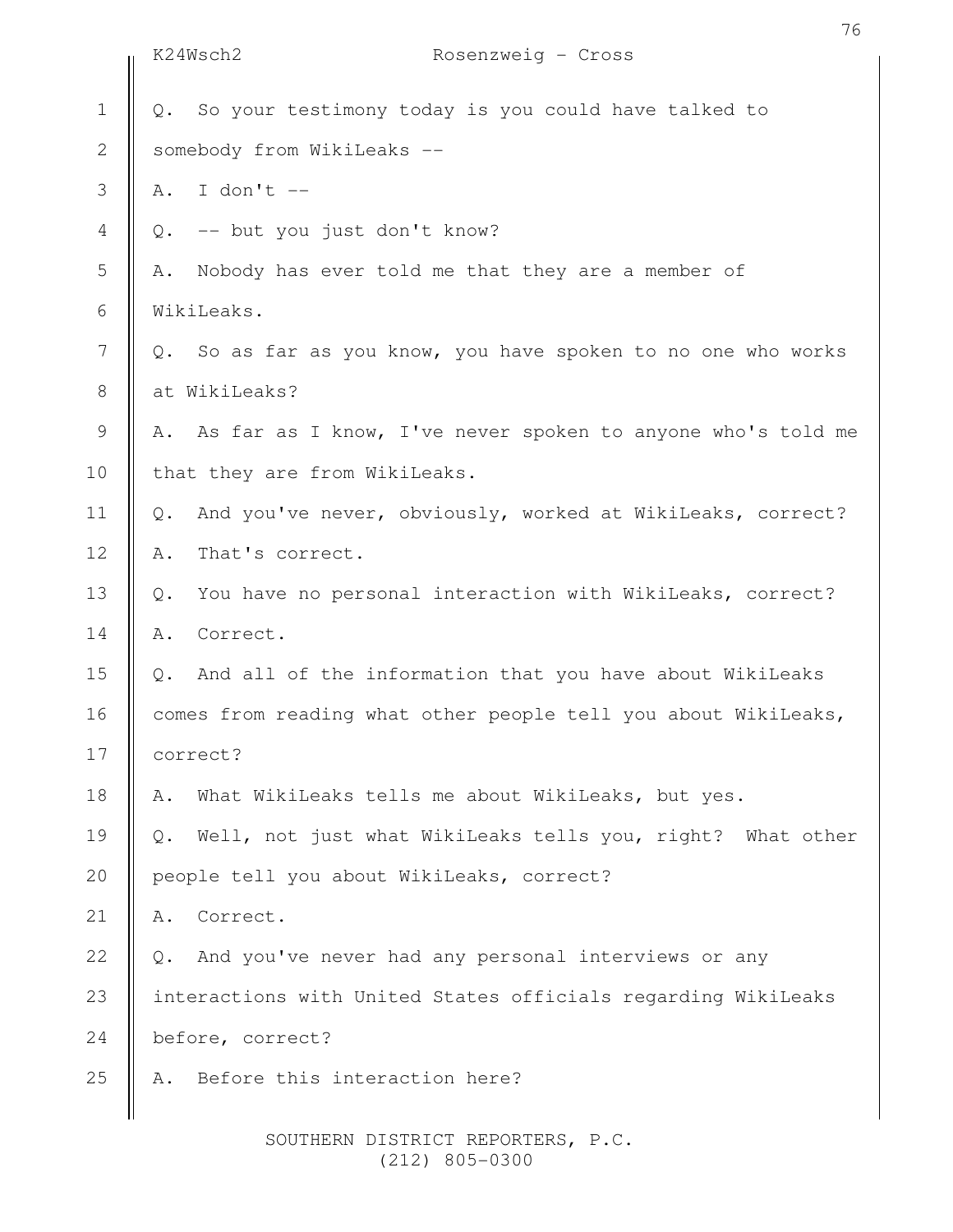Q. So your testimony today is you could have talked to somebody from WikiLeaks --

A. I don't --

Q. -- but you just don't know?

A. Nobody has ever told me that they are a member of WikiLeaks.

Q. So as far as you know, you have spoken to no one who works at WikiLeaks?

A. As far as I know, I've never spoken to anyone who's told me that they are from WikiLeaks.

Q. And you've never, obviously, worked at WikiLeaks, correct?

A. That's correct.

Q. You have no personal interaction with WikiLeaks, correct?

A. Correct.

Q. And all of the information that you have about WikiLeaks comes from reading what other people tell you about WikiLeaks, correct?

A. What WikiLeaks tells me about WikiLeaks, but yes.

Q. Well, not just what WikiLeaks tells you, right? What other people tell you about WikiLeaks, correct?

A. Correct.

Q. And you've never had any personal interviews or any interactions with United States officials regarding WikiLeaks before, correct?

A. Before this interaction here?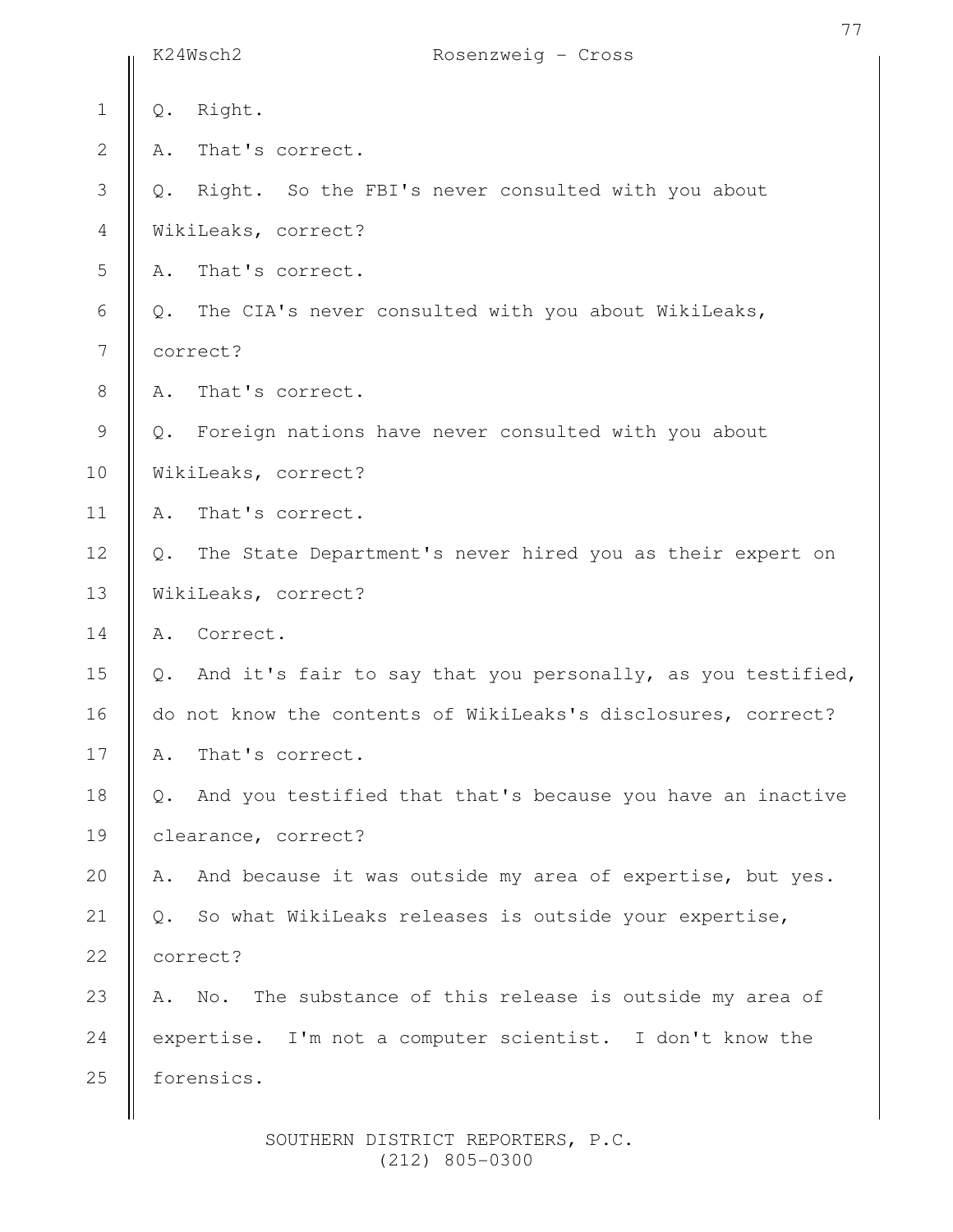Q. Right.

A. That's correct.

Q. Right. So the FBI's never consulted with you about WikiLeaks, correct?

A. That's correct.

Q. The CIA's never consulted with you about WikiLeaks, correct?

A. That's correct.

Q. Foreign nations have never consulted with you about WikiLeaks, correct?

A. That's correct.

Q. The State Department's never hired you as their expert on WikiLeaks, correct?

A. Correct.

Q. And it's fair to say that you personally, as you testified, do not know the contents of WikiLeaks's disclosures, correct?

A. That's correct.

Q. And you testified that that's because you have an inactive clearance, correct?

A. And because it was outside my area of expertise, but yes.

Q. So what WikiLeaks releases is outside your expertise, correct?

A. No. The substance of this release is outside my area of expertise. I'm not a computer scientist. I don't know the forensics.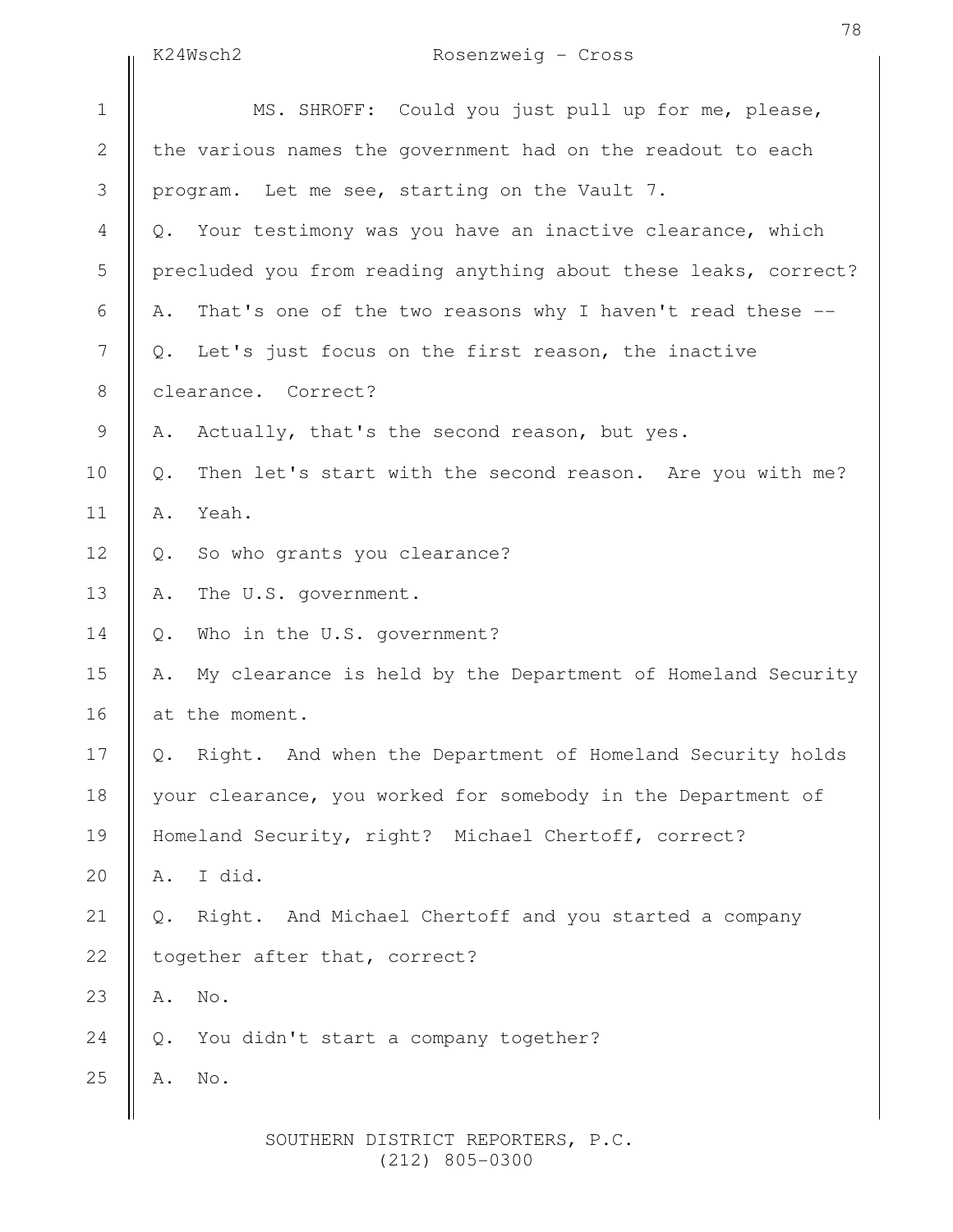MS. SHROFF: Could you just pull up for me, please, the various names the government had on the readout to each program. Let me see, starting on the Vault 7.

Q. Your testimony was you have an inactive clearance, which precluded you from reading anything about these leaks, correct?

A. That's one of the two reasons why I haven't read these --

Q. Let's just focus on the first reason, the inactive clearance. Correct?

A. Actually, that's the second reason, but yes.

Q. Then let's start with the second reason. Are you with me?

A. Yeah.

Q. So who grants you clearance?

A. The U.S. government.

Q. Who in the U.S. government?

A. My clearance is held by the Department of Homeland Security at the moment.

Q. Right. And when the Department of Homeland Security holds your clearance, you worked for somebody in the Department of Homeland Security, right? Michael Chertoff, correct?

A. I did.

Q. Right. And Michael Chertoff and you started a company together after that, correct?

A. No.

Q. You didn't start a company together?

A. No.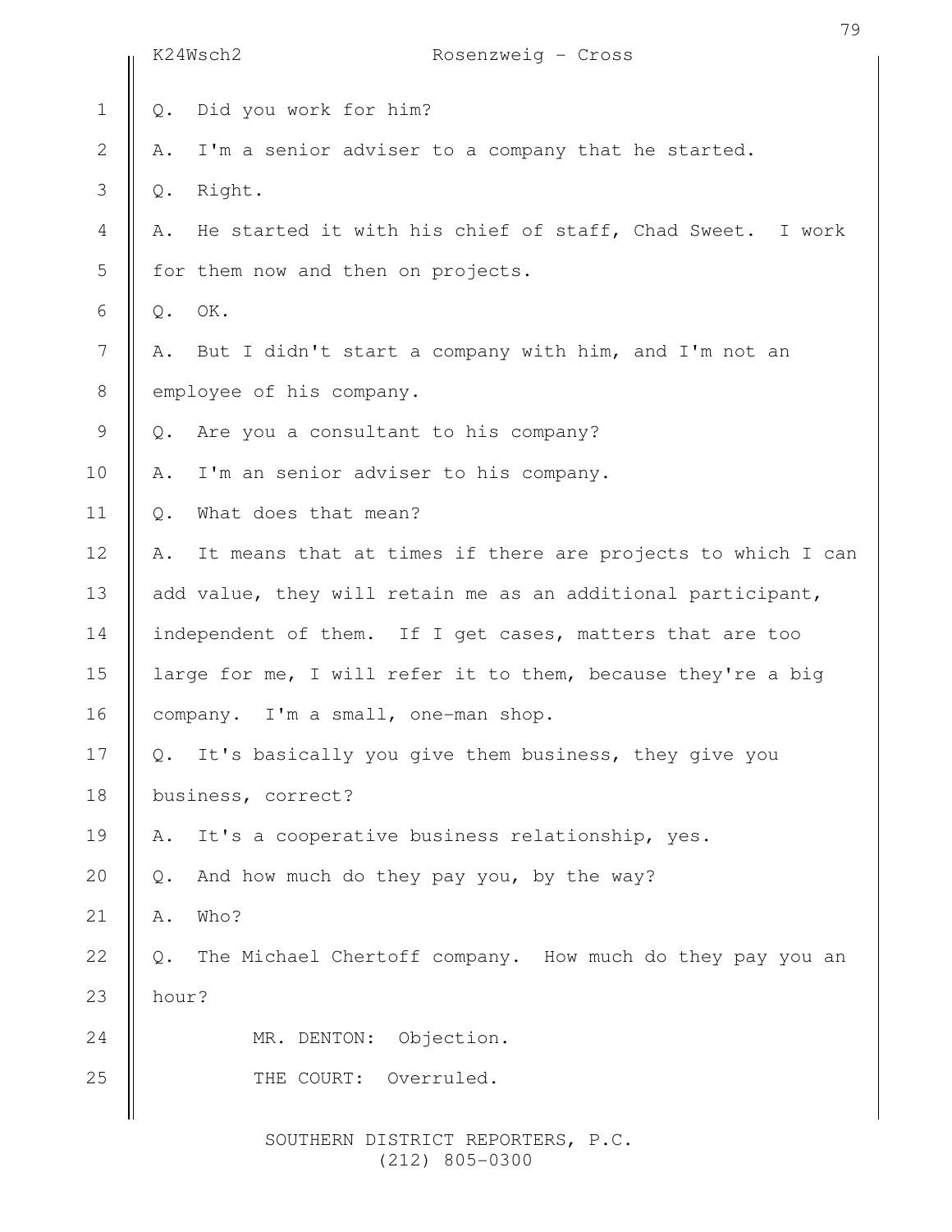Q. Did you work for him?

A. I'm a senior adviser to a company that he started.

Q. Right.

A. He started it with his chief of staff, Chad Sweet. I work for them now and then on projects.

Q. OK.

A. But I didn't start a company with him, and I'm not an employee of his company.

Q. Are you a consultant to his company?

A. I'm an senior adviser to his company.

Q. What does that mean?

A. It means that at times if there are projects to which I can add value, they will retain me as an additional participant, independent of them. If I get cases, matters that are too large for me, I will refer it to them, because they're a big company. I'm a small, one-man shop.

Q. It's basically you give them business, they give you business, correct?

A. It's a cooperative business relationship, yes.

Q. And how much do they pay you, by the way?

A. Who?

Q. The Michael Chertoff company. How much do they pay you an hour?

MR. DENTON: Objection.

THE COURT: Overruled.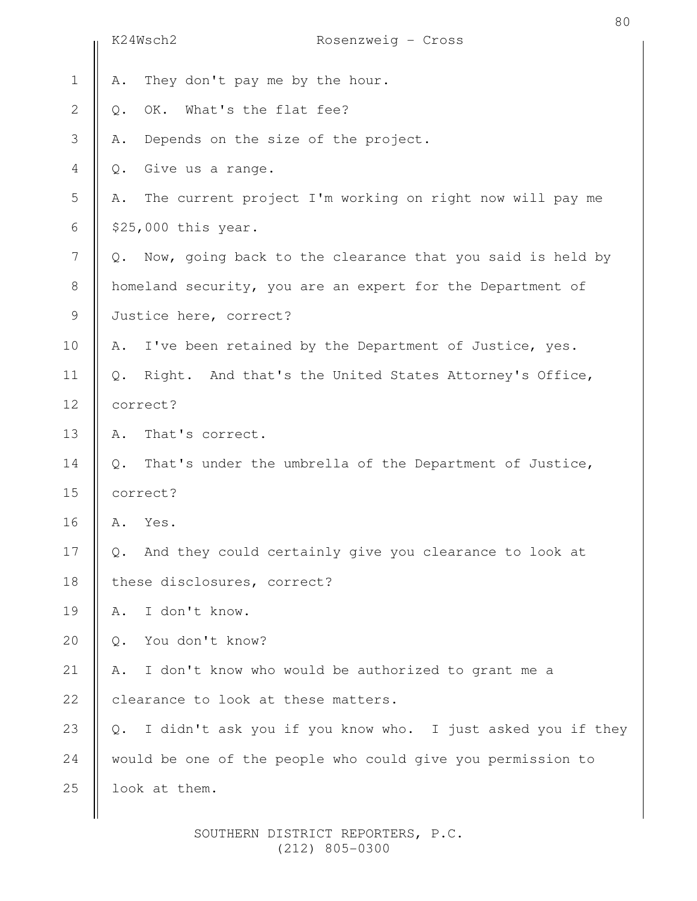A. They don't pay me by the hour.

Q. OK. What's the flat fee?

A. Depends on the size of the project.

Q. Give us a range.

A. The current project I'm working on right now will pay me $25,000 this year.

Q. Now, going back to the clearance that you said is held by homeland security, you are an expert for the Department of Justice here, correct?

A. I've been retained by the Department of Justice, yes.

Q. Right. And that's the United States Attorney's Office, correct?

A. That's correct.

Q. That's under the umbrella of the Department of Justice, correct?

A. Yes.

Q. And they could certainly give you clearance to look at these disclosures, correct?

A. I don't know.

Q. You don't know?

A. I don't know who would be authorized to grant me a clearance to look at these matters.

Q. I didn't ask you if you know who. I just asked you if they would be one of the people who could give you permission to look at them.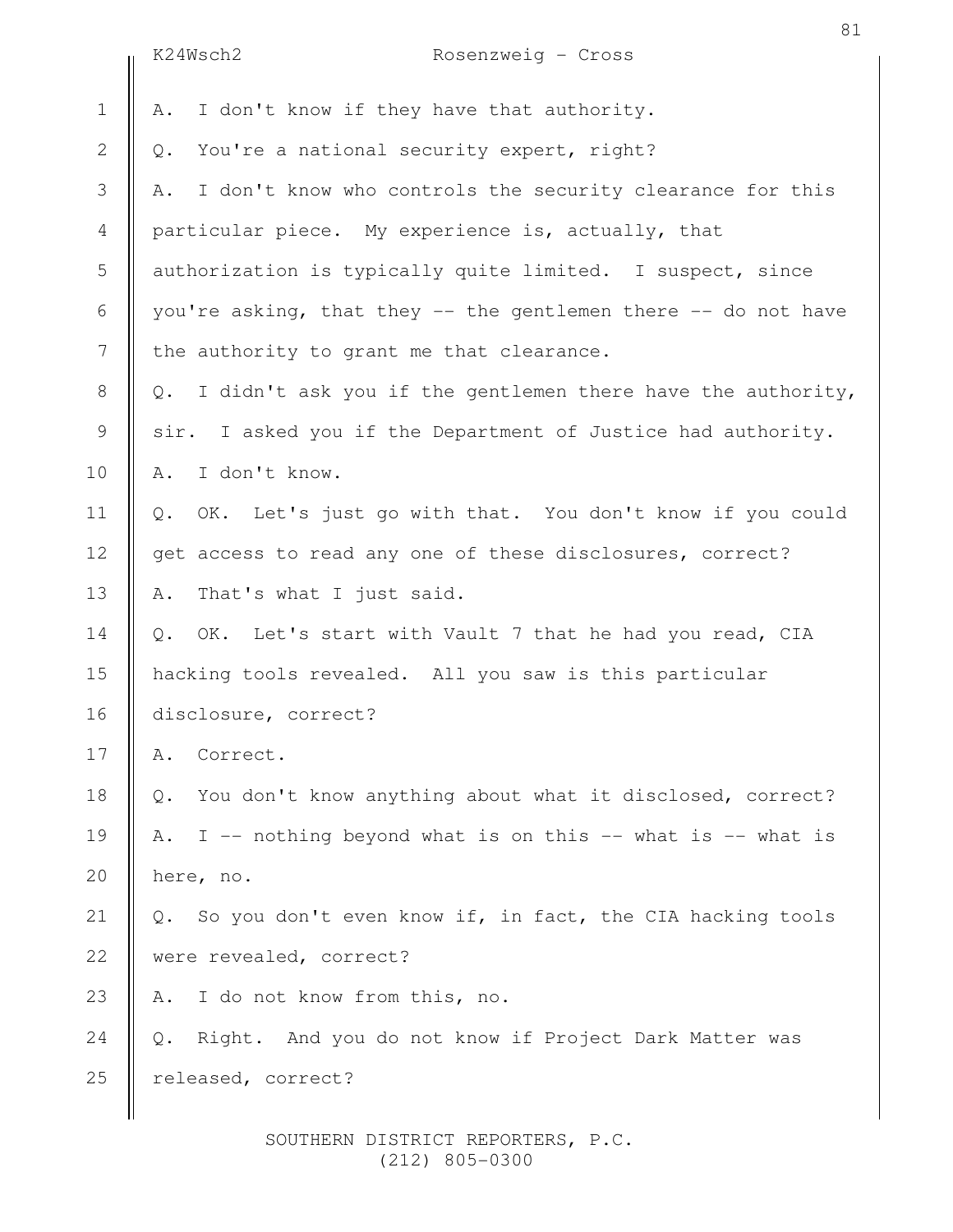A. I don't know if they have that authority.

Q. You're a national security expert, right?

A. I don't know who controls the security clearance for this particular piece. My experience is, actually, that authorization is typically quite limited. I suspect, since you're asking, that they -- the gentlemen there -- do not have the authority to grant me that clearance.

Q. I didn't ask you if the gentlemen there have the authority, sir. I asked you if the Department of Justice had authority.

A. I don't know.

Q. OK. Let's just go with that. You don't know if you could get access to read any one of these disclosures, correct?

A. That's what I just said.

Q. OK. Let's start with Vault 7 that he had you read, CIA hacking tools revealed. All you saw is this particular disclosure, correct?

A. Correct.

Q. You don't know anything about what it disclosed, correct?

A. I -- nothing beyond what is on this -- what is -- what is here, no.

Q. So you don't even know if, in fact, the CIA hacking tools were revealed, correct?

A. I do not know from this, no.

Q. Right. And you do not know if Project Dark Matter was released, correct?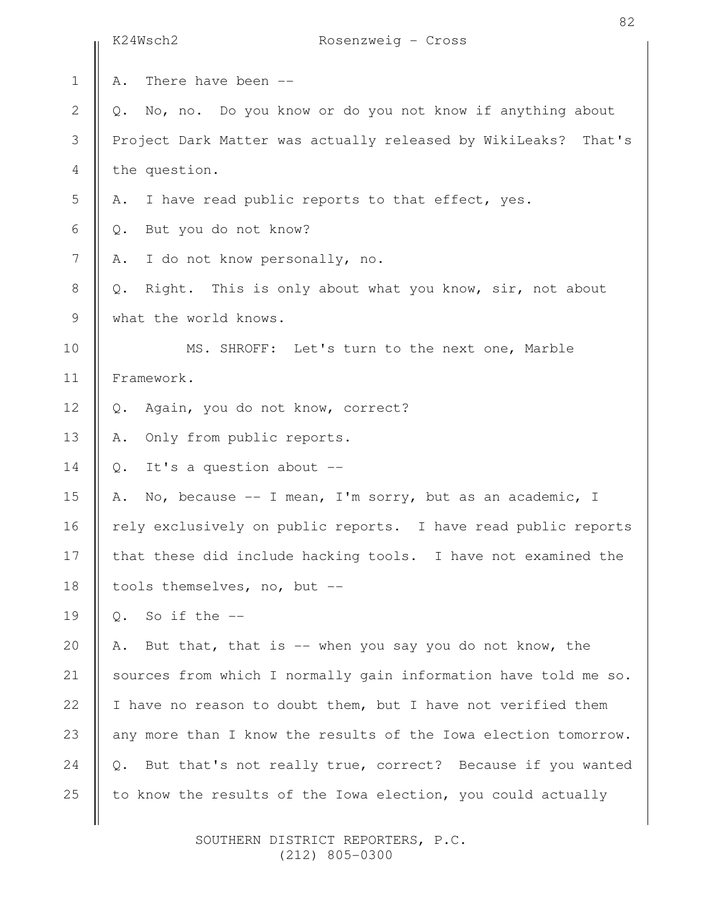A. There have been --

Q. No, no. Do you know or do you not know if anything about Project Dark Matter was actually released by WikiLeaks? That's the question.

A. I have read public reports to that effect, yes.

Q. But you do not know?

A. I do not know personally, no.

Q. Right. This is only about what you know, sir, not about what the world knows.

MS. SHROFF: Let's turn to the next one, Marble Framework.

Q. Again, you do not know, correct?

A. Only from public reports.

Q. It's a question about --

A. No, because -- I mean, I'm sorry, but as an academic, I rely exclusively on public reports. I have read public reports that these did include hacking tools. I have not examined the tools themselves, no, but --

Q. So if the --

A. But that, that is -- when you say you do not know, the sources from which I normally gain information have told me so. I have no reason to doubt them, but I have not verified them any more than I know the results of the Iowa election tomorrow.

Q. But that's not really true, correct? Because if you wanted to know the results of the Iowa election, you could actually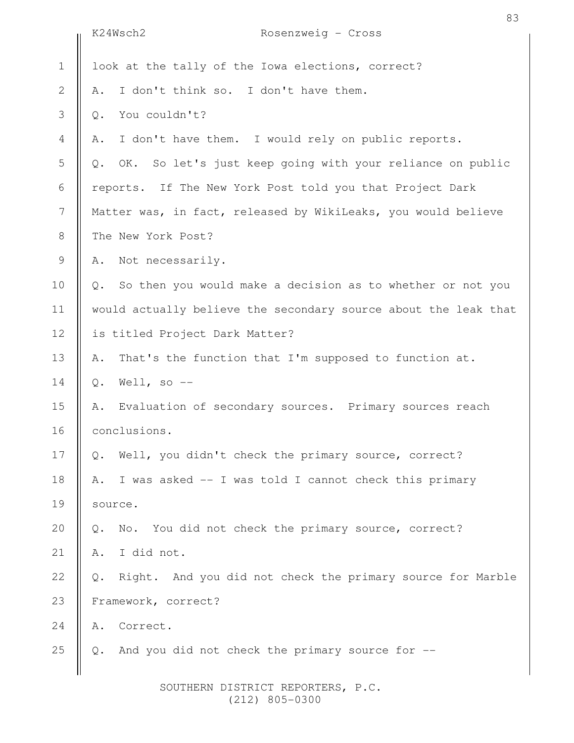look at the tally of the Iowa elections, correct?

A. I don't think so. I don't have them.

Q. You couldn't?

A. I don't have them. I would rely on public reports.

Q. OK. So let's just keep going with your reliance on public reports. If The New York Post told you that Project Dark Matter was, in fact, released by WikiLeaks, you would believe The New York Post?

A. Not necessarily.

Q. So then you would make a decision as to whether or not you would actually believe the secondary source about the leak that is titled Project Dark Matter?

A. That's the function that I'm supposed to function at.

Q. Well, so --

A. Evaluation of secondary sources. Primary sources reach conclusions.

Q. Well, you didn't check the primary source, correct?

A. I was asked -- I was told I cannot check this primary source.

Q. No. You did not check the primary source, correct?

A. I did not.

Q. Right. And you did not check the primary source for Marble Framework, correct?

A. Correct.

Q. And you did not check the primary source for --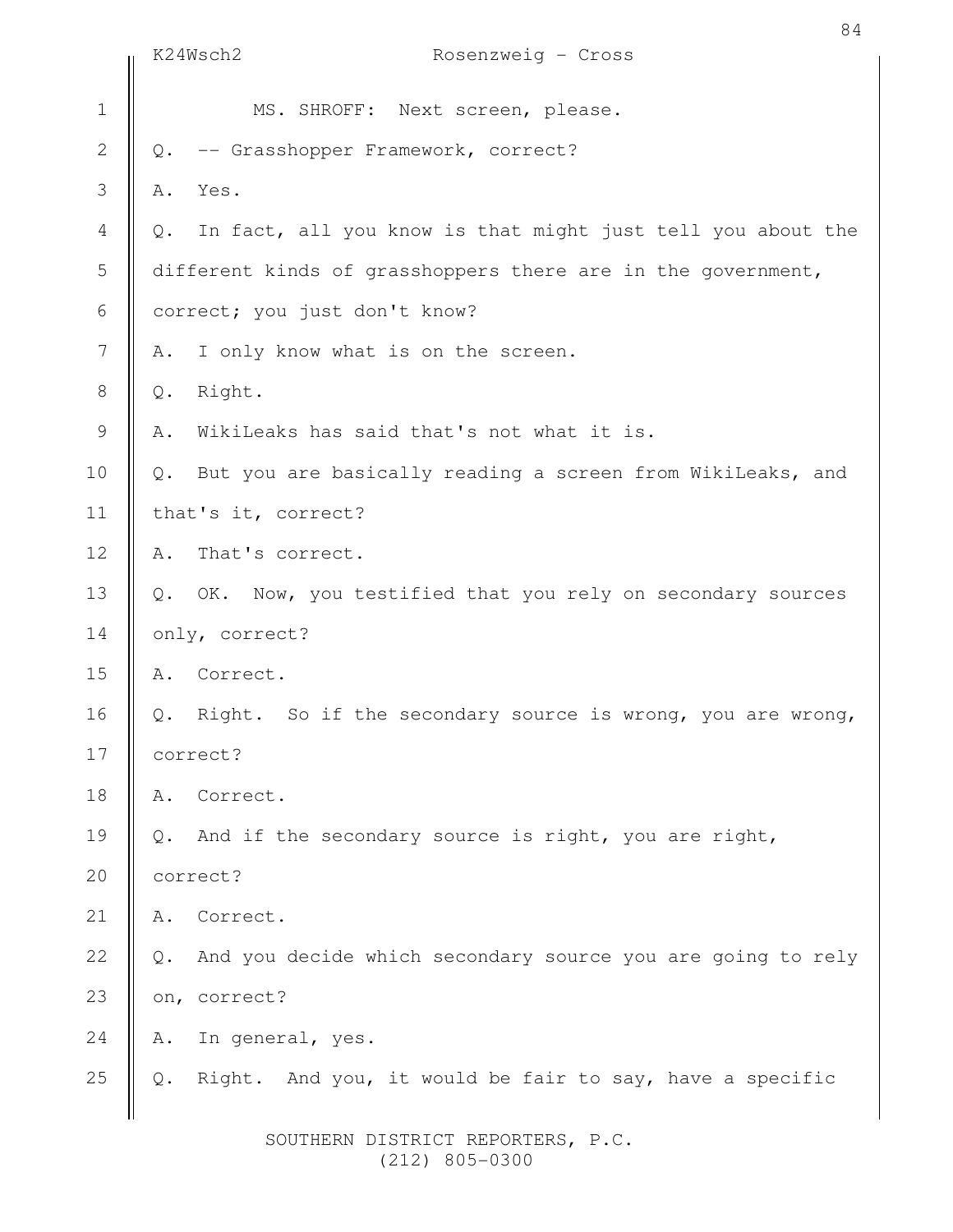MS. SHROFF: Next screen, please.

Q. -- Grasshopper Framework, correct?

A. Yes.

Q. In fact, all you know is that might just tell you about the different kinds of grasshoppers there are in the government, correct; you just don't know?

A. I only know what is on the screen.

Q. Right.

A. WikiLeaks has said that's not what it is.

Q. But you are basically reading a screen from WikiLeaks, and that's it, correct?

A. That's correct.

Q. OK. Now, you testified that you rely on secondary sources only, correct?

A. Correct.

Q. Right. So if the secondary source is wrong, you are wrong, correct?

A. Correct.

Q. And if the secondary source is right, you are right, correct?

A. Correct.

Q. And you decide which secondary source you are going to rely on, correct?

A. In general, yes.

Q. Right. And you, it would be fair to say, have a specific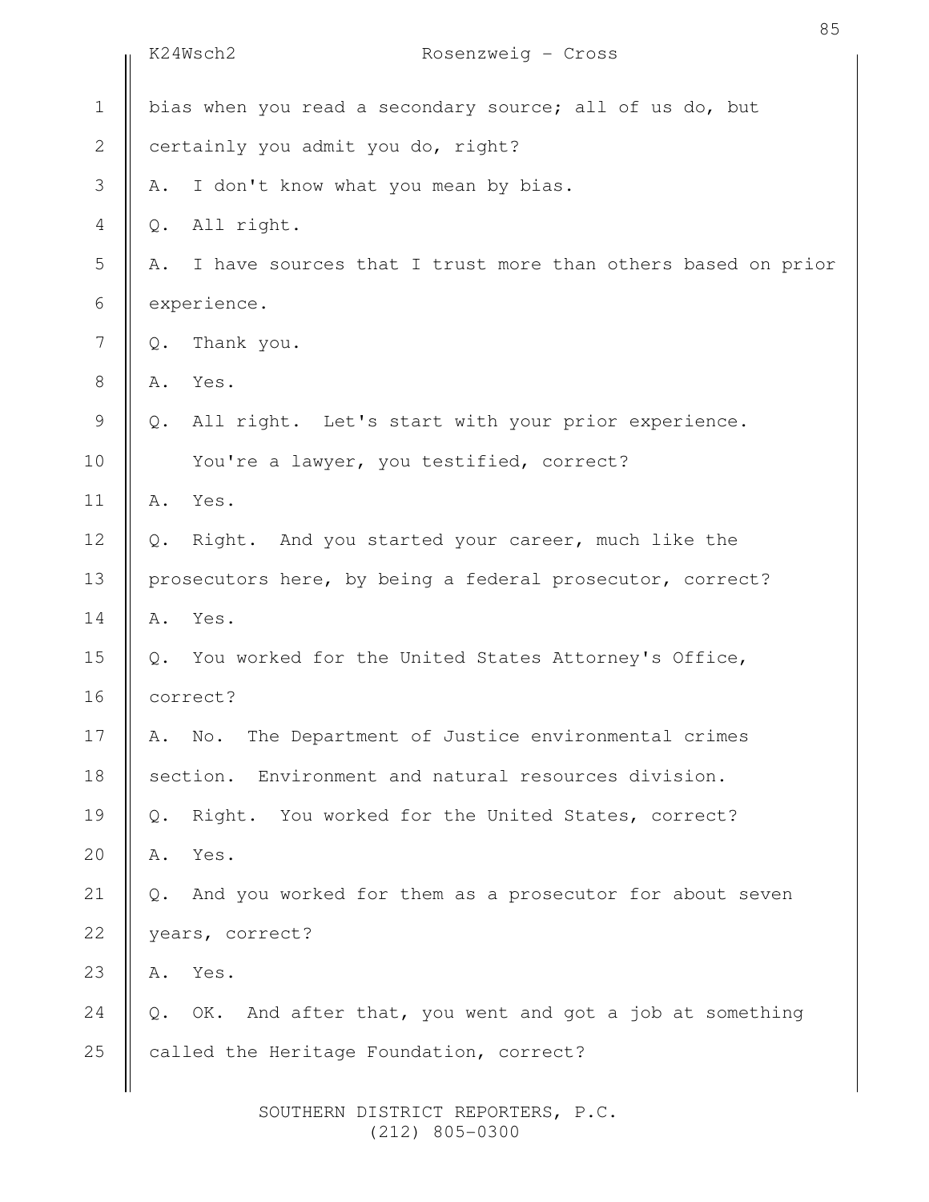bias when you read a secondary source; all of us do, but certainly you admit you do, right?

A. I don't know what you mean by bias.

Q. All right.

A. I have sources that I trust more than others based on prior experience.

Q. Thank you.

A. Yes.

Q. All right. Let's start with your prior experience.

You're a lawyer, you testified, correct?

A. Yes.

Q. Right. And you started your career, much like the prosecutors here, by being a federal prosecutor, correct?

A. Yes.

Q. You worked for the United States Attorney's Office, correct?

A. No. The Department of Justice environmental crimes section. Environment and natural resources division.

Q. Right. You worked for the United States, correct?

A. Yes.

Q. And you worked for them as a prosecutor for about seven years, correct?

A. Yes.

Q. OK. And after that, you went and got a job at something called the Heritage Foundation, correct?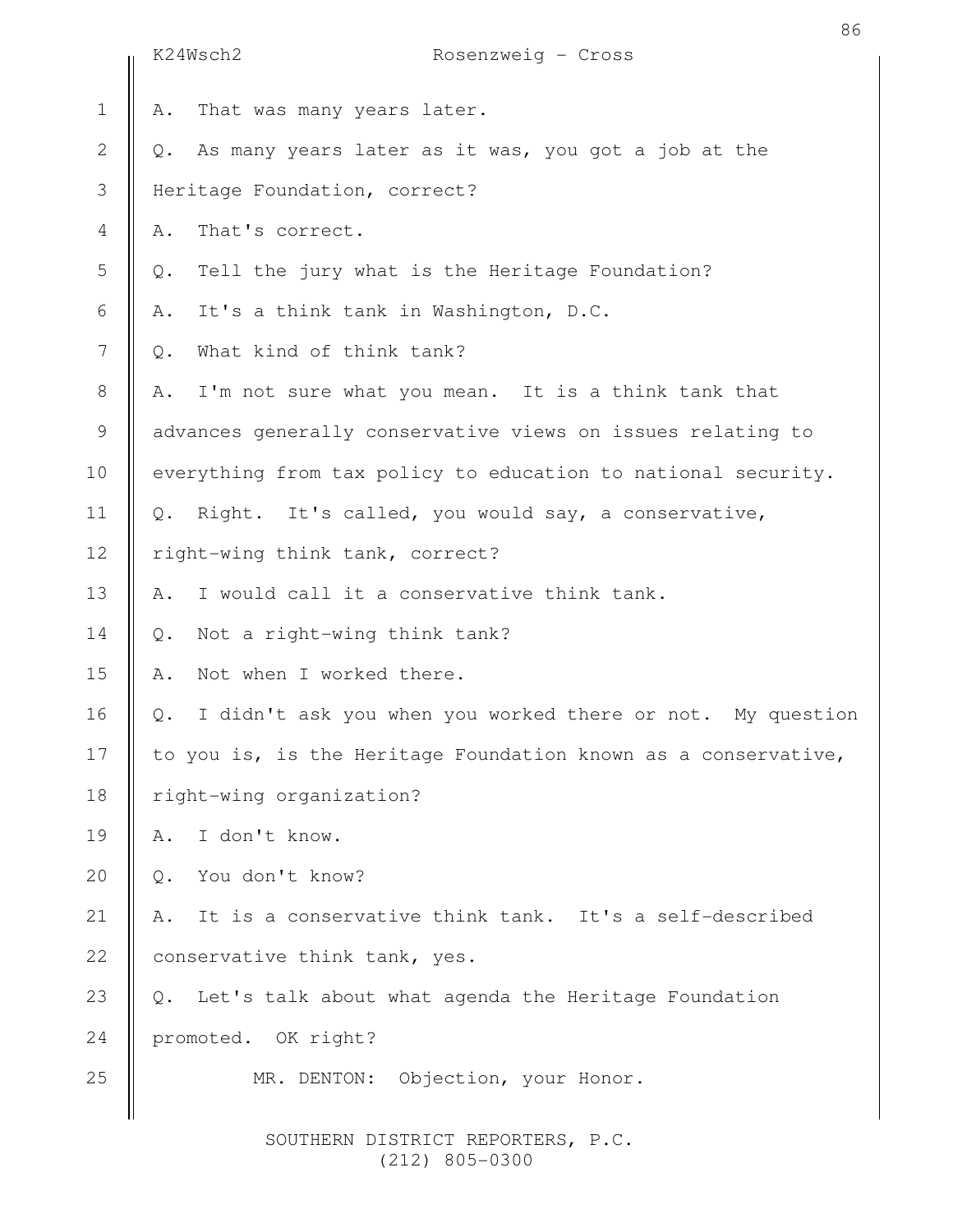A. That was many years later.

Q. As many years later as it was, you got a job at the Heritage Foundation, correct?

A. That's correct.

Q. Tell the jury what is the Heritage Foundation?

A. It's a think tank in Washington, D.C.

Q. What kind of think tank?

A. I'm not sure what you mean. It is a think tank that advances generally conservative views on issues relating to everything from tax policy to education to national security.

Q. Right. It's called, you would say, a conservative, right-wing think tank, correct?

A. I would call it a conservative think tank.

Q. Not a right-wing think tank?

A. Not when I worked there.

Q. I didn't ask you when you worked there or not. My question to you is, is the Heritage Foundation known as a conservative, right-wing organization?

A. I don't know.

Q. You don't know?

A. It is a conservative think tank. It's a self-described conservative think tank, yes.

Q. Let's talk about what agenda the Heritage Foundation promoted. OK right?

MR. DENTON: Objection, your Honor.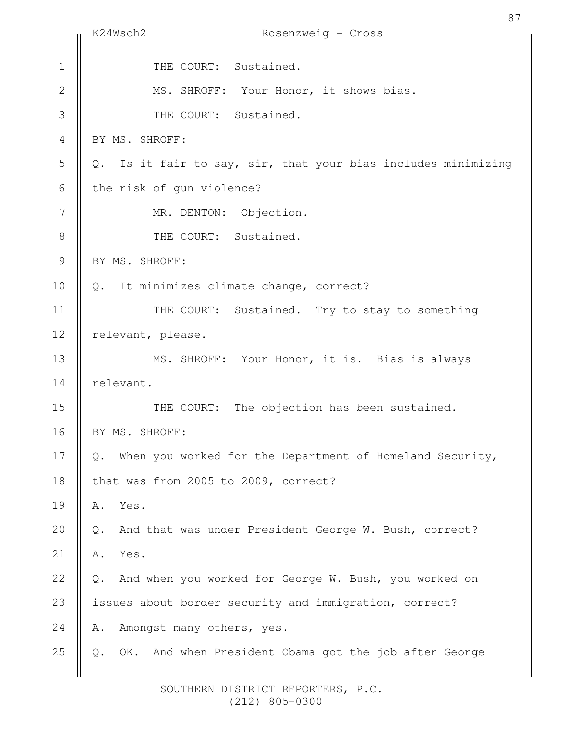THE COURT: Sustained.

MS. SHROFF: Your Honor, it shows bias.

THE COURT: Sustained.

BY MS. SHROFF:

Q. Is it fair to say, sir, that your bias includes minimizing the risk of gun violence?

MR. DENTON: Objection.

THE COURT: Sustained.

BY MS. SHROFF:

Q. It minimizes climate change, correct?

THE COURT: Sustained. Try to stay to something relevant, please.

MS. SHROFF: Your Honor, it is. Bias is always relevant.

THE COURT: The objection has been sustained.

BY MS. SHROFF:

Q. When you worked for the Department of Homeland Security, that was from 2005 to 2009, correct?

A. Yes.

Q. And that was under President George W. Bush, correct?

A. Yes.

Q. And when you worked for George W. Bush, you worked on issues about border security and immigration, correct?

A. Amongst many others, yes.

Q. OK. And when President Obama got the job after George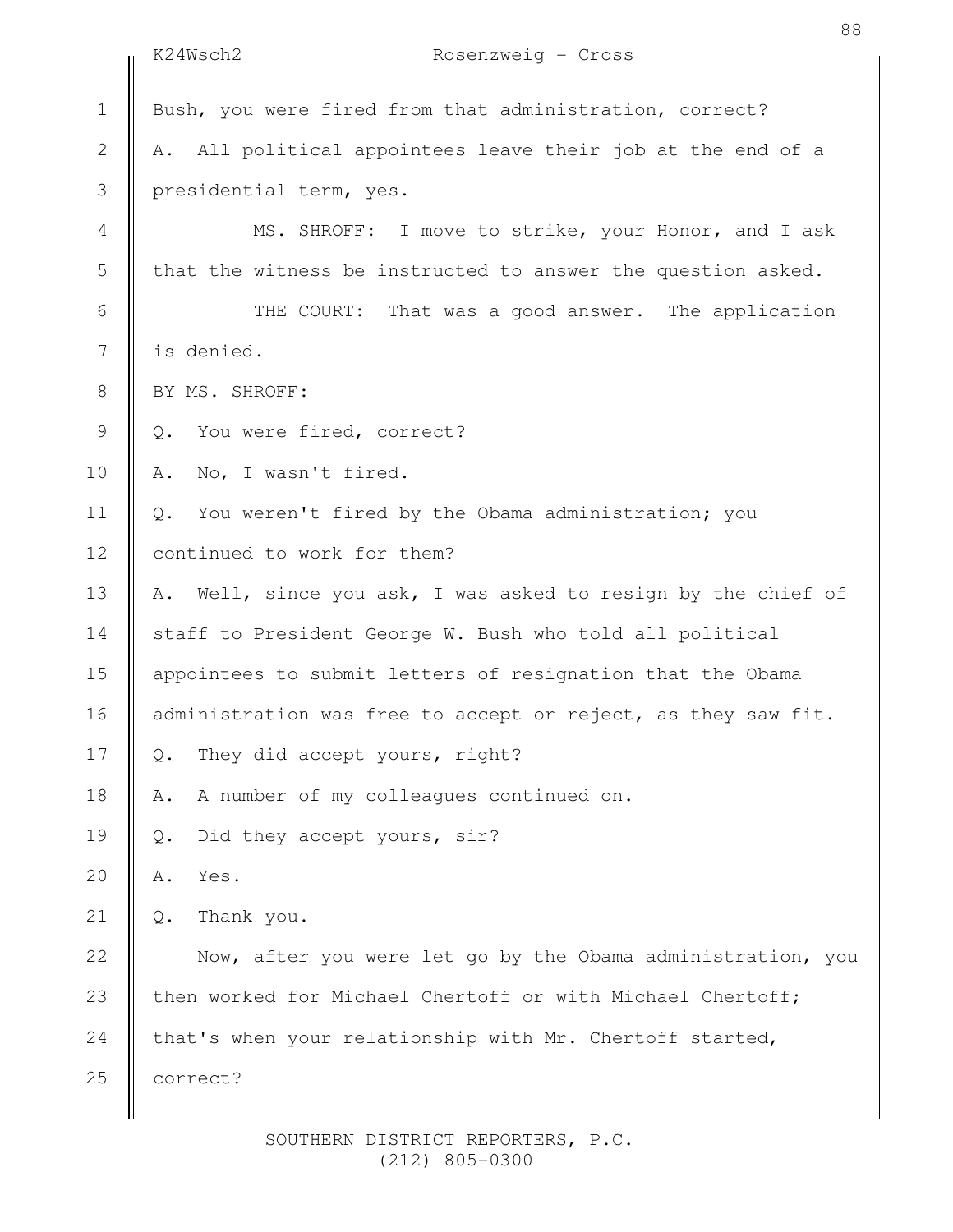Bush, you were fired from that administration, correct?

A. All political appointees leave their job at the end of a presidential term, yes.

MS. SHROFF: I move to strike, your Honor, and I ask that the witness be instructed to answer the question asked.

THE COURT: That was a good answer. The application is denied.

BY MS. SHROFF:

Q. You were fired, correct?

A. No, I wasn't fired.

Q. You weren't fired by the Obama administration; you continued to work for them?

A. Well, since you ask, I was asked to resign by the chief of staff to President George W. Bush who told all political appointees to submit letters of resignation that the Obama administration was free to accept or reject, as they saw fit.

Q. They did accept yours, right?

A. A number of my colleagues continued on.

Q. Did they accept yours, sir?

A. Yes.

Q. Thank you.

Now, after you were let go by the Obama administration, you then worked for Michael Chertoff or with Michael Chertoff; that's when your relationship with Mr. Chertoff started, correct?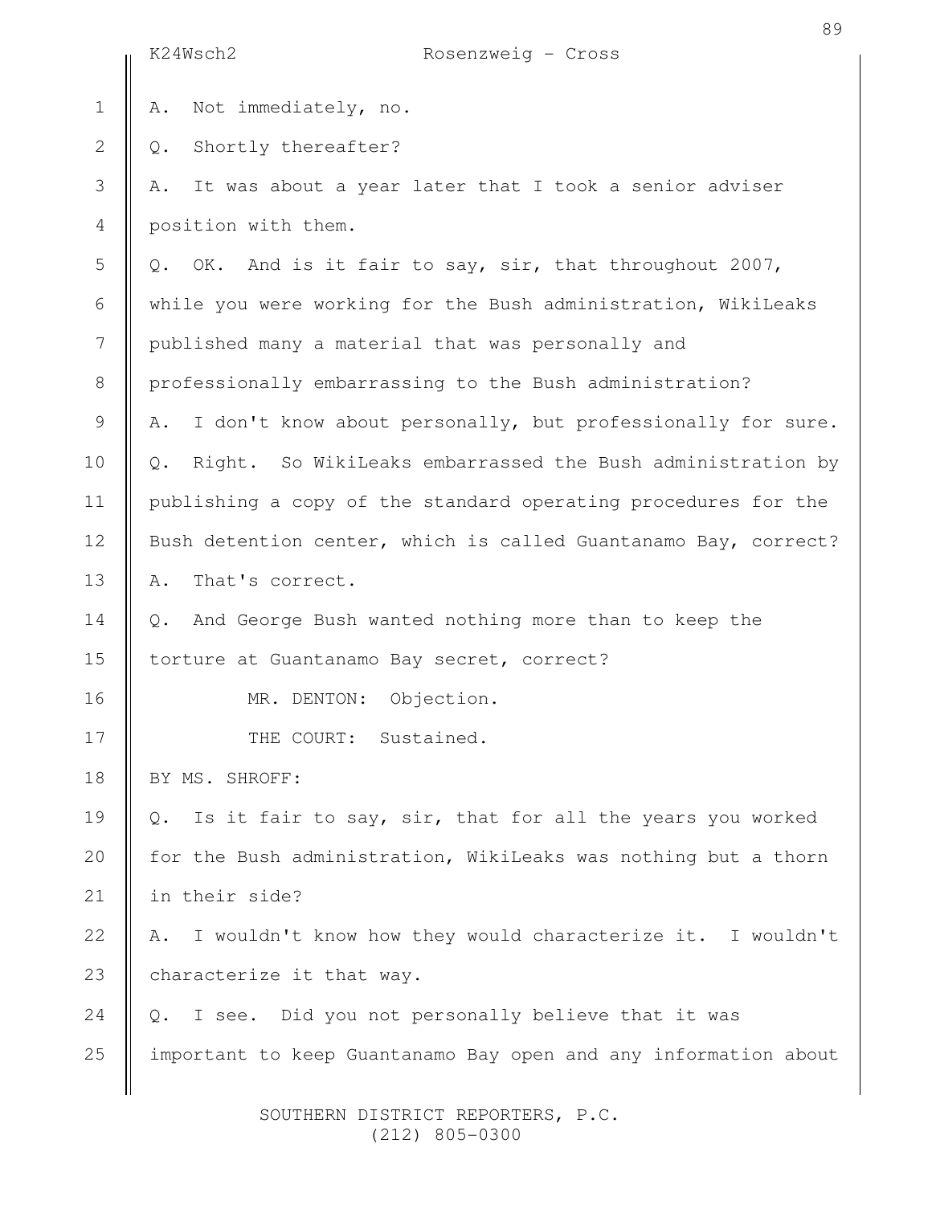A. Not immediately, no.

Q. Shortly thereafter?

A. It was about a year later that I took a senior adviser position with them.

Q. OK. And is it fair to say, sir, that throughout 2007, while you were working for the Bush administration, WikiLeaks published many a material that was personally and professionally embarrassing to the Bush administration?

A. I don't know about personally, but professionally for sure.

Q. Right. So WikiLeaks embarrassed the Bush administration by publishing a copy of the standard operating procedures for the Bush detention center, which is called Guantanamo Bay, correct?

A. That's correct.

Q. And George Bush wanted nothing more than to keep the torture at Guantanamo Bay secret, correct?

MR. DENTON: Objection.

THE COURT: Sustained.

BY MS. SHROFF:

Q. Is it fair to say, sir, that for all the years you worked for the Bush administration, WikiLeaks was nothing but a thorn in their side?

A. I wouldn't know how they would characterize it. I wouldn't characterize it that way.

Q. I see. Did you not personally believe that it was important to keep Guantanamo Bay open and any information about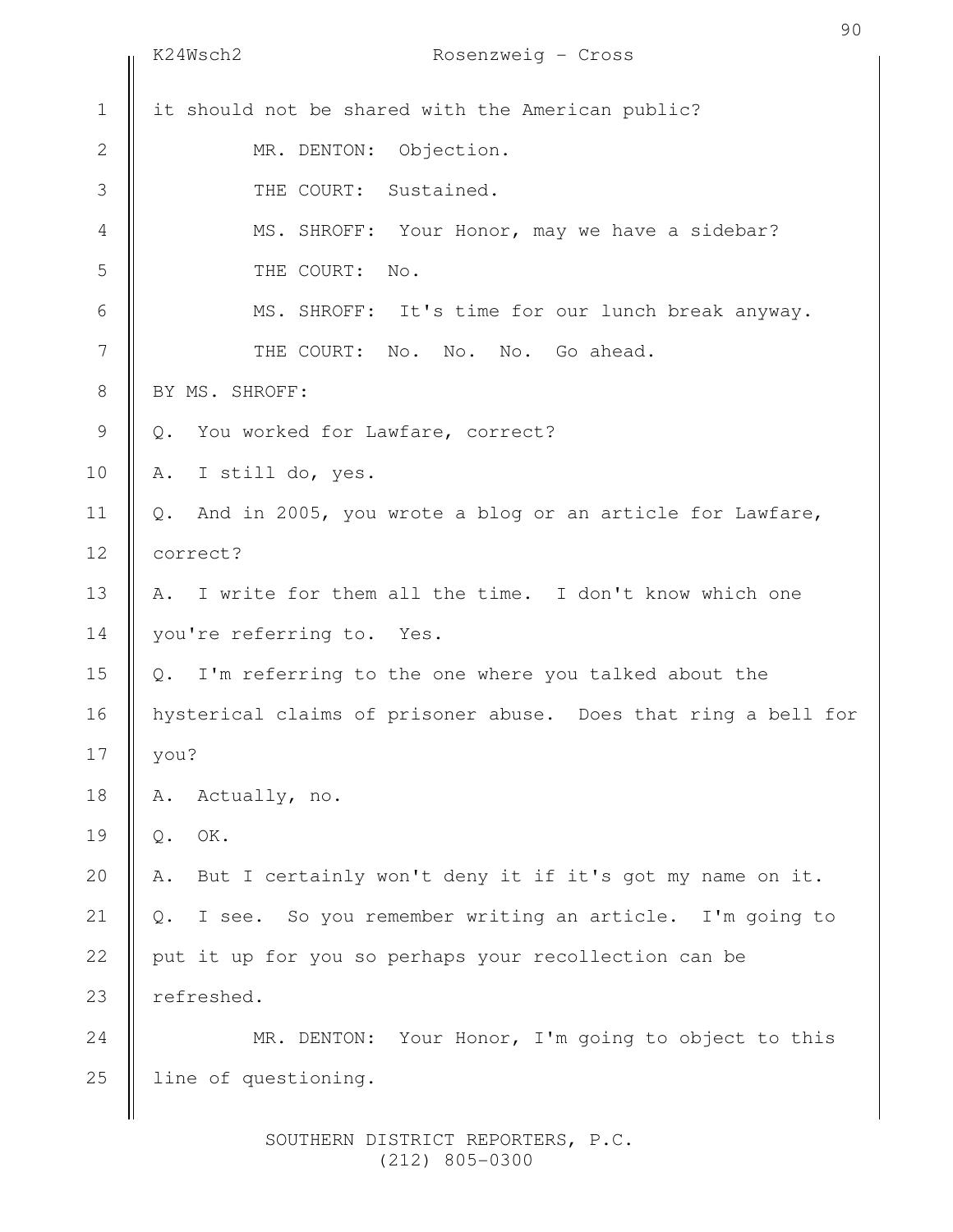it should not be shared with the American public?

MR. DENTON: Objection.

THE COURT: Sustained.

MS. SHROFF: Your Honor, may we have a sidebar?

THE COURT: No.

MS. SHROFF: It's time for our lunch break anyway.

THE COURT: No. No. No. Go ahead.

BY MS. SHROFF:

Q. You worked for Lawfare, correct?

A. I still do, yes.

Q. And in 2005, you wrote a blog or an article for Lawfare, correct?

A. I write for them all the time. I don't know which one you're referring to. Yes.

Q. I'm referring to the one where you talked about the hysterical claims of prisoner abuse. Does that ring a bell for you?

A. Actually, no.

Q. OK.

A. But I certainly won't deny it if it's got my name on it.

Q. I see. So you remember writing an article. I'm going to put it up for you so perhaps your recollection can be refreshed.

MR. DENTON: Your Honor, I'm going to object to this line of questioning.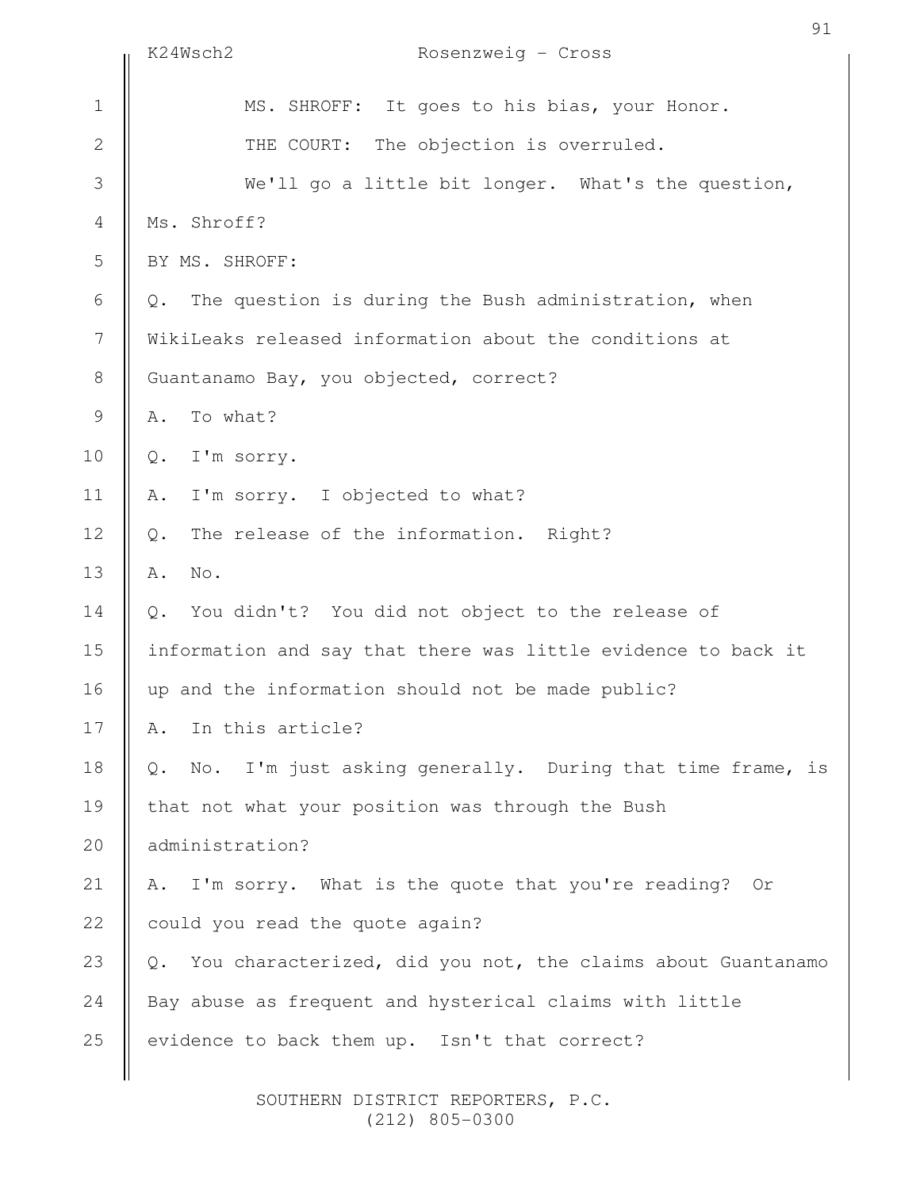MS. SHROFF: It goes to his bias, your Honor.

THE COURT: The objection is overruled.

We'll go a little bit longer. What's the question, Ms. Shroff?

BY MS. SHROFF:

Q. The question is during the Bush administration, when WikiLeaks released information about the conditions at Guantanamo Bay, you objected, correct?

A. To what?

Q. I'm sorry.

A. I'm sorry. I objected to what?

Q. The release of the information. Right?

A. No.

Q. You didn't? You did not object to the release of information and say that there was little evidence to back it up and the information should not be made public?

A. In this article?

Q. No. I'm just asking generally. During that time frame, is that not what your position was through the Bush administration?

A. I'm sorry. What is the quote that you're reading? Or could you read the quote again?

Q. You characterized, did you not, the claims about Guantanamo Bay abuse as frequent and hysterical claims with little evidence to back them up. Isn't that correct?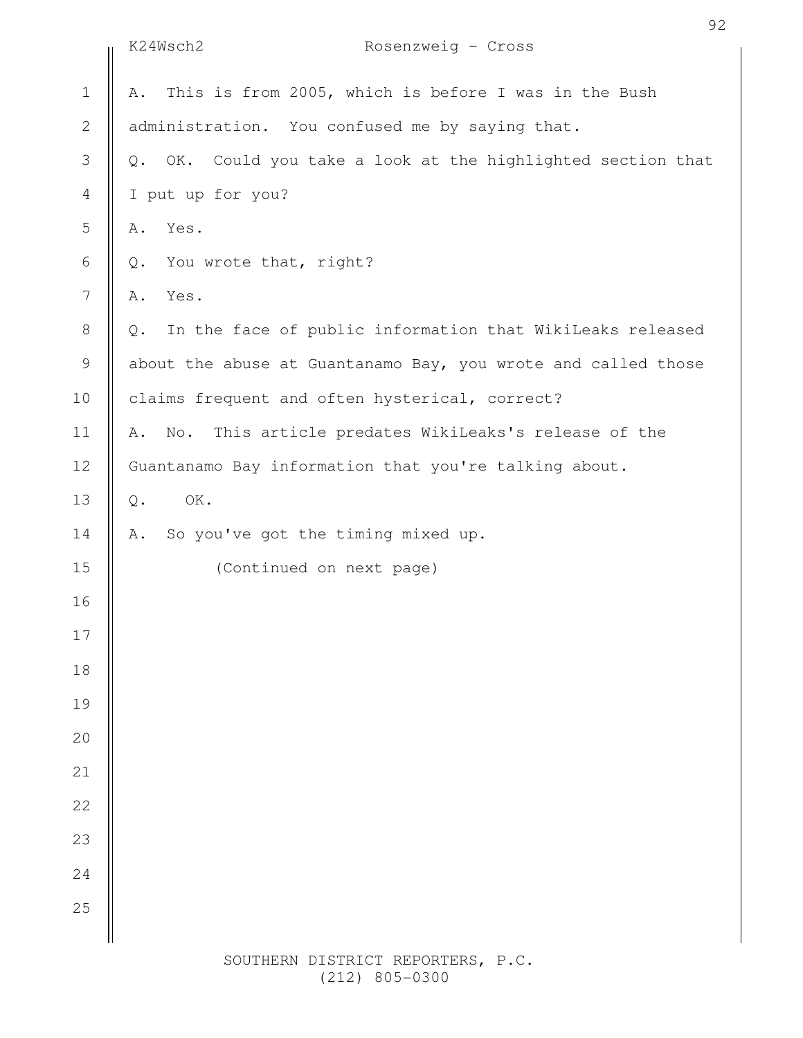A. This is from 2005, which is before I was in the Bush administration. You confused me by saying that.

Q. OK. Could you take a look at the highlighted section that I put up for you?

A. Yes.

Q. You wrote that, right?

A. Yes.

Q. In the face of public information that WikiLeaks released about the abuse at Guantanamo Bay, you wrote and called those claims frequent and often hysterical, correct?

A. No. This article predates WikiLeaks's release of the Guantanamo Bay information that you're talking about.

Q. OK.

A. So you've got the timing mixed up.

(Continued on next page)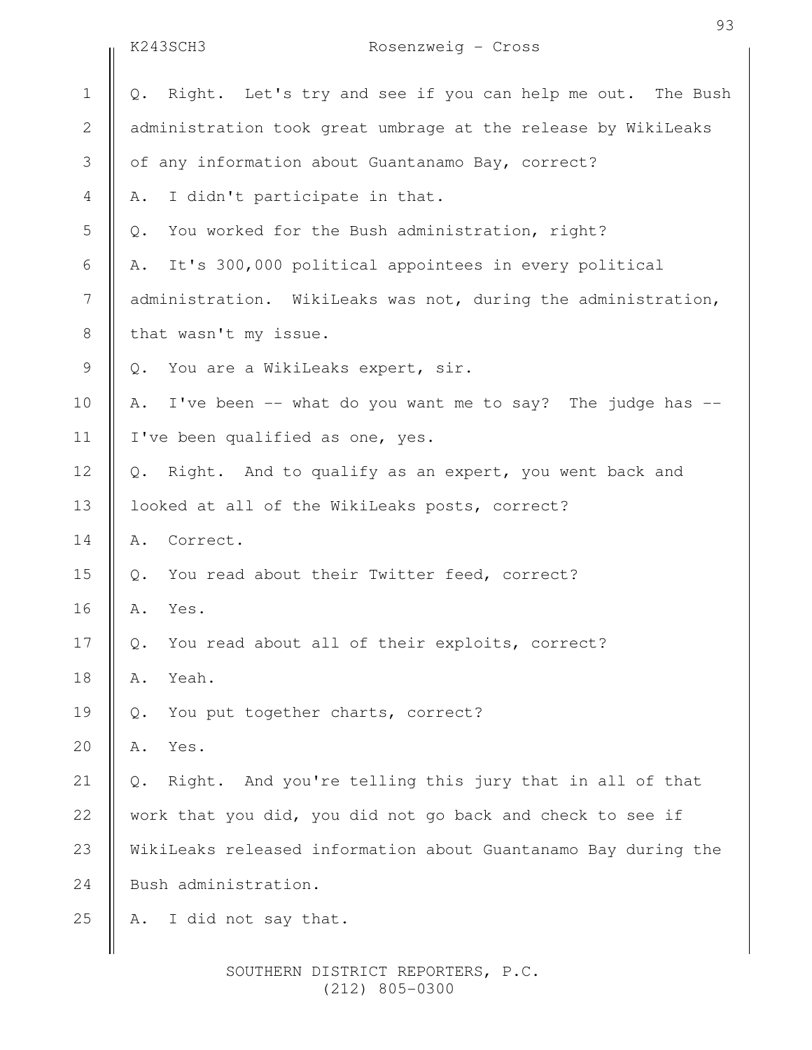Q. Right. Let's try and see if you can help me out. The Bush administration took great umbrage at the release by WikiLeaks of any information about Guantanamo Bay, correct?

A. I didn't participate in that.

Q. You worked for the Bush administration, right?

A. It's 300,000 political appointees in every political administration. WikiLeaks was not, during the administration, that wasn't my issue.

Q. You are a WikiLeaks expert, sir.

A. I've been -- what do you want me to say? The judge has -- I've been qualified as one, yes.

Q. Right. And to qualify as an expert, you went back and looked at all of the WikiLeaks posts, correct?

A. Correct.

Q. You read about their Twitter feed, correct?

A. Yes.

Q. You read about all of their exploits, correct?

A. Yeah.

Q. You put together charts, correct?

A. Yes.

Q. Right. And you're telling this jury that in all of that work that you did, you did not go back and check to see if WikiLeaks released information about Guantanamo Bay during the Bush administration.

A. I did not say that.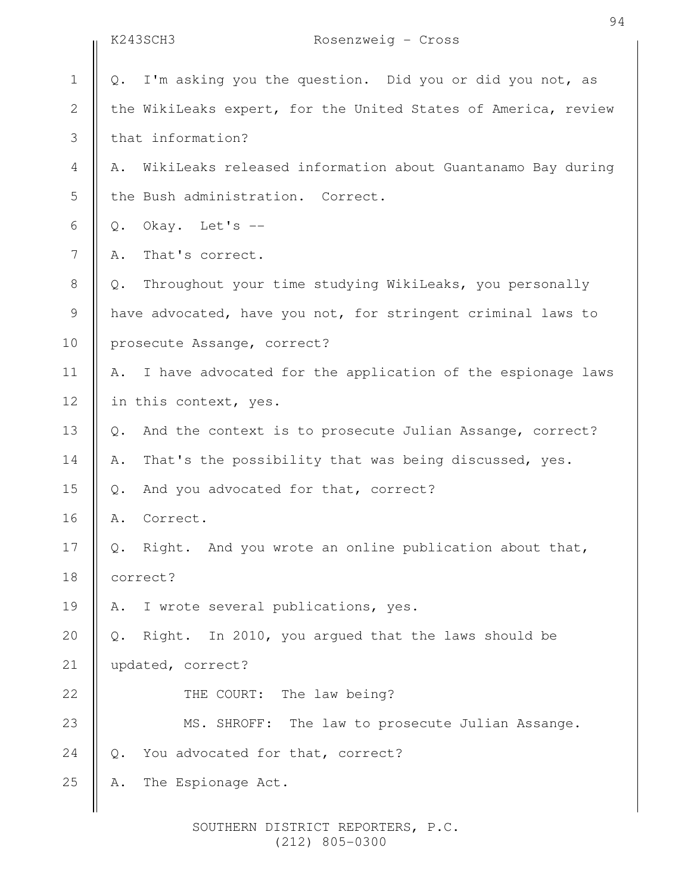Q. I'm asking you the question. Did you or did you not, as the WikiLeaks expert, for the United States of America, review that information?

A. WikiLeaks released information about Guantanamo Bay during the Bush administration. Correct.

Q. Okay. Let's --

A. That's correct.

Q. Throughout your time studying WikiLeaks, you personally have advocated, have you not, for stringent criminal laws to prosecute Assange, correct?

A. I have advocated for the application of the espionage laws in this context, yes.

Q. And the context is to prosecute Julian Assange, correct?

A. That's the possibility that was being discussed, yes.

Q. And you advocated for that, correct?

A. Correct.

Q. Right. And you wrote an online publication about that, correct?

A. I wrote several publications, yes.

Q. Right. In 2010, you argued that the laws should be updated, correct?

THE COURT: The law being?

MS. SHROFF: The law to prosecute Julian Assange.

Q. You advocated for that, correct?

A. The Espionage Act.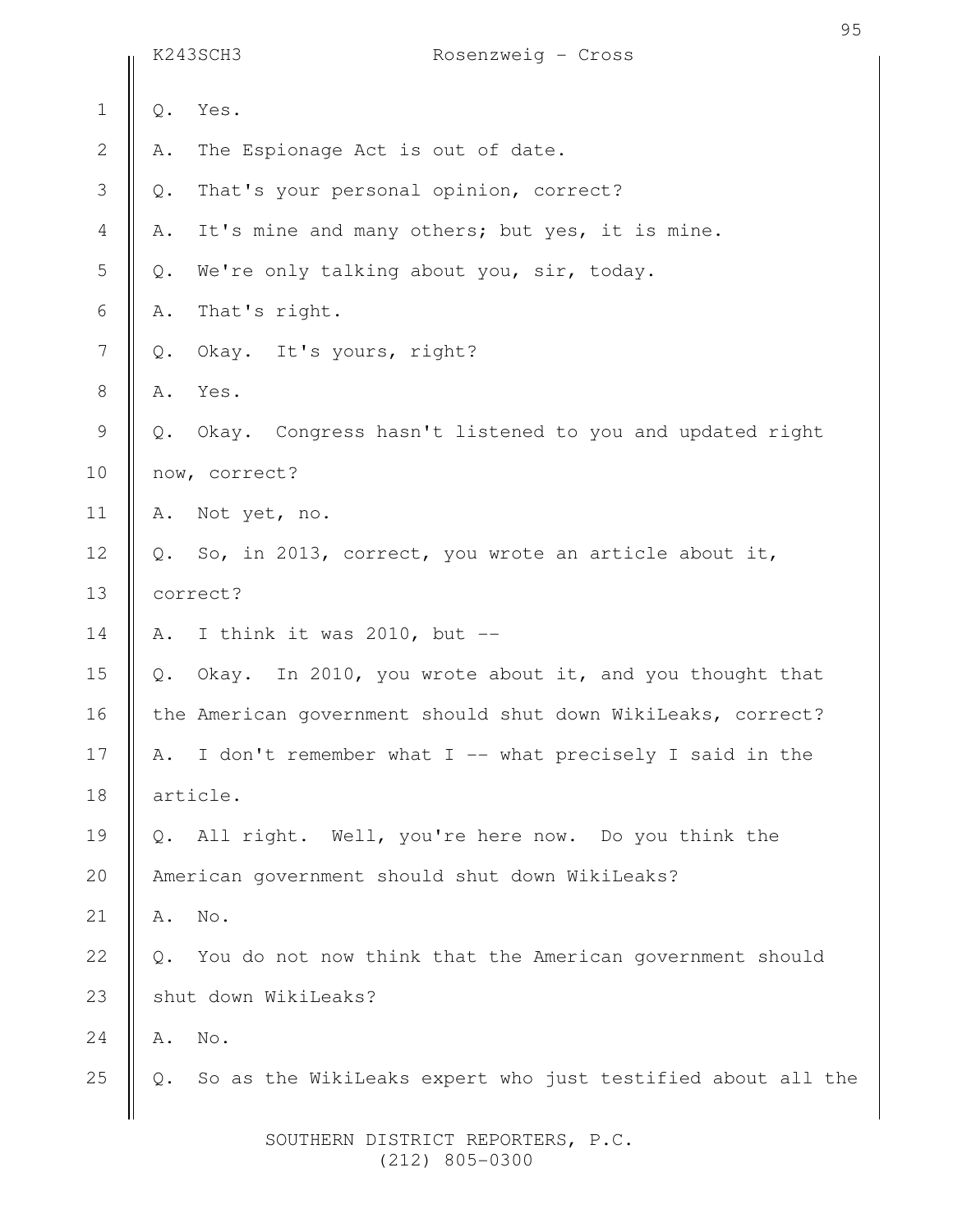Q. Yes.

A. The Espionage Act is out of date.

Q. That's your personal opinion, correct?

A. It's mine and many others; but yes, it is mine.

Q. We're only talking about you, sir, today.

A. That's right.

Q. Okay. It's yours, right?

A. Yes.

Q. Okay. Congress hasn't listened to you and updated right now, correct?

A. Not yet, no.

Q. So, in 2013, correct, you wrote an article about it, correct?

A. I think it was 2010, but --

Q. Okay. In 2010, you wrote about it, and you thought that the American government should shut down WikiLeaks, correct?

A. I don't remember what I -- what precisely I said in the article.

Q. All right. Well, you're here now. Do you think the American government should shut down WikiLeaks?

A. No.

Q. You do not now think that the American government should shut down WikiLeaks?

A. No.

Q. So as the WikiLeaks expert who just testified about all the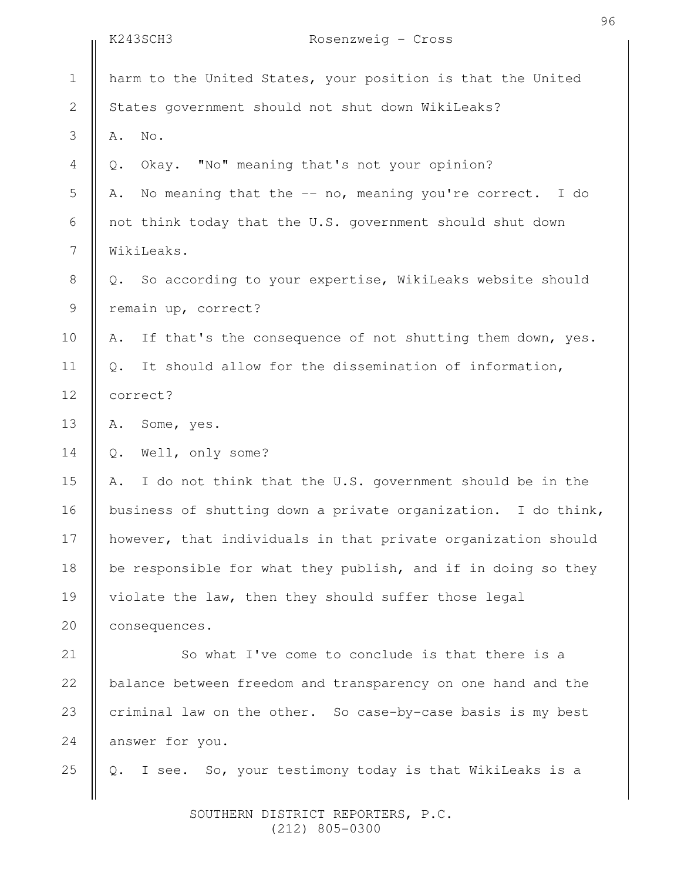harm to the United States, your position is that the United States government should not shut down WikiLeaks?

A. No.

Q. Okay. "No" meaning that's not your opinion?

A. No meaning that the -- no, meaning you're correct. I do not think today that the U.S. government should shut down WikiLeaks.

Q. So according to your expertise, WikiLeaks website should remain up, correct?

A. If that's the consequence of not shutting them down, yes.

Q. It should allow for the dissemination of information, correct?

A. Some, yes.

Q. Well, only some?

A. I do not think that the U.S. government should be in the business of shutting down a private organization. I do think, however, that individuals in that private organization should be responsible for what they publish, and if in doing so they violate the law, then they should suffer those legal consequences.

So what I've come to conclude is that there is a balance between freedom and transparency on one hand and the criminal law on the other. So case-by-case basis is my best answer for you.

Q. I see. So, your testimony today is that WikiLeaks is a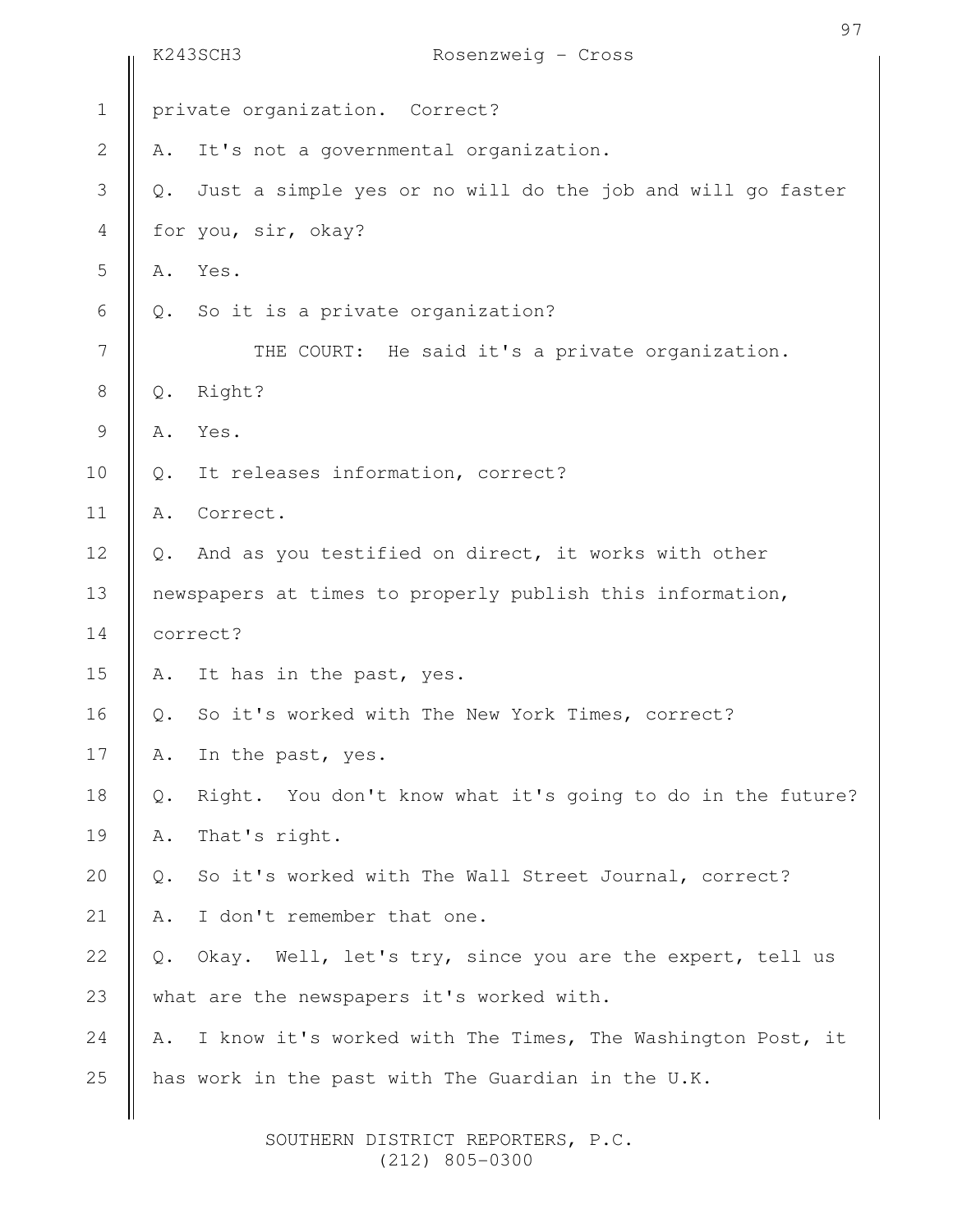private organization. Correct?

A. It's not a governmental organization.

Q. Just a simple yes or no will do the job and will go faster for you, sir, okay?

A. Yes.

Q. So it is a private organization?

THE COURT: He said it's a private organization.

Q. Right?

A. Yes.

Q. It releases information, correct?

A. Correct.

Q. And as you testified on direct, it works with other newspapers at times to properly publish this information, correct?

A. It has in the past, yes.

Q. So it's worked with The New York Times, correct?

A. In the past, yes.

Q. Right. You don't know what it's going to do in the future?

A. That's right.

Q. So it's worked with The Wall Street Journal, correct?

A. I don't remember that one.

Q. Okay. Well, let's try, since you are the expert, tell us what are the newspapers it's worked with.

A. I know it's worked with The Times, The Washington Post, it has work in the past with The Guardian in the U.K.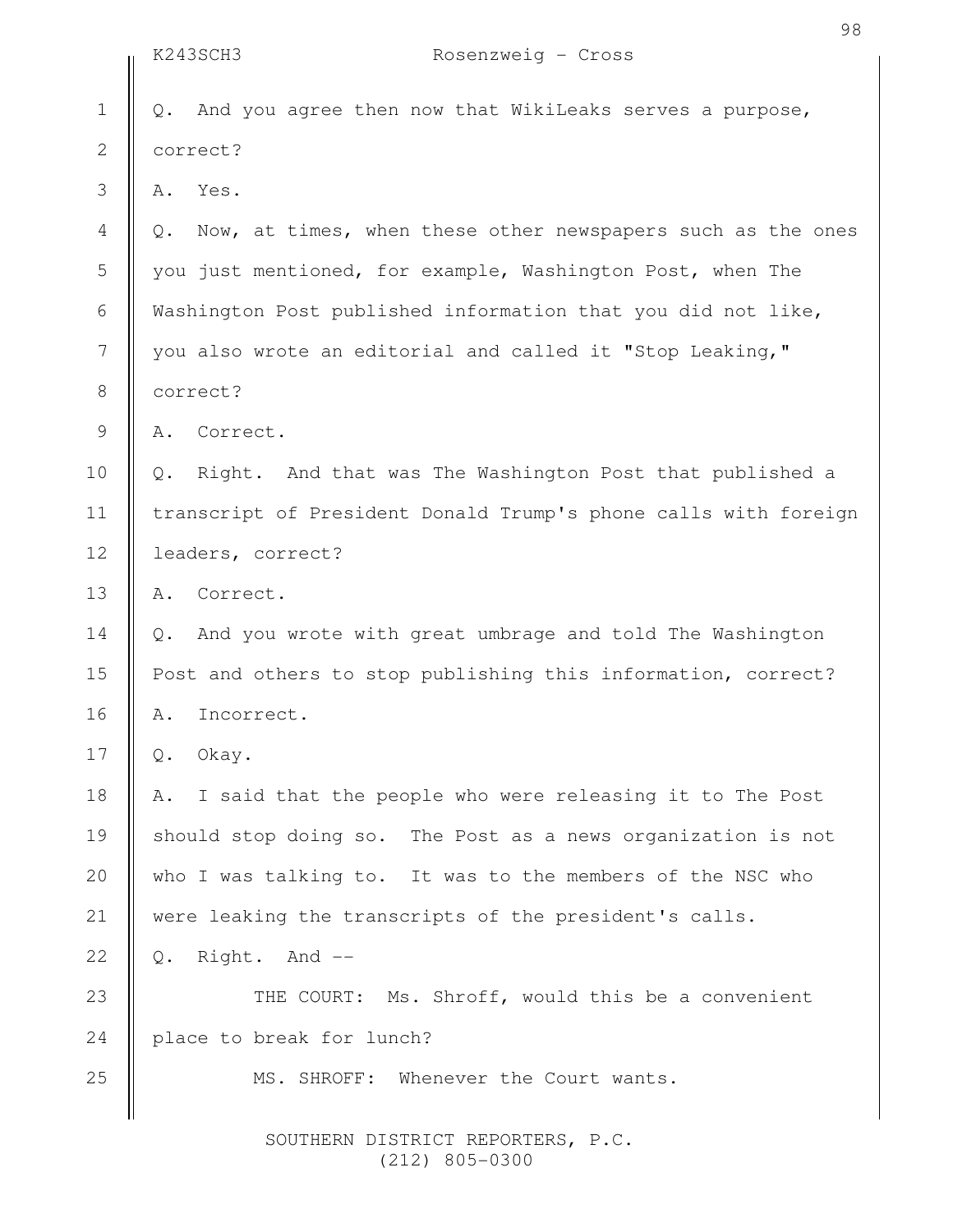Q. And you agree then now that WikiLeaks serves a purpose, correct?

A. Yes.

Q. Now, at times, when these other newspapers such as the ones you just mentioned, for example, Washington Post, when The Washington Post published information that you did not like, you also wrote an editorial and called it "Stop Leaking," correct?

A. Correct.

Q. Right. And that was The Washington Post that published a transcript of President Donald Trump's phone calls with foreign leaders, correct?

A. Correct.

Q. And you wrote with great umbrage and told The Washington Post and others to stop publishing this information, correct?

A. Incorrect.

Q. Okay.

A. I said that the people who were releasing it to The Post should stop doing so. The Post as a news organization is not who I was talking to. It was to the members of the NSC who were leaking the transcripts of the president's calls.

Q. Right. And --

THE COURT: Ms. Shroff, would this be a convenient place to break for lunch?

MS. SHROFF: Whenever the Court wants.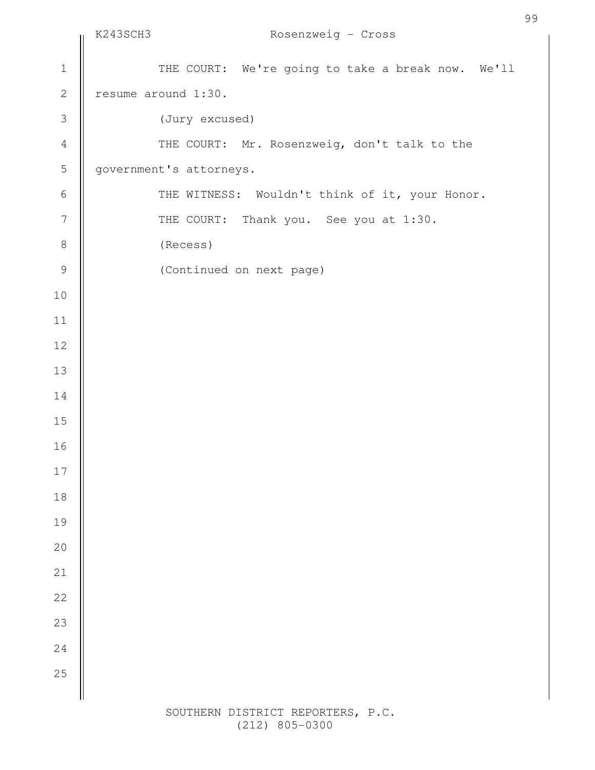THE COURT: We're going to take a break now. We'll resume around 1:30.

(Jury excused)

THE COURT: Mr. Rosenzweig, don't talk to the government's attorneys.

THE WITNESS: Wouldn't think of it, your Honor.

THE COURT: Thank you. See you at 1:30.

(Recess)

(Continued on next page)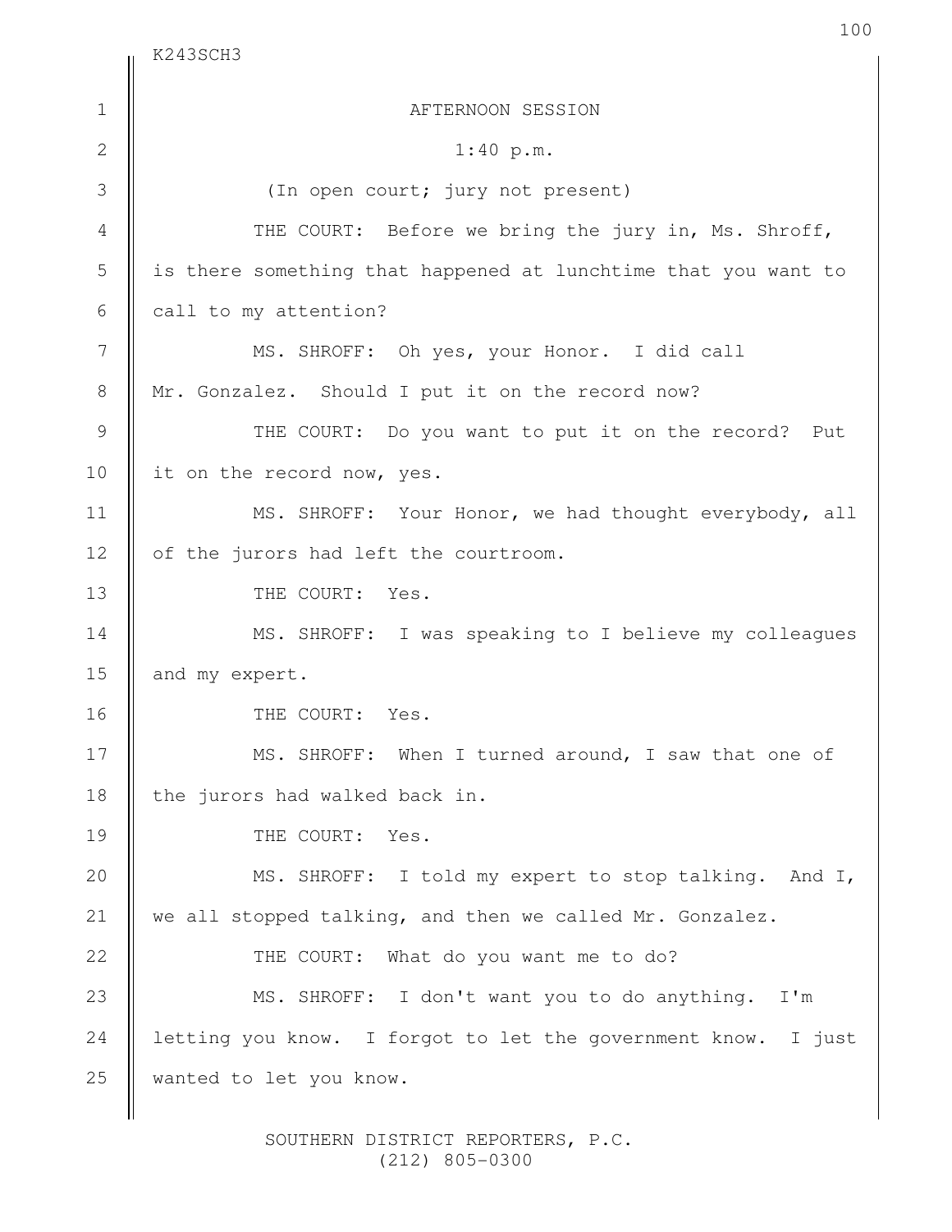AFTERNOON SESSION

1:40 p.m.

(In open court; jury not present)

THE COURT: Before we bring the jury in, Ms. Shroff, is there something that happened at lunchtime that you want to call to my attention?

MS. SHROFF: Oh yes, your Honor. I did call Mr. Gonzalez. Should I put it on the record now?

THE COURT: Do you want to put it on the record? Put it on the record now, yes.

MS. SHROFF: Your Honor, we had thought everybody, all of the jurors had left the courtroom.

THE COURT: Yes.

MS. SHROFF: I was speaking to I believe my colleagues and my expert.

THE COURT: Yes.

MS. SHROFF: When I turned around, I saw that one of the jurors had walked back in.

THE COURT: Yes.

MS. SHROFF: I told my expert to stop talking. And I, we all stopped talking, and then we called Mr. Gonzalez.

THE COURT: What do you want me to do?

MS. SHROFF: I don't want you to do anything. I'm letting you know. I forgot to let the government know. I just wanted to let you know.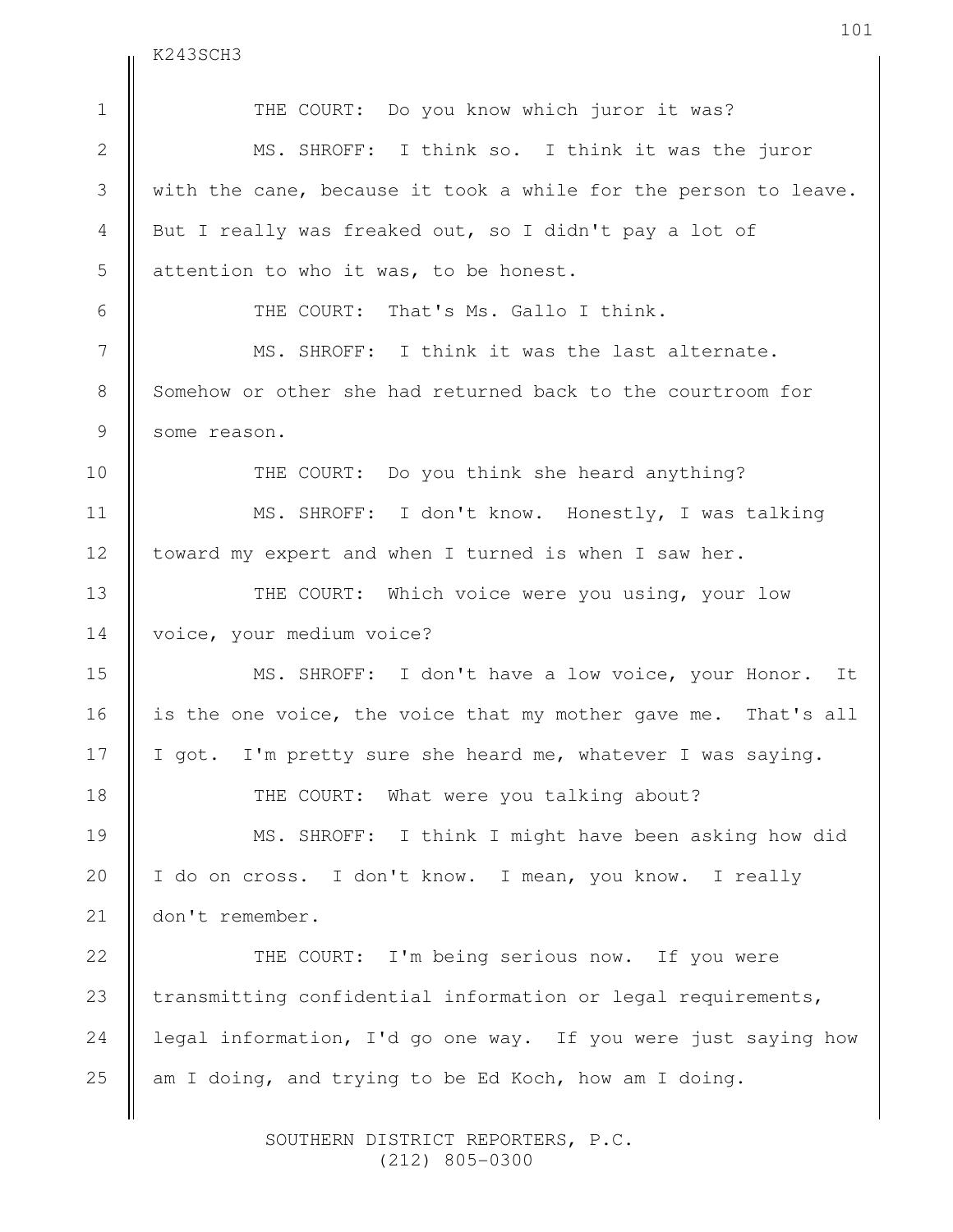THE COURT: Do you know which juror it was?

MS. SHROFF: I think so. I think it was the juror with the cane, because it took a while for the person to leave. But I really was freaked out, so I didn't pay a lot of attention to who it was, to be honest.

THE COURT: That's Ms. Gallo I think.

MS. SHROFF: I think it was the last alternate. Somehow or other she had returned back to the courtroom for some reason.

THE COURT: Do you think she heard anything?

MS. SHROFF: I don't know. Honestly, I was talking toward my expert and when I turned is when I saw her.

THE COURT: Which voice were you using, your low voice, your medium voice?

MS. SHROFF: I don't have a low voice, your Honor. It is the one voice, the voice that my mother gave me. That's all I got. I'm pretty sure she heard me, whatever I was saying.

THE COURT: What were you talking about?

MS. SHROFF: I think I might have been asking how did I do on cross. I don't know. I mean, you know. I really don't remember.

THE COURT: I'm being serious now. If you were transmitting confidential information or legal requirements, legal information, I'd go one way. If you were just saying how am I doing, and trying to be Ed Koch, how am I doing.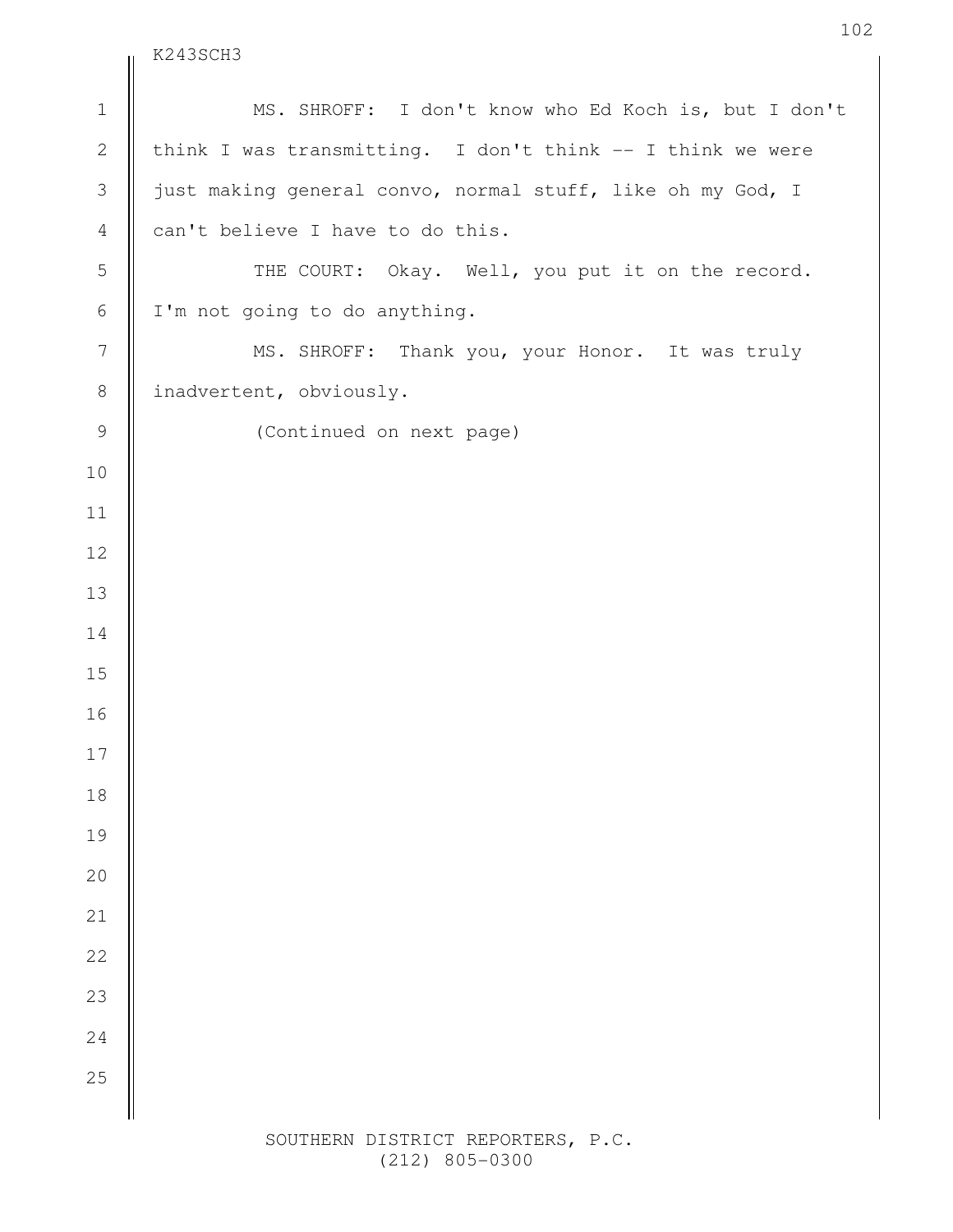MS. SHROFF: I don't know who Ed Koch is, but I don't think I was transmitting. I don't think -- I think we were just making general convo, normal stuff, like oh my God, I can't believe I have to do this.

THE COURT: Okay. Well, you put it on the record. I'm not going to do anything.

MS. SHROFF: Thank you, your Honor. It was truly inadvertent, obviously.

(Continued on next page)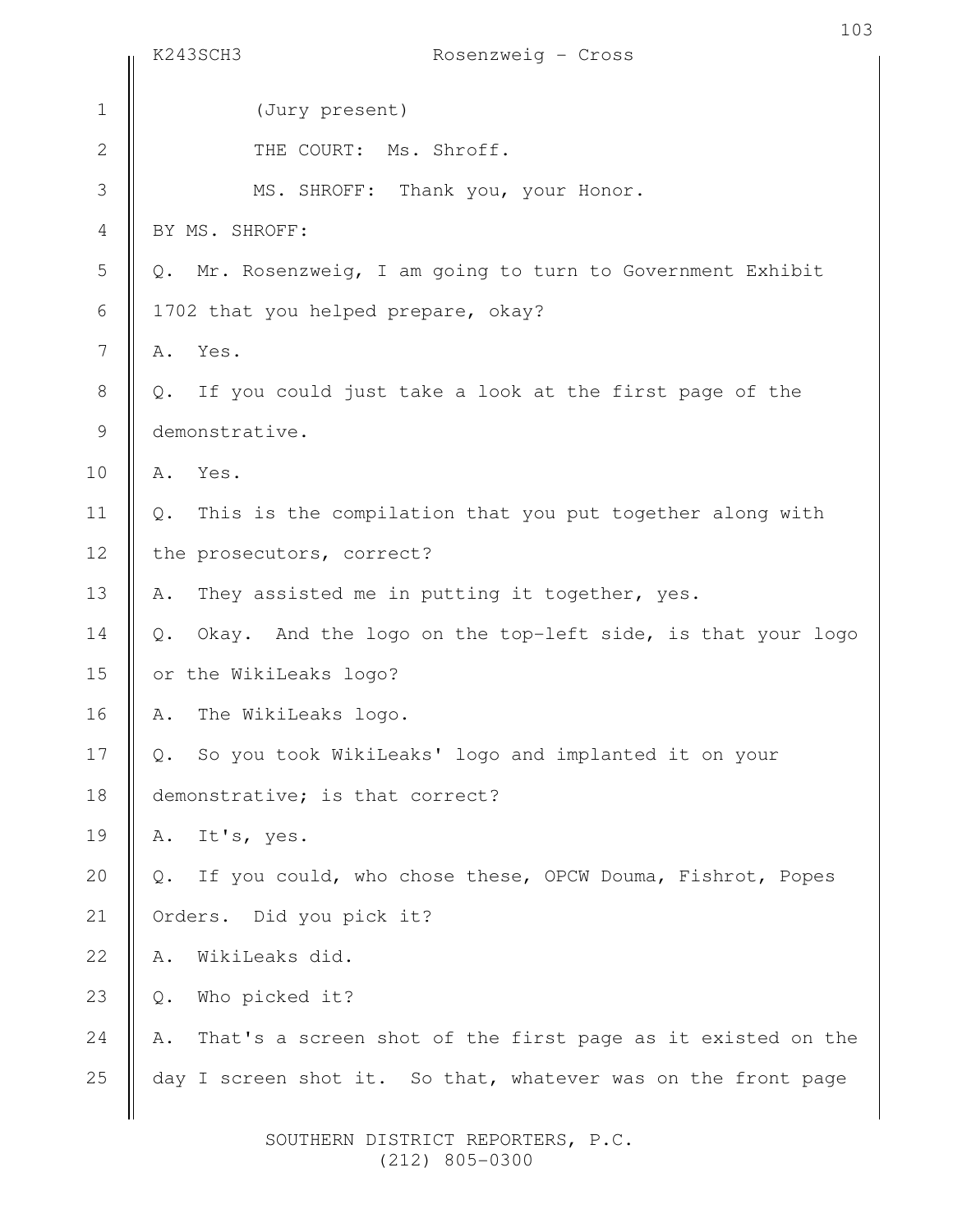(Jury present)

THE COURT: Ms. Shroff.

MS. SHROFF: Thank you, your Honor.

BY MS. SHROFF:

Q. Mr. Rosenzweig, I am going to turn to Government Exhibit 1702 that you helped prepare, okay?

A. Yes.

Q. If you could just take a look at the first page of the demonstrative.

A. Yes.

Q. This is the compilation that you put together along with the prosecutors, correct?

A. They assisted me in putting it together, yes.

Q. Okay. And the logo on the top-left side, is that your logo or the WikiLeaks logo?

A. The WikiLeaks logo.

Q. So you took WikiLeaks' logo and implanted it on your demonstrative; is that correct?

A. It's, yes.

Q. If you could, who chose these, OPCW Douma, Fishrot, Popes Orders. Did you pick it?

A. WikiLeaks did.

Q. Who picked it?

A. That's a screen shot of the first page as it existed on the day I screen shot it. So that, whatever was on the front page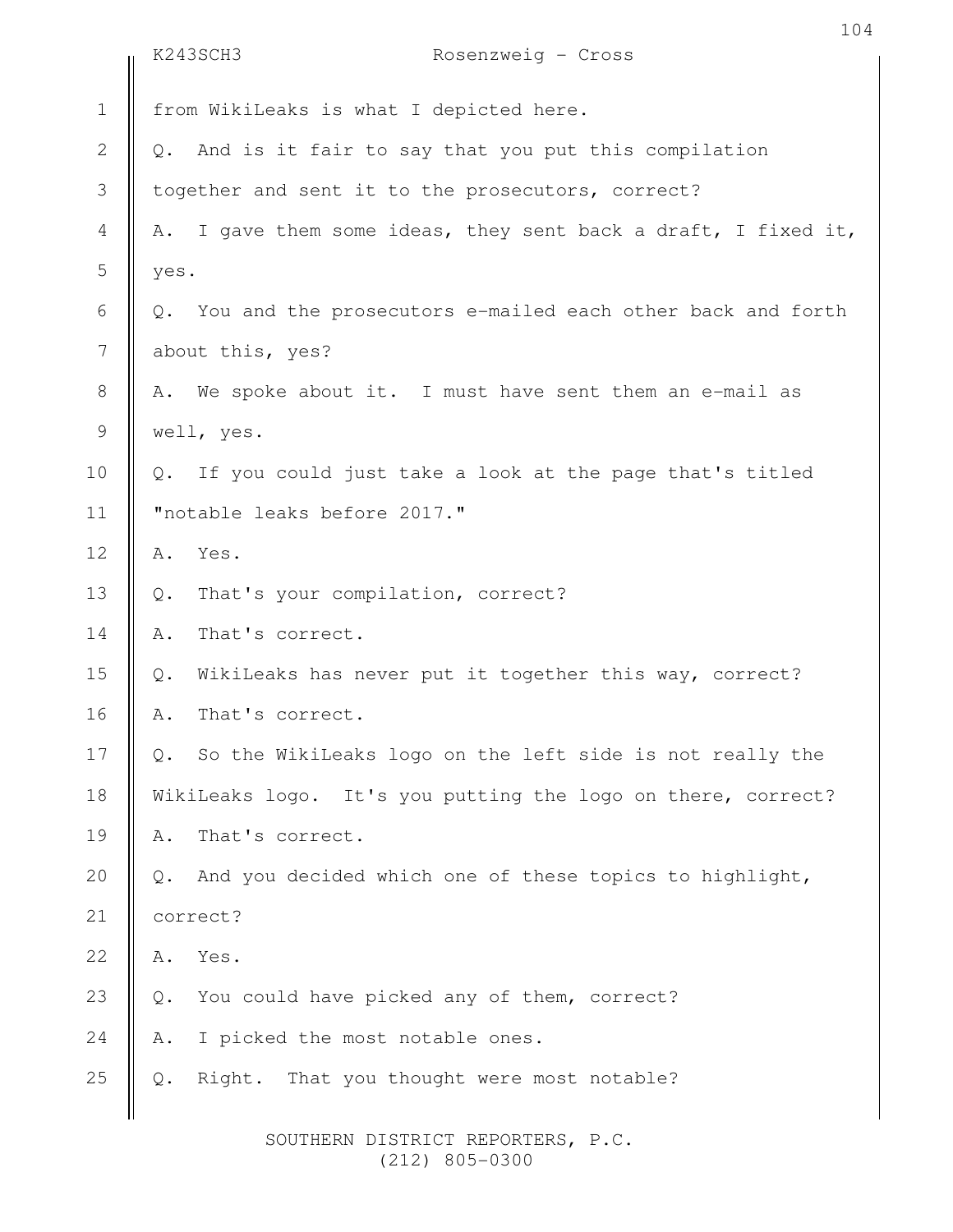from WikiLeaks is what I depicted here.

Q. And is it fair to say that you put this compilation together and sent it to the prosecutors, correct?

A. I gave them some ideas, they sent back a draft, I fixed it, yes.

Q. You and the prosecutors e-mailed each other back and forth about this, yes?

A. We spoke about it. I must have sent them an e-mail as well, yes.

Q. If you could just take a look at the page that's titled "notable leaks before 2017."

A. Yes.

Q. That's your compilation, correct?

A. That's correct.

Q. WikiLeaks has never put it together this way, correct?

A. That's correct.

Q. So the WikiLeaks logo on the left side is not really the WikiLeaks logo. It's you putting the logo on there, correct?

A. That's correct.

Q. And you decided which one of these topics to highlight, correct?

A. Yes.

Q. You could have picked any of them, correct?

A. I picked the most notable ones.

Q. Right. That you thought were most notable?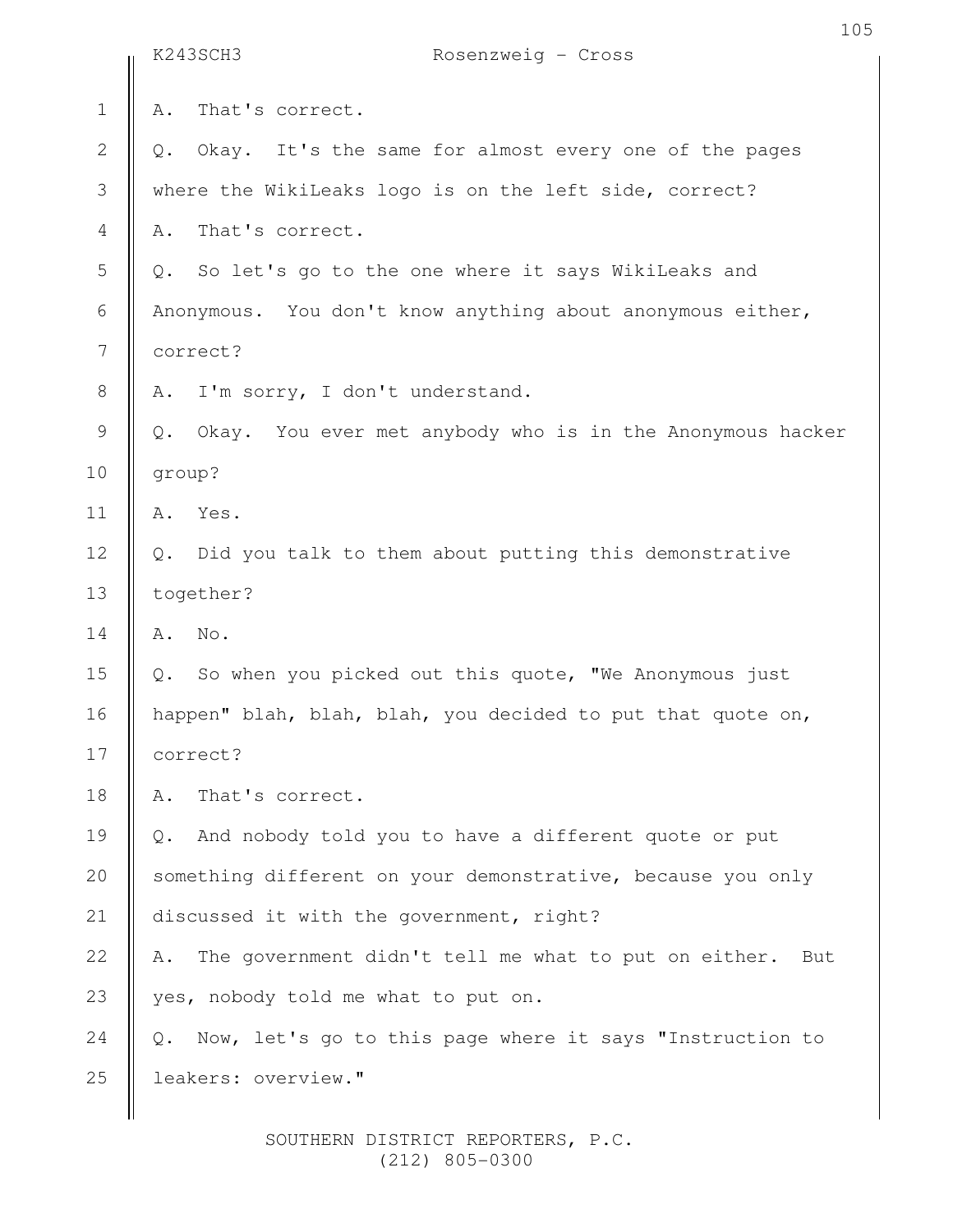A. That's correct.

Q. Okay. It's the same for almost every one of the pages where the WikiLeaks logo is on the left side, correct?

A. That's correct.

Q. So let's go to the one where it says WikiLeaks and Anonymous. You don't know anything about anonymous either, correct?

A. I'm sorry, I don't understand.

Q. Okay. You ever met anybody who is in the Anonymous hacker group?

A. Yes.

Q. Did you talk to them about putting this demonstrative together?

A. No.

Q. So when you picked out this quote, "We Anonymous just happen" blah, blah, blah, you decided to put that quote on, correct?

A. That's correct.

Q. And nobody told you to have a different quote or put something different on your demonstrative, because you only discussed it with the government, right?

A. The government didn't tell me what to put on either. But yes, nobody told me what to put on.

Q. Now, let's go to this page where it says "Instruction to leakers: overview."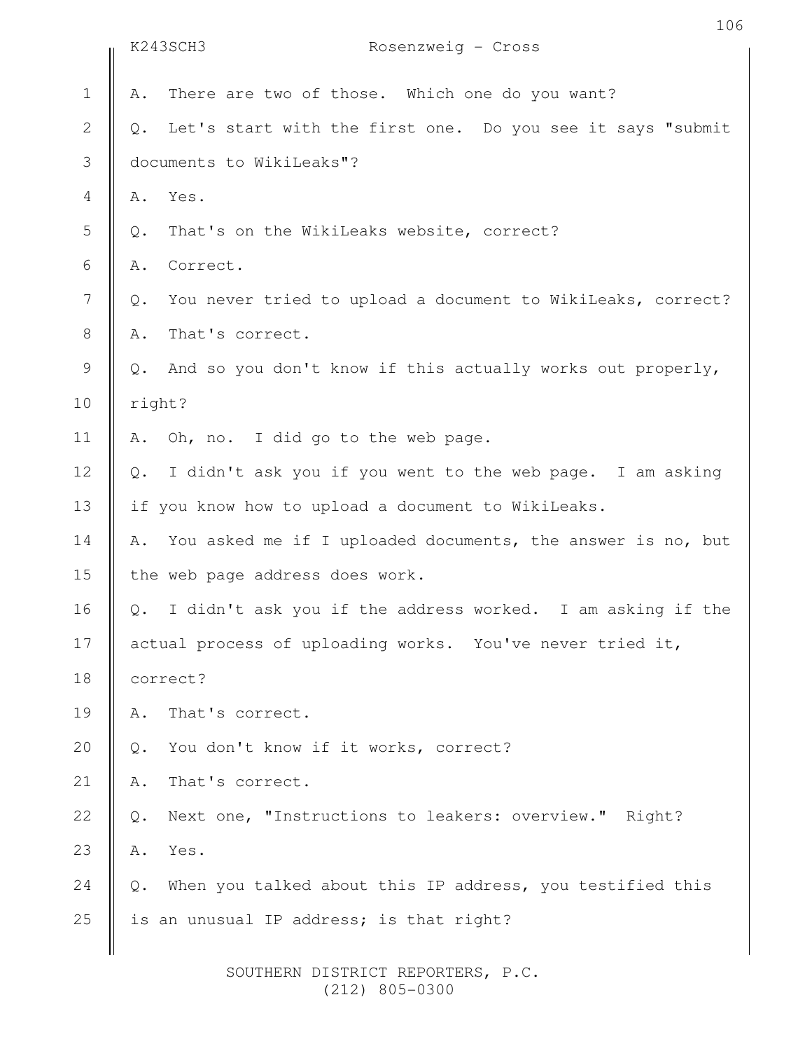A. There are two of those. Which one do you want?

Q. Let's start with the first one. Do you see it says "submit documents to WikiLeaks"?

A. Yes.

Q. That's on the WikiLeaks website, correct?

A. Correct.

Q. You never tried to upload a document to WikiLeaks, correct?

A. That's correct.

Q. And so you don't know if this actually works out properly, right?

A. Oh, no. I did go to the web page.

Q. I didn't ask you if you went to the web page. I am asking if you know how to upload a document to WikiLeaks.

A. You asked me if I uploaded documents, the answer is no, but the web page address does work.

Q. I didn't ask you if the address worked. I am asking if the actual process of uploading works. You've never tried it, correct?

A. That's correct.

Q. You don't know if it works, correct?

A. That's correct.

Q. Next one, "Instructions to leakers: overview." Right?

A. Yes.

Q. When you talked about this IP address, you testified this is an unusual IP address; is that right?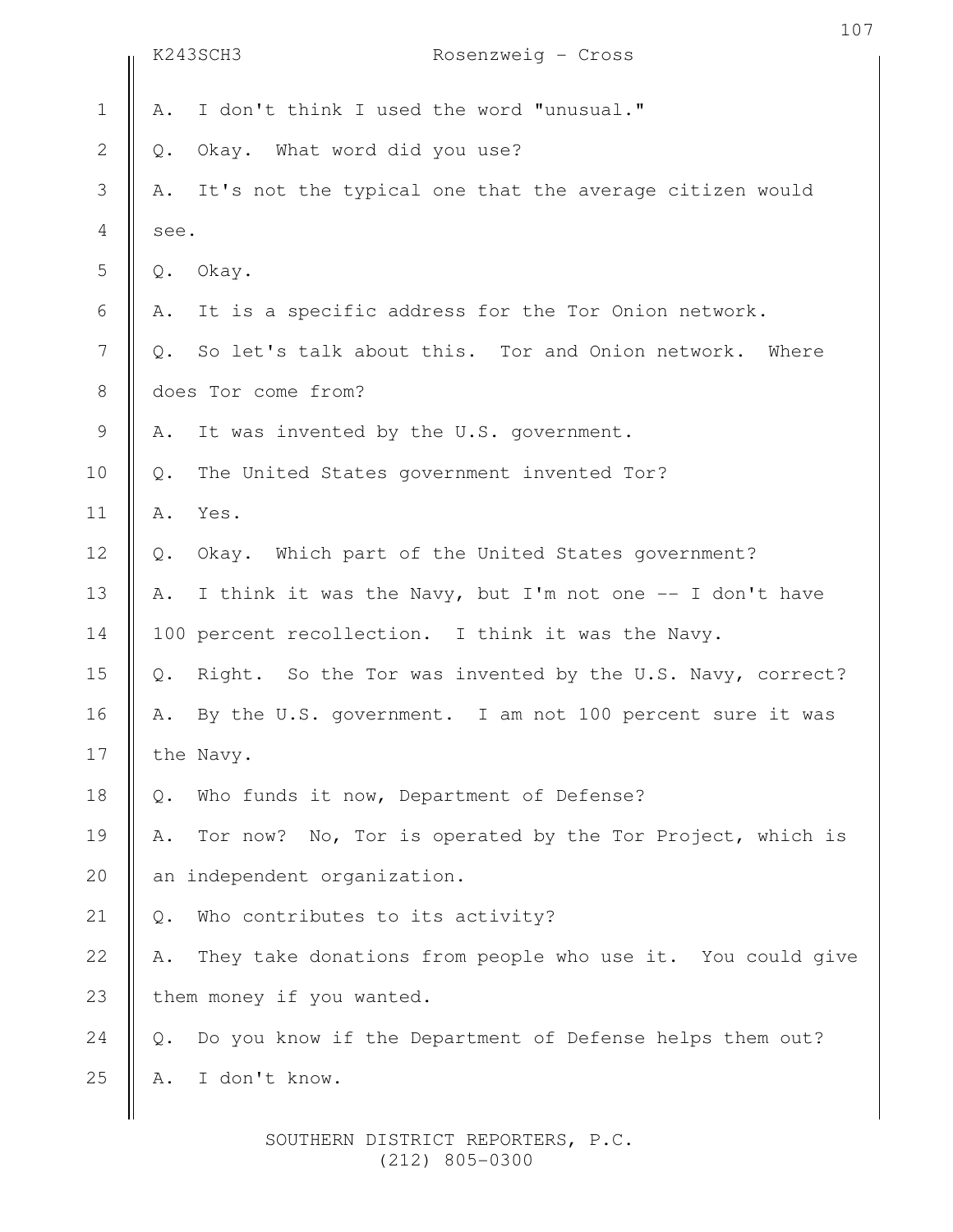A. I don't think I used the word "unusual."

Q. Okay. What word did you use?

A. It's not the typical one that the average citizen would see.

Q. Okay.

A. It is a specific address for the Tor Onion network.

Q. So let's talk about this. Tor and Onion network. Where does Tor come from?

A. It was invented by the U.S. government.

Q. The United States government invented Tor?

A. Yes.

Q. Okay. Which part of the United States government?

A. I think it was the Navy, but I'm not one -- I don't have 100 percent recollection. I think it was the Navy.

Q. Right. So the Tor was invented by the U.S. Navy, correct?

A. By the U.S. government. I am not 100 percent sure it was the Navy.

Q. Who funds it now, Department of Defense?

A. Tor now? No, Tor is operated by the Tor Project, which is an independent organization.

Q. Who contributes to its activity?

A. They take donations from people who use it. You could give them money if you wanted.

Q. Do you know if the Department of Defense helps them out?

A. I don't know.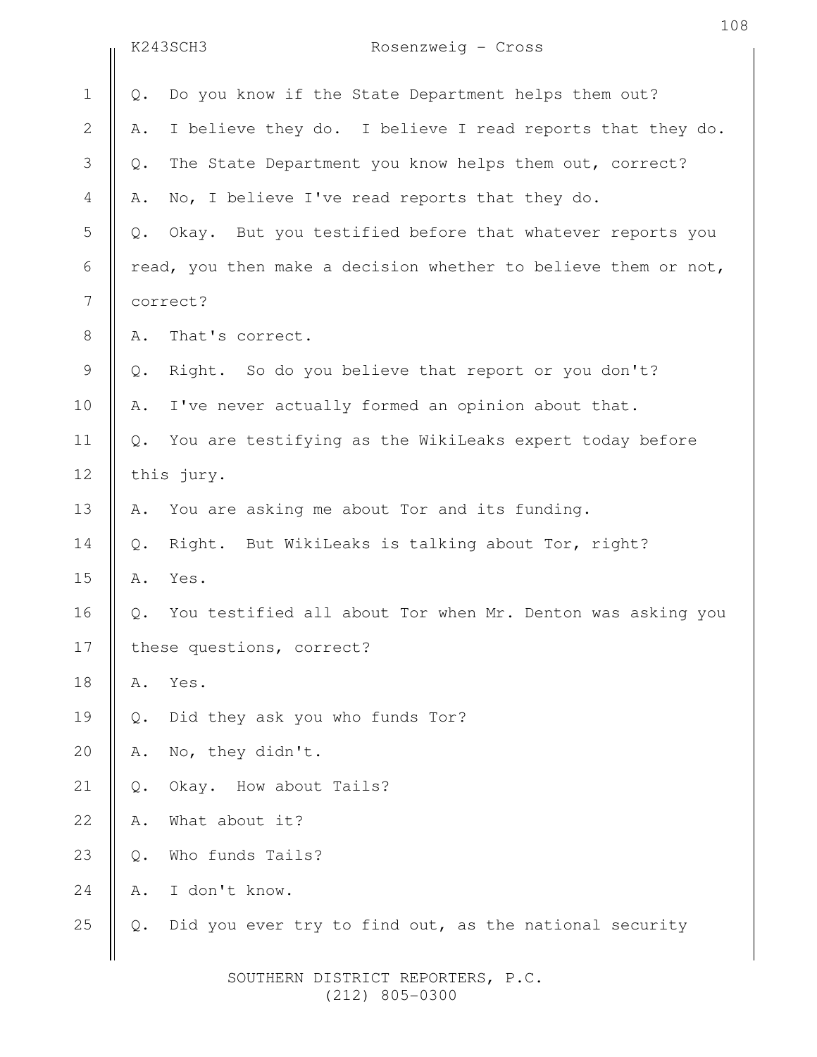Q. Do you know if the State Department helps them out?

A. I believe they do. I believe I read reports that they do.

Q. The State Department you know helps them out, correct?

A. No, I believe I've read reports that they do.

Q. Okay. But you testified before that whatever reports you read, you then make a decision whether to believe them or not, correct?

A. That's correct.

Q. Right. So do you believe that report or you don't?

A. I've never actually formed an opinion about that.

Q. You are testifying as the WikiLeaks expert today before this jury.

A. You are asking me about Tor and its funding.

Q. Right. But WikiLeaks is talking about Tor, right?

A. Yes.

Q. You testified all about Tor when Mr. Denton was asking you these questions, correct?

A. Yes.

Q. Did they ask you who funds Tor?

A. No, they didn't.

Q. Okay. How about Tails?

A. What about it?

Q. Who funds Tails?

A. I don't know.

Q. Did you ever try to find out, as the national security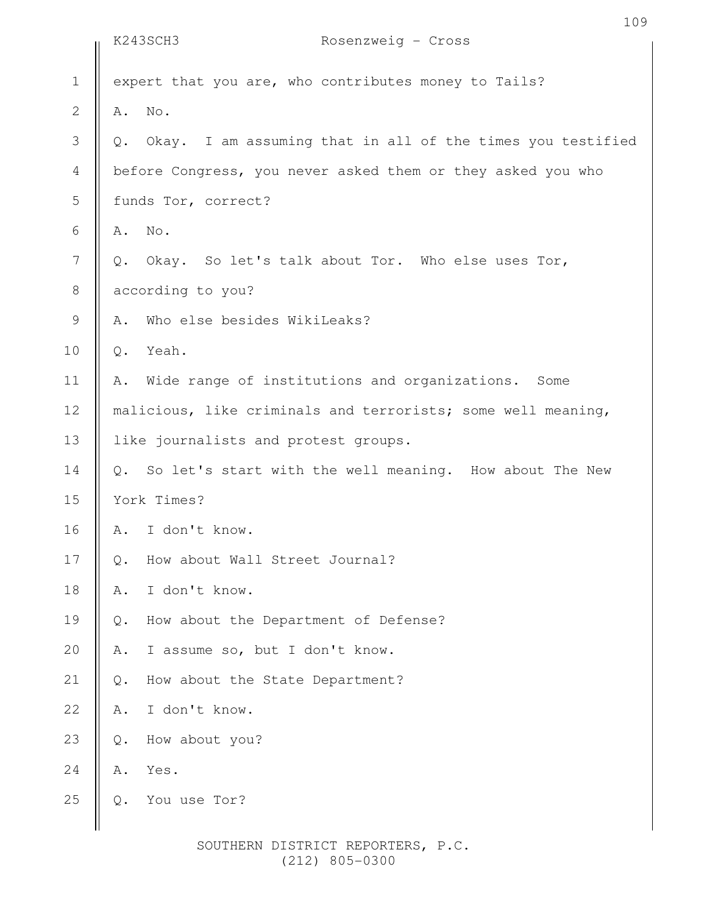expert that you are, who contributes money to Tails?

A. No.

Q. Okay. I am assuming that in all of the times you testified before Congress, you never asked them or they asked you who funds Tor, correct?

A. No.

Q. Okay. So let's talk about Tor. Who else uses Tor, according to you?

A. Who else besides WikiLeaks?

Q. Yeah.

A. Wide range of institutions and organizations. Some malicious, like criminals and terrorists; some well meaning, like journalists and protest groups.

Q. So let's start with the well meaning. How about The New York Times?

A. I don't know.

Q. How about Wall Street Journal?

A. I don't know.

Q. How about the Department of Defense?

A. I assume so, but I don't know.

Q. How about the State Department?

A. I don't know.

Q. How about you?

A. Yes.

Q. You use Tor?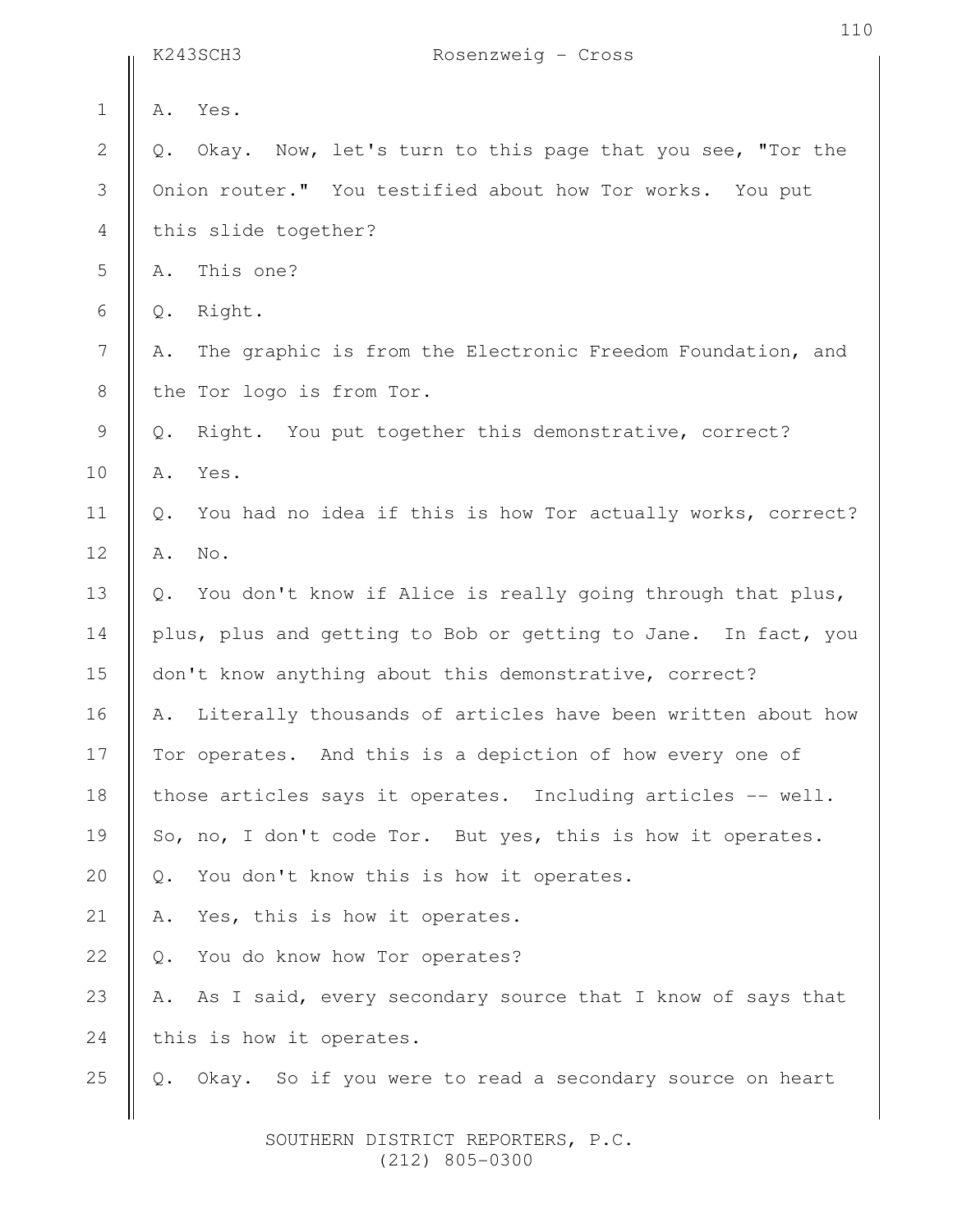A. Yes.

Q. Okay. Now, let's turn to this page that you see, "Tor the Onion router." You testified about how Tor works. You put this slide together?

A. This one?

Q. Right.

A. The graphic is from the Electronic Freedom Foundation, and the Tor logo is from Tor.

Q. Right. You put together this demonstrative, correct?

A. Yes.

Q. You had no idea if this is how Tor actually works, correct?

A. No.

Q. You don't know if Alice is really going through that plus, plus, plus and getting to Bob or getting to Jane. In fact, you don't know anything about this demonstrative, correct?

A. Literally thousands of articles have been written about how Tor operates. And this is a depiction of how every one of those articles says it operates. Including articles -- well. So, no, I don't code Tor. But yes, this is how it operates.

Q. You don't know this is how it operates.

A. Yes, this is how it operates.

Q. You do know how Tor operates?

A. As I said, every secondary source that I know of says that this is how it operates.

Q. Okay. So if you were to read a secondary source on heart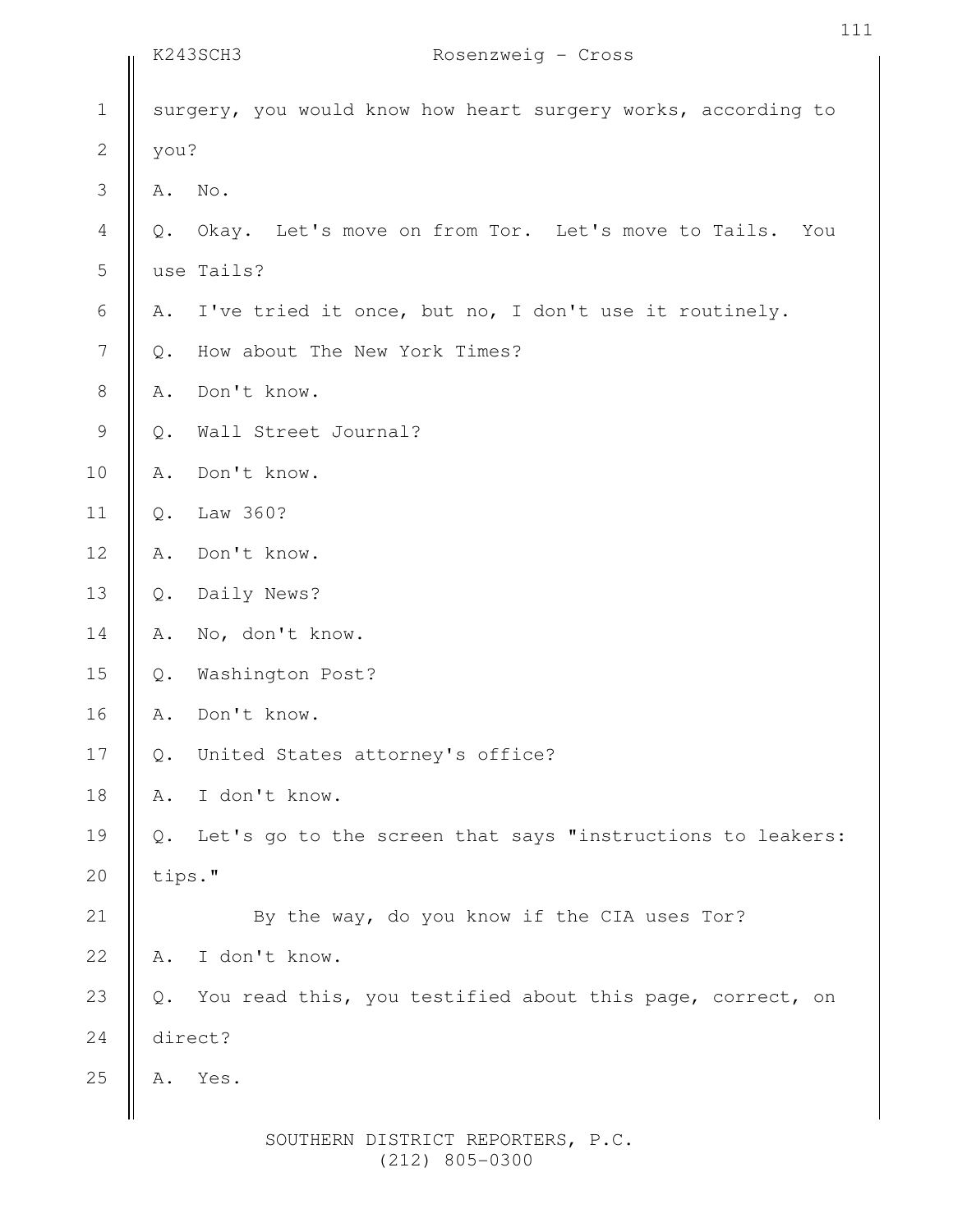surgery, you would know how heart surgery works, according to you?

A. No.

Q. Okay. Let's move on from Tor. Let's move to Tails. You use Tails?

A. I've tried it once, but no, I don't use it routinely.

Q. How about The New York Times?

A. Don't know.

Q. Wall Street Journal?

A. Don't know.

Q. Law 360?

A. Don't know.

Q. Daily News?

A. No, don't know.

Q. Washington Post?

A. Don't know.

Q. United States attorney's office?

A. I don't know.

Q. Let's go to the screen that says "instructions to leakers: tips."

By the way, do you know if the CIA uses Tor?

A. I don't know.

Q. You read this, you testified about this page, correct, on direct?

A. Yes.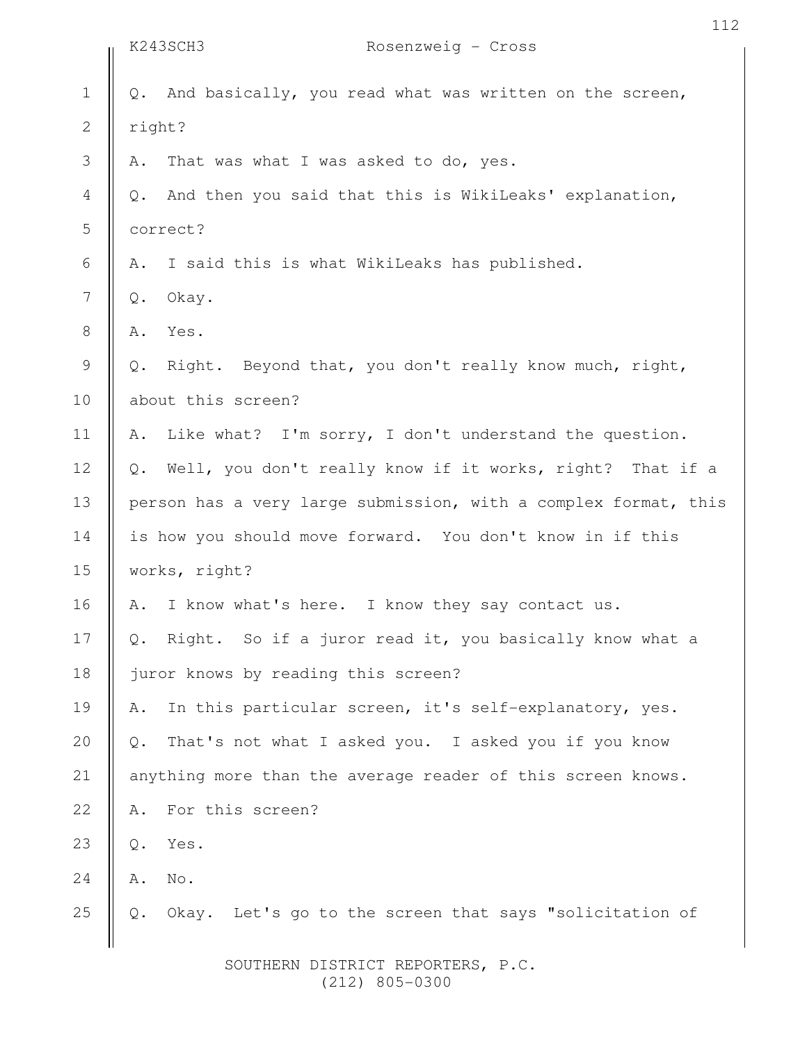Q. And basically, you read what was written on the screen, right?

A. That was what I was asked to do, yes.

Q. And then you said that this is WikiLeaks' explanation, correct?

A. I said this is what WikiLeaks has published.

Q. Okay.

A. Yes.

Q. Right. Beyond that, you don't really know much, right, about this screen?

A. Like what? I'm sorry, I don't understand the question.

Q. Well, you don't really know if it works, right? That if a person has a very large submission, with a complex format, this is how you should move forward. You don't know in if this works, right?

A. I know what's here. I know they say contact us.

Q. Right. So if a juror read it, you basically know what a juror knows by reading this screen?

A. In this particular screen, it's self-explanatory, yes.

Q. That's not what I asked you. I asked you if you know anything more than the average reader of this screen knows.

A. For this screen?

Q. Yes.

A. No.

Q. Okay. Let's go to the screen that says "solicitation of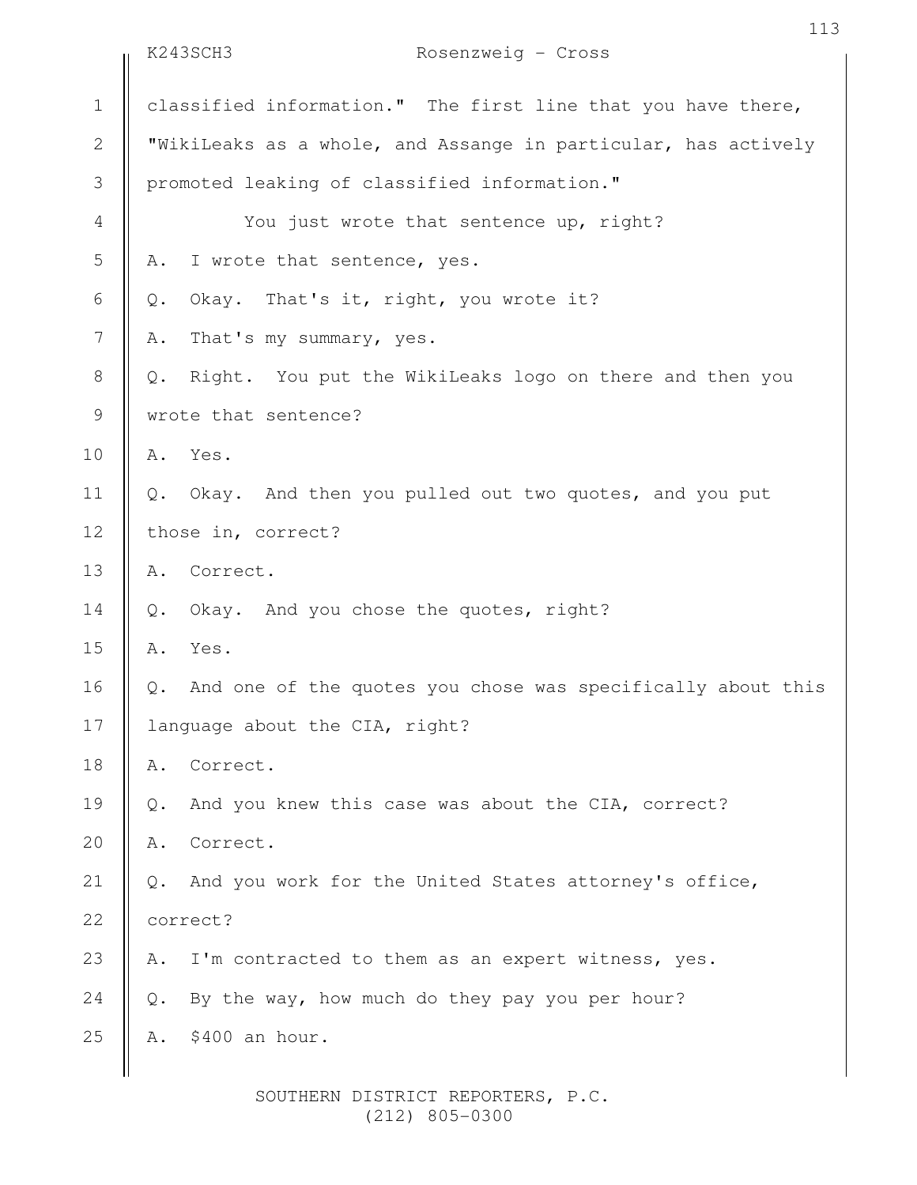classified information." The first line that you have there, "WikiLeaks as a whole, and Assange in particular, has actively promoted leaking of classified information."

You just wrote that sentence up, right?

A. I wrote that sentence, yes.

Q. Okay. That's it, right, you wrote it?

A. That's my summary, yes.

Q. Right. You put the WikiLeaks logo on there and then you wrote that sentence?

A. Yes.

Q. Okay. And then you pulled out two quotes, and you put those in, correct?

A. Correct.

Q. Okay. And you chose the quotes, right?

A. Yes.

Q. And one of the quotes you chose was specifically about this language about the CIA, right?

A. Correct.

Q. And you knew this case was about the CIA, correct?

A. Correct.

Q. And you work for the United States attorney's office, correct?

A. I'm contracted to them as an expert witness, yes.

Q. By the way, how much do they pay you per hour?

A. $400 an hour.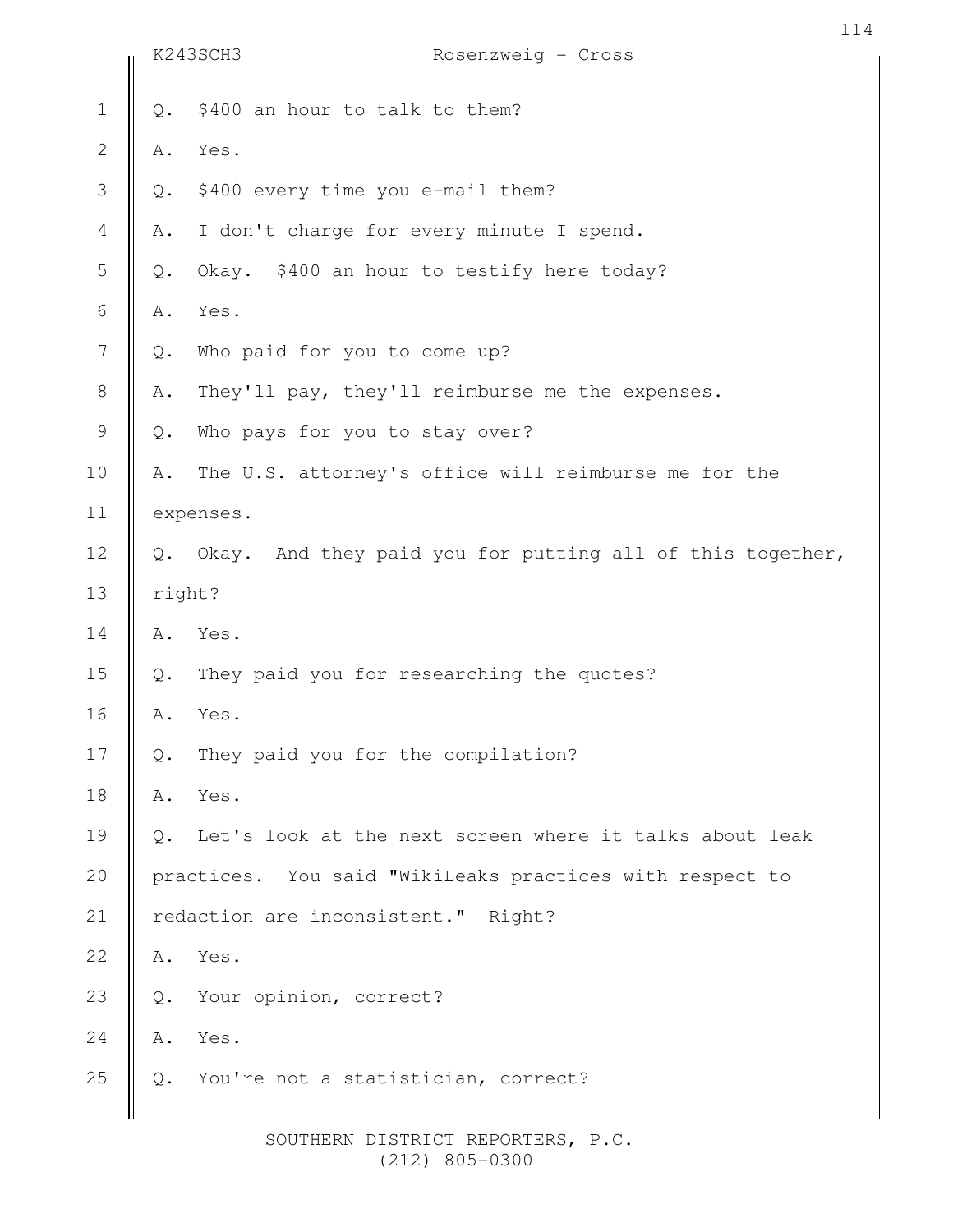Q. $400 an hour to talk to them?

A. Yes.

Q. $400 every time you e-mail them?

A. I don't charge for every minute I spend.

Q. Okay. $400 an hour to testify here today?

A. Yes.

Q. Who paid for you to come up?

A. They'll pay, they'll reimburse me the expenses.

Q. Who pays for you to stay over?

A. The U.S. attorney's office will reimburse me for the expenses.

Q. Okay. And they paid you for putting all of this together, right?

A. Yes.

Q. They paid you for researching the quotes?

A. Yes.

Q. They paid you for the compilation?

A. Yes.

Q. Let's look at the next screen where it talks about leak practices. You said "WikiLeaks practices with respect to redaction are inconsistent." Right?

A. Yes.

Q. Your opinion, correct?

A. Yes.

Q. You're not a statistician, correct?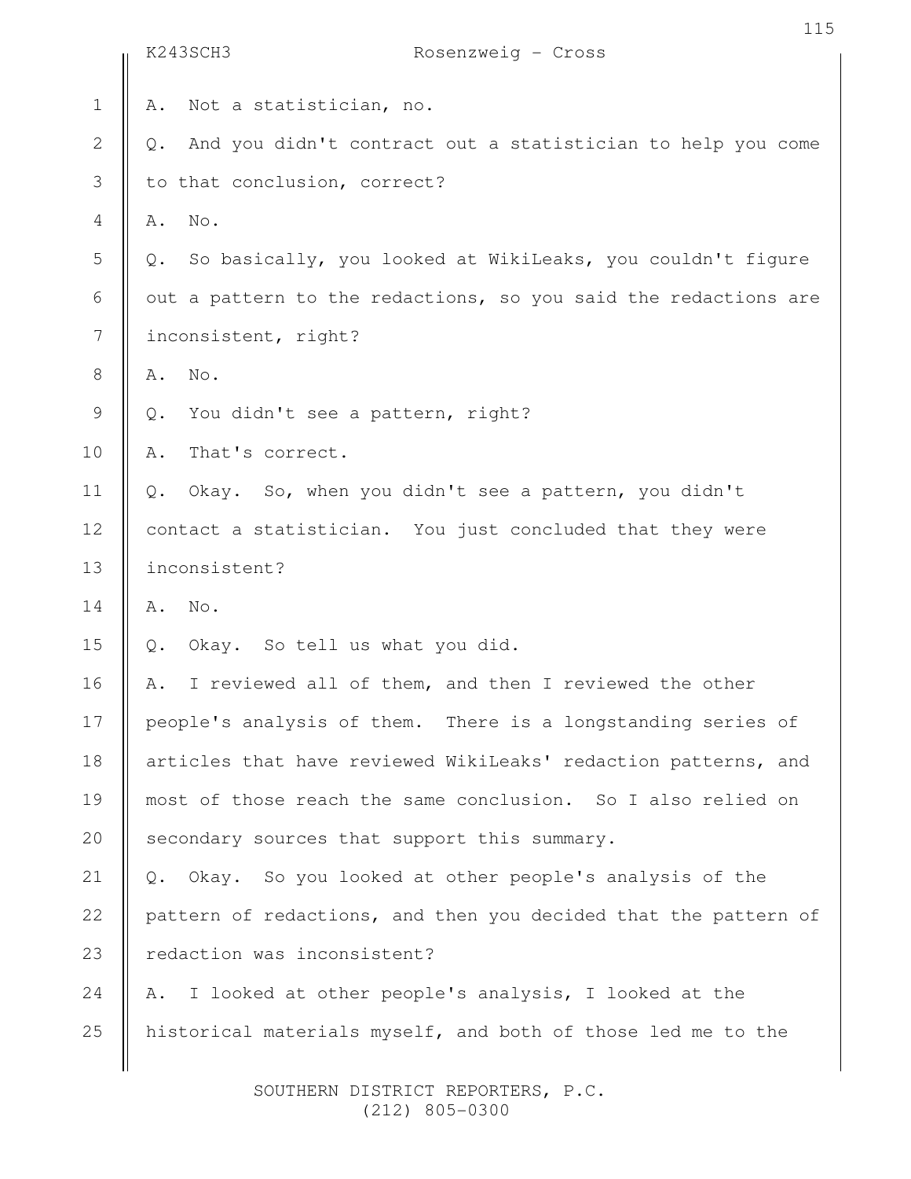A. Not a statistician, no.

Q. And you didn't contract out a statistician to help you come to that conclusion, correct?

A. No.

Q. So basically, you looked at WikiLeaks, you couldn't figure out a pattern to the redactions, so you said the redactions are inconsistent, right?

A. No.

Q. You didn't see a pattern, right?

A. That's correct.

Q. Okay. So, when you didn't see a pattern, you didn't contact a statistician. You just concluded that they were inconsistent?

A. No.

Q. Okay. So tell us what you did.

A. I reviewed all of them, and then I reviewed the other people's analysis of them. There is a longstanding series of articles that have reviewed WikiLeaks' redaction patterns, and most of those reach the same conclusion. So I also relied on secondary sources that support this summary.

Q. Okay. So you looked at other people's analysis of the pattern of redactions, and then you decided that the pattern of redaction was inconsistent?

A. I looked at other people's analysis, I looked at the historical materials myself, and both of those led me to the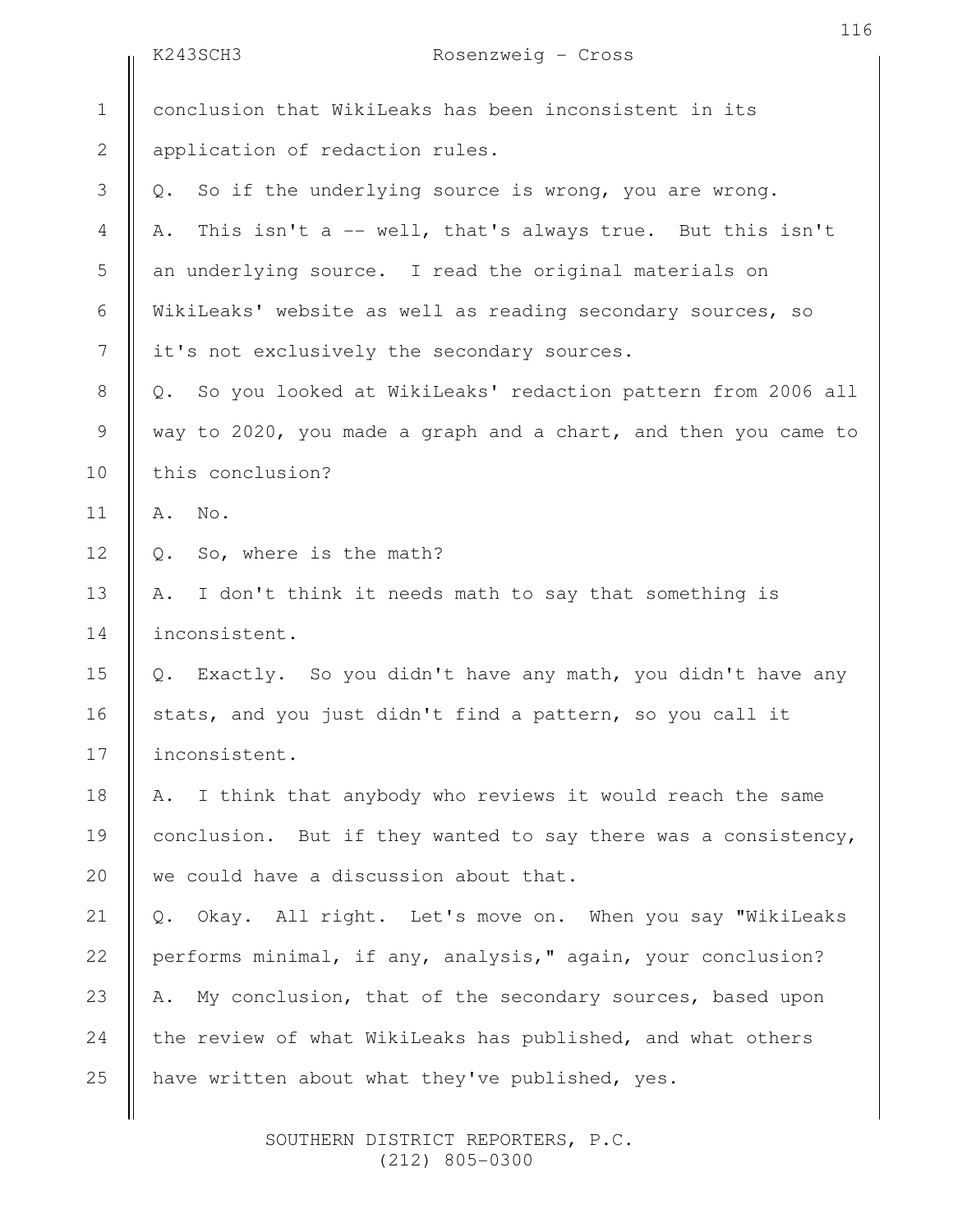conclusion that WikiLeaks has been inconsistent in its application of redaction rules.

Q. So if the underlying source is wrong, you are wrong.

A. This isn't a -- well, that's always true. But this isn't an underlying source. I read the original materials on WikiLeaks' website as well as reading secondary sources, so it's not exclusively the secondary sources.

Q. So you looked at WikiLeaks' redaction pattern from 2006 all way to 2020, you made a graph and a chart, and then you came to this conclusion?

A. No.

Q. So, where is the math?

A. I don't think it needs math to say that something is inconsistent.

Q. Exactly. So you didn't have any math, you didn't have any stats, and you just didn't find a pattern, so you call it inconsistent.

A. I think that anybody who reviews it would reach the same conclusion. But if they wanted to say there was a consistency, we could have a discussion about that.

Q. Okay. All right. Let's move on. When you say "WikiLeaks performs minimal, if any, analysis," again, your conclusion?

A. My conclusion, that of the secondary sources, based upon the review of what WikiLeaks has published, and what others have written about what they've published, yes.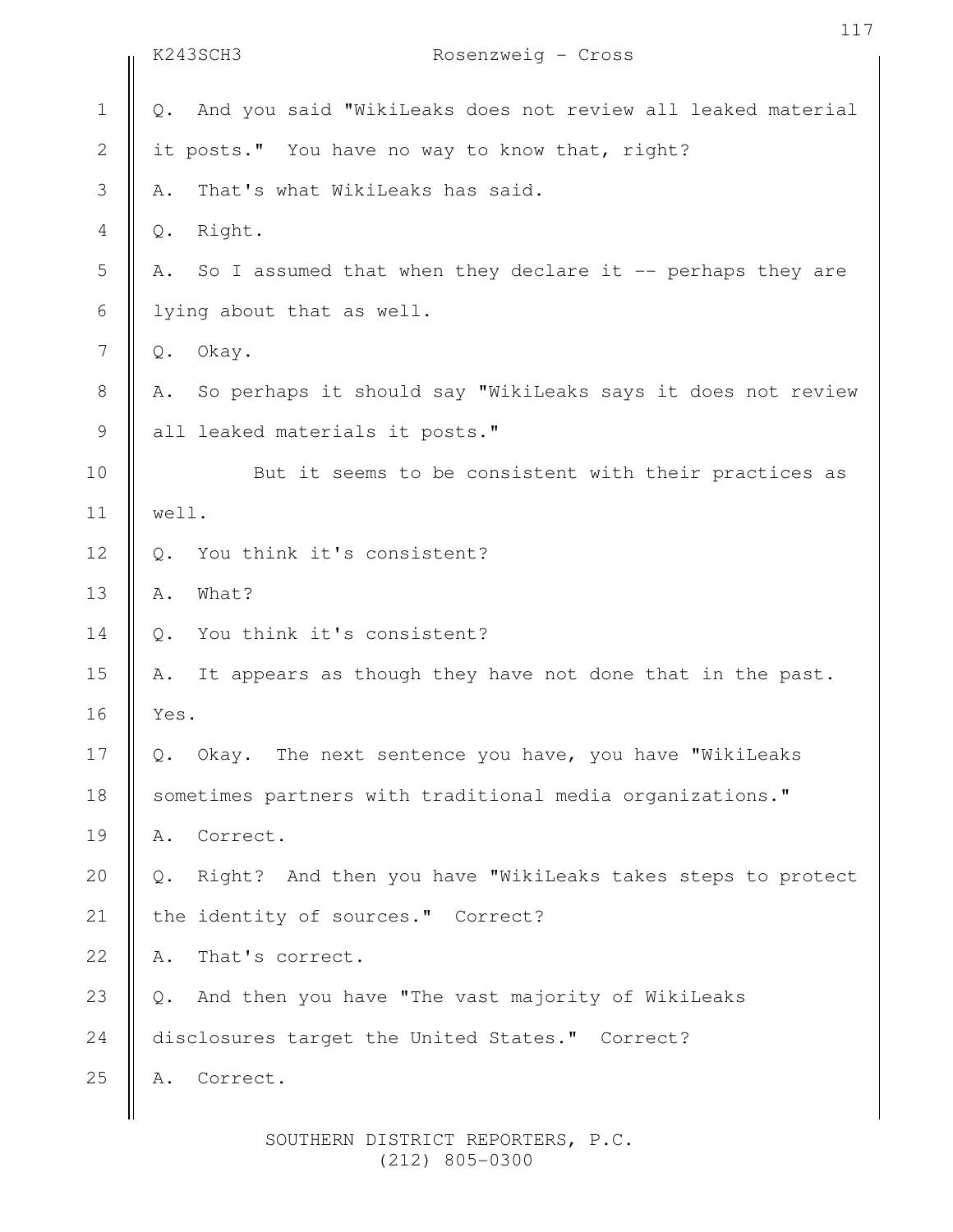Q. And you said "WikiLeaks does not review all leaked material it posts." You have no way to know that, right?

A. That's what WikiLeaks has said.

Q. Right.

A. So I assumed that when they declare it -- perhaps they are lying about that as well.

Q. Okay.

A. So perhaps it should say "WikiLeaks says it does not review all leaked materials it posts."

But it seems to be consistent with their practices as well.

Q. You think it's consistent?

A. What?

Q. You think it's consistent?

A. It appears as though they have not done that in the past. Yes.

Q. Okay. The next sentence you have, you have "WikiLeaks sometimes partners with traditional media organizations."

A. Correct.

Q. Right? And then you have "WikiLeaks takes steps to protect the identity of sources." Correct?

A. That's correct.

Q. And then you have "The vast majority of WikiLeaks disclosures target the United States." Correct?

A. Correct.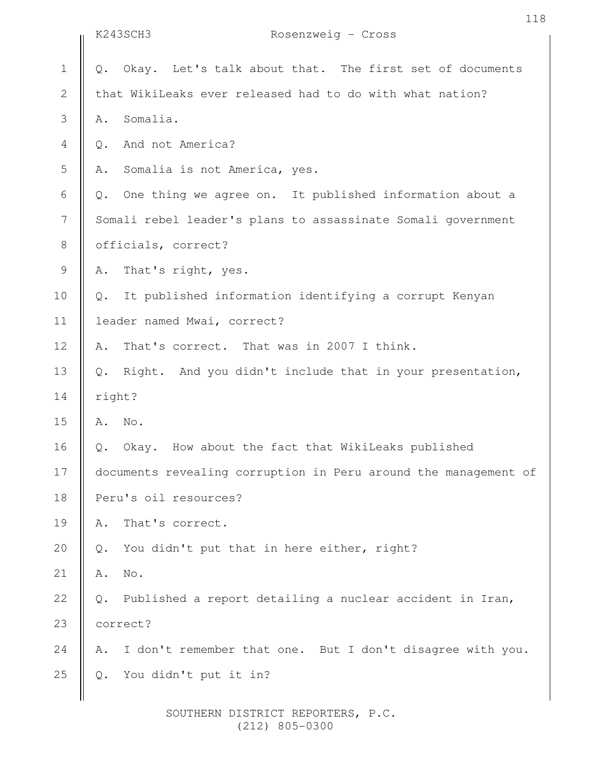Q. Okay. Let's talk about that. The first set of documents that WikiLeaks ever released had to do with what nation?

A. Somalia.

Q. And not America?

A. Somalia is not America, yes.

Q. One thing we agree on. It published information about a Somali rebel leader's plans to assassinate Somali government officials, correct?

A. That's right, yes.

Q. It published information identifying a corrupt Kenyan leader named Mwai, correct?

A. That's correct. That was in 2007 I think.

Q. Right. And you didn't include that in your presentation, right?

A. No.

Q. Okay. How about the fact that WikiLeaks published documents revealing corruption in Peru around the management of Peru's oil resources?

A. That's correct.

Q. You didn't put that in here either, right?

A. No.

Q. Published a report detailing a nuclear accident in Iran, correct?

A. I don't remember that one. But I don't disagree with you.

Q. You didn't put it in?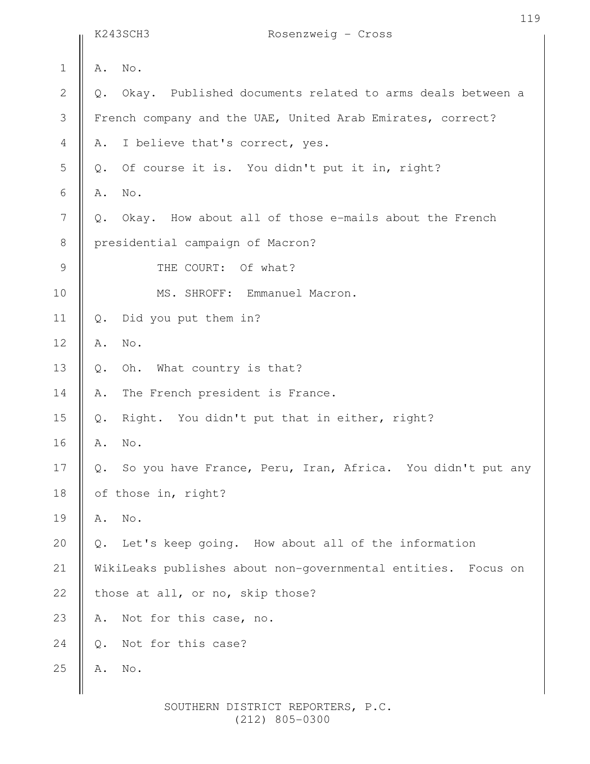A. No.

Q. Okay. Published documents related to arms deals between a French company and the UAE, United Arab Emirates, correct?

A. I believe that's correct, yes.

Q. Of course it is. You didn't put it in, right?

A. No.

Q. Okay. How about all of those e-mails about the French presidential campaign of Macron?

THE COURT: Of what?

MS. SHROFF: Emmanuel Macron.

Q. Did you put them in?

A. No.

Q. Oh. What country is that?

A. The French president is France.

Q. Right. You didn't put that in either, right?

A. No.

Q. So you have France, Peru, Iran, Africa. You didn't put any of those in, right?

A. No.

Q. Let's keep going. How about all of the information WikiLeaks publishes about non-governmental entities. Focus on those at all, or no, skip those?

A. Not for this case, no.

Q. Not for this case?

A. No.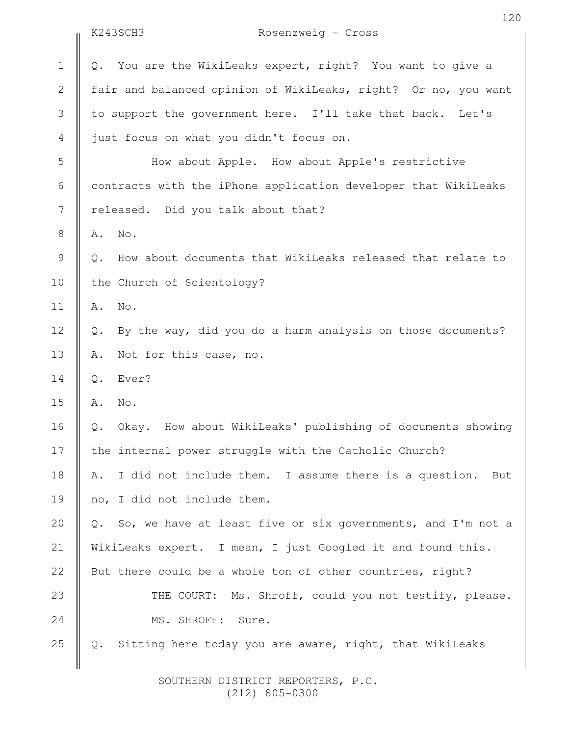Q. You are the WikiLeaks expert, right? You want to give a fair and balanced opinion of WikiLeaks, right? Or no, you want to support the government here. I'll take that back. Let's just focus on what you didn't focus on.

How about Apple. How about Apple's restrictive contracts with the iPhone application developer that WikiLeaks released. Did you talk about that?

A. No.

Q. How about documents that WikiLeaks released that relate to the Church of Scientology?

A. No.

Q. By the way, did you do a harm analysis on those documents?

A. Not for this case, no.

Q. Ever?

A. No.

Q. Okay. How about WikiLeaks' publishing of documents showing the internal power struggle with the Catholic Church?

A. I did not include them. I assume there is a question. But no, I did not include them.

Q. So, we have at least five or six governments, and I'm not a WikiLeaks expert. I mean, I just Googled it and found this. But there could be a whole ton of other countries, right?

THE COURT: Ms. Shroff, could you not testify, please.

MS. SHROFF: Sure.

Q. Sitting here today you are aware, right, that WikiLeaks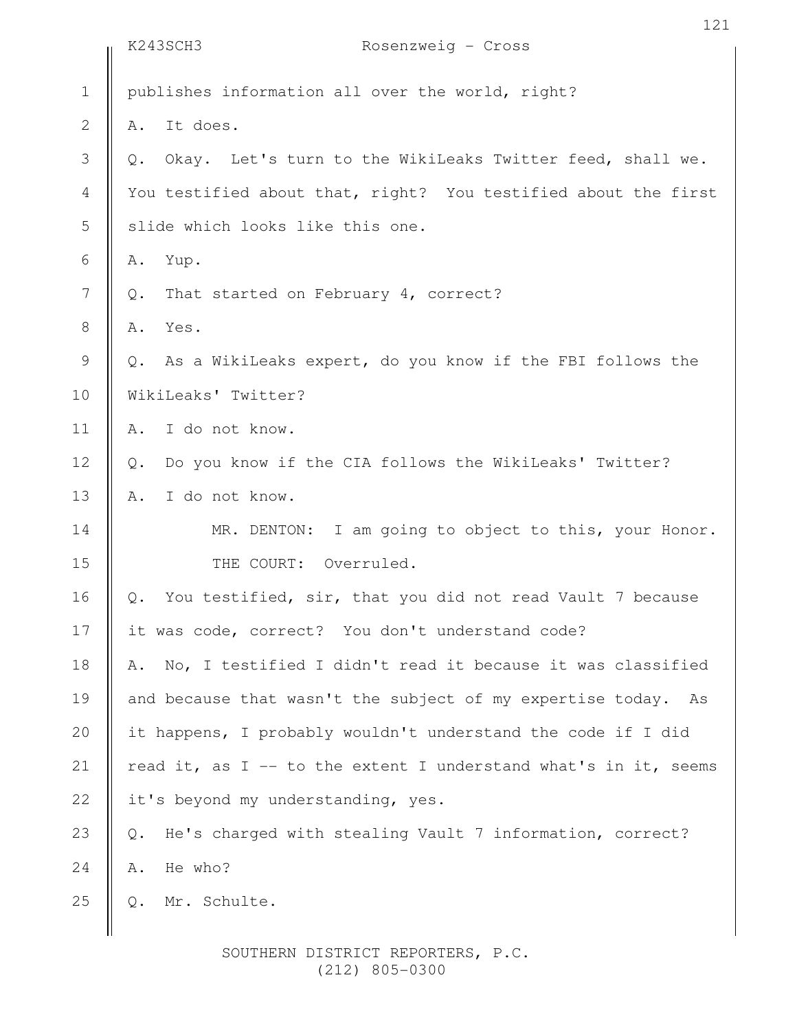publishes information all over the world, right?

A. It does.

Q. Okay. Let's turn to the WikiLeaks Twitter feed, shall we. You testified about that, right? You testified about the first slide which looks like this one.

A. Yup.

Q. That started on February 4, correct?

A. Yes.

Q. As a WikiLeaks expert, do you know if the FBI follows the WikiLeaks' Twitter?

A. I do not know.

Q. Do you know if the CIA follows the WikiLeaks' Twitter?

A. I do not know.

MR. DENTON: I am going to object to this, your Honor.

THE COURT: Overruled.

Q. You testified, sir, that you did not read Vault 7 because it was code, correct? You don't understand code?

A. No, I testified I didn't read it because it was classified and because that wasn't the subject of my expertise today. As it happens, I probably wouldn't understand the code if I did read it, as I -- to the extent I understand what's in it, seems it's beyond my understanding, yes.

Q. He's charged with stealing Vault 7 information, correct?

A. He who?

Q. Mr. Schulte.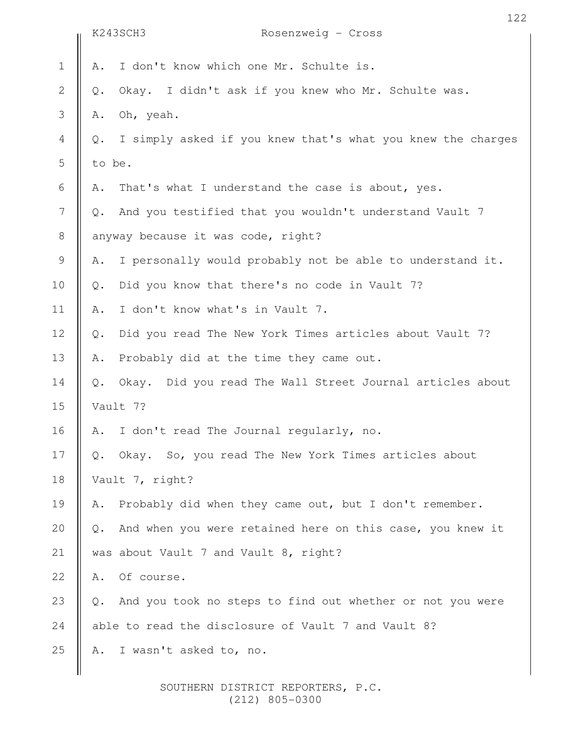A. I don't know which one Mr. Schulte is.

Q. Okay. I didn't ask if you knew who Mr. Schulte was.

A. Oh, yeah.

Q. I simply asked if you knew that's what you knew the charges to be.

A. That's what I understand the case is about, yes.

Q. And you testified that you wouldn't understand Vault 7 anyway because it was code, right?

A. I personally would probably not be able to understand it.

Q. Did you know that there's no code in Vault 7?

A. I don't know what's in Vault 7.

Q. Did you read The New York Times articles about Vault 7?

A. Probably did at the time they came out.

Q. Okay. Did you read The Wall Street Journal articles about Vault 7?

A. I don't read The Journal regularly, no.

Q. Okay. So, you read The New York Times articles about Vault 7, right?

A. Probably did when they came out, but I don't remember.

Q. And when you were retained here on this case, you knew it was about Vault 7 and Vault 8, right?

A. Of course.

Q. And you took no steps to find out whether or not you were able to read the disclosure of Vault 7 and Vault 8?

A. I wasn't asked to, no.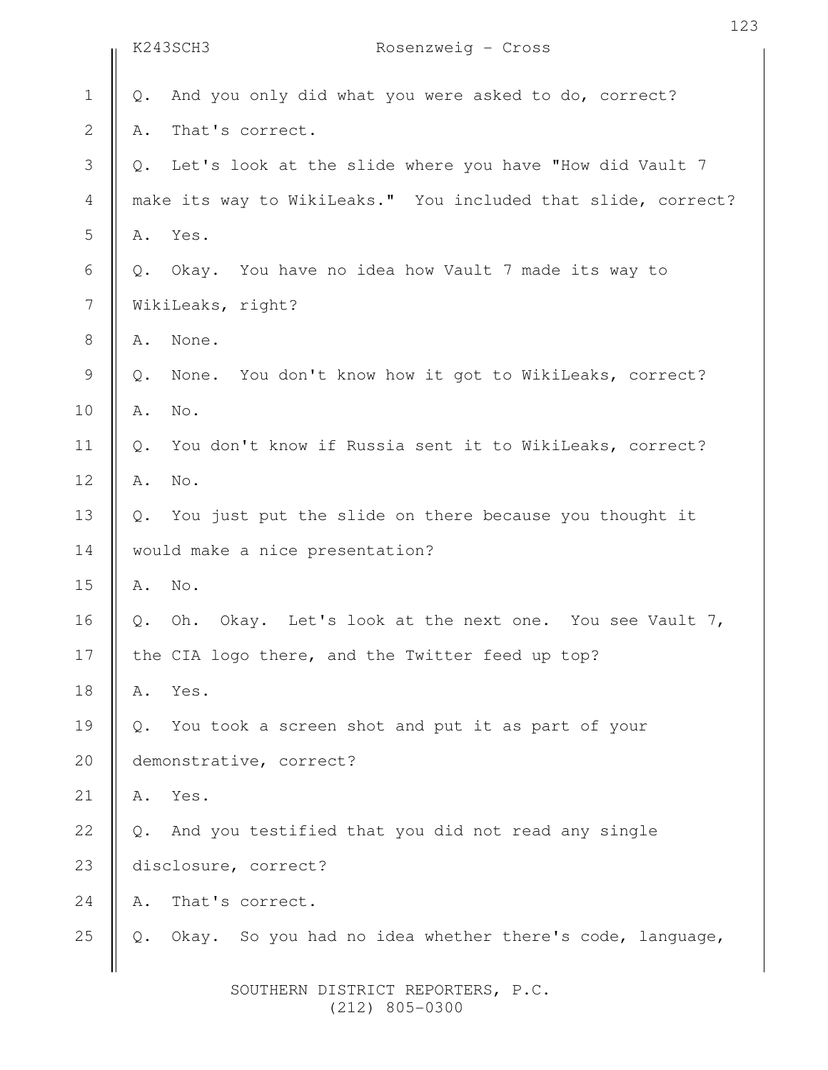Q. And you only did what you were asked to do, correct?

A. That's correct.

Q. Let's look at the slide where you have "How did Vault 7 make its way to WikiLeaks." You included that slide, correct?

A. Yes.

Q. Okay. You have no idea how Vault 7 made its way to WikiLeaks, right?

A. None.

Q. None. You don't know how it got to WikiLeaks, correct?

A. No.

Q. You don't know if Russia sent it to WikiLeaks, correct?

A. No.

Q. You just put the slide on there because you thought it would make a nice presentation?

A. No.

Q. Oh. Okay. Let's look at the next one. You see Vault 7, the CIA logo there, and the Twitter feed up top?

A. Yes.

Q. You took a screen shot and put it as part of your demonstrative, correct?

A. Yes.

Q. And you testified that you did not read any single disclosure, correct?

A. That's correct.

Q. Okay. So you had no idea whether there's code, language,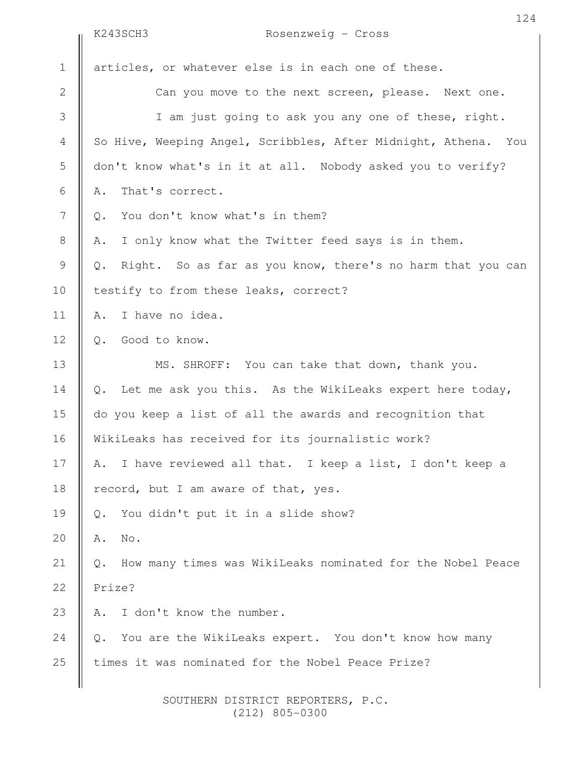articles, or whatever else is in each one of these.

Can you move to the next screen, please. Next one.

I am just going to ask you any one of these, right. So Hive, Weeping Angel, Scribbles, After Midnight, Athena. You don't know what's in it at all. Nobody asked you to verify?

A. That's correct.

Q. You don't know what's in them?

A. I only know what the Twitter feed says is in them.

Q. Right. So as far as you know, there's no harm that you can testify to from these leaks, correct?

A. I have no idea.

Q. Good to know.

MS. SHROFF: You can take that down, thank you.

Q. Let me ask you this. As the WikiLeaks expert here today, do you keep a list of all the awards and recognition that WikiLeaks has received for its journalistic work?

A. I have reviewed all that. I keep a list, I don't keep a record, but I am aware of that, yes.

Q. You didn't put it in a slide show?

A. No.

Q. How many times was WikiLeaks nominated for the Nobel Peace Prize?

A. I don't know the number.

Q. You are the WikiLeaks expert. You don't know how many times it was nominated for the Nobel Peace Prize?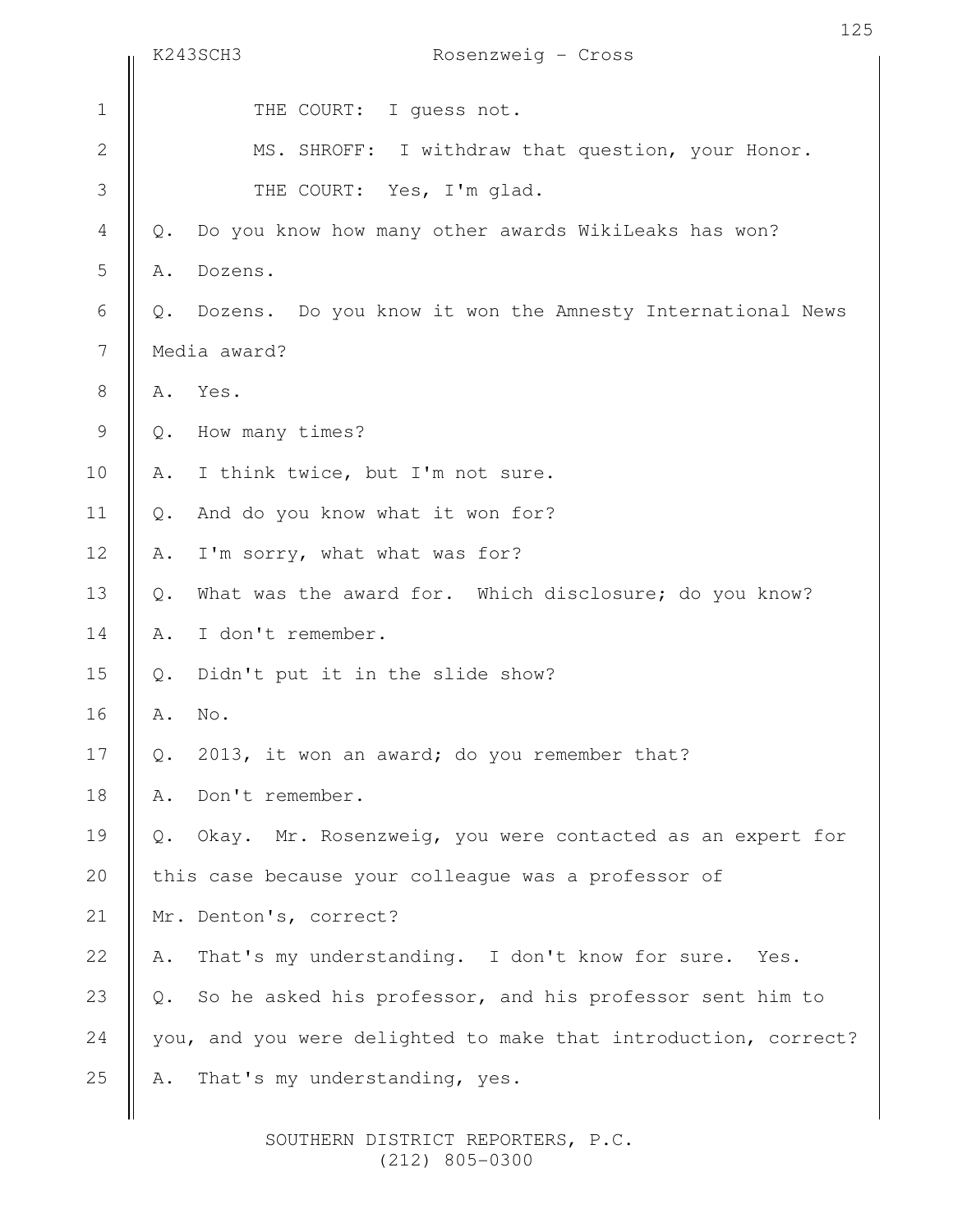THE COURT: I guess not.

MS. SHROFF: I withdraw that question, your Honor.

THE COURT: Yes, I'm glad.

Q. Do you know how many other awards WikiLeaks has won?

A. Dozens.

Q. Dozens. Do you know it won the Amnesty International News Media award?

A. Yes.

Q. How many times?

A. I think twice, but I'm not sure.

Q. And do you know what it won for?

A. I'm sorry, what what was for?

Q. What was the award for. Which disclosure; do you know?

A. I don't remember.

Q. Didn't put it in the slide show?

A. No.

Q. 2013, it won an award; do you remember that?

A. Don't remember.

Q. Okay. Mr. Rosenzweig, you were contacted as an expert for this case because your colleague was a professor of Mr. Denton's, correct?

A. That's my understanding. I don't know for sure. Yes.

Q. So he asked his professor, and his professor sent him to you, and you were delighted to make that introduction, correct?

A. That's my understanding, yes.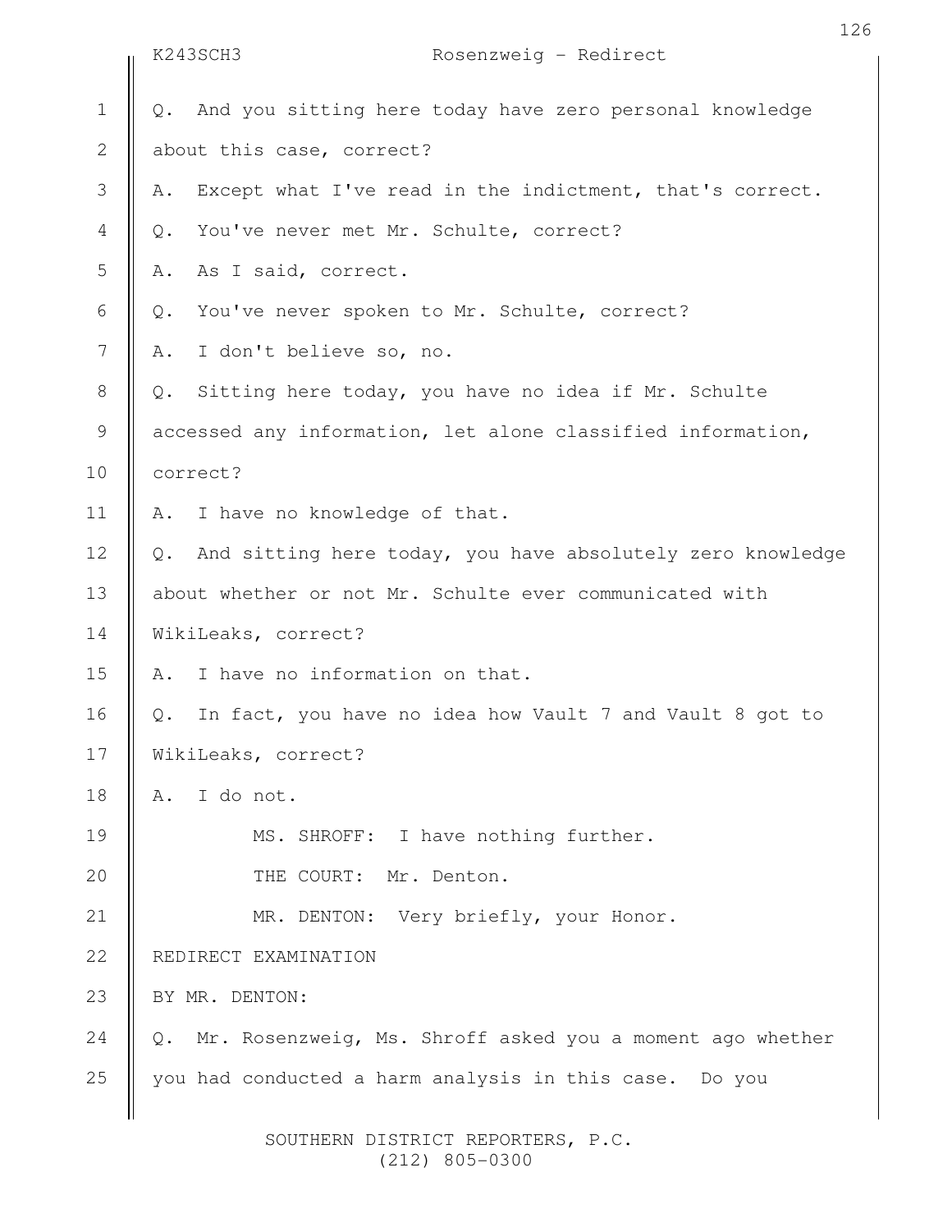Q. And you sitting here today have zero personal knowledge about this case, correct?

A. Except what I've read in the indictment, that's correct.

Q. You've never met Mr. Schulte, correct?

A. As I said, correct.

Q. You've never spoken to Mr. Schulte, correct?

A. I don't believe so, no.

Q. Sitting here today, you have no idea if Mr. Schulte accessed any information, let alone classified information, correct?

A. I have no knowledge of that.

Q. And sitting here today, you have absolutely zero knowledge about whether or not Mr. Schulte ever communicated with WikiLeaks, correct?

A. I have no information on that.

Q. In fact, you have no idea how Vault 7 and Vault 8 got to WikiLeaks, correct?

A. I do not.

MS. SHROFF: I have nothing further.

THE COURT: Mr. Denton.

MR. DENTON: Very briefly, your Honor.

REDIRECT EXAMINATION

BY MR. DENTON:

Q. Mr. Rosenzweig, Ms. Shroff asked you a moment ago whether you had conducted a harm analysis in this case. Do you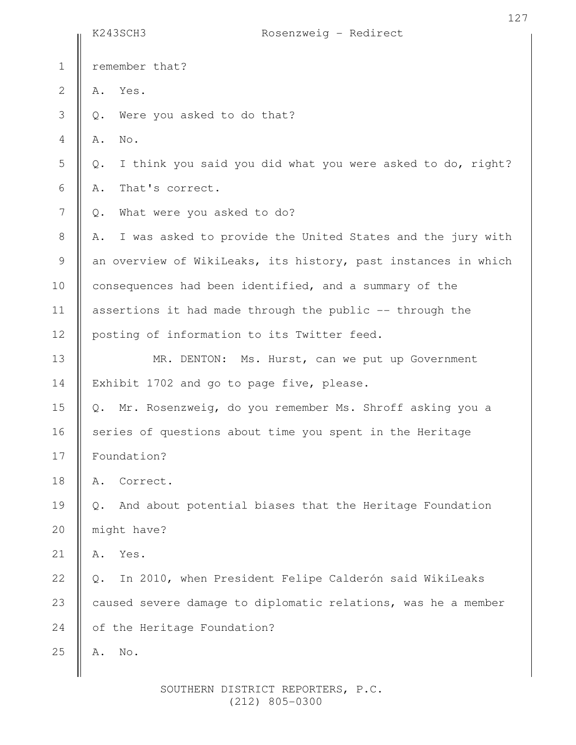remember that?

A. Yes.

Q. Were you asked to do that?

A. No.

Q. I think you said you did what you were asked to do, right?

A. That's correct.

Q. What were you asked to do?

A. I was asked to provide the United States and the jury with an overview of WikiLeaks, its history, past instances in which consequences had been identified, and a summary of the assertions it had made through the public -- through the posting of information to its Twitter feed.

MR. DENTON: Ms. Hurst, can we put up Government Exhibit 1702 and go to page five, please.

Q. Mr. Rosenzweig, do you remember Ms. Shroff asking you a series of questions about time you spent in the Heritage Foundation?

A. Correct.

Q. And about potential biases that the Heritage Foundation might have?

A. Yes.

Q. In 2010, when President Felipe Calderón said WikiLeaks caused severe damage to diplomatic relations, was he a member of the Heritage Foundation?

A. No.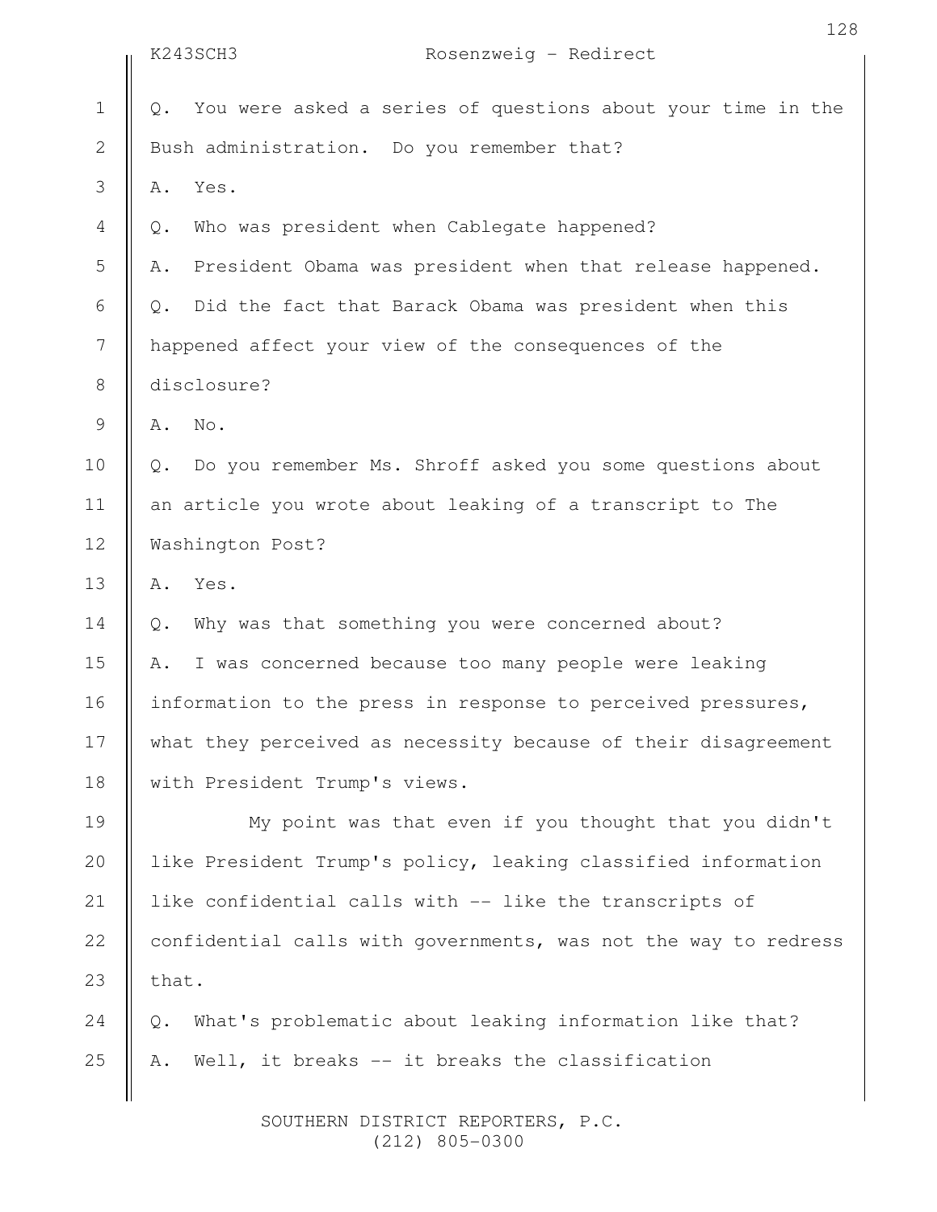Q. You were asked a series of questions about your time in the Bush administration. Do you remember that?

A. Yes.

Q. Who was president when Cablegate happened?

A. President Obama was president when that release happened.

Q. Did the fact that Barack Obama was president when this happened affect your view of the consequences of the disclosure?

A. No.

Q. Do you remember Ms. Shroff asked you some questions about an article you wrote about leaking of a transcript to The Washington Post?

A. Yes.

Q. Why was that something you were concerned about?

A. I was concerned because too many people were leaking information to the press in response to perceived pressures, what they perceived as necessity because of their disagreement with President Trump's views.

My point was that even if you thought that you didn't like President Trump's policy, leaking classified information like confidential calls with -- like the transcripts of confidential calls with governments, was not the way to redress that.

Q. What's problematic about leaking information like that?

A. Well, it breaks -- it breaks the classification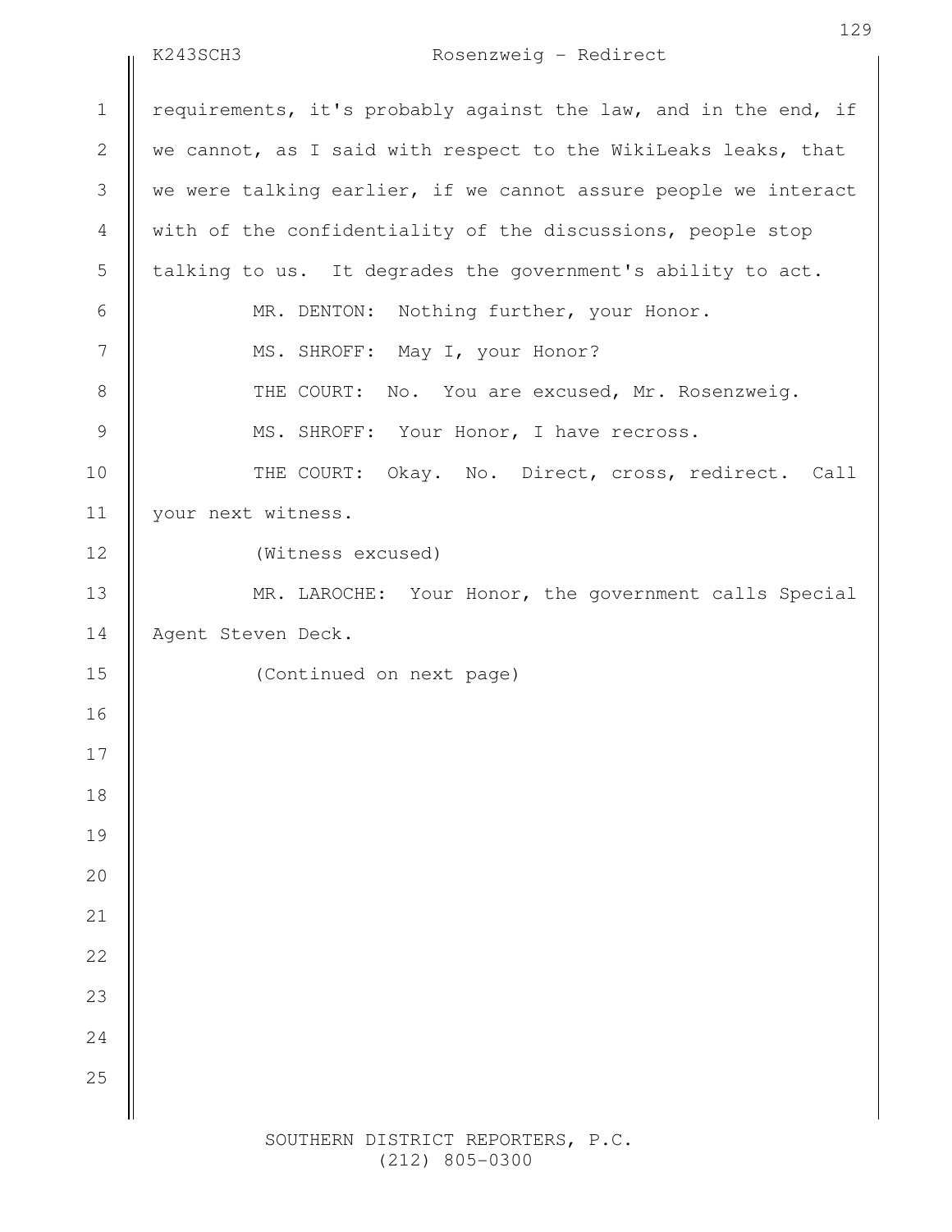requirements, it's probably against the law, and in the end, if we cannot, as I said with respect to the WikiLeaks leaks, that we were talking earlier, if we cannot assure people we interact with of the confidentiality of the discussions, people stop talking to us. It degrades the government's ability to act.

MR. DENTON: Nothing further, your Honor.

MS. SHROFF: May I, your Honor?

THE COURT: No. You are excused, Mr. Rosenzweig.

MS. SHROFF: Your Honor, I have recross.

THE COURT: Okay. No. Direct, cross, redirect. Call your next witness.

(Witness excused)

MR. LAROCHE: Your Honor, the government calls Special Agent Steven Deck.

(Continued on next page)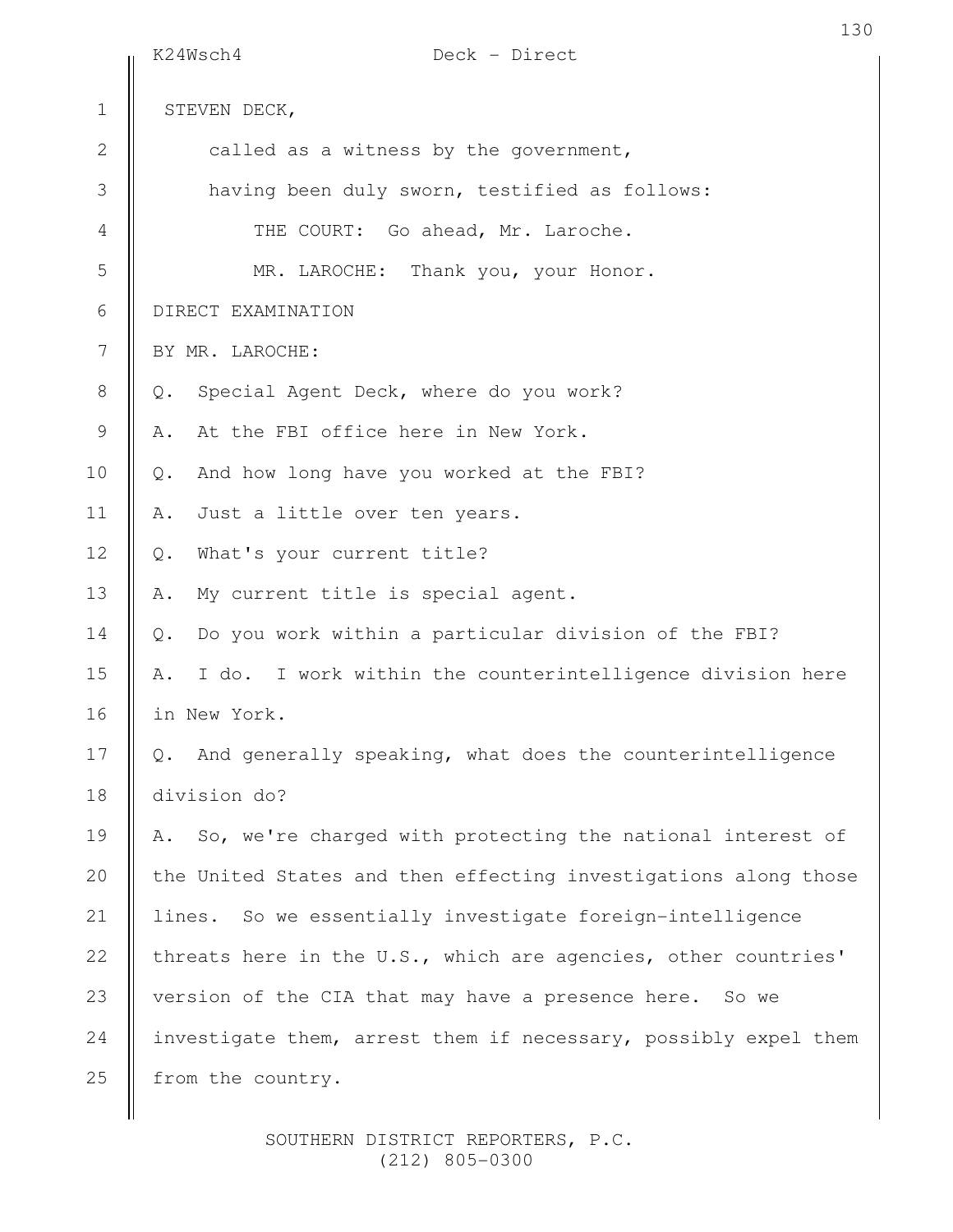STEVEN DECK,

called as a witness by the government,

having been duly sworn, testified as follows:

THE COURT: Go ahead, Mr. Laroche.

MR. LAROCHE: Thank you, your Honor.

DIRECT EXAMINATION

BY MR. LAROCHE:

Q. Special Agent Deck, where do you work?

A. At the FBI office here in New York.

Q. And how long have you worked at the FBI?

A. Just a little over ten years.

Q. What's your current title?

A. My current title is special agent.

Q. Do you work within a particular division of the FBI?

A. I do. I work within the counterintelligence division here in New York.

Q. And generally speaking, what does the counterintelligence division do?

A. So, we're charged with protecting the national interest of the United States and then effecting investigations along those lines. So we essentially investigate foreign-intelligence threats here in the U.S., which are agencies, other countries' version of the CIA that may have a presence here. So we investigate them, arrest them if necessary, possibly expel them from the country.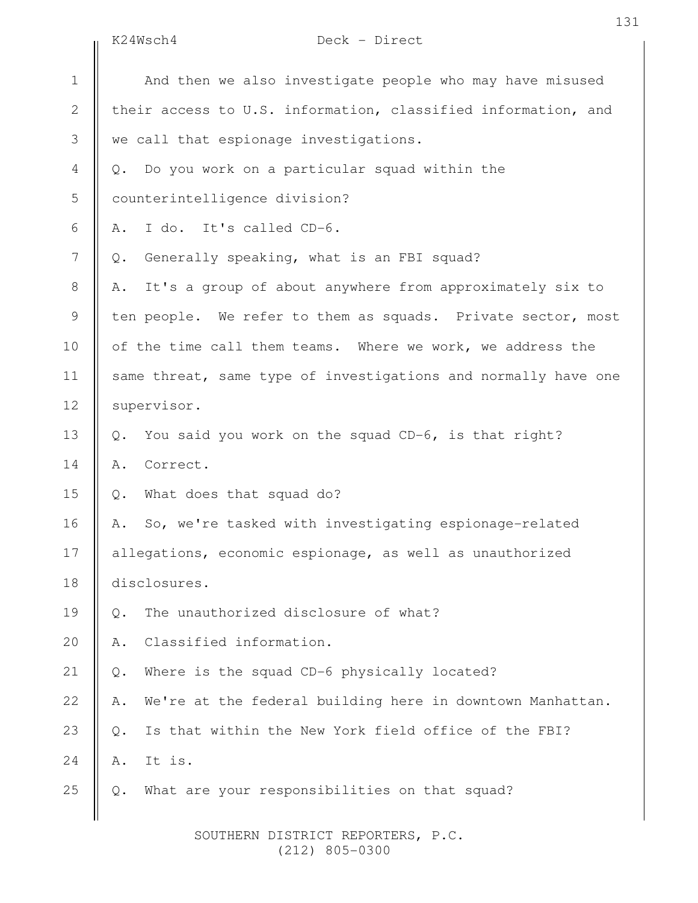And then we also investigate people who may have misused their access to U.S. information, classified information, and we call that espionage investigations.

Q. Do you work on a particular squad within the counterintelligence division?

A. I do. It's called CD-6.

Q. Generally speaking, what is an FBI squad?

A. It's a group of about anywhere from approximately six to ten people. We refer to them as squads. Private sector, most of the time call them teams. Where we work, we address the same threat, same type of investigations and normally have one supervisor.

Q. You said you work on the squad CD-6, is that right?

A. Correct.

Q. What does that squad do?

A. So, we're tasked with investigating espionage-related allegations, economic espionage, as well as unauthorized disclosures.

Q. The unauthorized disclosure of what?

A. Classified information.

Q. Where is the squad CD-6 physically located?

A. We're at the federal building here in downtown Manhattan.

Q. Is that within the New York field office of the FBI?

A. It is.

Q. What are your responsibilities on that squad?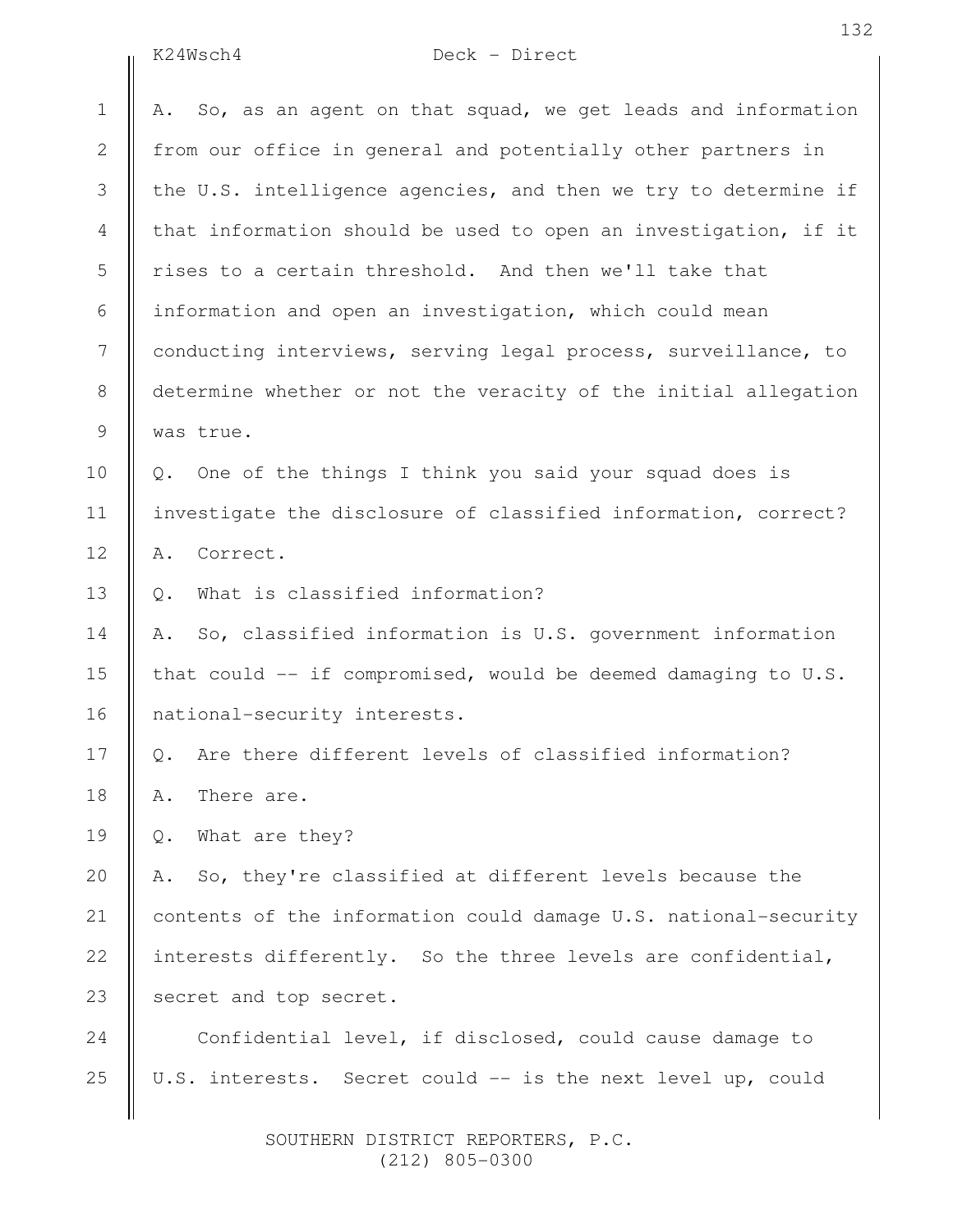A. So, as an agent on that squad, we get leads and information from our office in general and potentially other partners in the U.S. intelligence agencies, and then we try to determine if that information should be used to open an investigation, if it rises to a certain threshold. And then we'll take that information and open an investigation, which could mean conducting interviews, serving legal process, surveillance, to determine whether or not the veracity of the initial allegation was true.

Q. One of the things I think you said your squad does is investigate the disclosure of classified information, correct?

A. Correct.

Q. What is classified information?

A. So, classified information is U.S. government information that could -- if compromised, would be deemed damaging to U.S. national-security interests.

Q. Are there different levels of classified information?

A. There are.

Q. What are they?

A. So, they're classified at different levels because the contents of the information could damage U.S. national-security interests differently. So the three levels are confidential, secret and top secret.

Confidential level, if disclosed, could cause damage to U.S. interests. Secret could -- is the next level up, could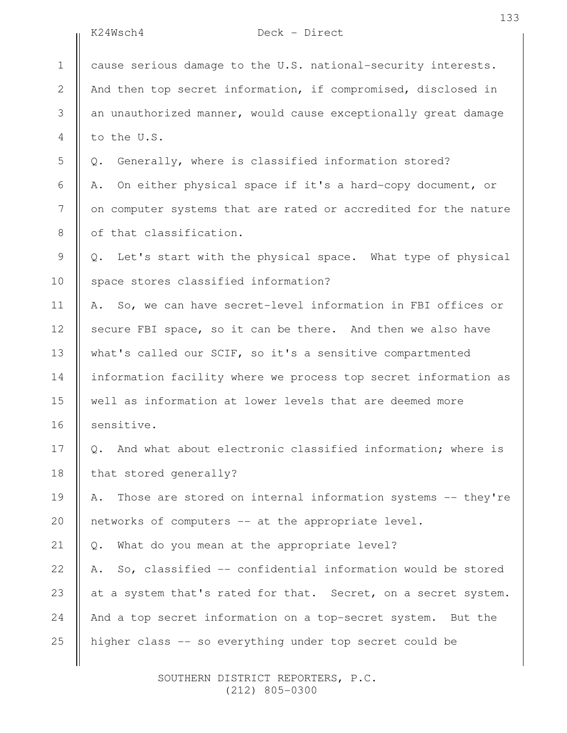cause serious damage to the U.S. national-security interests. And then top secret information, if compromised, disclosed in an unauthorized manner, would cause exceptionally great damage to the U.S.

Q. Generally, where is classified information stored?

A. On either physical space if it's a hard-copy document, or on computer systems that are rated or accredited for the nature of that classification.

Q. Let's start with the physical space. What type of physical space stores classified information?

A. So, we can have secret-level information in FBI offices or secure FBI space, so it can be there. And then we also have what's called our SCIF, so it's a sensitive compartmented information facility where we process top secret information as well as information at lower levels that are deemed more sensitive.

Q. And what about electronic classified information; where is that stored generally?

A. Those are stored on internal information systems -- they're networks of computers -- at the appropriate level.

Q. What do you mean at the appropriate level?

A. So, classified -- confidential information would be stored at a system that's rated for that. Secret, on a secret system. And a top secret information on a top-secret system. But the higher class -- so everything under top secret could be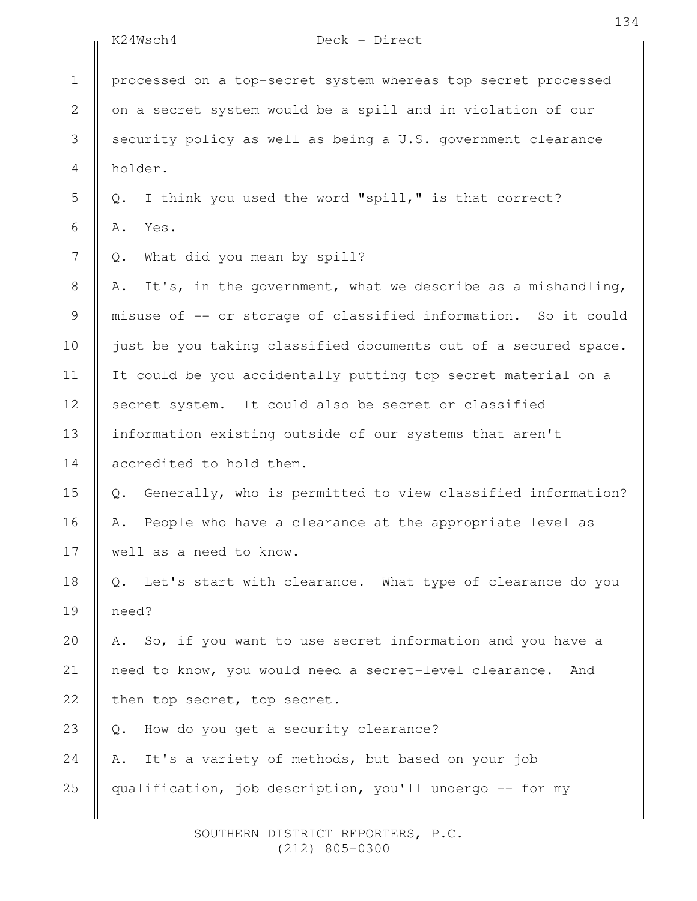processed on a top-secret system whereas top secret processed on a secret system would be a spill and in violation of our security policy as well as being a U.S. government clearance holder.

Q. I think you used the word "spill," is that correct?

A. Yes.

Q. What did you mean by spill?

A. It's, in the government, what we describe as a mishandling, misuse of -- or storage of classified information. So it could just be you taking classified documents out of a secured space. It could be you accidentally putting top secret material on a secret system. It could also be secret or classified information existing outside of our systems that aren't accredited to hold them.

Q. Generally, who is permitted to view classified information?

A. People who have a clearance at the appropriate level as well as a need to know.

Q. Let's start with clearance. What type of clearance do you need?

A. So, if you want to use secret information and you have a need to know, you would need a secret-level clearance. And then top secret, top secret.

Q. How do you get a security clearance?

A. It's a variety of methods, but based on your job qualification, job description, you'll undergo -- for my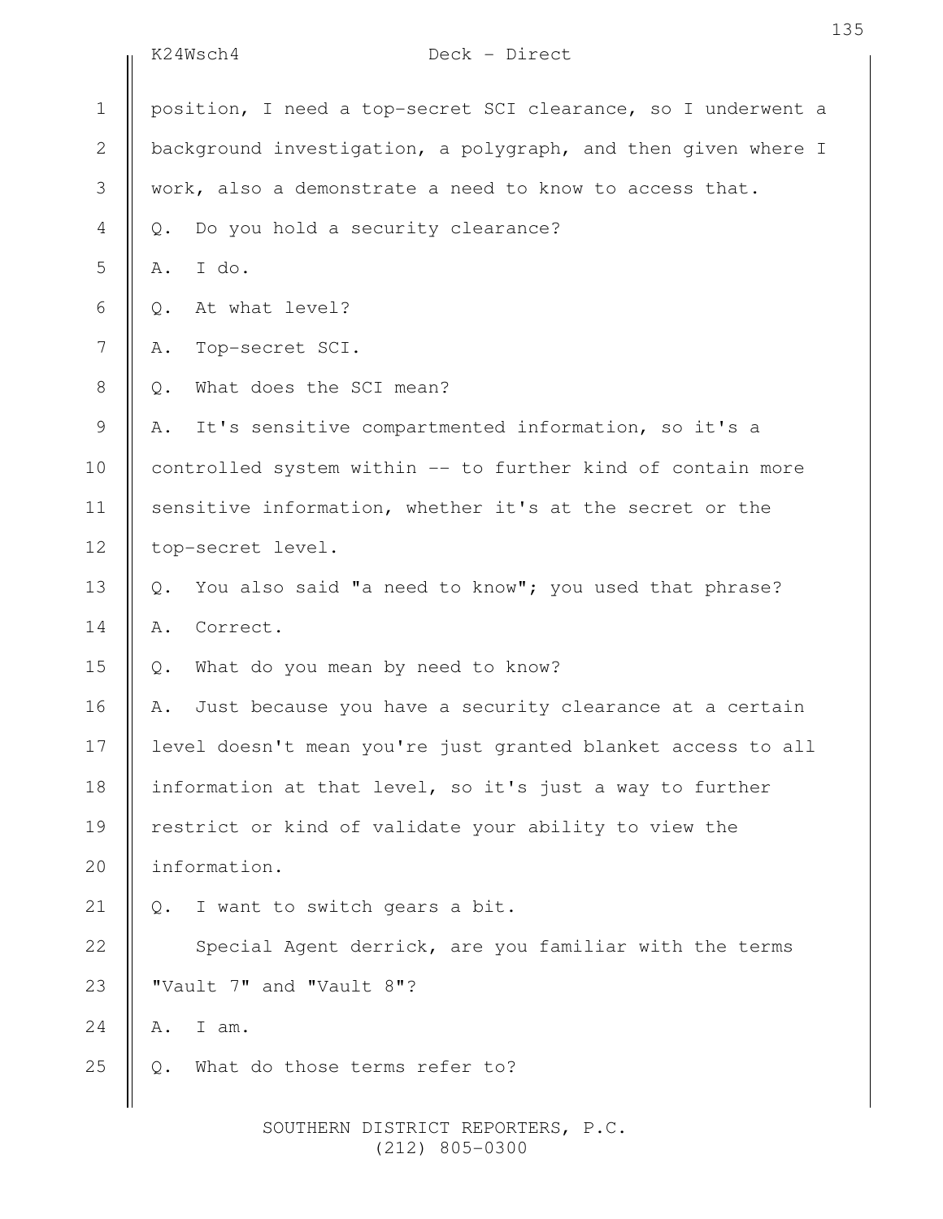position, I need a top-secret SCI clearance, so I underwent a background investigation, a polygraph, and then given where I work, also a demonstrate a need to know to access that.

Q. Do you hold a security clearance?

A. I do.

Q. At what level?

A. Top-secret SCI.

Q. What does the SCI mean?

A. It's sensitive compartmented information, so it's a controlled system within -- to further kind of contain more sensitive information, whether it's at the secret or the top-secret level.

Q. You also said "a need to know"; you used that phrase?

A. Correct.

Q. What do you mean by need to know?

A. Just because you have a security clearance at a certain level doesn't mean you're just granted blanket access to all information at that level, so it's just a way to further restrict or kind of validate your ability to view the information.

Q. I want to switch gears a bit.

Special Agent derrick, are you familiar with the terms "Vault 7" and "Vault 8"?

A. I am.

Q. What do those terms refer to?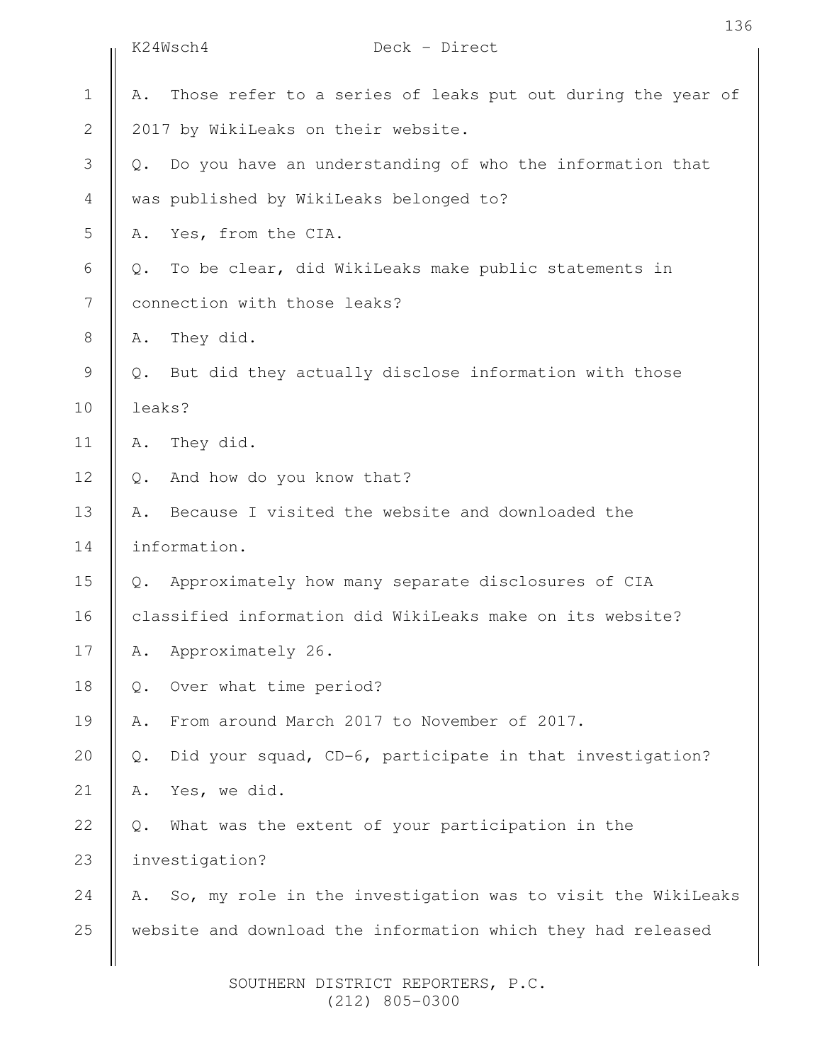A. Those refer to a series of leaks put out during the year of 2017 by WikiLeaks on their website.

Q. Do you have an understanding of who the information that was published by WikiLeaks belonged to?

A. Yes, from the CIA.

Q. To be clear, did WikiLeaks make public statements in connection with those leaks?

A. They did.

Q. But did they actually disclose information with those leaks?

A. They did.

Q. And how do you know that?

A. Because I visited the website and downloaded the information.

Q. Approximately how many separate disclosures of CIA classified information did WikiLeaks make on its website?

A. Approximately 26.

Q. Over what time period?

A. From around March 2017 to November of 2017.

Q. Did your squad, CD-6, participate in that investigation?

A. Yes, we did.

Q. What was the extent of your participation in the investigation?

A. So, my role in the investigation was to visit the WikiLeaks website and download the information which they had released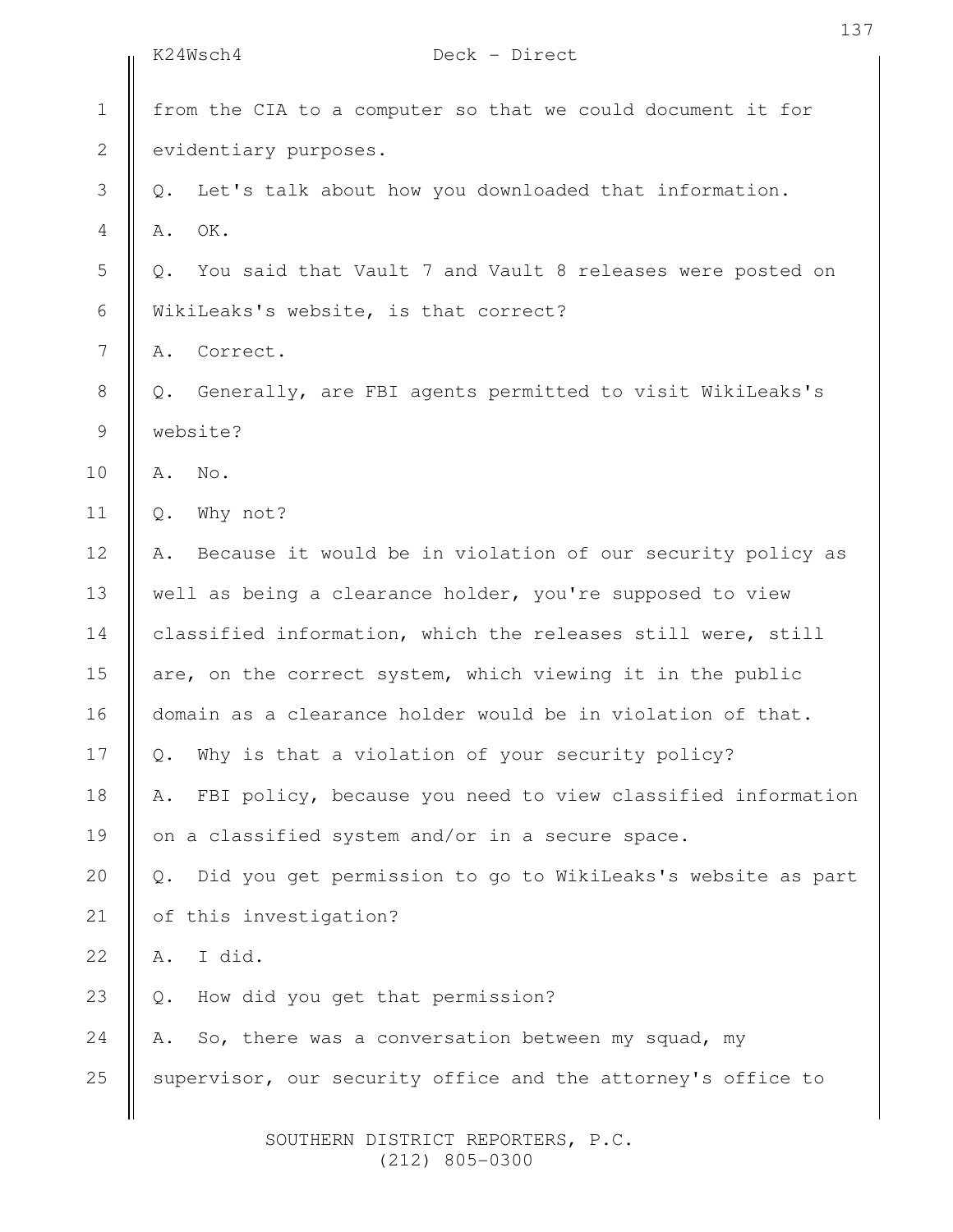from the CIA to a computer so that we could document it for evidentiary purposes.

Q. Let's talk about how you downloaded that information.

A. OK.

Q. You said that Vault 7 and Vault 8 releases were posted on WikiLeaks's website, is that correct?

A. Correct.

Q. Generally, are FBI agents permitted to visit WikiLeaks's website?

A. No.

Q. Why not?

A. Because it would be in violation of our security policy as well as being a clearance holder, you're supposed to view classified information, which the releases still were, still are, on the correct system, which viewing it in the public domain as a clearance holder would be in violation of that.

Q. Why is that a violation of your security policy?

A. FBI policy, because you need to view classified information on a classified system and/or in a secure space.

Q. Did you get permission to go to WikiLeaks's website as part of this investigation?

A. I did.

Q. How did you get that permission?

A. So, there was a conversation between my squad, my supervisor, our security office and the attorney's office to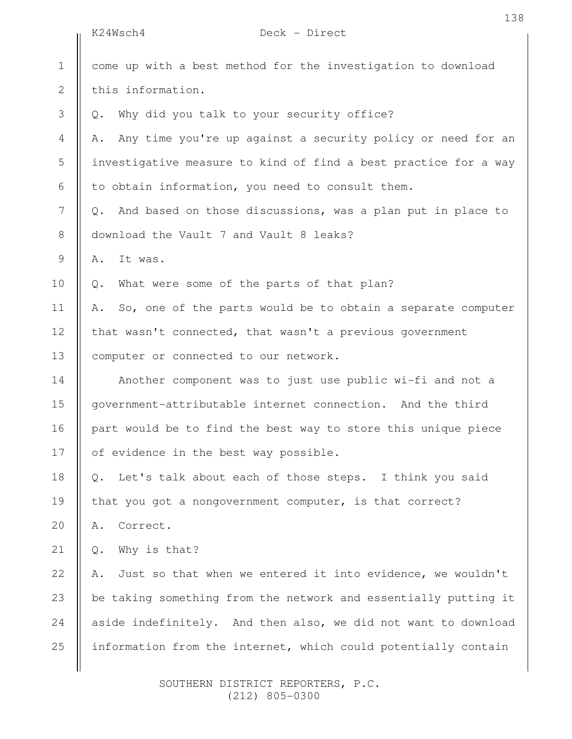come up with a best method for the investigation to download this information.

Q. Why did you talk to your security office?

A. Any time you're up against a security policy or need for an investigative measure to kind of find a best practice for a way to obtain information, you need to consult them.

Q. And based on those discussions, was a plan put in place to download the Vault 7 and Vault 8 leaks?

A. It was.

Q. What were some of the parts of that plan?

A. So, one of the parts would be to obtain a separate computer that wasn't connected, that wasn't a previous government computer or connected to our network.

Another component was to just use public wi-fi and not a government-attributable internet connection. And the third part would be to find the best way to store this unique piece of evidence in the best way possible.

Q. Let's talk about each of those steps. I think you said that you got a nongovernment computer, is that correct?

A. Correct.

Q. Why is that?

A. Just so that when we entered it into evidence, we wouldn't be taking something from the network and essentially putting it aside indefinitely. And then also, we did not want to download information from the internet, which could potentially contain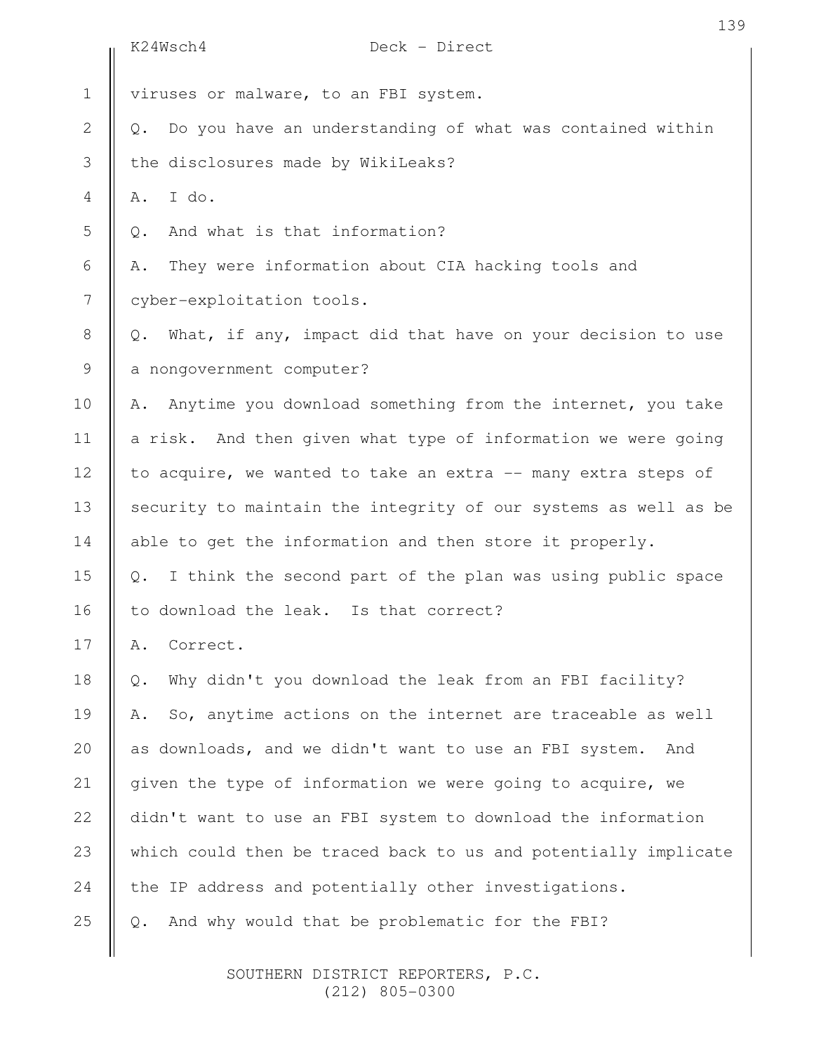viruses or malware, to an FBI system.

Q. Do you have an understanding of what was contained within the disclosures made by WikiLeaks?

A. I do.

Q. And what is that information?

A. They were information about CIA hacking tools and cyber-exploitation tools.

Q. What, if any, impact did that have on your decision to use a nongovernment computer?

A. Anytime you download something from the internet, you take a risk. And then given what type of information we were going to acquire, we wanted to take an extra -- many extra steps of security to maintain the integrity of our systems as well as be able to get the information and then store it properly.

Q. I think the second part of the plan was using public space to download the leak. Is that correct?

A. Correct.

Q. Why didn't you download the leak from an FBI facility?

A. So, anytime actions on the internet are traceable as well as downloads, and we didn't want to use an FBI system. And given the type of information we were going to acquire, we didn't want to use an FBI system to download the information which could then be traced back to us and potentially implicate the IP address and potentially other investigations.

Q. And why would that be problematic for the FBI?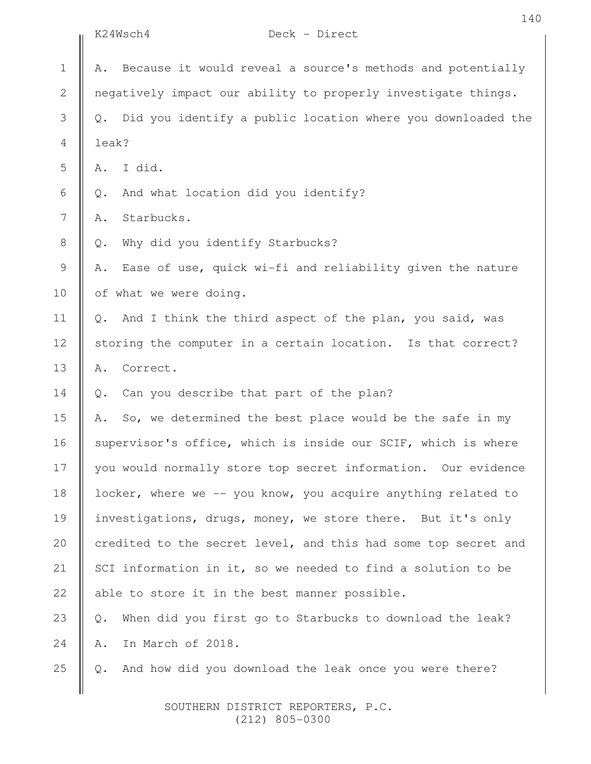A. Because it would reveal a source's methods and potentially negatively impact our ability to properly investigate things.

Q. Did you identify a public location where you downloaded the leak?

A. I did.

Q. And what location did you identify?

A. Starbucks.

Q. Why did you identify Starbucks?

A. Ease of use, quick wi-fi and reliability given the nature of what we were doing.

Q. And I think the third aspect of the plan, you said, was storing the computer in a certain location. Is that correct?

A. Correct.

Q. Can you describe that part of the plan?

A. So, we determined the best place would be the safe in my supervisor's office, which is inside our SCIF, which is where you would normally store top secret information. Our evidence locker, where we -- you know, you acquire anything related to investigations, drugs, money, we store there. But it's only credited to the secret level, and this had some top secret and SCI information in it, so we needed to find a solution to be able to store it in the best manner possible.

Q. When did you first go to Starbucks to download the leak?

A. In March of 2018.

Q. And how did you download the leak once you were there?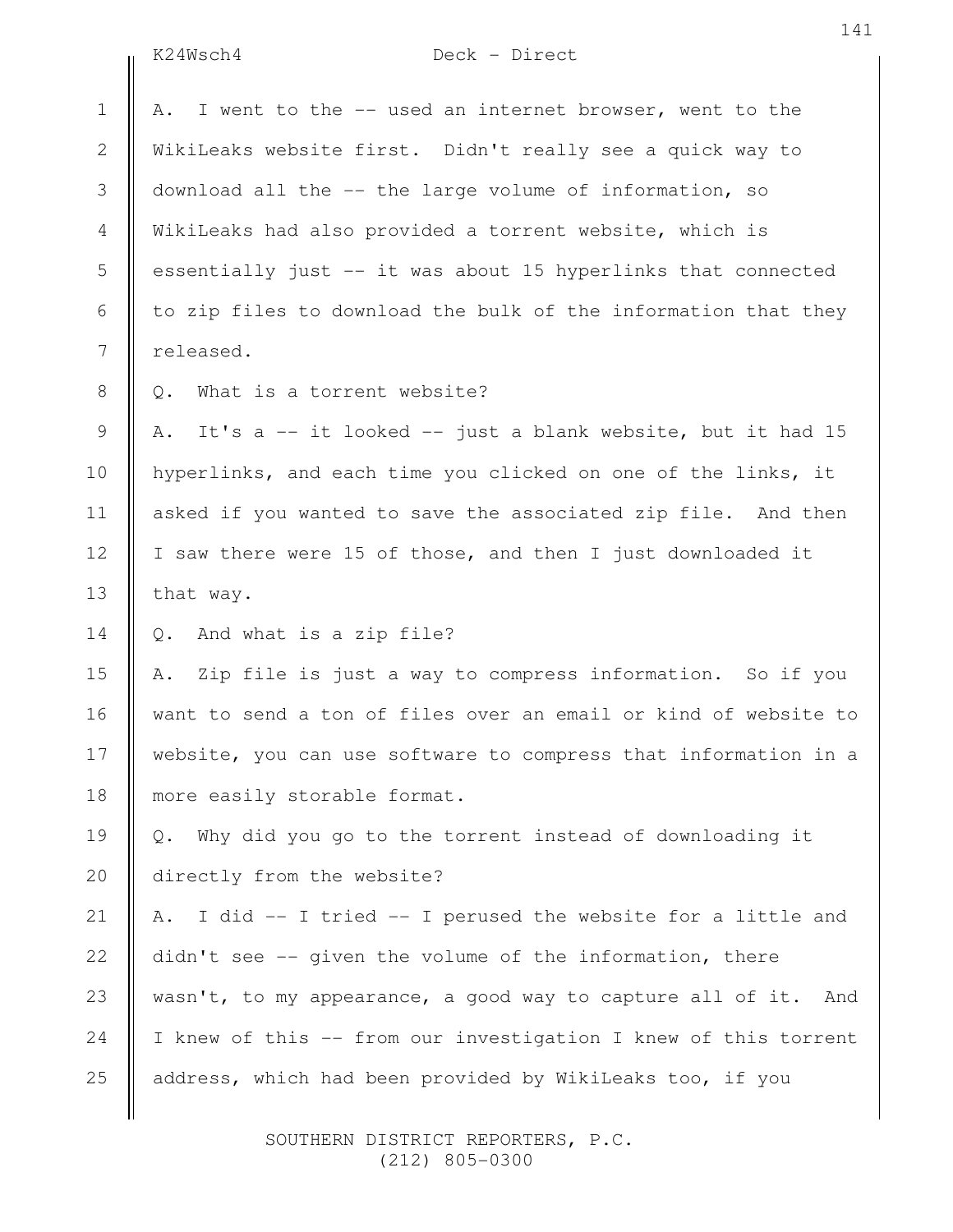A. I went to the -- used an internet browser, went to the WikiLeaks website first. Didn't really see a quick way to download all the -- the large volume of information, so WikiLeaks had also provided a torrent website, which is essentially just -- it was about 15 hyperlinks that connected to zip files to download the bulk of the information that they released.

Q. What is a torrent website?

A. It's a -- it looked -- just a blank website, but it had 15 hyperlinks, and each time you clicked on one of the links, it asked if you wanted to save the associated zip file. And then I saw there were 15 of those, and then I just downloaded it that way.

Q. And what is a zip file?

A. Zip file is just a way to compress information. So if you want to send a ton of files over an email or kind of website to website, you can use software to compress that information in a more easily storable format.

Q. Why did you go to the torrent instead of downloading it directly from the website?

A. I did -- I tried -- I perused the website for a little and didn't see -- given the volume of the information, there wasn't, to my appearance, a good way to capture all of it. And I knew of this -- from our investigation I knew of this torrent address, which had been provided by WikiLeaks too, if you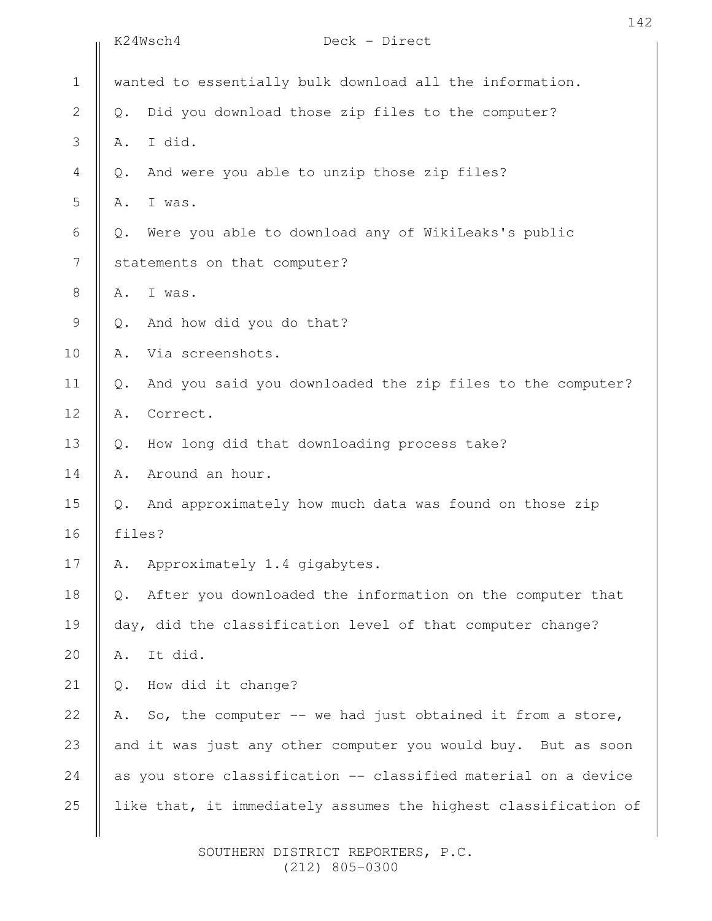wanted to essentially bulk download all the information.

Q. Did you download those zip files to the computer?

A. I did.

Q. And were you able to unzip those zip files?

A. I was.

Q. Were you able to download any of WikiLeaks's public statements on that computer?

A. I was.

Q. And how did you do that?

A. Via screenshots.

Q. And you said you downloaded the zip files to the computer?

A. Correct.

Q. How long did that downloading process take?

A. Around an hour.

Q. And approximately how much data was found on those zip files?

A. Approximately 1.4 gigabytes.

Q. After you downloaded the information on the computer that day, did the classification level of that computer change?

A. It did.

Q. How did it change?

A. So, the computer -- we had just obtained it from a store, and it was just any other computer you would buy. But as soon as you store classification -- classified material on a device like that, it immediately assumes the highest classification of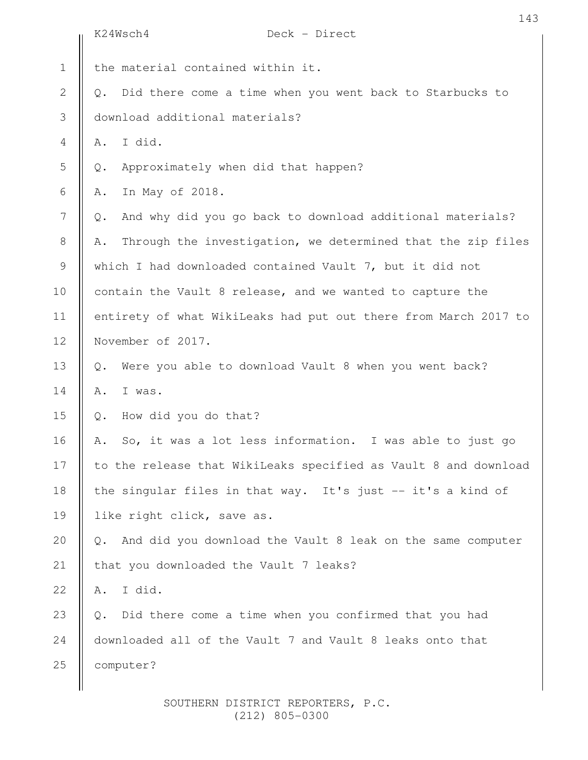the material contained within it.

Q. Did there come a time when you went back to Starbucks to download additional materials?

A. I did.

Q. Approximately when did that happen?

A. In May of 2018.

Q. And why did you go back to download additional materials?

A. Through the investigation, we determined that the zip files which I had downloaded contained Vault 7, but it did not contain the Vault 8 release, and we wanted to capture the entirety of what WikiLeaks had put out there from March 2017 to November of 2017.

Q. Were you able to download Vault 8 when you went back?

A. I was.

Q. How did you do that?

A. So, it was a lot less information. I was able to just go to the release that WikiLeaks specified as Vault 8 and download the singular files in that way. It's just -- it's a kind of like right click, save as.

Q. And did you download the Vault 8 leak on the same computer that you downloaded the Vault 7 leaks?

A. I did.

Q. Did there come a time when you confirmed that you had downloaded all of the Vault 7 and Vault 8 leaks onto that computer?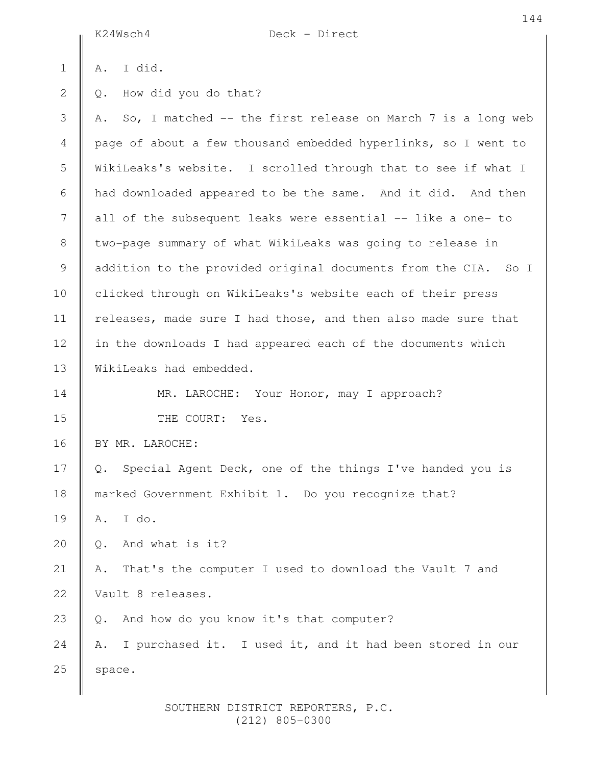A. I did.

Q. How did you do that?

A. So, I matched -- the first release on March 7 is a long web page of about a few thousand embedded hyperlinks, so I went to WikiLeaks's website. I scrolled through that to see if what I had downloaded appeared to be the same. And it did. And then all of the subsequent leaks were essential -- like a one- to two-page summary of what WikiLeaks was going to release in addition to the provided original documents from the CIA. So I clicked through on WikiLeaks's website each of their press releases, made sure I had those, and then also made sure that in the downloads I had appeared each of the documents which WikiLeaks had embedded.

MR. LAROCHE: Your Honor, may I approach?

THE COURT: Yes.

BY MR. LAROCHE:

Q. Special Agent Deck, one of the things I've handed you is marked Government Exhibit 1. Do you recognize that?

A. I do.

Q. And what is it?

A. That's the computer I used to download the Vault 7 and Vault 8 releases.

Q. And how do you know it's that computer?

A. I purchased it. I used it, and it had been stored in our space.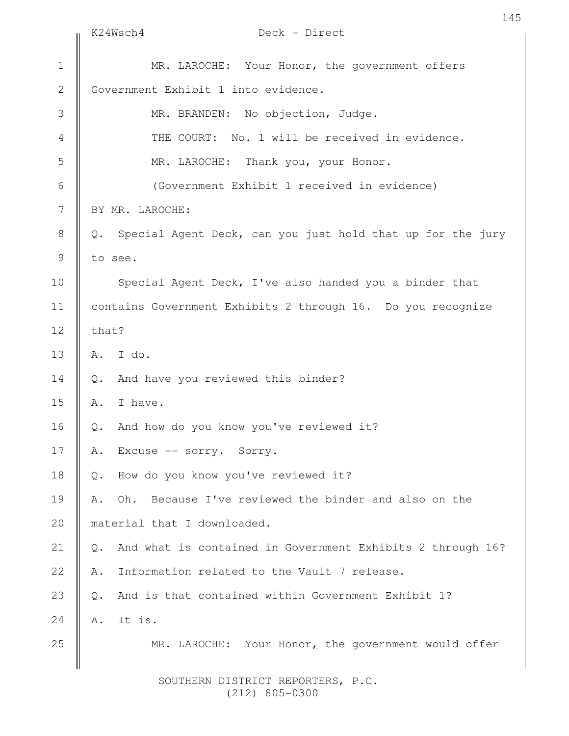MR. LAROCHE: Your Honor, the government offers Government Exhibit 1 into evidence.

MR. BRANDEN: No objection, Judge.

THE COURT: No. 1 will be received in evidence.

MR. LAROCHE: Thank you, your Honor.

(Government Exhibit 1 received in evidence)

BY MR. LAROCHE:

Q. Special Agent Deck, can you just hold that up for the jury to see.

Special Agent Deck, I've also handed you a binder that contains Government Exhibits 2 through 16. Do you recognize that?

A. I do.

Q. And have you reviewed this binder?

A. I have.

Q. And how do you know you've reviewed it?

A. Excuse -- sorry. Sorry.

Q. How do you know you've reviewed it?

A. Oh. Because I've reviewed the binder and also on the material that I downloaded.

Q. And what is contained in Government Exhibits 2 through 16?

A. Information related to the Vault 7 release.

Q. And is that contained within Government Exhibit 1?

A. It is.

MR. LAROCHE: Your Honor, the government would offer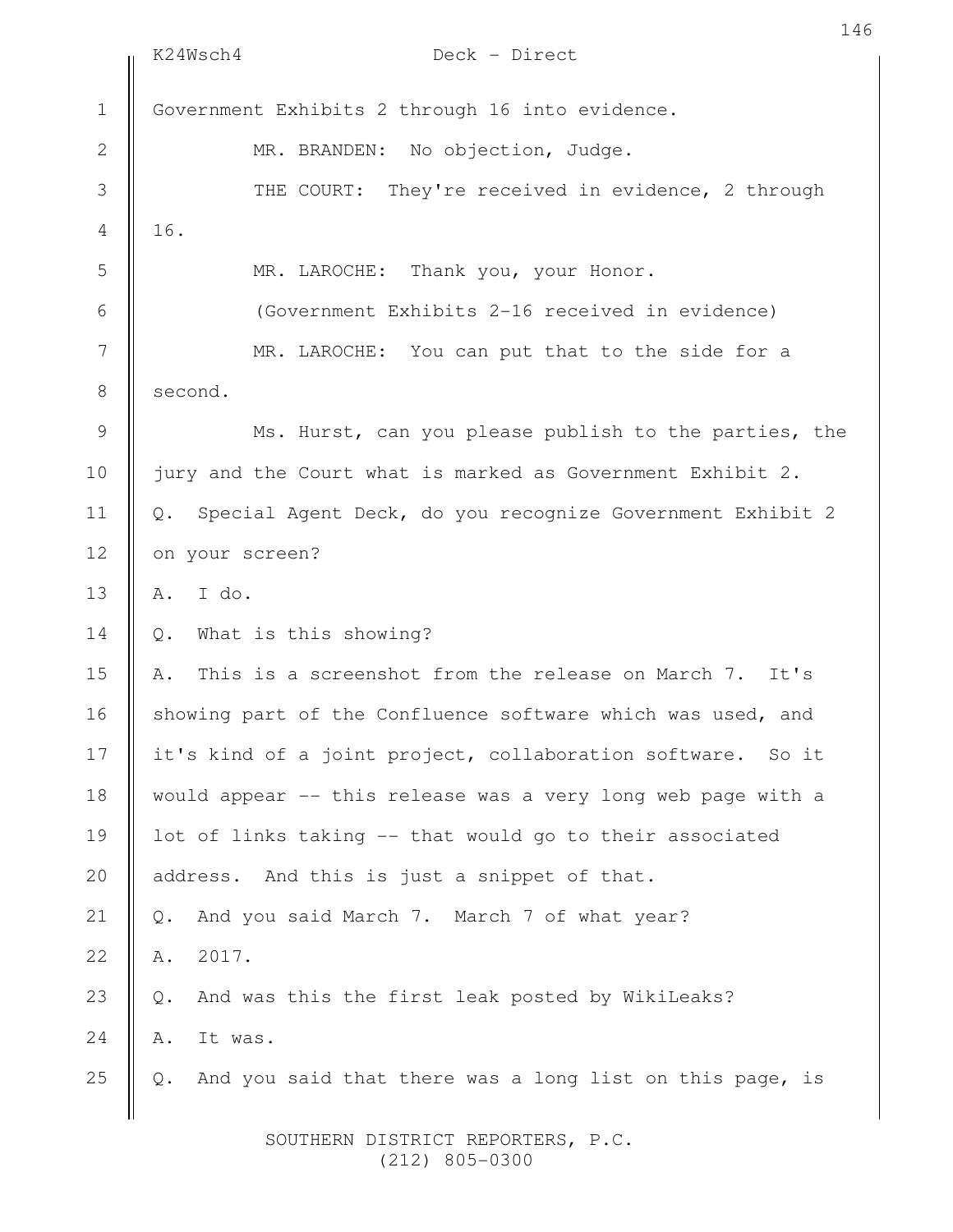Government Exhibits 2 through 16 into evidence.

MR. BRANDEN: No objection, Judge.

THE COURT: They're received in evidence, 2 through 16.

MR. LAROCHE: Thank you, your Honor.

(Government Exhibits 2-16 received in evidence)

MR. LAROCHE: You can put that to the side for a second.

Ms. Hurst, can you please publish to the parties, the jury and the Court what is marked as Government Exhibit 2.

Q. Special Agent Deck, do you recognize Government Exhibit 2 on your screen?

A. I do.

Q. What is this showing?

A. This is a screenshot from the release on March 7. It's showing part of the Confluence software which was used, and it's kind of a joint project, collaboration software. So it would appear -- this release was a very long web page with a lot of links taking -- that would go to their associated address. And this is just a snippet of that.

Q. And you said March 7. March 7 of what year?

A. 2017.

Q. And was this the first leak posted by WikiLeaks?

A. It was.

Q. And you said that there was a long list on this page, is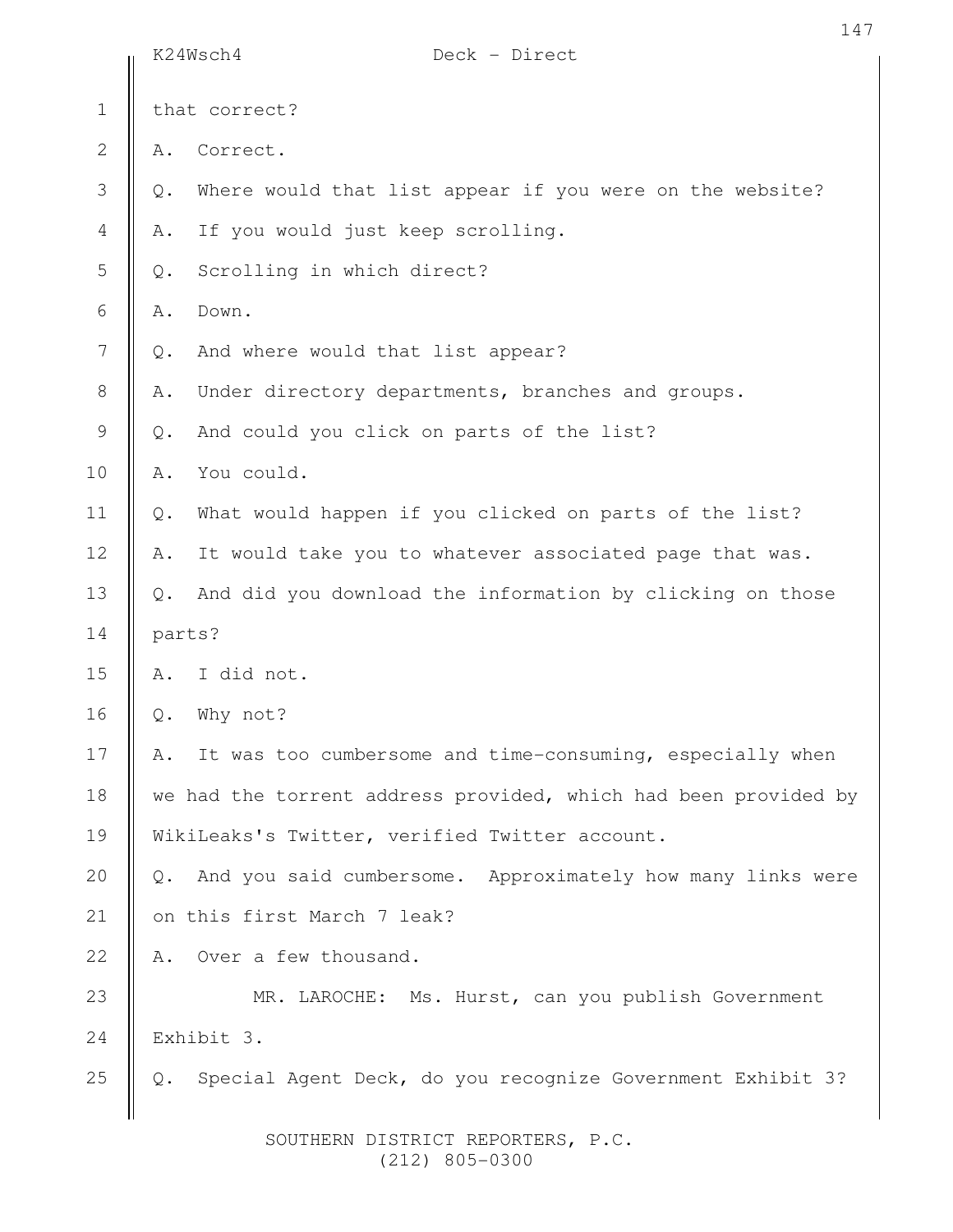that correct?

A. Correct.

Q. Where would that list appear if you were on the website?

A. If you would just keep scrolling.

Q. Scrolling in which direct?

A. Down.

Q. And where would that list appear?

A. Under directory departments, branches and groups.

Q. And could you click on parts of the list?

A. You could.

Q. What would happen if you clicked on parts of the list?

A. It would take you to whatever associated page that was.

Q. And did you download the information by clicking on those parts?

A. I did not.

Q. Why not?

A. It was too cumbersome and time-consuming, especially when we had the torrent address provided, which had been provided by WikiLeaks's Twitter, verified Twitter account.

Q. And you said cumbersome. Approximately how many links were on this first March 7 leak?

A. Over a few thousand.

MR. LAROCHE: Ms. Hurst, can you publish Government Exhibit 3.

Q. Special Agent Deck, do you recognize Government Exhibit 3?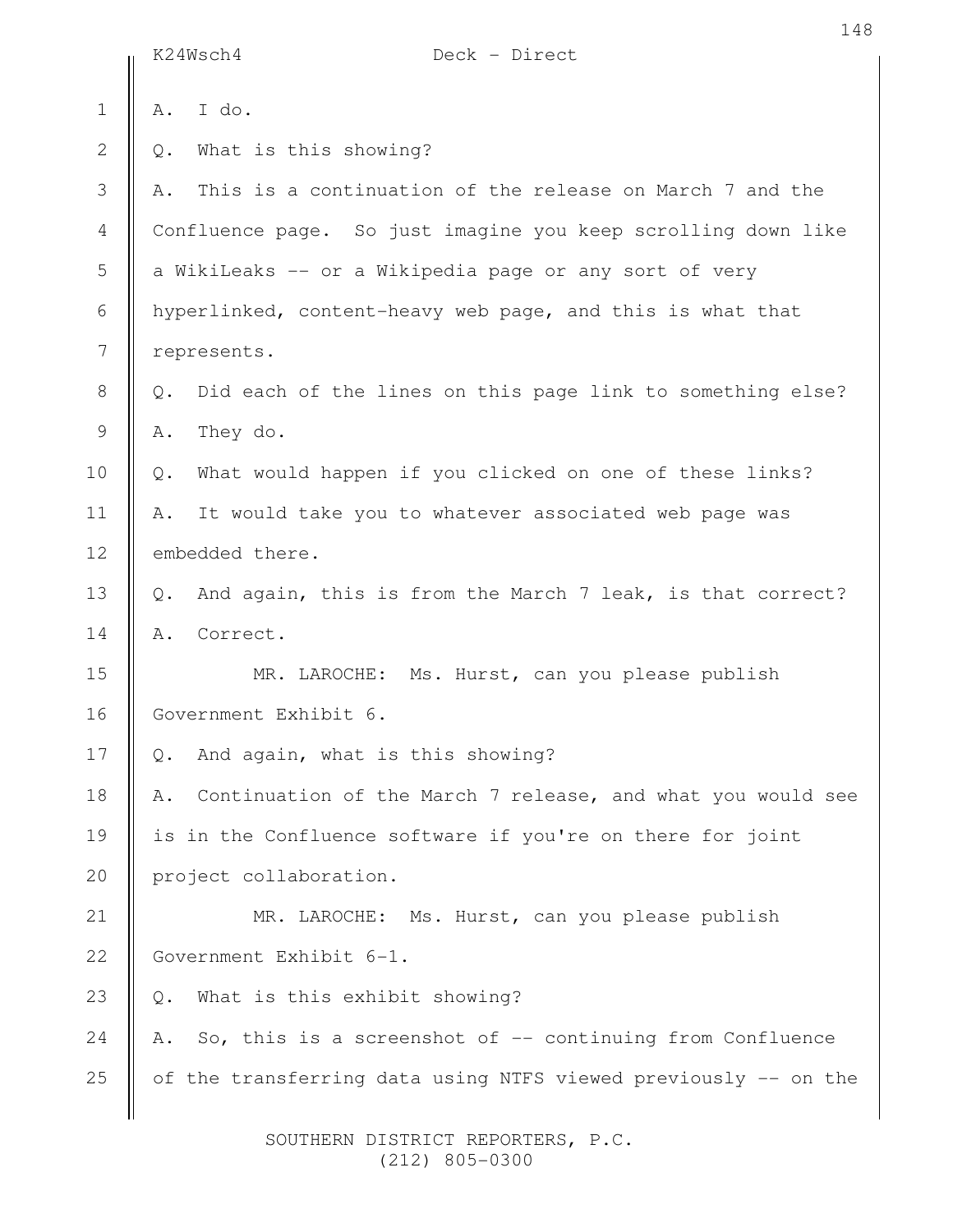A. I do.

Q. What is this showing?

A. This is a continuation of the release on March 7 and the Confluence page. So just imagine you keep scrolling down like a WikiLeaks -- or a Wikipedia page or any sort of very hyperlinked, content-heavy web page, and this is what that represents.

Q. Did each of the lines on this page link to something else?

A. They do.

Q. What would happen if you clicked on one of these links?

A. It would take you to whatever associated web page was embedded there.

Q. And again, this is from the March 7 leak, is that correct?

A. Correct.

MR. LAROCHE: Ms. Hurst, can you please publish Government Exhibit 6.

Q. And again, what is this showing?

A. Continuation of the March 7 release, and what you would see is in the Confluence software if you're on there for joint project collaboration.

MR. LAROCHE: Ms. Hurst, can you please publish Government Exhibit 6-1.

Q. What is this exhibit showing?

A. So, this is a screenshot of -- continuing from Confluence of the transferring data using NTFS viewed previously -- on the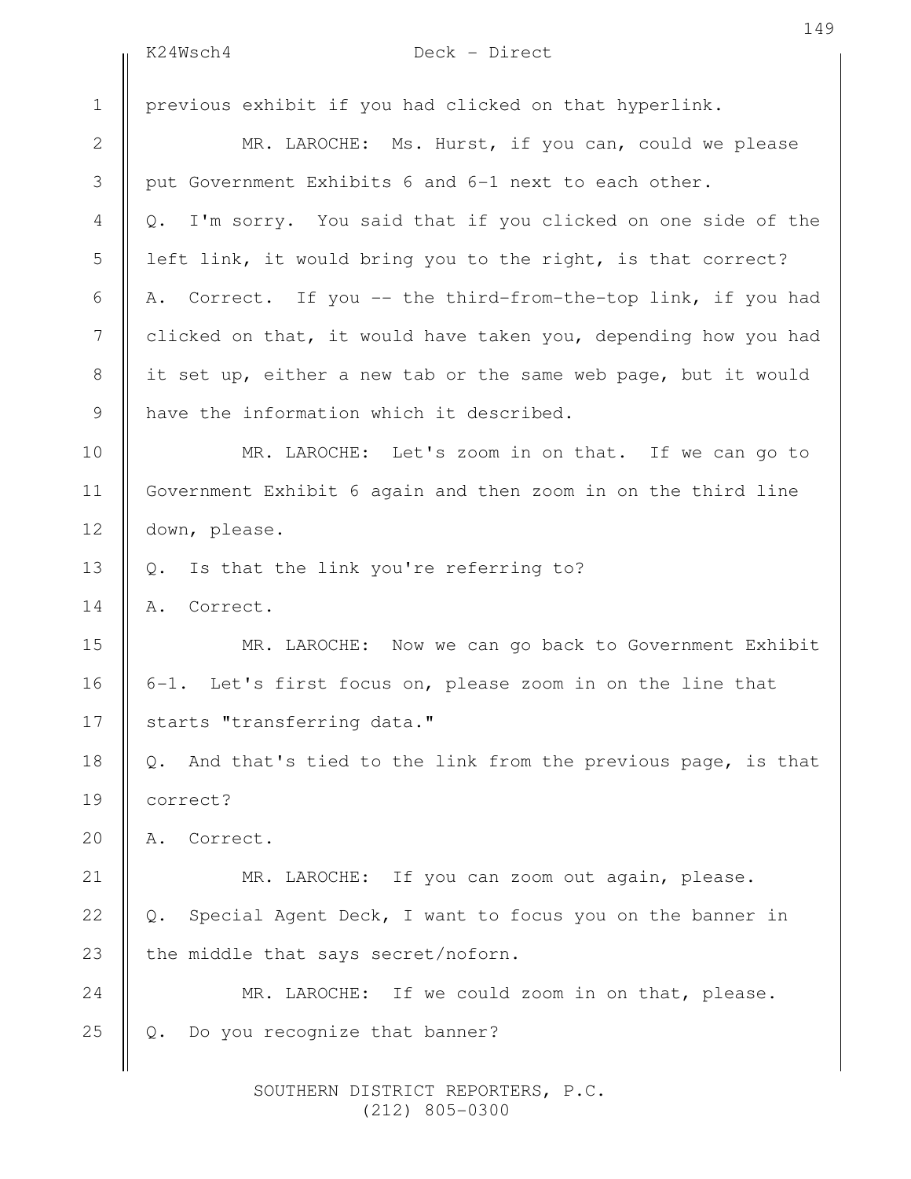previous exhibit if you had clicked on that hyperlink.

MR. LAROCHE: Ms. Hurst, if you can, could we please put Government Exhibits 6 and 6-1 next to each other.

Q. I'm sorry. You said that if you clicked on one side of the left link, it would bring you to the right, is that correct?

A. Correct. If you -- the third-from-the-top link, if you had clicked on that, it would have taken you, depending how you had it set up, either a new tab or the same web page, but it would have the information which it described.

MR. LAROCHE: Let's zoom in on that. If we can go to Government Exhibit 6 again and then zoom in on the third line down, please.

Q. Is that the link you're referring to?

A. Correct.

MR. LAROCHE: Now we can go back to Government Exhibit 6-1. Let's first focus on, please zoom in on the line that starts "transferring data."

Q. And that's tied to the link from the previous page, is that correct?

A. Correct.

MR. LAROCHE: If you can zoom out again, please.

Q. Special Agent Deck, I want to focus you on the banner in the middle that says secret/noforn.

MR. LAROCHE: If we could zoom in on that, please.

Q. Do you recognize that banner?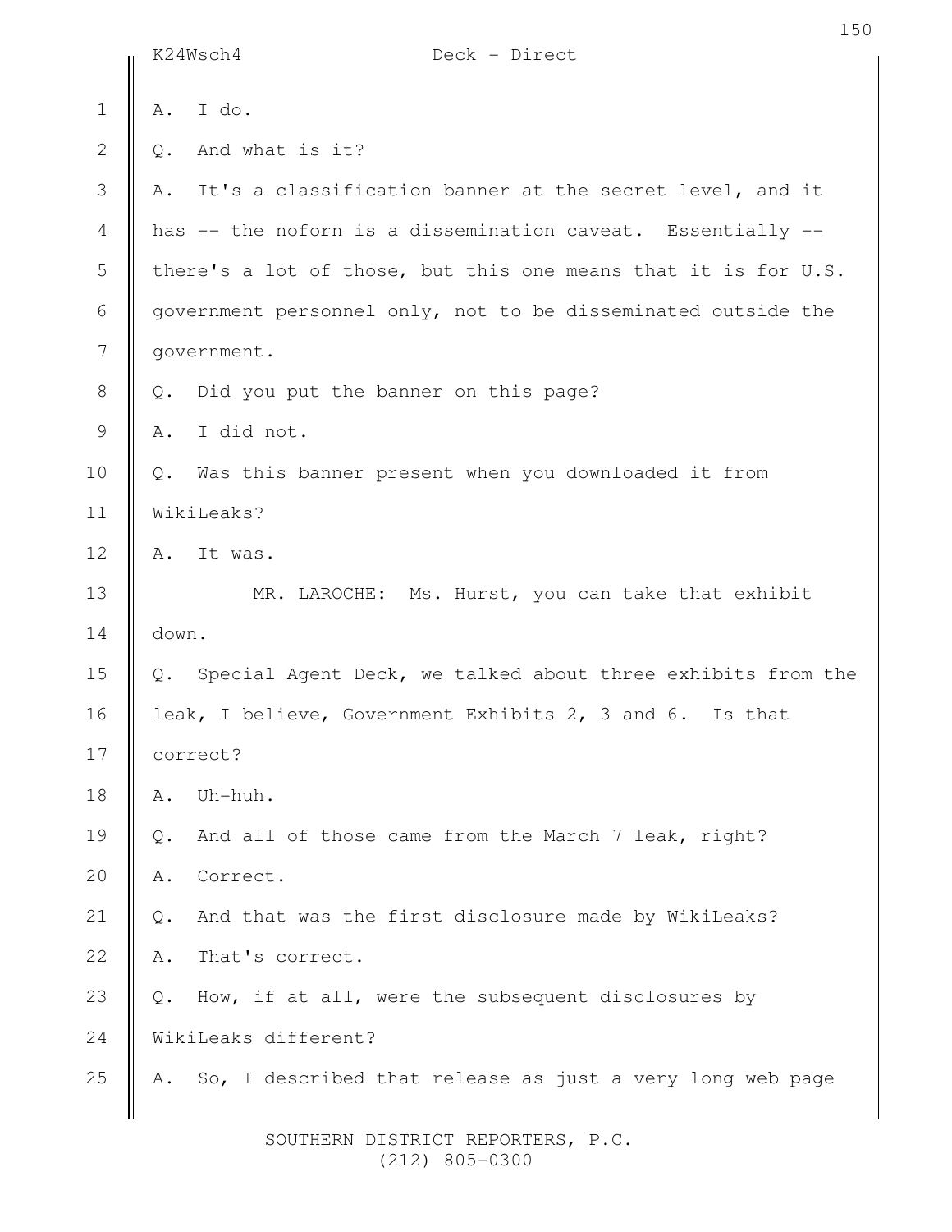A. I do.

Q. And what is it?

A. It's a classification banner at the secret level, and it has -- the noforn is a dissemination caveat. Essentially -- there's a lot of those, but this one means that it is for U.S. government personnel only, not to be disseminated outside the government.

Q. Did you put the banner on this page?

A. I did not.

Q. Was this banner present when you downloaded it from WikiLeaks?

A. It was.

MR. LAROCHE: Ms. Hurst, you can take that exhibit down.

Q. Special Agent Deck, we talked about three exhibits from the leak, I believe, Government Exhibits 2, 3 and 6. Is that correct?

A. Uh-huh.

Q. And all of those came from the March 7 leak, right?

A. Correct.

Q. And that was the first disclosure made by WikiLeaks?

A. That's correct.

Q. How, if at all, were the subsequent disclosures by WikiLeaks different?

A. So, I described that release as just a very long web page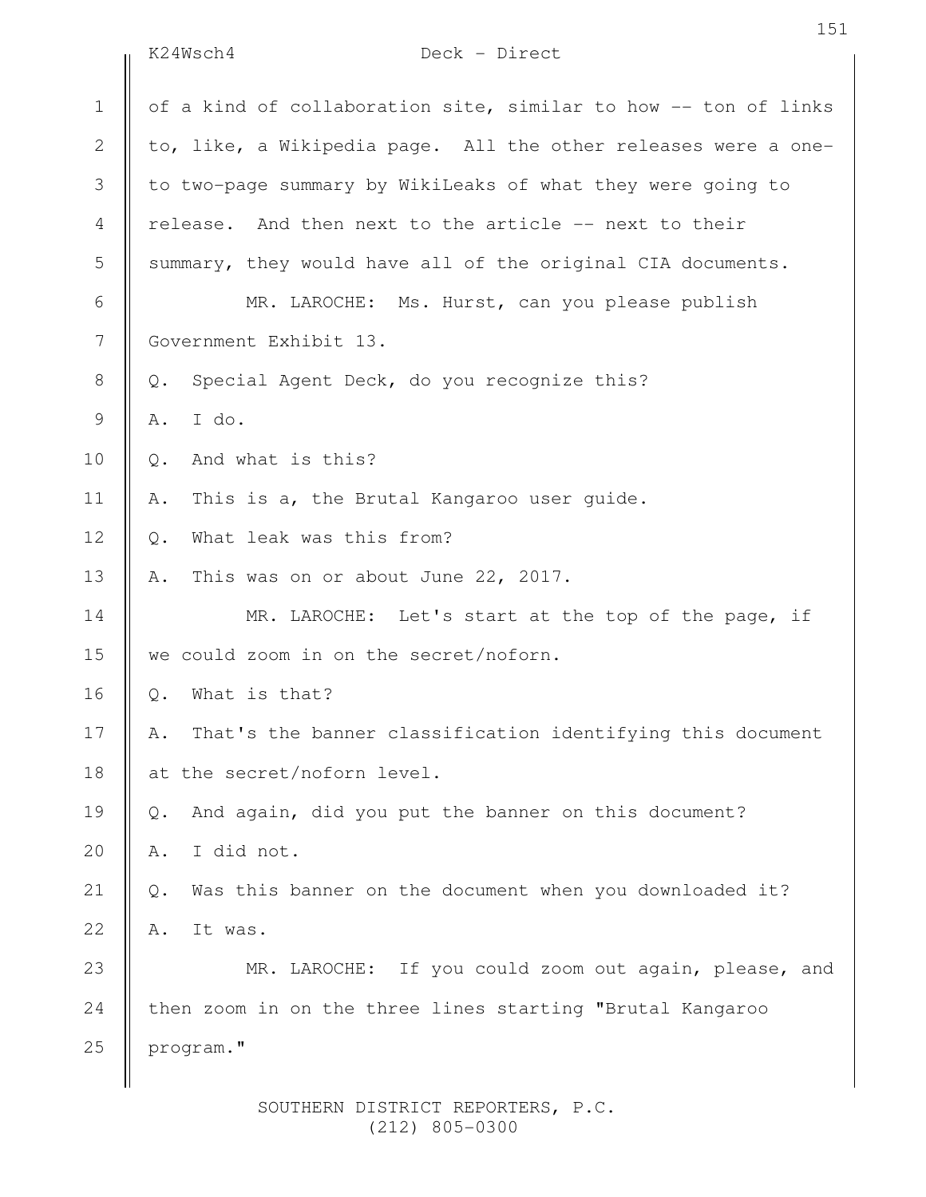of a kind of collaboration site, similar to how -- ton of links to, like, a Wikipedia page. All the other releases were a one- to two-page summary by WikiLeaks of what they were going to release. And then next to the article -- next to their summary, they would have all of the original CIA documents.

MR. LAROCHE: Ms. Hurst, can you please publish Government Exhibit 13.

Q. Special Agent Deck, do you recognize this?

A. I do.

Q. And what is this?

A. This is a, the Brutal Kangaroo user guide.

Q. What leak was this from?

A. This was on or about June 22, 2017.

MR. LAROCHE: Let's start at the top of the page, if we could zoom in on the secret/noforn.

Q. What is that?

A. That's the banner classification identifying this document at the secret/noforn level.

Q. And again, did you put the banner on this document?

A. I did not.

Q. Was this banner on the document when you downloaded it?

A. It was.

MR. LAROCHE: If you could zoom out again, please, and then zoom in on the three lines starting "Brutal Kangaroo program."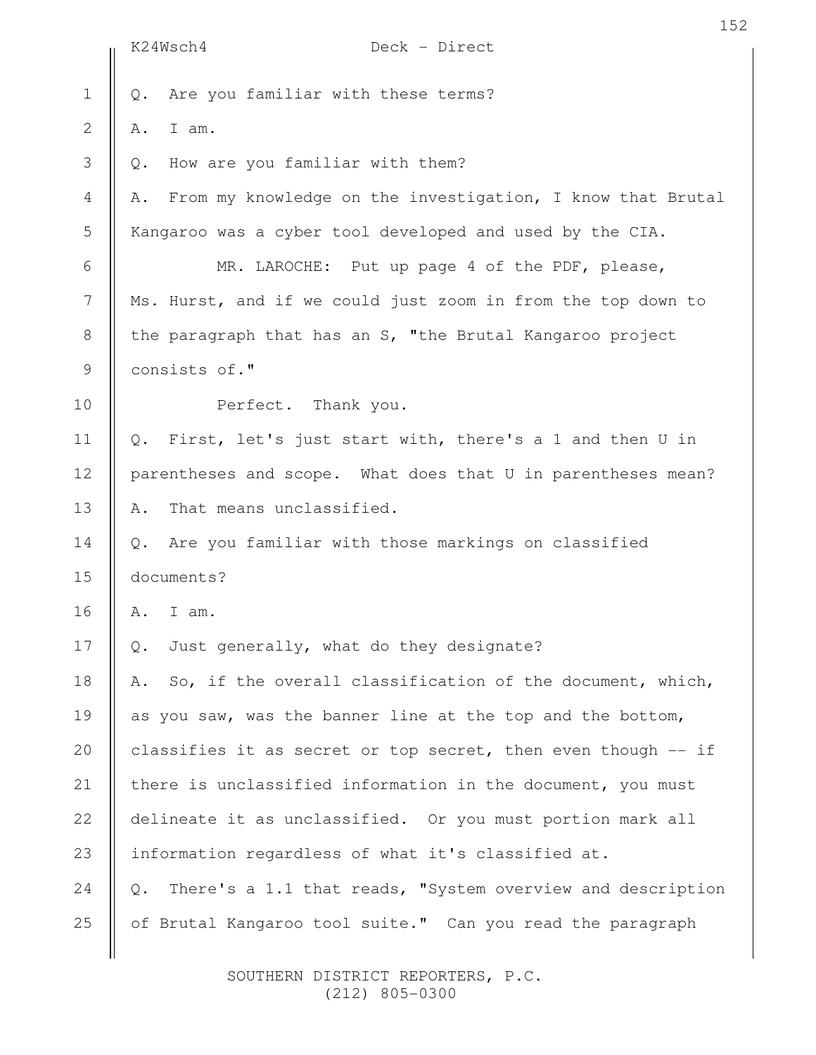Q. Are you familiar with these terms?

A. I am.

Q. How are you familiar with them?

A. From my knowledge on the investigation, I know that Brutal Kangaroo was a cyber tool developed and used by the CIA.

MR. LAROCHE: Put up page 4 of the PDF, please, Ms. Hurst, and if we could just zoom in from the top down to the paragraph that has an S, "the Brutal Kangaroo project consists of."

Perfect. Thank you.

Q. First, let's just start with, there's a 1 and then U in parentheses and scope. What does that U in parentheses mean?

A. That means unclassified.

Q. Are you familiar with those markings on classified documents?

A. I am.

Q. Just generally, what do they designate?

A. So, if the overall classification of the document, which, as you saw, was the banner line at the top and the bottom, classifies it as secret or top secret, then even though -- if there is unclassified information in the document, you must delineate it as unclassified. Or you must portion mark all information regardless of what it's classified at.

Q. There's a 1.1 that reads, "System overview and description of Brutal Kangaroo tool suite." Can you read the paragraph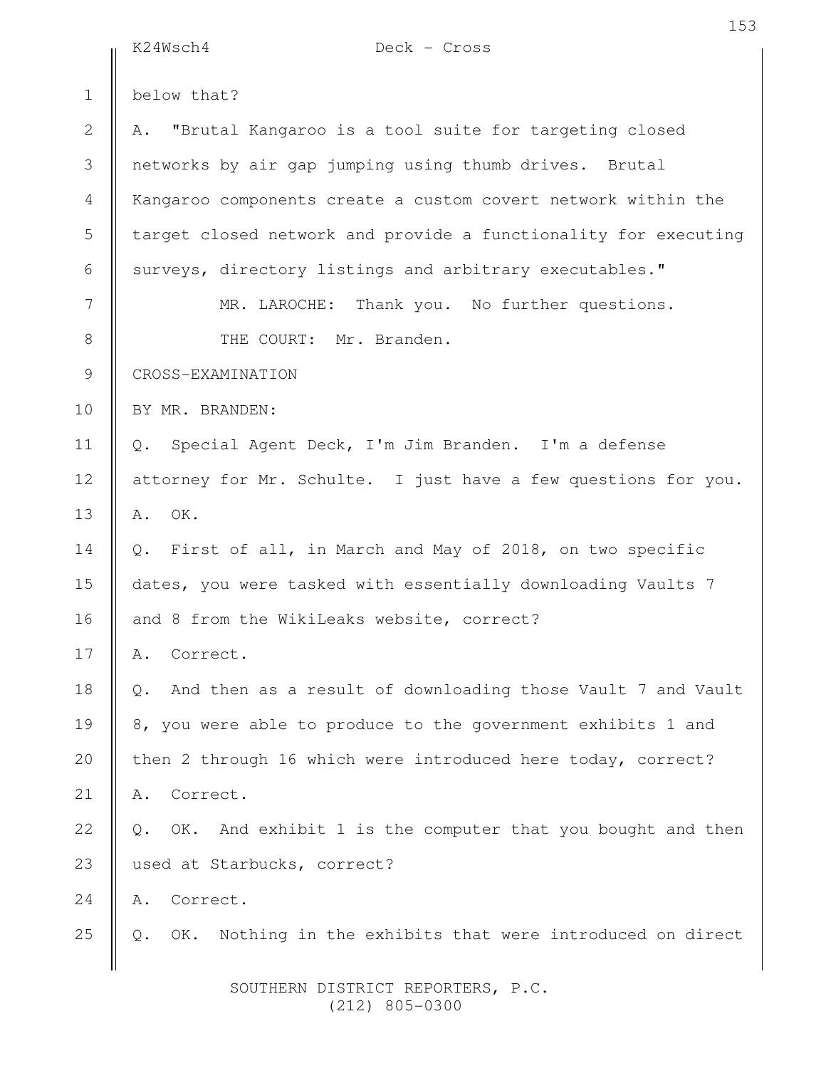below that?

A. "Brutal Kangaroo is a tool suite for targeting closed networks by air gap jumping using thumb drives. Brutal Kangaroo components create a custom covert network within the target closed network and provide a functionality for executing surveys, directory listings and arbitrary executables."

MR. LAROCHE: Thank you. No further questions.

THE COURT: Mr. Branden.

CROSS-EXAMINATION

BY MR. BRANDEN:

Q. Special Agent Deck, I'm Jim Branden. I'm a defense attorney for Mr. Schulte. I just have a few questions for you.

A. OK.

Q. First of all, in March and May of 2018, on two specific dates, you were tasked with essentially downloading Vaults 7 and 8 from the WikiLeaks website, correct?

A. Correct.

Q. And then as a result of downloading those Vault 7 and Vault 8, you were able to produce to the government exhibits 1 and then 2 through 16 which were introduced here today, correct?

A. Correct.

Q. OK. And exhibit 1 is the computer that you bought and then used at Starbucks, correct?

A. Correct.

Q. OK. Nothing in the exhibits that were introduced on direct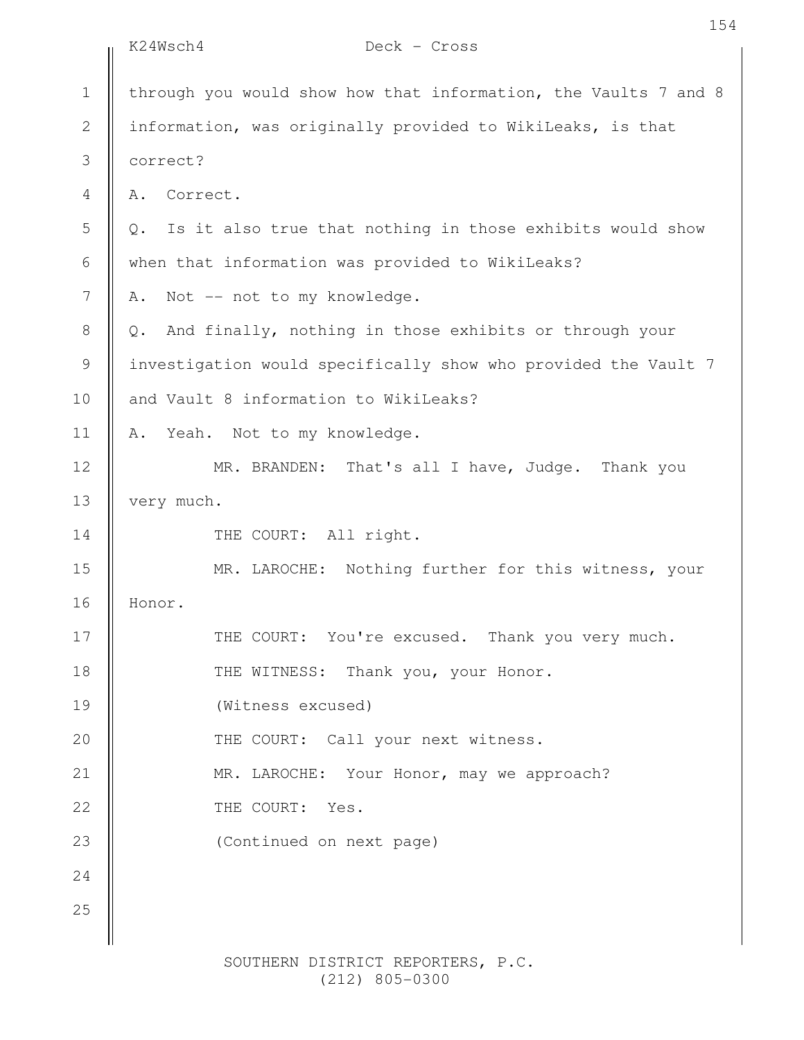through you would show how that information, the Vaults 7 and 8 information, was originally provided to WikiLeaks, is that correct?

A. Correct.

Q. Is it also true that nothing in those exhibits would show when that information was provided to WikiLeaks?

A. Not -- not to my knowledge.

Q. And finally, nothing in those exhibits or through your investigation would specifically show who provided the Vault 7 and Vault 8 information to WikiLeaks?

A. Yeah. Not to my knowledge.

MR. BRANDEN: That's all I have, Judge. Thank you very much.

THE COURT: All right.

MR. LAROCHE: Nothing further for this witness, your Honor.

THE COURT: You're excused. Thank you very much.

THE WITNESS: Thank you, your Honor.

(Witness excused)

THE COURT: Call your next witness.

MR. LAROCHE: Your Honor, may we approach?

THE COURT: Yes.

(Continued on next page)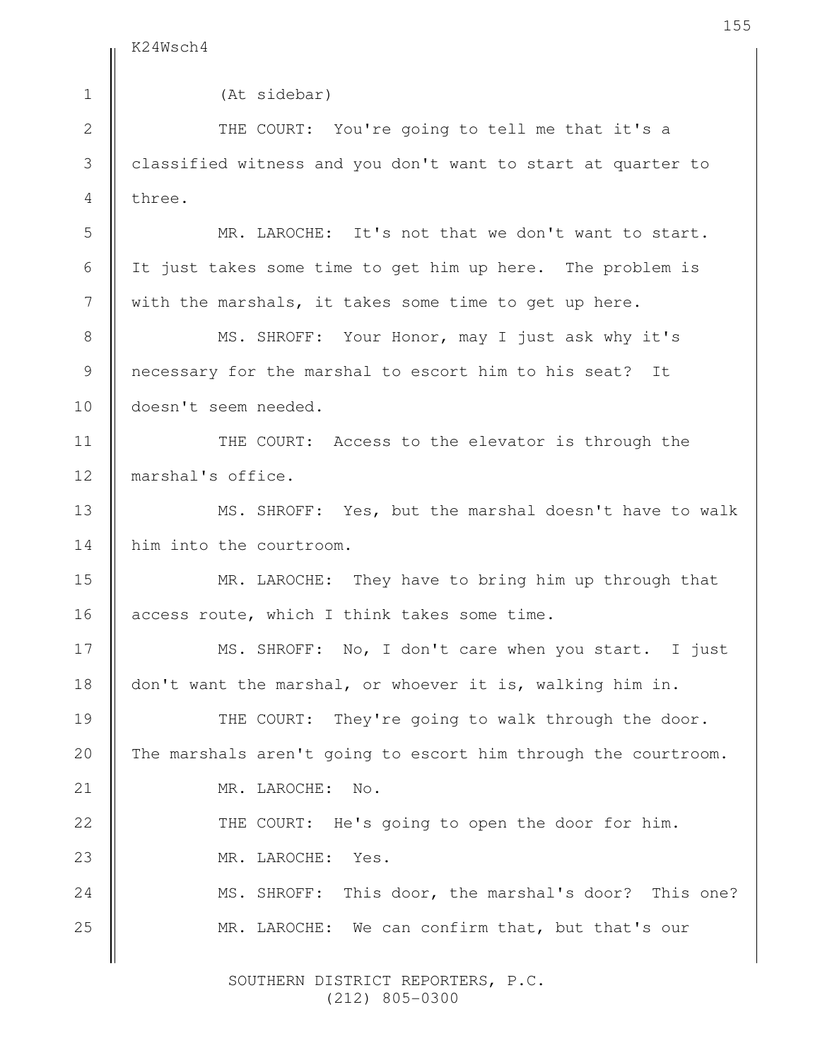(At sidebar)

THE COURT: You're going to tell me that it's a classified witness and you don't want to start at quarter to three.

MR. LAROCHE: It's not that we don't want to start. It just takes some time to get him up here. The problem is with the marshals, it takes some time to get up here.

MS. SHROFF: Your Honor, may I just ask why it's necessary for the marshal to escort him to his seat? It doesn't seem needed.

THE COURT: Access to the elevator is through the marshal's office.

MS. SHROFF: Yes, but the marshal doesn't have to walk him into the courtroom.

MR. LAROCHE: They have to bring him up through that access route, which I think takes some time.

MS. SHROFF: No, I don't care when you start. I just don't want the marshal, or whoever it is, walking him in.

THE COURT: They're going to walk through the door. The marshals aren't going to escort him through the courtroom.

MR. LAROCHE: No.

THE COURT: He's going to open the door for him.

MR. LAROCHE: Yes.

MS. SHROFF: This door, the marshal's door? This one?

MR. LAROCHE: We can confirm that, but that's our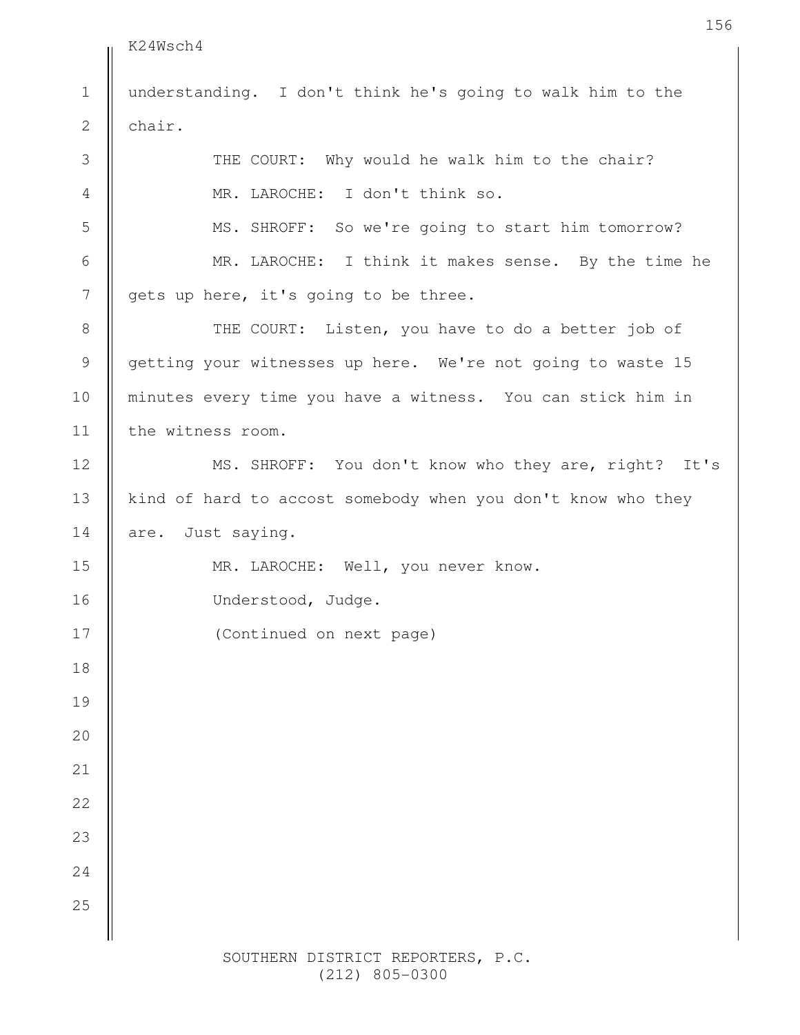understanding. I don't think he's going to walk him to the chair.

THE COURT: Why would he walk him to the chair?

MR. LAROCHE: I don't think so.

MS. SHROFF: So we're going to start him tomorrow?

MR. LAROCHE: I think it makes sense. By the time he gets up here, it's going to be three.

THE COURT: Listen, you have to do a better job of getting your witnesses up here. We're not going to waste 15 minutes every time you have a witness. You can stick him in the witness room.

MS. SHROFF: You don't know who they are, right? It's kind of hard to accost somebody when you don't know who they are. Just saying.

MR. LAROCHE: Well, you never know.

Understood, Judge.

(Continued on next page)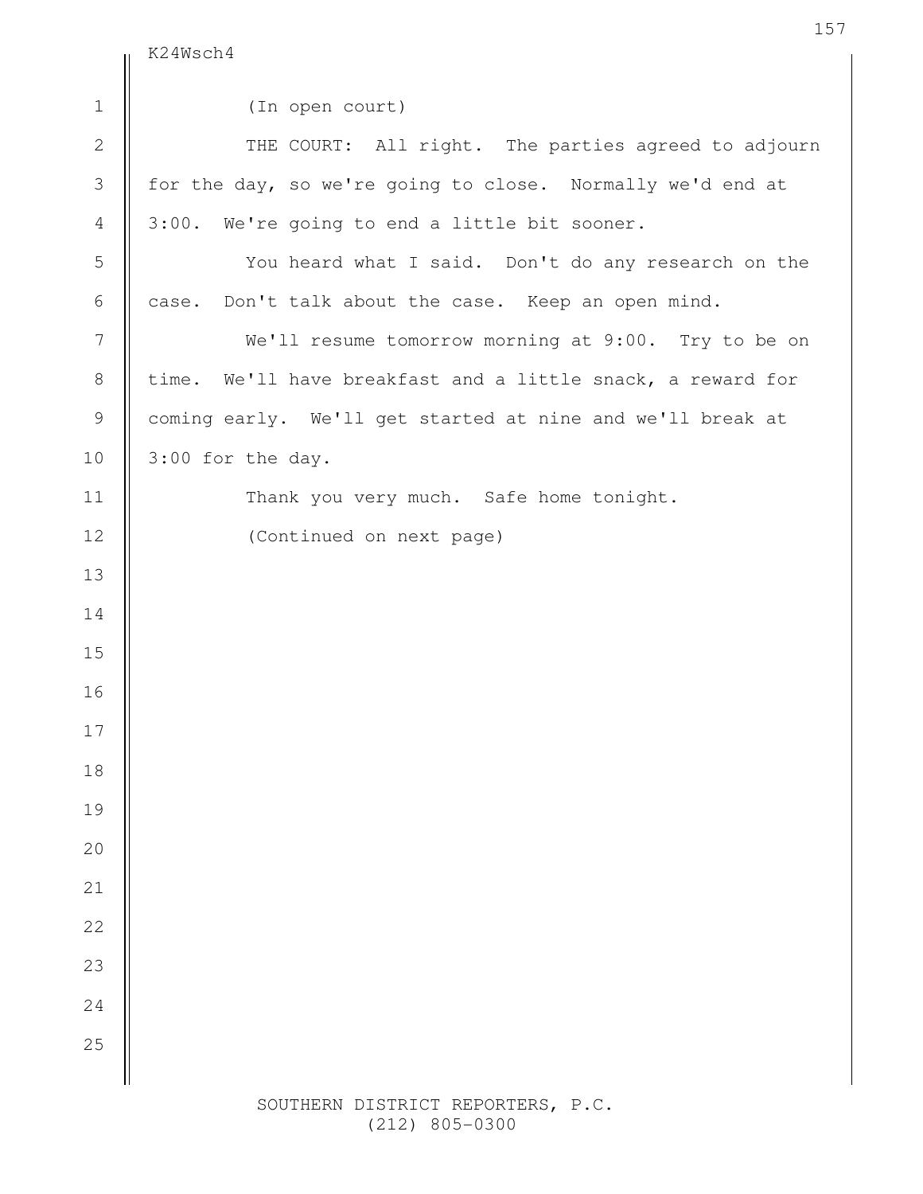(In open court)

THE COURT: All right. The parties agreed to adjourn for the day, so we're going to close. Normally we'd end at 3:00. We're going to end a little bit sooner.

You heard what I said. Don't do any research on the case. Don't talk about the case. Keep an open mind.

We'll resume tomorrow morning at 9:00. Try to be on time. We'll have breakfast and a little snack, a reward for coming early. We'll get started at nine and we'll break at 3:00 for the day.

Thank you very much. Safe home tonight.

(Continued on next page)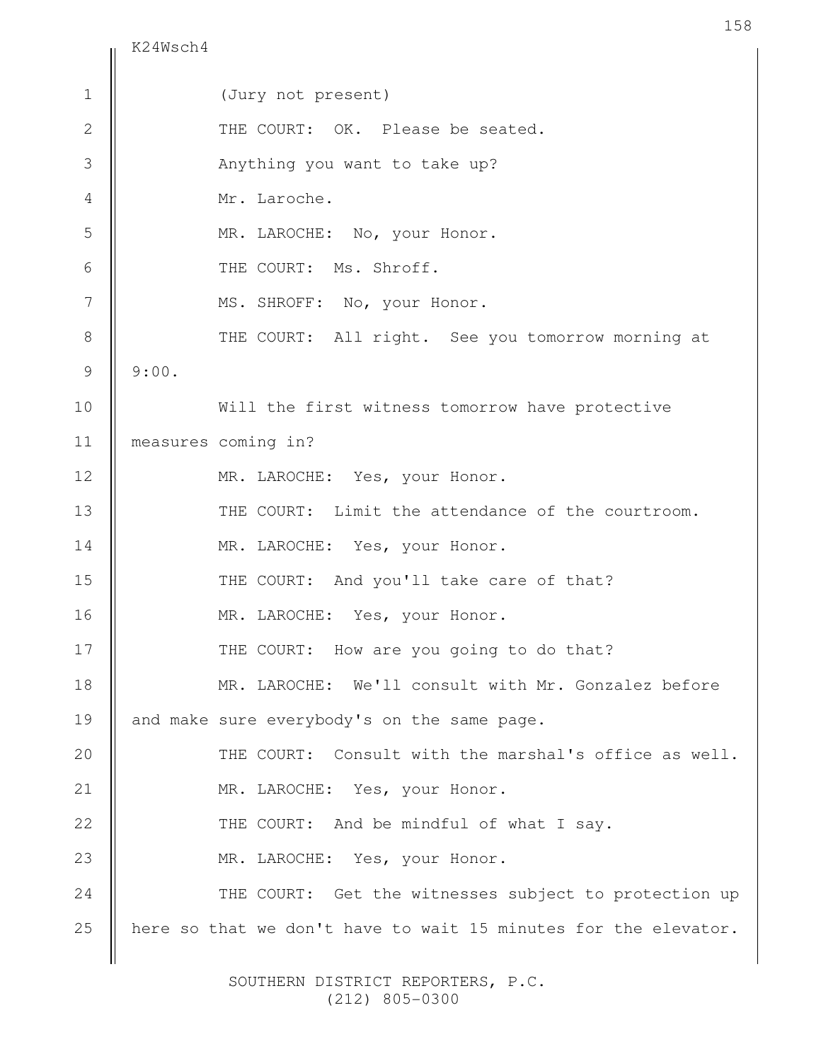(Jury not present)

THE COURT: OK. Please be seated.

Anything you want to take up?

Mr. Laroche.

MR. LAROCHE: No, your Honor.

THE COURT: Ms. Shroff.

MS. SHROFF: No, your Honor.

THE COURT: All right. See you tomorrow morning at 9:00.

Will the first witness tomorrow have protective measures coming in?

MR. LAROCHE: Yes, your Honor.

THE COURT: Limit the attendance of the courtroom.

MR. LAROCHE: Yes, your Honor.

THE COURT: And you'll take care of that?

MR. LAROCHE: Yes, your Honor.

THE COURT: How are you going to do that?

MR. LAROCHE: We'll consult with Mr. Gonzalez before and make sure everybody's on the same page.

THE COURT: Consult with the marshal's office as well.

MR. LAROCHE: Yes, your Honor.

THE COURT: And be mindful of what I say.

MR. LAROCHE: Yes, your Honor.

THE COURT: Get the witnesses subject to protection up here so that we don't have to wait 15 minutes for the elevator.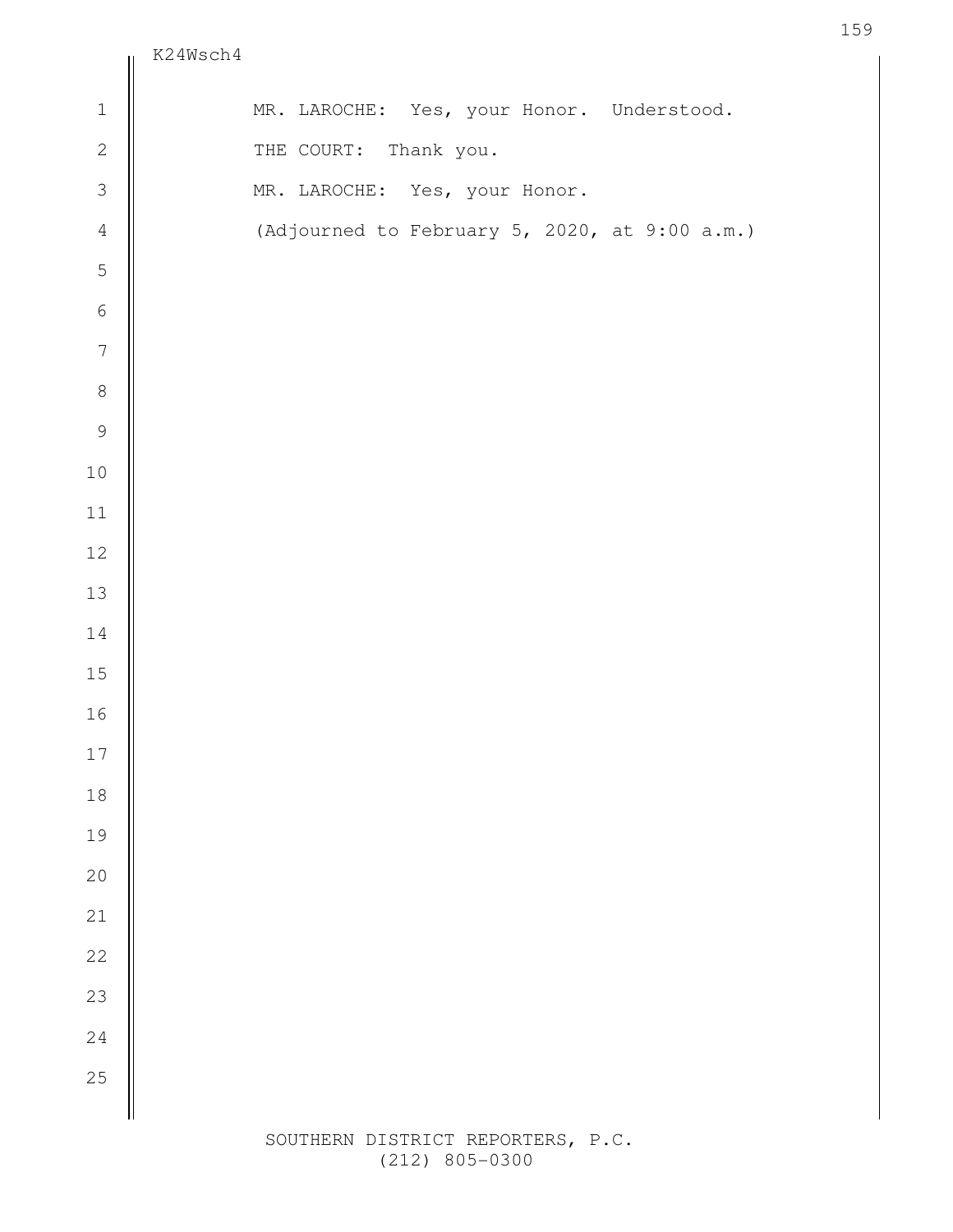MR. LAROCHE: Yes, your Honor. Understood.

THE COURT: Thank you.

MR. LAROCHE: Yes, your Honor.

(Adjourned to February 5, 2020, at 9:00 a.m.)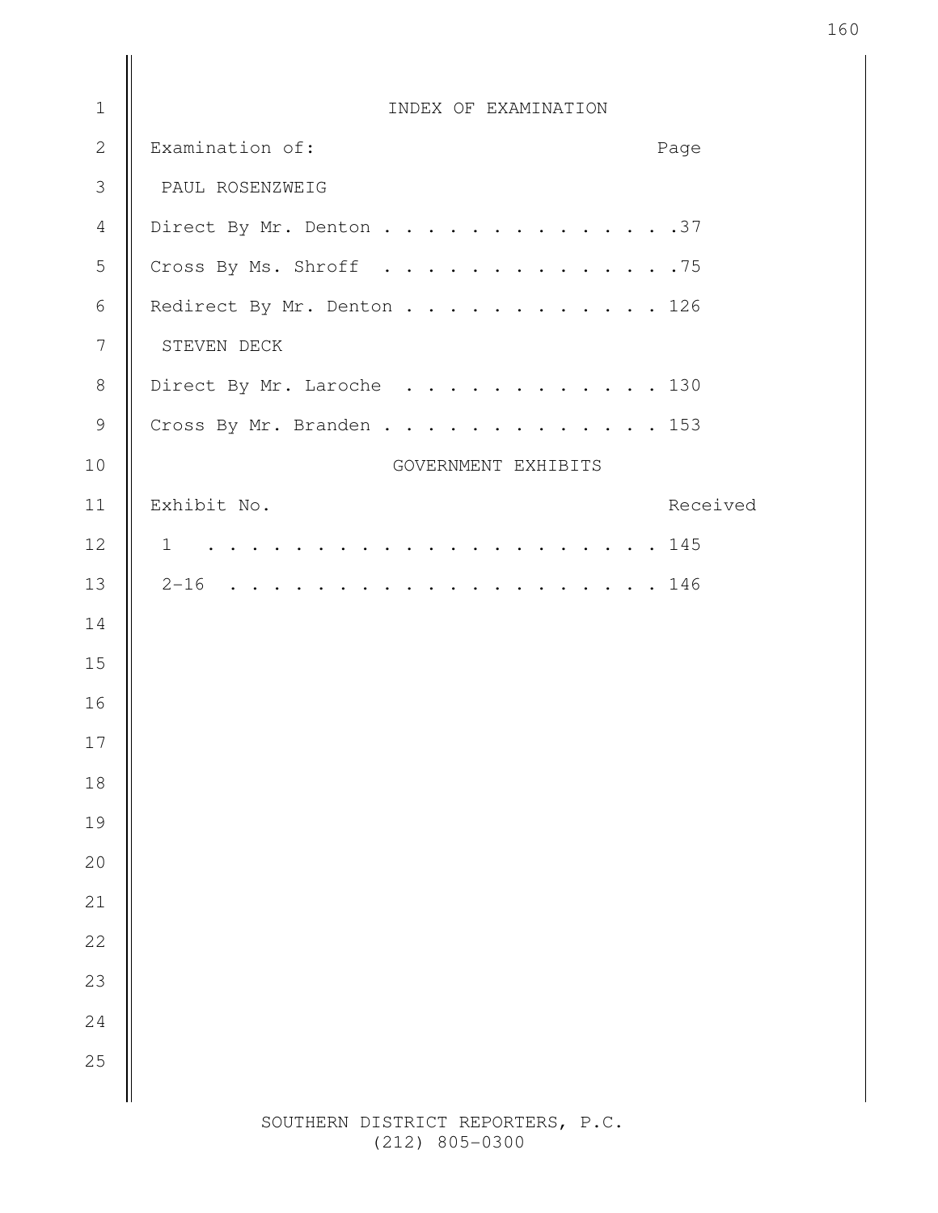INDEX OF EXAMINATION

| Examination of: | Page |
|---|---|
| PAUL ROSENZWEIG | |
| Direct By Mr. Denton | 37 |
| Cross By Ms. Shroff | 75 |
| Redirect By Mr. Denton | 126 |
| STEVEN DECK | |
| Direct By Mr. Laroche | 130 |
| Cross By Mr. Branden | 153 |

GOVERNMENT EXHIBITS

| Exhibit No. | Received |
|---|---|
| 1 | 145 |
| 2-16 | 146 |

SOUTHERN DISTRICT REPORTERS, P.C.
(212) 805-0300